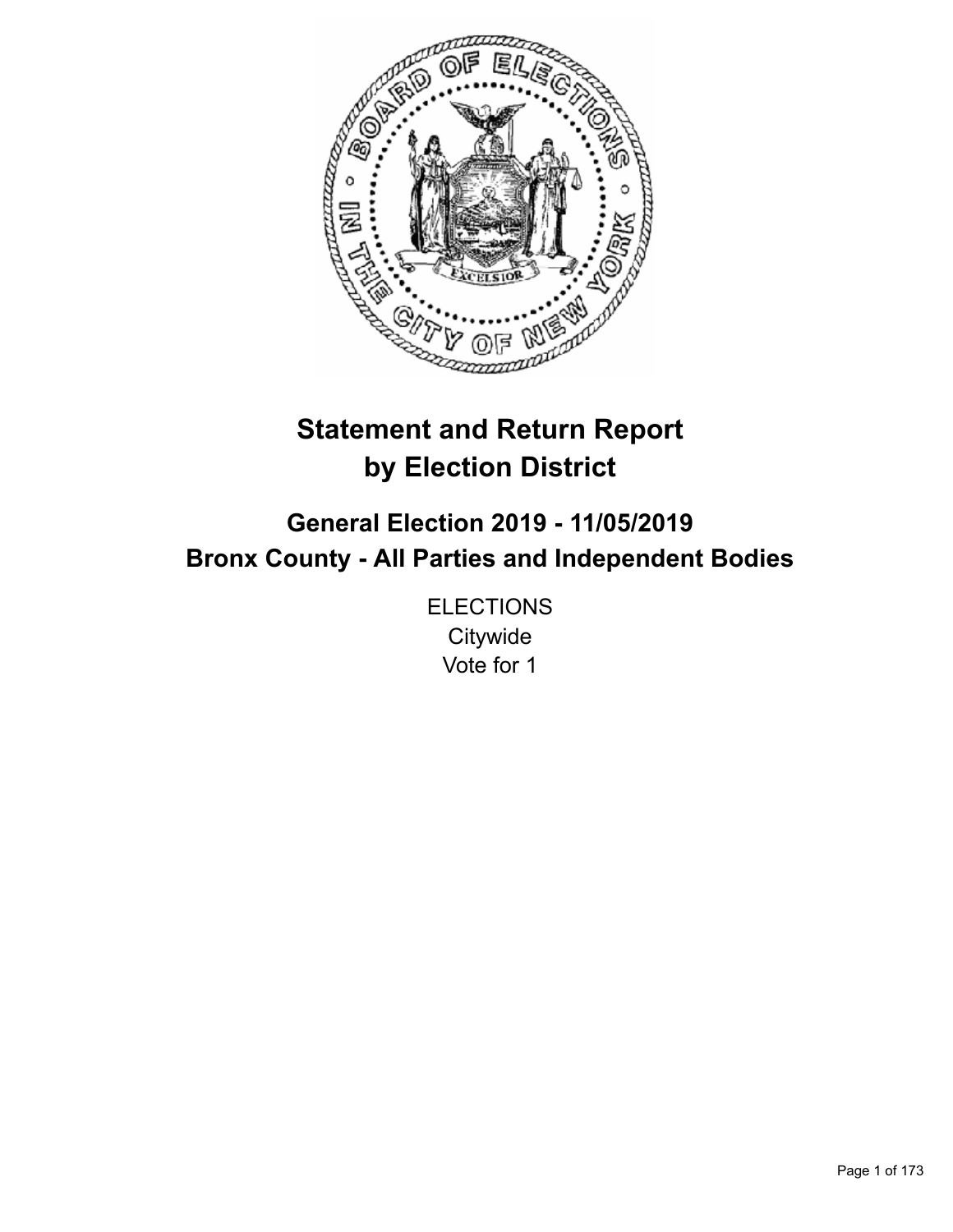# Statement and Return Report by Election District

## General Election 2019 - 11/05/2019
## Bronx County - All Parties and Independent Bodies

ELECTIONS
Citywide
Vote for 1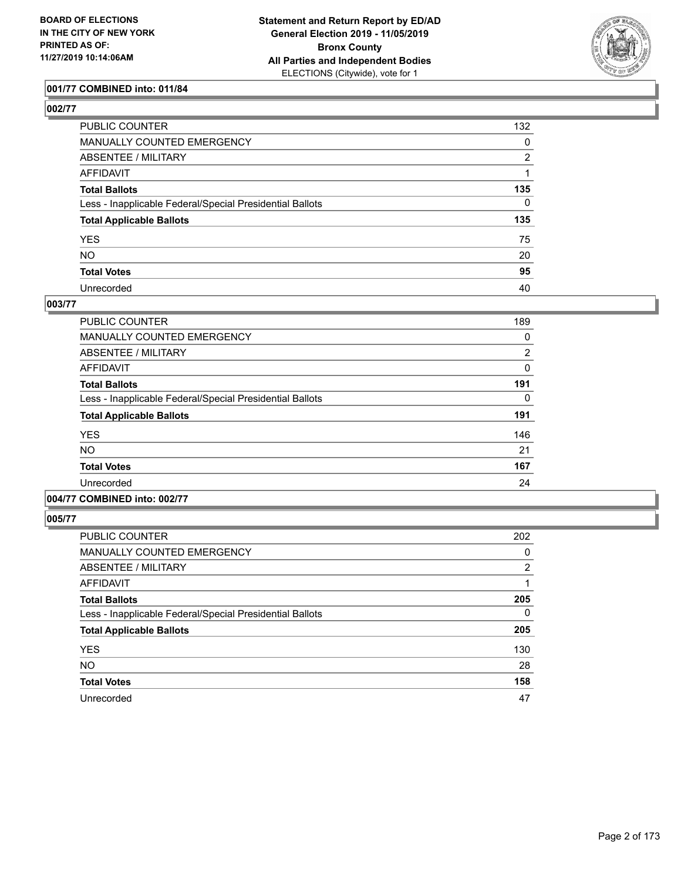BOARD OF ELECTIONS
IN THE CITY OF NEW YORK
PRINTED AS OF:
11/27/2019 10:14:06AM

**Statement and Return Report by ED/AD**
**General Election 2019 - 11/05/2019**
**Bronx County**
**All Parties and Independent Bodies**
ELECTIONS (Citywide), vote for 1

### 001/77 COMBINED into: 011/84

### 002/77

| | |
|---|---|
| PUBLIC COUNTER | 132 |
| MANUALLY COUNTED EMERGENCY | 0 |
| ABSENTEE / MILITARY | 2 |
| AFFIDAVIT | 1 |
| **Total Ballots** | **135** |
| Less - Inapplicable Federal/Special Presidential Ballots | 0 |
| **Total Applicable Ballots** | **135** |
| YES | 75 |
| NO | 20 |
| **Total Votes** | **95** |
| Unrecorded | 40 |

### 003/77

| | |
|---|---|
| PUBLIC COUNTER | 189 |
| MANUALLY COUNTED EMERGENCY | 0 |
| ABSENTEE / MILITARY | 2 |
| AFFIDAVIT | 0 |
| **Total Ballots** | **191** |
| Less - Inapplicable Federal/Special Presidential Ballots | 0 |
| **Total Applicable Ballots** | **191** |
| YES | 146 |
| NO | 21 |
| **Total Votes** | **167** |
| Unrecorded | 24 |

### 004/77 COMBINED into: 002/77

### 005/77

| | |
|---|---|
| PUBLIC COUNTER | 202 |
| MANUALLY COUNTED EMERGENCY | 0 |
| ABSENTEE / MILITARY | 2 |
| AFFIDAVIT | 1 |
| **Total Ballots** | **205** |
| Less - Inapplicable Federal/Special Presidential Ballots | 0 |
| **Total Applicable Ballots** | **205** |
| YES | 130 |
| NO | 28 |
| **Total Votes** | **158** |
| Unrecorded | 47 |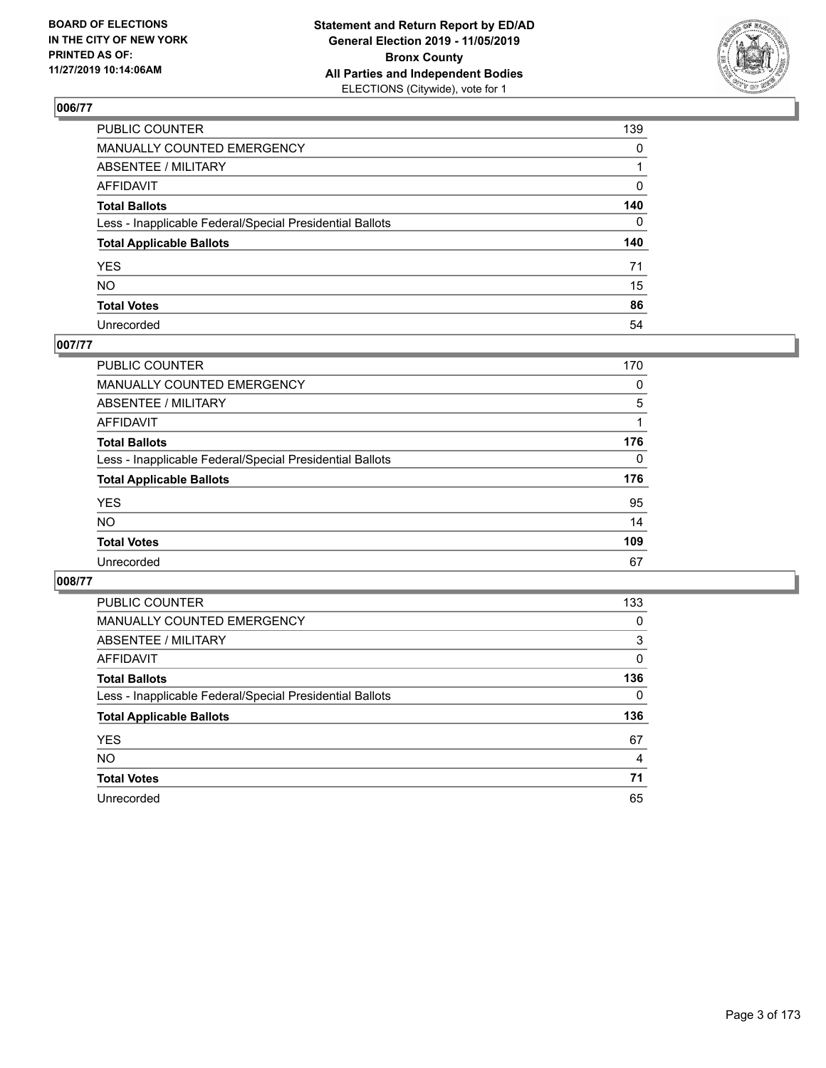BOARD OF ELECTIONS
IN THE CITY OF NEW YORK
PRINTED AS OF:
11/27/2019 10:14:06AM

**Statement and Return Report by ED/AD**
**General Election 2019 - 11/05/2019**
**Bronx County**
**All Parties and Independent Bodies**
ELECTIONS (Citywide), vote for 1

## 006/77

| | |
|---|---|
| PUBLIC COUNTER | 139 |
| MANUALLY COUNTED EMERGENCY | 0 |
| ABSENTEE / MILITARY | 1 |
| AFFIDAVIT | 0 |
| **Total Ballots** | **140** |
| Less - Inapplicable Federal/Special Presidential Ballots | 0 |
| **Total Applicable Ballots** | **140** |
| YES | 71 |
| NO | 15 |
| **Total Votes** | **86** |
| Unrecorded | 54 |

## 007/77

| | |
|---|---|
| PUBLIC COUNTER | 170 |
| MANUALLY COUNTED EMERGENCY | 0 |
| ABSENTEE / MILITARY | 5 |
| AFFIDAVIT | 1 |
| **Total Ballots** | **176** |
| Less - Inapplicable Federal/Special Presidential Ballots | 0 |
| **Total Applicable Ballots** | **176** |
| YES | 95 |
| NO | 14 |
| **Total Votes** | **109** |
| Unrecorded | 67 |

## 008/77

| | |
|---|---|
| PUBLIC COUNTER | 133 |
| MANUALLY COUNTED EMERGENCY | 0 |
| ABSENTEE / MILITARY | 3 |
| AFFIDAVIT | 0 |
| **Total Ballots** | **136** |
| Less - Inapplicable Federal/Special Presidential Ballots | 0 |
| **Total Applicable Ballots** | **136** |
| YES | 67 |
| NO | 4 |
| **Total Votes** | **71** |
| Unrecorded | 65 |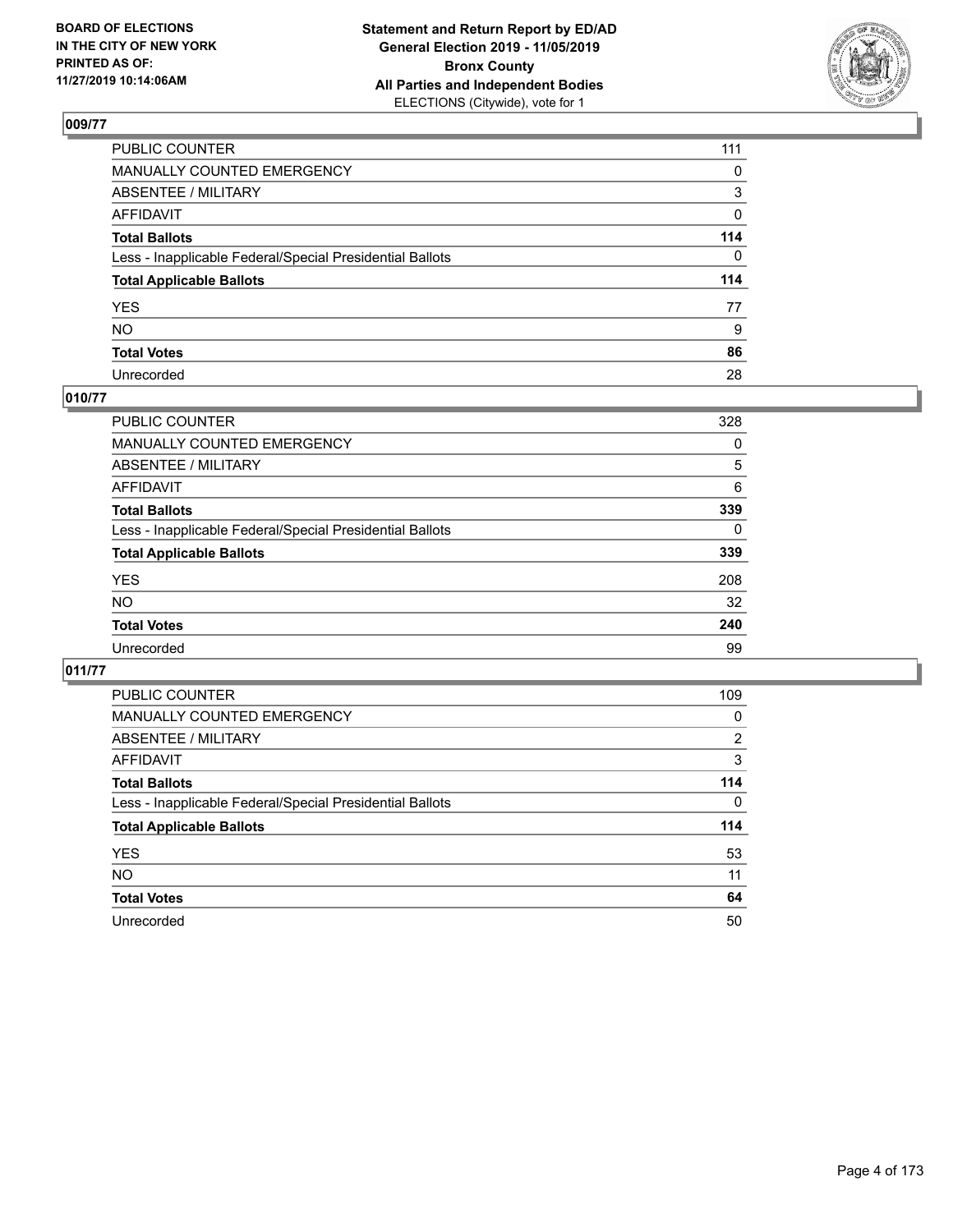## 009/77

| | |
|---|---|
| PUBLIC COUNTER | 111 |
| MANUALLY COUNTED EMERGENCY | 0 |
| ABSENTEE / MILITARY | 3 |
| AFFIDAVIT | 0 |
| **Total Ballots** | **114** |
| Less - Inapplicable Federal/Special Presidential Ballots | 0 |
| **Total Applicable Ballots** | **114** |
| YES | 77 |
| NO | 9 |
| **Total Votes** | **86** |
| Unrecorded | 28 |

## 010/77

| | |
|---|---|
| PUBLIC COUNTER | 328 |
| MANUALLY COUNTED EMERGENCY | 0 |
| ABSENTEE / MILITARY | 5 |
| AFFIDAVIT | 6 |
| **Total Ballots** | **339** |
| Less - Inapplicable Federal/Special Presidential Ballots | 0 |
| **Total Applicable Ballots** | **339** |
| YES | 208 |
| NO | 32 |
| **Total Votes** | **240** |
| Unrecorded | 99 |

## 011/77

| | |
|---|---|
| PUBLIC COUNTER | 109 |
| MANUALLY COUNTED EMERGENCY | 0 |
| ABSENTEE / MILITARY | 2 |
| AFFIDAVIT | 3 |
| **Total Ballots** | **114** |
| Less - Inapplicable Federal/Special Presidential Ballots | 0 |
| **Total Applicable Ballots** | **114** |
| YES | 53 |
| NO | 11 |
| **Total Votes** | **64** |
| Unrecorded | 50 |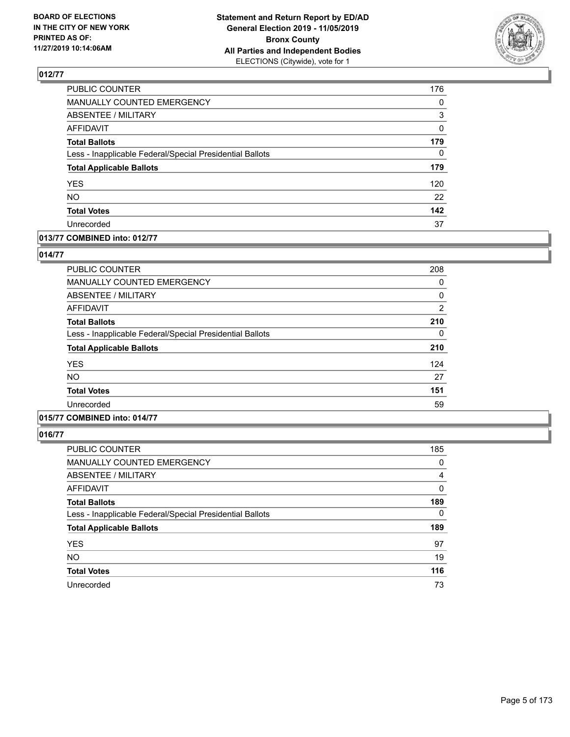**BOARD OF ELECTIONS IN THE CITY OF NEW YORK PRINTED AS OF: 11/27/2019 10:14:06AM**

**Statement and Return Report by ED/AD General Election 2019 - 11/05/2019 Bronx County All Parties and Independent Bodies**
ELECTIONS (Citywide), vote for 1

## 012/77

| | |
|---|---|
| PUBLIC COUNTER | 176 |
| MANUALLY COUNTED EMERGENCY | 0 |
| ABSENTEE / MILITARY | 3 |
| AFFIDAVIT | 0 |
| **Total Ballots** | **179** |
| Less - Inapplicable Federal/Special Presidential Ballots | 0 |
| **Total Applicable Ballots** | **179** |
| YES | 120 |
| NO | 22 |
| **Total Votes** | **142** |
| Unrecorded | 37 |

## 013/77 COMBINED into: 012/77

## 014/77

| | |
|---|---|
| PUBLIC COUNTER | 208 |
| MANUALLY COUNTED EMERGENCY | 0 |
| ABSENTEE / MILITARY | 0 |
| AFFIDAVIT | 2 |
| **Total Ballots** | **210** |
| Less - Inapplicable Federal/Special Presidential Ballots | 0 |
| **Total Applicable Ballots** | **210** |
| YES | 124 |
| NO | 27 |
| **Total Votes** | **151** |
| Unrecorded | 59 |

## 015/77 COMBINED into: 014/77

## 016/77

| | |
|---|---|
| PUBLIC COUNTER | 185 |
| MANUALLY COUNTED EMERGENCY | 0 |
| ABSENTEE / MILITARY | 4 |
| AFFIDAVIT | 0 |
| **Total Ballots** | **189** |
| Less - Inapplicable Federal/Special Presidential Ballots | 0 |
| **Total Applicable Ballots** | **189** |
| YES | 97 |
| NO | 19 |
| **Total Votes** | **116** |
| Unrecorded | 73 |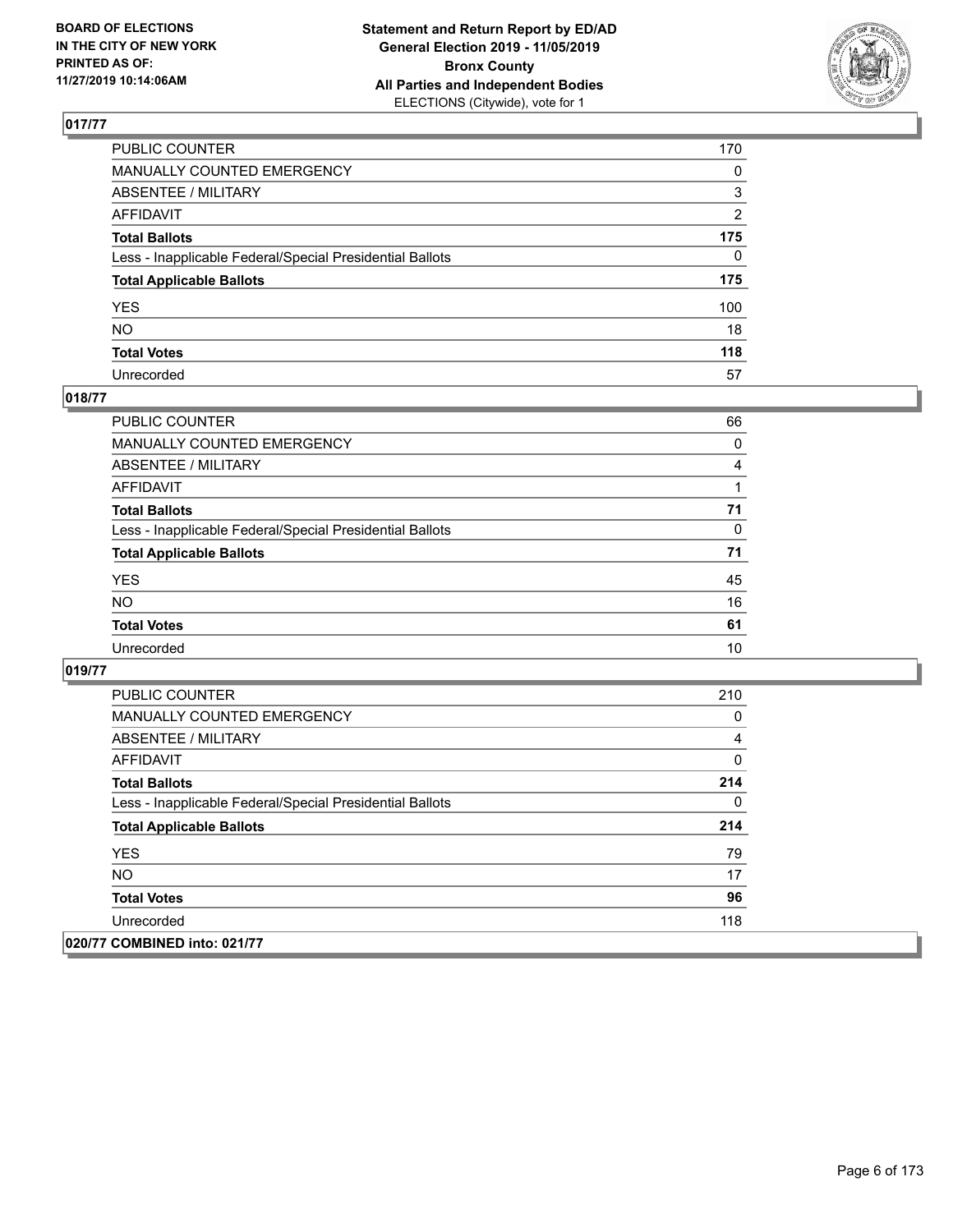## 017/77

| | |
|---|---|
| PUBLIC COUNTER | 170 |
| MANUALLY COUNTED EMERGENCY | 0 |
| ABSENTEE / MILITARY | 3 |
| AFFIDAVIT | 2 |
| **Total Ballots** | **175** |
| Less - Inapplicable Federal/Special Presidential Ballots | 0 |
| **Total Applicable Ballots** | **175** |
| YES | 100 |
| NO | 18 |
| **Total Votes** | **118** |
| Unrecorded | 57 |

## 018/77

| | |
|---|---|
| PUBLIC COUNTER | 66 |
| MANUALLY COUNTED EMERGENCY | 0 |
| ABSENTEE / MILITARY | 4 |
| AFFIDAVIT | 1 |
| **Total Ballots** | **71** |
| Less - Inapplicable Federal/Special Presidential Ballots | 0 |
| **Total Applicable Ballots** | **71** |
| YES | 45 |
| NO | 16 |
| **Total Votes** | **61** |
| Unrecorded | 10 |

## 019/77

| | |
|---|---|
| PUBLIC COUNTER | 210 |
| MANUALLY COUNTED EMERGENCY | 0 |
| ABSENTEE / MILITARY | 4 |
| AFFIDAVIT | 0 |
| **Total Ballots** | **214** |
| Less - Inapplicable Federal/Special Presidential Ballots | 0 |
| **Total Applicable Ballots** | **214** |
| YES | 79 |
| NO | 17 |
| **Total Votes** | **96** |
| Unrecorded | 118 |

## 020/77 COMBINED into: 021/77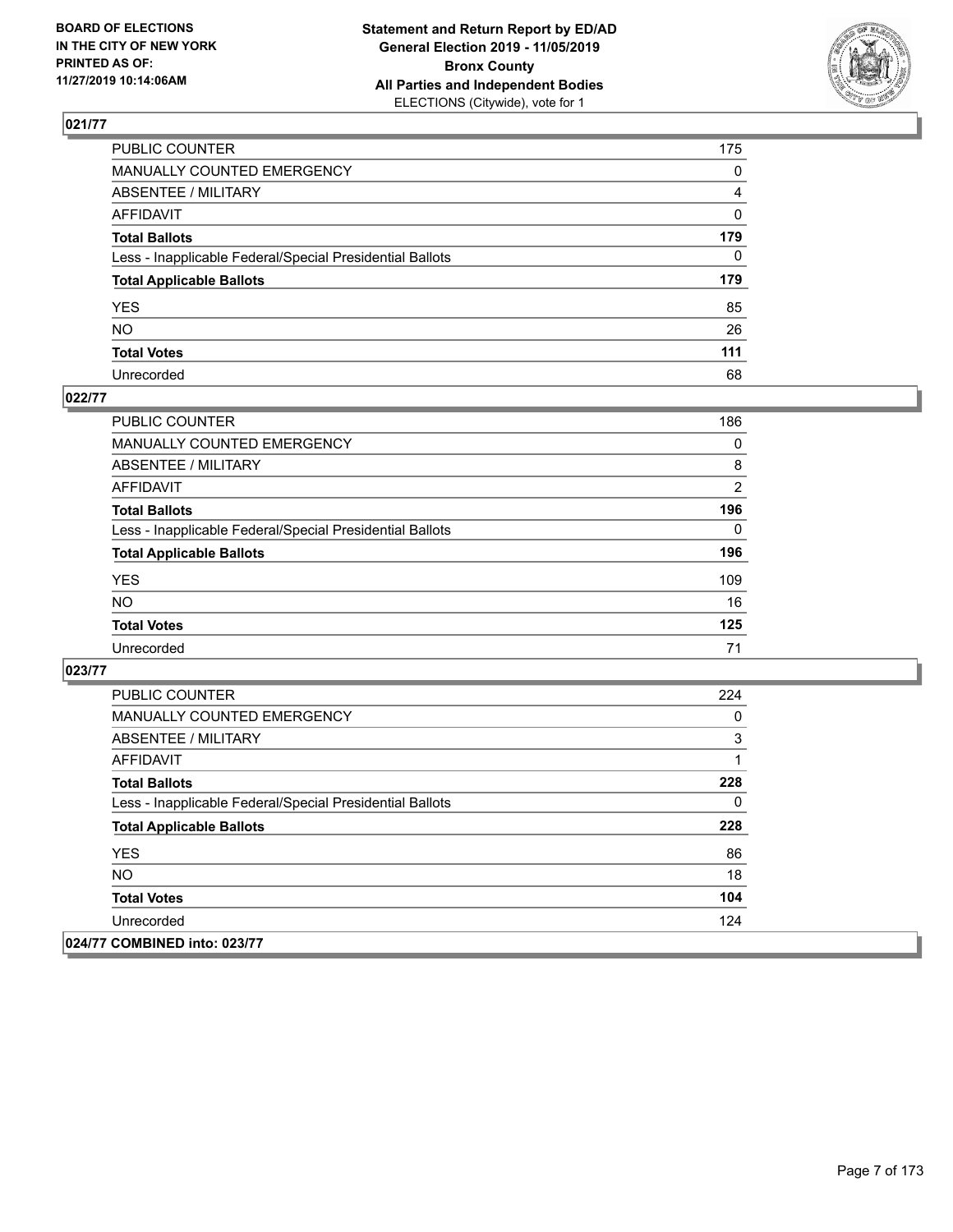## 021/77

| | |
|---|---|
| PUBLIC COUNTER | 175 |
| MANUALLY COUNTED EMERGENCY | 0 |
| ABSENTEE / MILITARY | 4 |
| AFFIDAVIT | 0 |
| **Total Ballots** | **179** |
| Less - Inapplicable Federal/Special Presidential Ballots | 0 |
| **Total Applicable Ballots** | **179** |
| YES | 85 |
| NO | 26 |
| **Total Votes** | **111** |
| Unrecorded | 68 |

## 022/77

| | |
|---|---|
| PUBLIC COUNTER | 186 |
| MANUALLY COUNTED EMERGENCY | 0 |
| ABSENTEE / MILITARY | 8 |
| AFFIDAVIT | 2 |
| **Total Ballots** | **196** |
| Less - Inapplicable Federal/Special Presidential Ballots | 0 |
| **Total Applicable Ballots** | **196** |
| YES | 109 |
| NO | 16 |
| **Total Votes** | **125** |
| Unrecorded | 71 |

## 023/77

| | |
|---|---|
| PUBLIC COUNTER | 224 |
| MANUALLY COUNTED EMERGENCY | 0 |
| ABSENTEE / MILITARY | 3 |
| AFFIDAVIT | 1 |
| **Total Ballots** | **228** |
| Less - Inapplicable Federal/Special Presidential Ballots | 0 |
| **Total Applicable Ballots** | **228** |
| YES | 86 |
| NO | 18 |
| **Total Votes** | **104** |
| Unrecorded | 124 |

## 024/77 COMBINED into: 023/77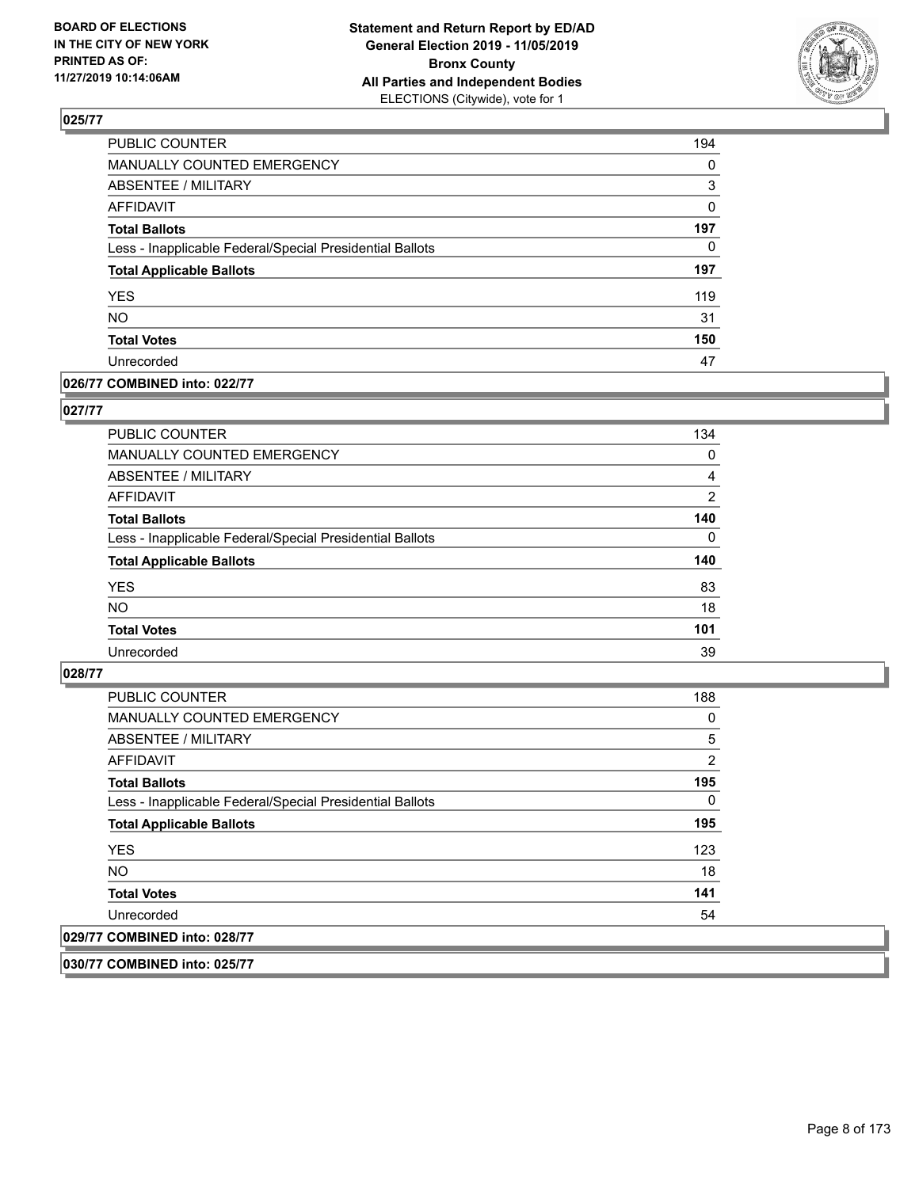## 025/77

| | |
|---|---|
| PUBLIC COUNTER | 194 |
| MANUALLY COUNTED EMERGENCY | 0 |
| ABSENTEE / MILITARY | 3 |
| AFFIDAVIT | 0 |
| **Total Ballots** | **197** |
| Less - Inapplicable Federal/Special Presidential Ballots | 0 |
| **Total Applicable Ballots** | **197** |
| YES | 119 |
| NO | 31 |
| **Total Votes** | **150** |
| Unrecorded | 47 |

## 026/77 COMBINED into: 022/77

## 027/77

| | |
|---|---|
| PUBLIC COUNTER | 134 |
| MANUALLY COUNTED EMERGENCY | 0 |
| ABSENTEE / MILITARY | 4 |
| AFFIDAVIT | 2 |
| **Total Ballots** | **140** |
| Less - Inapplicable Federal/Special Presidential Ballots | 0 |
| **Total Applicable Ballots** | **140** |
| YES | 83 |
| NO | 18 |
| **Total Votes** | **101** |
| Unrecorded | 39 |

## 028/77

| | |
|---|---|
| PUBLIC COUNTER | 188 |
| MANUALLY COUNTED EMERGENCY | 0 |
| ABSENTEE / MILITARY | 5 |
| AFFIDAVIT | 2 |
| **Total Ballots** | **195** |
| Less - Inapplicable Federal/Special Presidential Ballots | 0 |
| **Total Applicable Ballots** | **195** |
| YES | 123 |
| NO | 18 |
| **Total Votes** | **141** |
| Unrecorded | 54 |

## 029/77 COMBINED into: 028/77

## 030/77 COMBINED into: 025/77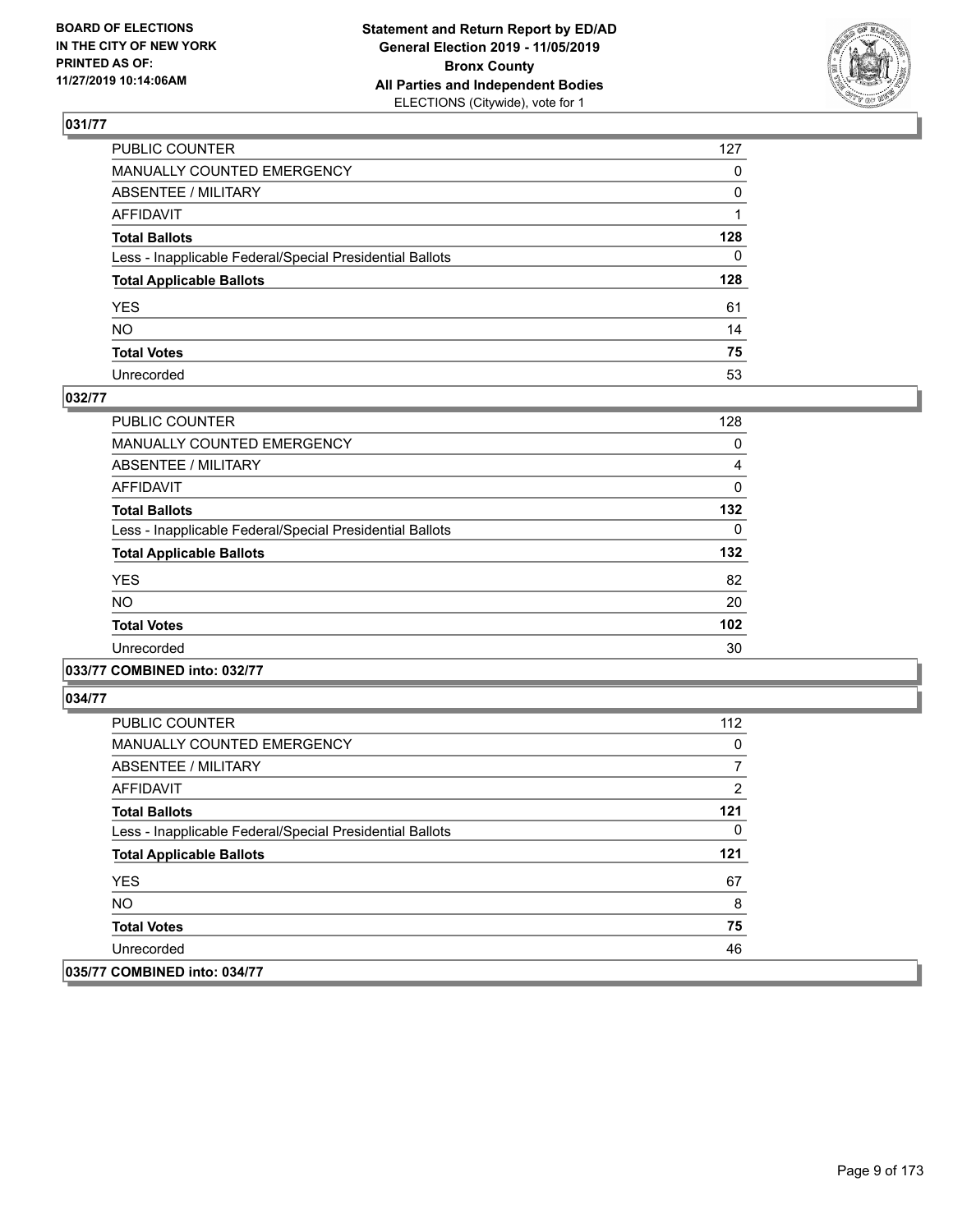## 031/77

| | |
|---|---|
| PUBLIC COUNTER | 127 |
| MANUALLY COUNTED EMERGENCY | 0 |
| ABSENTEE / MILITARY | 0 |
| AFFIDAVIT | 1 |
| **Total Ballots** | **128** |
| Less - Inapplicable Federal/Special Presidential Ballots | 0 |
| **Total Applicable Ballots** | **128** |
| YES | 61 |
| NO | 14 |
| **Total Votes** | **75** |
| Unrecorded | 53 |

## 032/77

| | |
|---|---|
| PUBLIC COUNTER | 128 |
| MANUALLY COUNTED EMERGENCY | 0 |
| ABSENTEE / MILITARY | 4 |
| AFFIDAVIT | 0 |
| **Total Ballots** | **132** |
| Less - Inapplicable Federal/Special Presidential Ballots | 0 |
| **Total Applicable Ballots** | **132** |
| YES | 82 |
| NO | 20 |
| **Total Votes** | **102** |
| Unrecorded | 30 |

## 033/77 COMBINED into: 032/77

## 034/77

| | |
|---|---|
| PUBLIC COUNTER | 112 |
| MANUALLY COUNTED EMERGENCY | 0 |
| ABSENTEE / MILITARY | 7 |
| AFFIDAVIT | 2 |
| **Total Ballots** | **121** |
| Less - Inapplicable Federal/Special Presidential Ballots | 0 |
| **Total Applicable Ballots** | **121** |
| YES | 67 |
| NO | 8 |
| **Total Votes** | **75** |
| Unrecorded | 46 |

## 035/77 COMBINED into: 034/77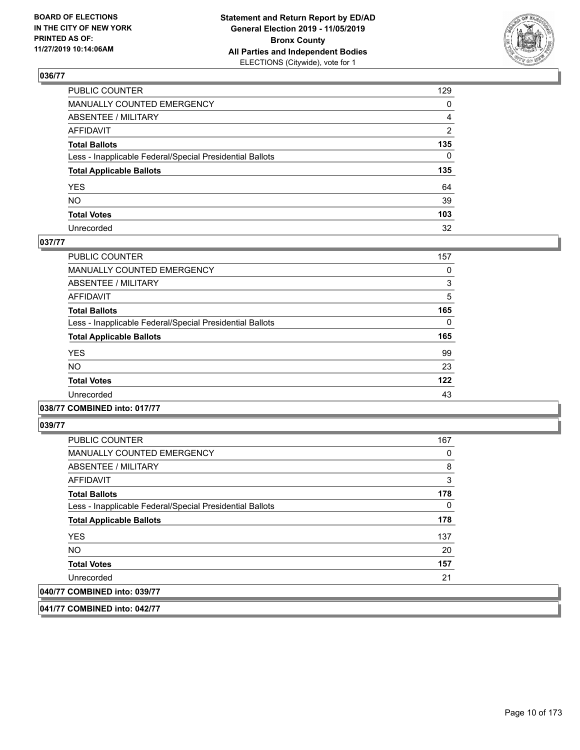## 036/77

| | |
|---|---|
| PUBLIC COUNTER | 129 |
| MANUALLY COUNTED EMERGENCY | 0 |
| ABSENTEE / MILITARY | 4 |
| AFFIDAVIT | 2 |
| **Total Ballots** | **135** |
| Less - Inapplicable Federal/Special Presidential Ballots | 0 |
| **Total Applicable Ballots** | **135** |
| YES | 64 |
| NO | 39 |
| **Total Votes** | **103** |
| Unrecorded | 32 |

## 037/77

| | |
|---|---|
| PUBLIC COUNTER | 157 |
| MANUALLY COUNTED EMERGENCY | 0 |
| ABSENTEE / MILITARY | 3 |
| AFFIDAVIT | 5 |
| **Total Ballots** | **165** |
| Less - Inapplicable Federal/Special Presidential Ballots | 0 |
| **Total Applicable Ballots** | **165** |
| YES | 99 |
| NO | 23 |
| **Total Votes** | **122** |
| Unrecorded | 43 |

## 038/77 COMBINED into: 017/77

## 039/77

| | |
|---|---|
| PUBLIC COUNTER | 167 |
| MANUALLY COUNTED EMERGENCY | 0 |
| ABSENTEE / MILITARY | 8 |
| AFFIDAVIT | 3 |
| **Total Ballots** | **178** |
| Less - Inapplicable Federal/Special Presidential Ballots | 0 |
| **Total Applicable Ballots** | **178** |
| YES | 137 |
| NO | 20 |
| **Total Votes** | **157** |
| Unrecorded | 21 |

## 040/77 COMBINED into: 039/77

## 041/77 COMBINED into: 042/77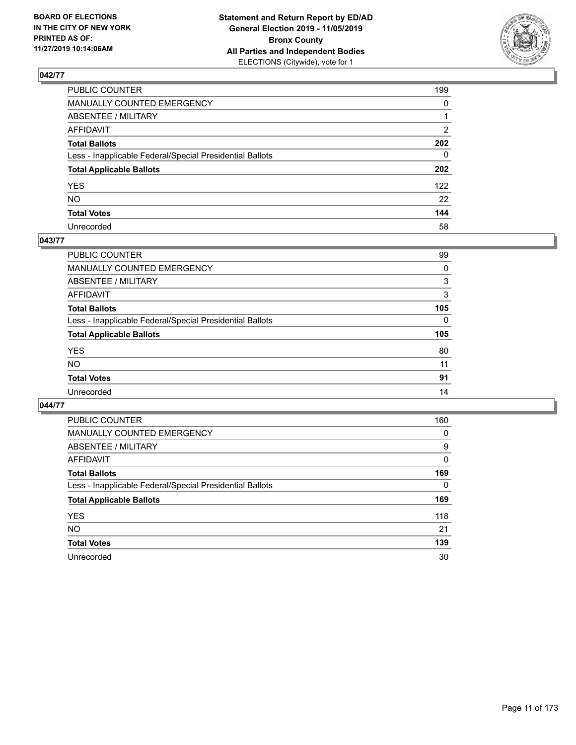### 042/77

| | |
|---|---|
| PUBLIC COUNTER | 199 |
| MANUALLY COUNTED EMERGENCY | 0 |
| ABSENTEE / MILITARY | 1 |
| AFFIDAVIT | 2 |
| **Total Ballots** | **202** |
| Less - Inapplicable Federal/Special Presidential Ballots | 0 |
| **Total Applicable Ballots** | **202** |
| YES | 122 |
| NO | 22 |
| **Total Votes** | **144** |
| Unrecorded | 58 |

### 043/77

| | |
|---|---|
| PUBLIC COUNTER | 99 |
| MANUALLY COUNTED EMERGENCY | 0 |
| ABSENTEE / MILITARY | 3 |
| AFFIDAVIT | 3 |
| **Total Ballots** | **105** |
| Less - Inapplicable Federal/Special Presidential Ballots | 0 |
| **Total Applicable Ballots** | **105** |
| YES | 80 |
| NO | 11 |
| **Total Votes** | **91** |
| Unrecorded | 14 |

### 044/77

| | |
|---|---|
| PUBLIC COUNTER | 160 |
| MANUALLY COUNTED EMERGENCY | 0 |
| ABSENTEE / MILITARY | 9 |
| AFFIDAVIT | 0 |
| **Total Ballots** | **169** |
| Less - Inapplicable Federal/Special Presidential Ballots | 0 |
| **Total Applicable Ballots** | **169** |
| YES | 118 |
| NO | 21 |
| **Total Votes** | **139** |
| Unrecorded | 30 |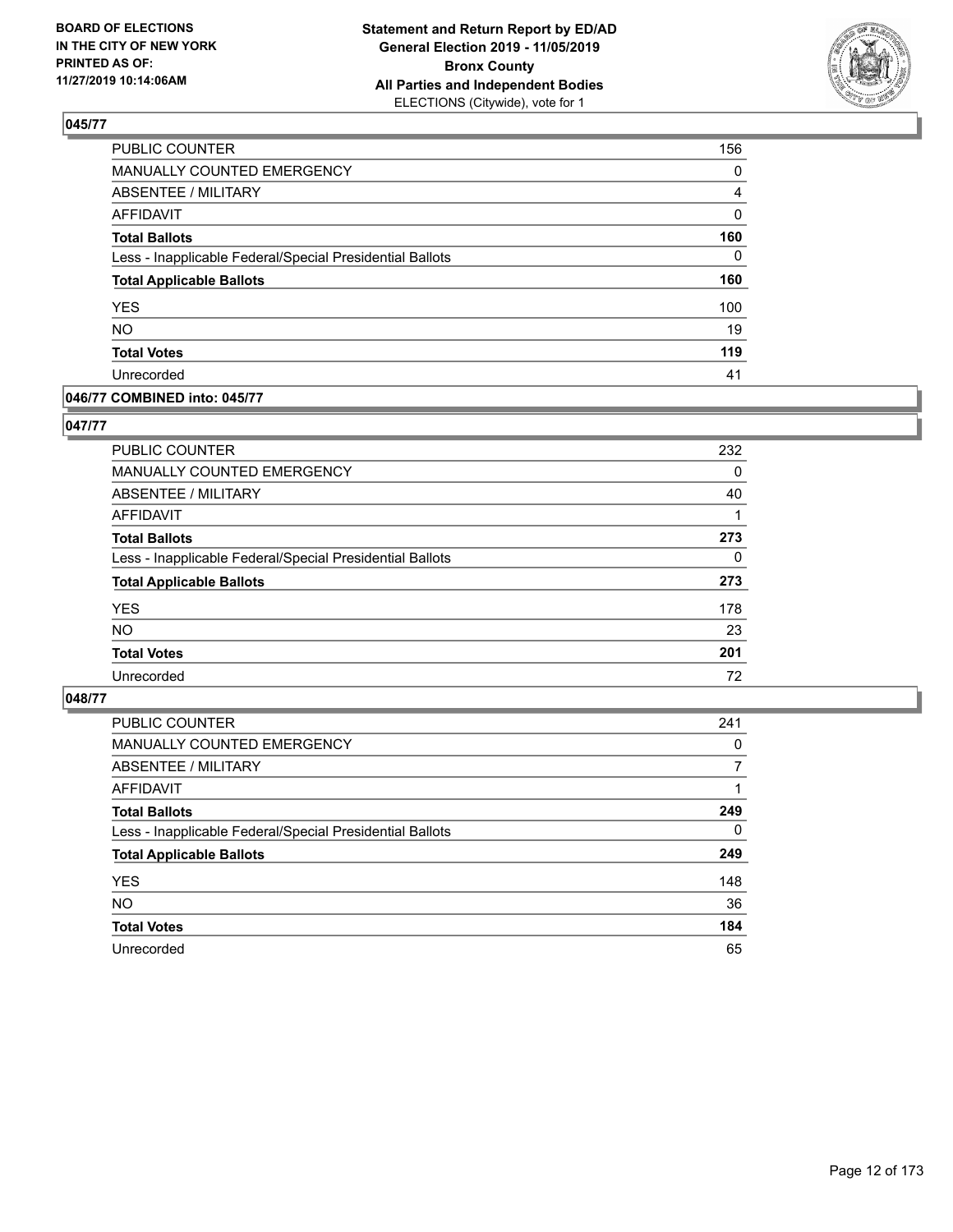## 045/77

| | |
|---|---|
| PUBLIC COUNTER | 156 |
| MANUALLY COUNTED EMERGENCY | 0 |
| ABSENTEE / MILITARY | 4 |
| AFFIDAVIT | 0 |
| **Total Ballots** | **160** |
| Less - Inapplicable Federal/Special Presidential Ballots | 0 |
| **Total Applicable Ballots** | **160** |
| YES | 100 |
| NO | 19 |
| **Total Votes** | **119** |
| Unrecorded | 41 |

## 046/77 COMBINED into: 045/77

## 047/77

| | |
|---|---|
| PUBLIC COUNTER | 232 |
| MANUALLY COUNTED EMERGENCY | 0 |
| ABSENTEE / MILITARY | 40 |
| AFFIDAVIT | 1 |
| **Total Ballots** | **273** |
| Less - Inapplicable Federal/Special Presidential Ballots | 0 |
| **Total Applicable Ballots** | **273** |
| YES | 178 |
| NO | 23 |
| **Total Votes** | **201** |
| Unrecorded | 72 |

## 048/77

| | |
|---|---|
| PUBLIC COUNTER | 241 |
| MANUALLY COUNTED EMERGENCY | 0 |
| ABSENTEE / MILITARY | 7 |
| AFFIDAVIT | 1 |
| **Total Ballots** | **249** |
| Less - Inapplicable Federal/Special Presidential Ballots | 0 |
| **Total Applicable Ballots** | **249** |
| YES | 148 |
| NO | 36 |
| **Total Votes** | **184** |
| Unrecorded | 65 |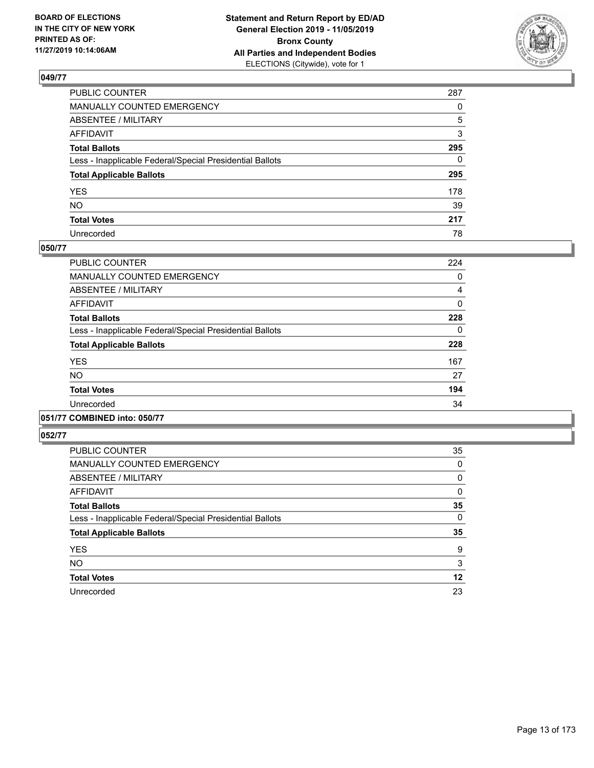## 049/77

| | |
|---|---|
| PUBLIC COUNTER | 287 |
| MANUALLY COUNTED EMERGENCY | 0 |
| ABSENTEE / MILITARY | 5 |
| AFFIDAVIT | 3 |
| **Total Ballots** | **295** |
| Less - Inapplicable Federal/Special Presidential Ballots | 0 |
| **Total Applicable Ballots** | **295** |
| YES | 178 |
| NO | 39 |
| **Total Votes** | **217** |
| Unrecorded | 78 |

## 050/77

| | |
|---|---|
| PUBLIC COUNTER | 224 |
| MANUALLY COUNTED EMERGENCY | 0 |
| ABSENTEE / MILITARY | 4 |
| AFFIDAVIT | 0 |
| **Total Ballots** | **228** |
| Less - Inapplicable Federal/Special Presidential Ballots | 0 |
| **Total Applicable Ballots** | **228** |
| YES | 167 |
| NO | 27 |
| **Total Votes** | **194** |
| Unrecorded | 34 |

## 051/77 COMBINED into: 050/77

## 052/77

| | |
|---|---|
| PUBLIC COUNTER | 35 |
| MANUALLY COUNTED EMERGENCY | 0 |
| ABSENTEE / MILITARY | 0 |
| AFFIDAVIT | 0 |
| **Total Ballots** | **35** |
| Less - Inapplicable Federal/Special Presidential Ballots | 0 |
| **Total Applicable Ballots** | **35** |
| YES | 9 |
| NO | 3 |
| **Total Votes** | **12** |
| Unrecorded | 23 |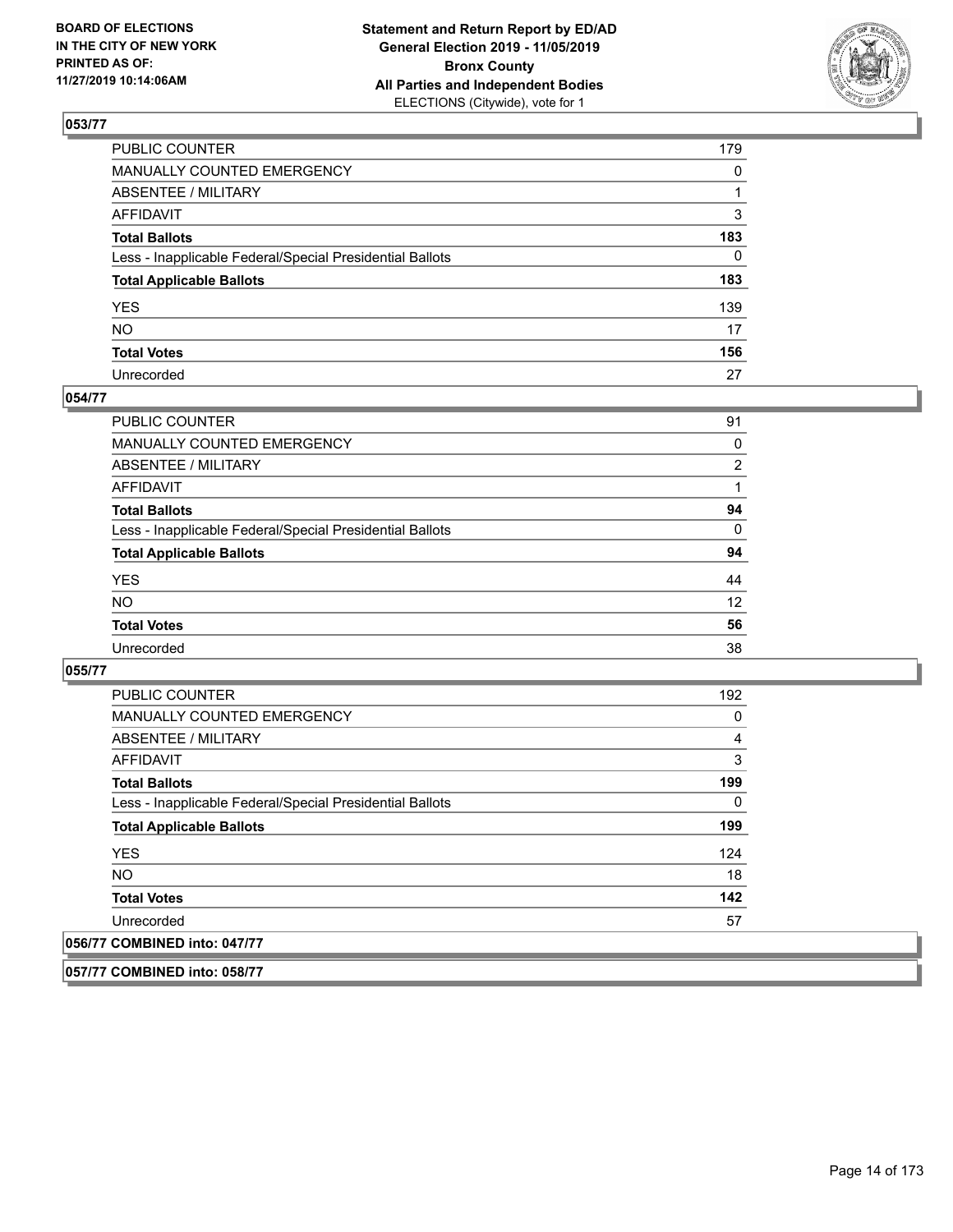## 053/77

| | |
|---|---|
| PUBLIC COUNTER | 179 |
| MANUALLY COUNTED EMERGENCY | 0 |
| ABSENTEE / MILITARY | 1 |
| AFFIDAVIT | 3 |
| **Total Ballots** | **183** |
| Less - Inapplicable Federal/Special Presidential Ballots | 0 |
| **Total Applicable Ballots** | **183** |
| YES | 139 |
| NO | 17 |
| **Total Votes** | **156** |
| Unrecorded | 27 |

## 054/77

| | |
|---|---|
| PUBLIC COUNTER | 91 |
| MANUALLY COUNTED EMERGENCY | 0 |
| ABSENTEE / MILITARY | 2 |
| AFFIDAVIT | 1 |
| **Total Ballots** | **94** |
| Less - Inapplicable Federal/Special Presidential Ballots | 0 |
| **Total Applicable Ballots** | **94** |
| YES | 44 |
| NO | 12 |
| **Total Votes** | **56** |
| Unrecorded | 38 |

## 055/77

| | |
|---|---|
| PUBLIC COUNTER | 192 |
| MANUALLY COUNTED EMERGENCY | 0 |
| ABSENTEE / MILITARY | 4 |
| AFFIDAVIT | 3 |
| **Total Ballots** | **199** |
| Less - Inapplicable Federal/Special Presidential Ballots | 0 |
| **Total Applicable Ballots** | **199** |
| YES | 124 |
| NO | 18 |
| **Total Votes** | **142** |
| Unrecorded | 57 |

## 056/77 COMBINED into: 047/77

## 057/77 COMBINED into: 058/77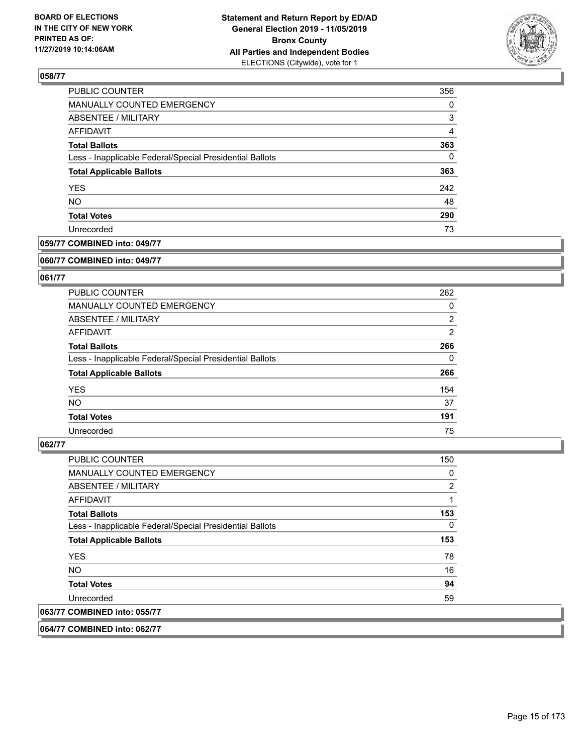**BOARD OF ELECTIONS IN THE CITY OF NEW YORK PRINTED AS OF: 11/27/2019 10:14:06AM**

**Statement and Return Report by ED/AD General Election 2019 - 11/05/2019 Bronx County All Parties and Independent Bodies** ELECTIONS (Citywide), vote for 1

### 058/77

| | |
|---|---|
| PUBLIC COUNTER | 356 |
| MANUALLY COUNTED EMERGENCY | 0 |
| ABSENTEE / MILITARY | 3 |
| AFFIDAVIT | 4 |
| **Total Ballots** | **363** |
| Less - Inapplicable Federal/Special Presidential Ballots | 0 |
| **Total Applicable Ballots** | **363** |
| YES | 242 |
| NO | 48 |
| **Total Votes** | **290** |
| Unrecorded | 73 |

### 059/77 COMBINED into: 049/77

### 060/77 COMBINED into: 049/77

### 061/77

| | |
|---|---|
| PUBLIC COUNTER | 262 |
| MANUALLY COUNTED EMERGENCY | 0 |
| ABSENTEE / MILITARY | 2 |
| AFFIDAVIT | 2 |
| **Total Ballots** | **266** |
| Less - Inapplicable Federal/Special Presidential Ballots | 0 |
| **Total Applicable Ballots** | **266** |
| YES | 154 |
| NO | 37 |
| **Total Votes** | **191** |
| Unrecorded | 75 |

### 062/77

| | |
|---|---|
| PUBLIC COUNTER | 150 |
| MANUALLY COUNTED EMERGENCY | 0 |
| ABSENTEE / MILITARY | 2 |
| AFFIDAVIT | 1 |
| **Total Ballots** | **153** |
| Less - Inapplicable Federal/Special Presidential Ballots | 0 |
| **Total Applicable Ballots** | **153** |
| YES | 78 |
| NO | 16 |
| **Total Votes** | **94** |
| Unrecorded | 59 |

### 063/77 COMBINED into: 055/77

### 064/77 COMBINED into: 062/77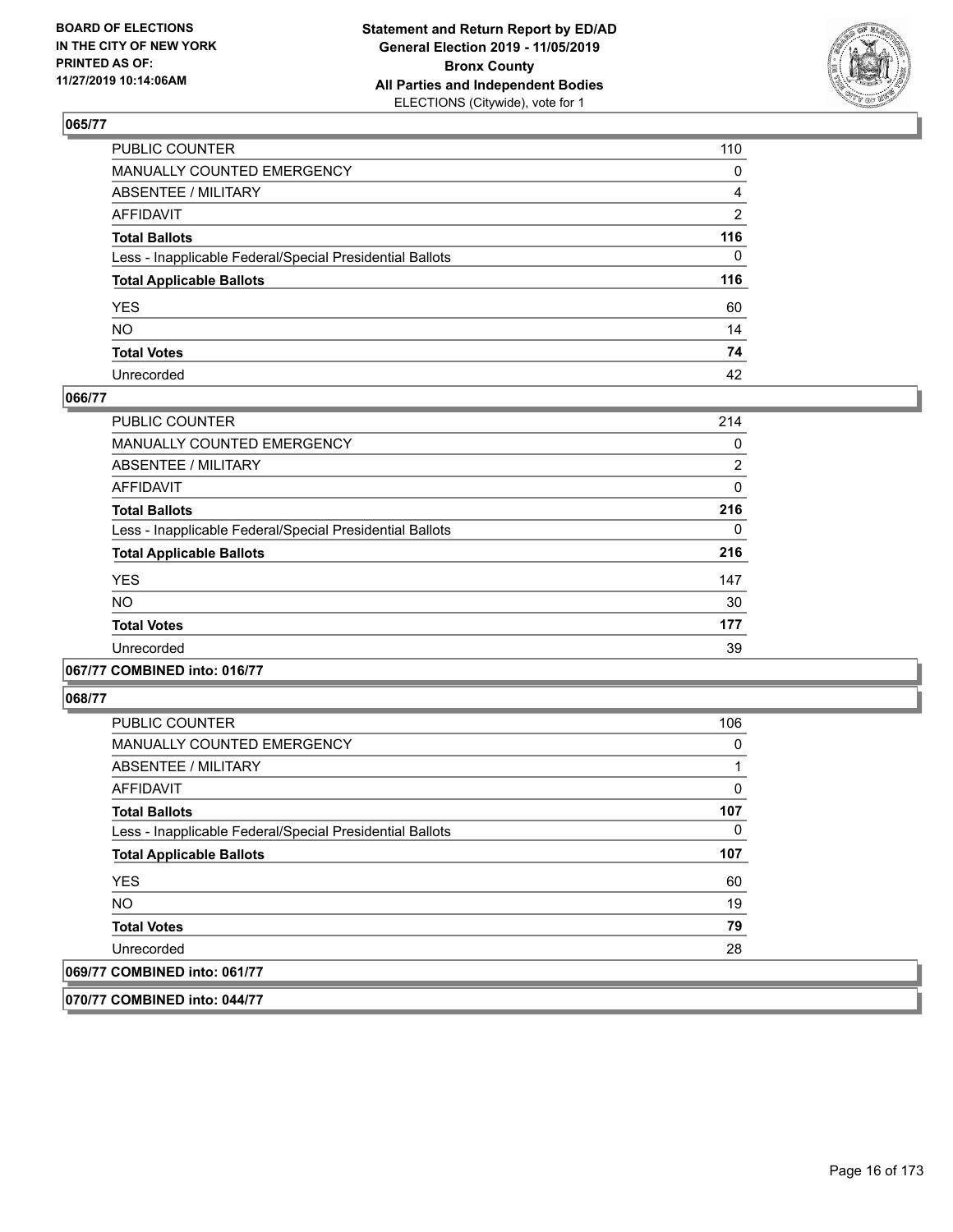## 065/77

| | |
|---|---|
| PUBLIC COUNTER | 110 |
| MANUALLY COUNTED EMERGENCY | 0 |
| ABSENTEE / MILITARY | 4 |
| AFFIDAVIT | 2 |
| **Total Ballots** | **116** |
| Less - Inapplicable Federal/Special Presidential Ballots | 0 |
| **Total Applicable Ballots** | **116** |
| YES | 60 |
| NO | 14 |
| **Total Votes** | **74** |
| Unrecorded | 42 |

## 066/77

| | |
|---|---|
| PUBLIC COUNTER | 214 |
| MANUALLY COUNTED EMERGENCY | 0 |
| ABSENTEE / MILITARY | 2 |
| AFFIDAVIT | 0 |
| **Total Ballots** | **216** |
| Less - Inapplicable Federal/Special Presidential Ballots | 0 |
| **Total Applicable Ballots** | **216** |
| YES | 147 |
| NO | 30 |
| **Total Votes** | **177** |
| Unrecorded | 39 |

## 067/77 COMBINED into: 016/77

## 068/77

| | |
|---|---|
| PUBLIC COUNTER | 106 |
| MANUALLY COUNTED EMERGENCY | 0 |
| ABSENTEE / MILITARY | 1 |
| AFFIDAVIT | 0 |
| **Total Ballots** | **107** |
| Less - Inapplicable Federal/Special Presidential Ballots | 0 |
| **Total Applicable Ballots** | **107** |
| YES | 60 |
| NO | 19 |
| **Total Votes** | **79** |
| Unrecorded | 28 |

## 069/77 COMBINED into: 061/77

## 070/77 COMBINED into: 044/77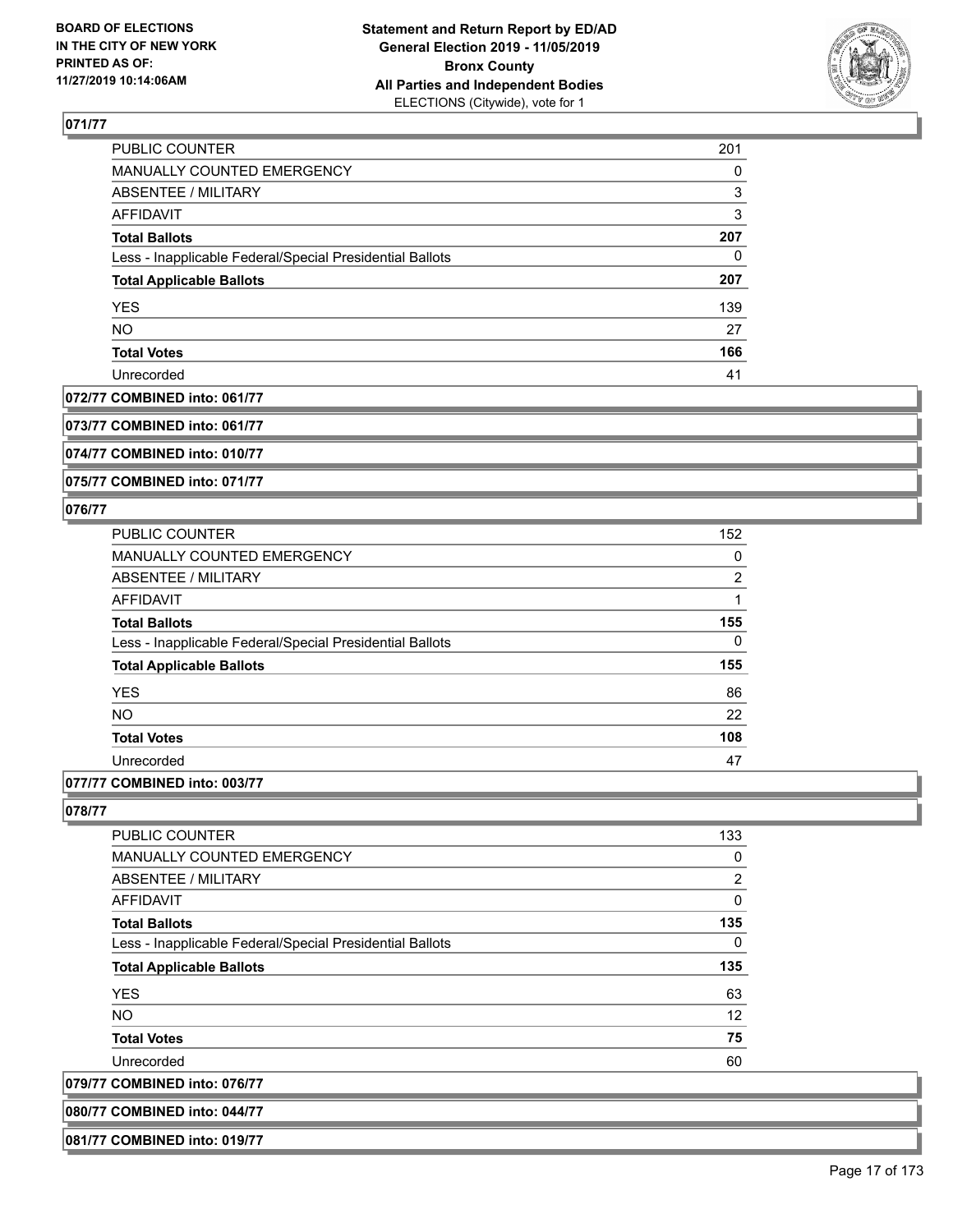## 071/77

| | |
|---|---|
| PUBLIC COUNTER | 201 |
| MANUALLY COUNTED EMERGENCY | 0 |
| ABSENTEE / MILITARY | 3 |
| AFFIDAVIT | 3 |
| **Total Ballots** | **207** |
| Less - Inapplicable Federal/Special Presidential Ballots | 0 |
| **Total Applicable Ballots** | **207** |
| YES | 139 |
| NO | 27 |
| **Total Votes** | **166** |
| Unrecorded | 41 |

## 072/77 COMBINED into: 061/77

## 073/77 COMBINED into: 061/77

## 074/77 COMBINED into: 010/77

## 075/77 COMBINED into: 071/77

## 076/77

| | |
|---|---|
| PUBLIC COUNTER | 152 |
| MANUALLY COUNTED EMERGENCY | 0 |
| ABSENTEE / MILITARY | 2 |
| AFFIDAVIT | 1 |
| **Total Ballots** | **155** |
| Less - Inapplicable Federal/Special Presidential Ballots | 0 |
| **Total Applicable Ballots** | **155** |
| YES | 86 |
| NO | 22 |
| **Total Votes** | **108** |
| Unrecorded | 47 |

## 077/77 COMBINED into: 003/77

## 078/77

| | |
|---|---|
| PUBLIC COUNTER | 133 |
| MANUALLY COUNTED EMERGENCY | 0 |
| ABSENTEE / MILITARY | 2 |
| AFFIDAVIT | 0 |
| **Total Ballots** | **135** |
| Less - Inapplicable Federal/Special Presidential Ballots | 0 |
| **Total Applicable Ballots** | **135** |
| YES | 63 |
| NO | 12 |
| **Total Votes** | **75** |
| Unrecorded | 60 |

## 079/77 COMBINED into: 076/77

## 080/77 COMBINED into: 044/77

## 081/77 COMBINED into: 019/77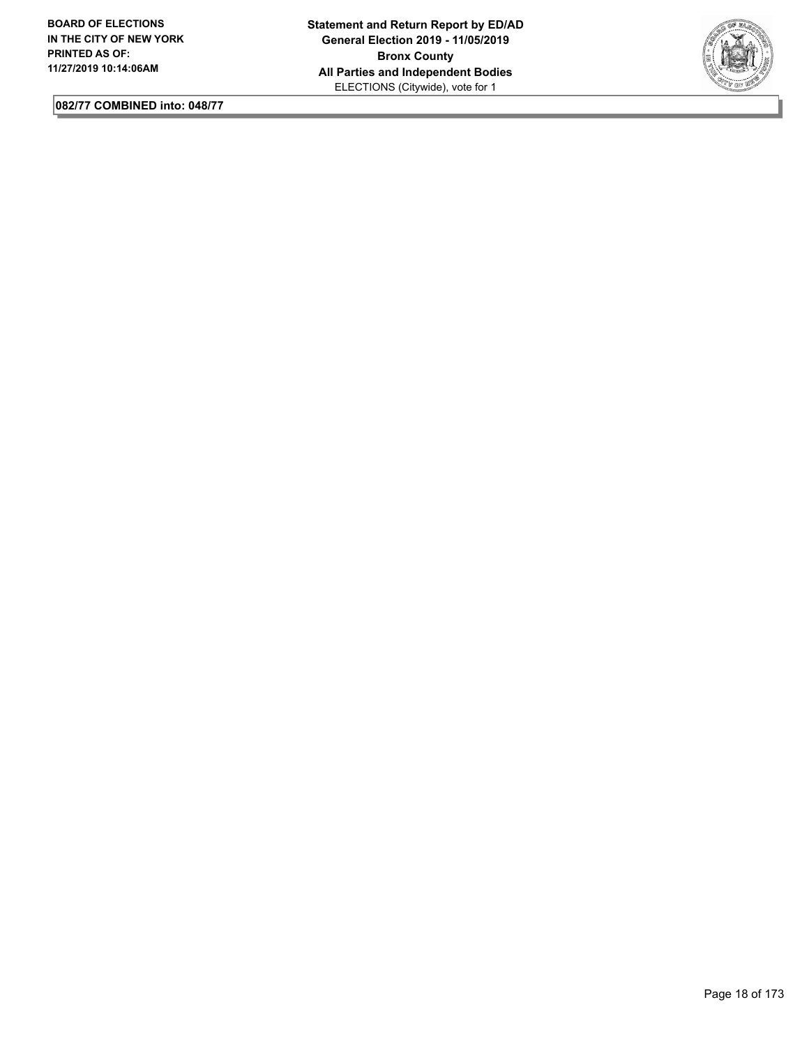**082/77 COMBINED into: 048/77**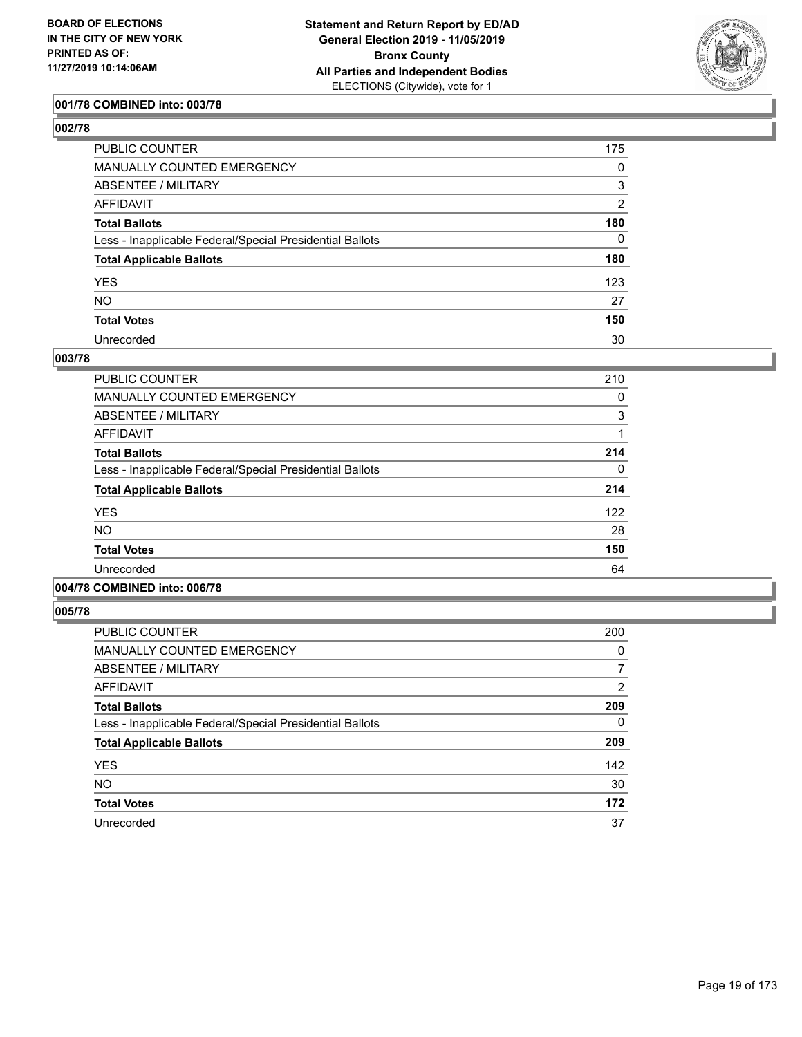BOARD OF ELECTIONS
IN THE CITY OF NEW YORK
PRINTED AS OF:
11/27/2019 10:14:06AM

**Statement and Return Report by ED/AD**
**General Election 2019 - 11/05/2019**
**Bronx County**
**All Parties and Independent Bodies**
ELECTIONS (Citywide), vote for 1

### 001/78 COMBINED into: 003/78

### 002/78

| | |
|---|---|
| PUBLIC COUNTER | 175 |
| MANUALLY COUNTED EMERGENCY | 0 |
| ABSENTEE / MILITARY | 3 |
| AFFIDAVIT | 2 |
| **Total Ballots** | **180** |
| Less - Inapplicable Federal/Special Presidential Ballots | 0 |
| **Total Applicable Ballots** | **180** |
| YES | 123 |
| NO | 27 |
| **Total Votes** | **150** |
| Unrecorded | 30 |

### 003/78

| | |
|---|---|
| PUBLIC COUNTER | 210 |
| MANUALLY COUNTED EMERGENCY | 0 |
| ABSENTEE / MILITARY | 3 |
| AFFIDAVIT | 1 |
| **Total Ballots** | **214** |
| Less - Inapplicable Federal/Special Presidential Ballots | 0 |
| **Total Applicable Ballots** | **214** |
| YES | 122 |
| NO | 28 |
| **Total Votes** | **150** |
| Unrecorded | 64 |

### 004/78 COMBINED into: 006/78

### 005/78

| | |
|---|---|
| PUBLIC COUNTER | 200 |
| MANUALLY COUNTED EMERGENCY | 0 |
| ABSENTEE / MILITARY | 7 |
| AFFIDAVIT | 2 |
| **Total Ballots** | **209** |
| Less - Inapplicable Federal/Special Presidential Ballots | 0 |
| **Total Applicable Ballots** | **209** |
| YES | 142 |
| NO | 30 |
| **Total Votes** | **172** |
| Unrecorded | 37 |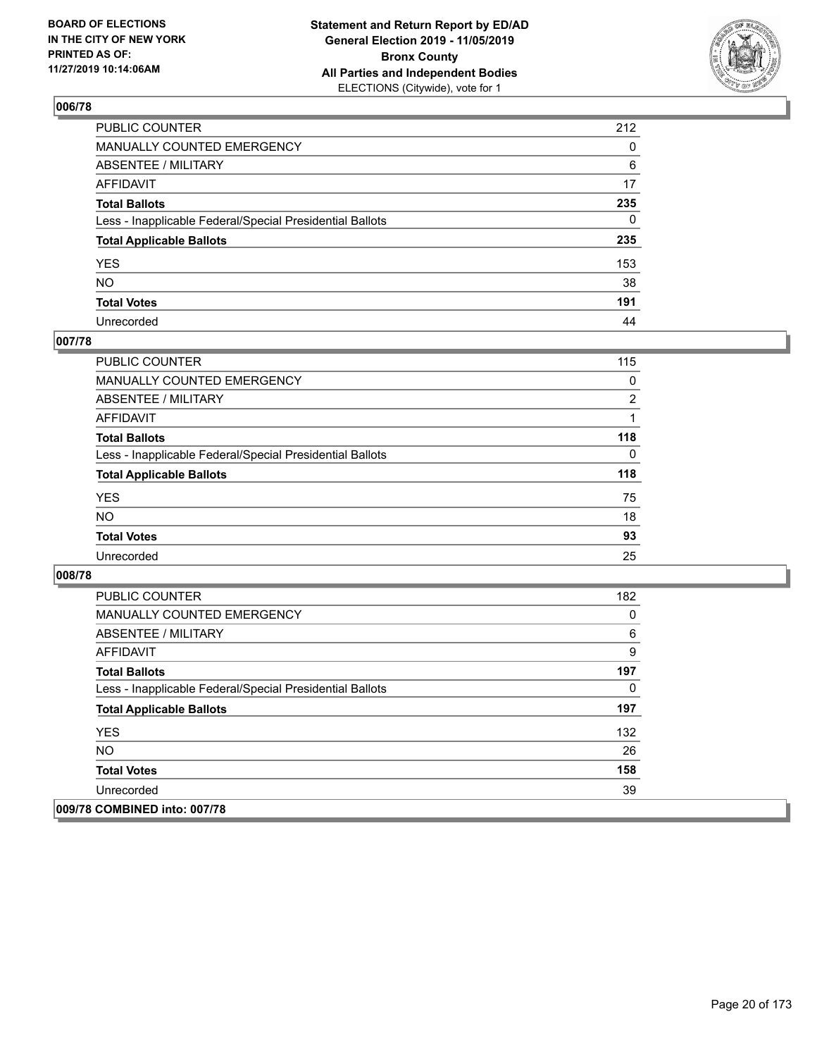## 006/78

| | |
|---|---|
| PUBLIC COUNTER | 212 |
| MANUALLY COUNTED EMERGENCY | 0 |
| ABSENTEE / MILITARY | 6 |
| AFFIDAVIT | 17 |
| **Total Ballots** | **235** |
| Less - Inapplicable Federal/Special Presidential Ballots | 0 |
| **Total Applicable Ballots** | **235** |
| YES | 153 |
| NO | 38 |
| **Total Votes** | **191** |
| Unrecorded | 44 |

## 007/78

| | |
|---|---|
| PUBLIC COUNTER | 115 |
| MANUALLY COUNTED EMERGENCY | 0 |
| ABSENTEE / MILITARY | 2 |
| AFFIDAVIT | 1 |
| **Total Ballots** | **118** |
| Less - Inapplicable Federal/Special Presidential Ballots | 0 |
| **Total Applicable Ballots** | **118** |
| YES | 75 |
| NO | 18 |
| **Total Votes** | **93** |
| Unrecorded | 25 |

## 008/78

| | |
|---|---|
| PUBLIC COUNTER | 182 |
| MANUALLY COUNTED EMERGENCY | 0 |
| ABSENTEE / MILITARY | 6 |
| AFFIDAVIT | 9 |
| **Total Ballots** | **197** |
| Less - Inapplicable Federal/Special Presidential Ballots | 0 |
| **Total Applicable Ballots** | **197** |
| YES | 132 |
| NO | 26 |
| **Total Votes** | **158** |
| Unrecorded | 39 |

## 009/78 COMBINED into: 007/78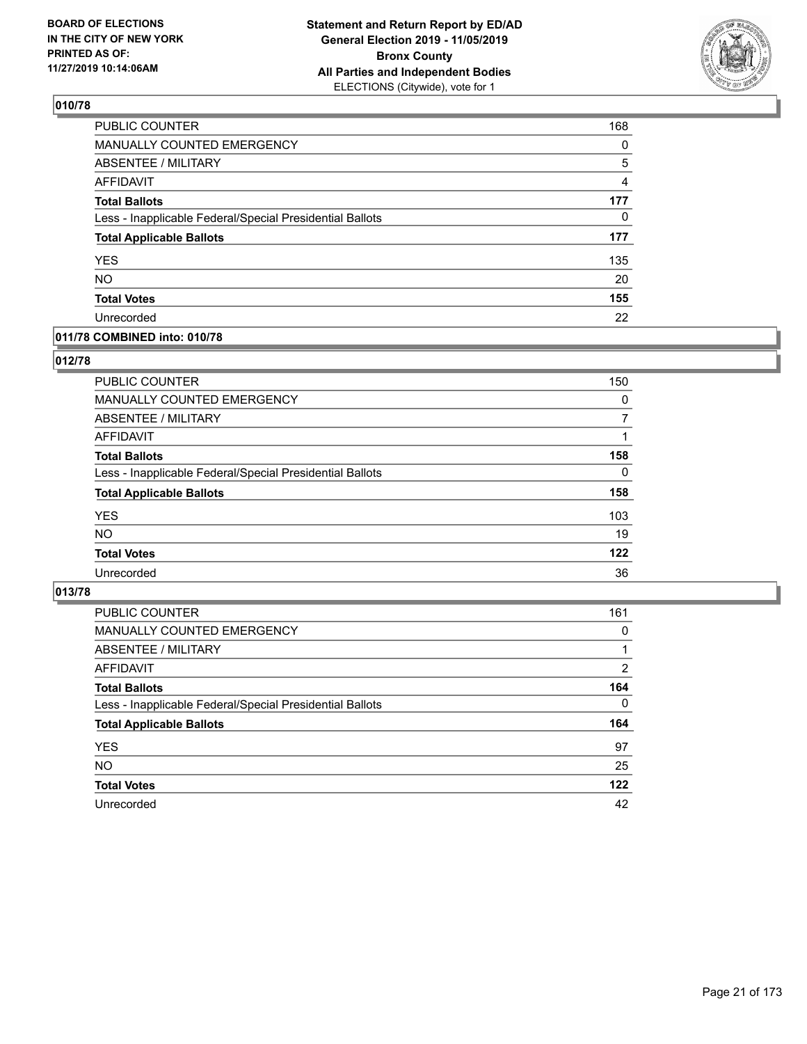## 010/78

| | |
|---|---|
| PUBLIC COUNTER | 168 |
| MANUALLY COUNTED EMERGENCY | 0 |
| ABSENTEE / MILITARY | 5 |
| AFFIDAVIT | 4 |
| **Total Ballots** | **177** |
| Less - Inapplicable Federal/Special Presidential Ballots | 0 |
| **Total Applicable Ballots** | **177** |
| YES | 135 |
| NO | 20 |
| **Total Votes** | **155** |
| Unrecorded | 22 |

## 011/78 COMBINED into: 010/78

## 012/78

| | |
|---|---|
| PUBLIC COUNTER | 150 |
| MANUALLY COUNTED EMERGENCY | 0 |
| ABSENTEE / MILITARY | 7 |
| AFFIDAVIT | 1 |
| **Total Ballots** | **158** |
| Less - Inapplicable Federal/Special Presidential Ballots | 0 |
| **Total Applicable Ballots** | **158** |
| YES | 103 |
| NO | 19 |
| **Total Votes** | **122** |
| Unrecorded | 36 |

## 013/78

| | |
|---|---|
| PUBLIC COUNTER | 161 |
| MANUALLY COUNTED EMERGENCY | 0 |
| ABSENTEE / MILITARY | 1 |
| AFFIDAVIT | 2 |
| **Total Ballots** | **164** |
| Less - Inapplicable Federal/Special Presidential Ballots | 0 |
| **Total Applicable Ballots** | **164** |
| YES | 97 |
| NO | 25 |
| **Total Votes** | **122** |
| Unrecorded | 42 |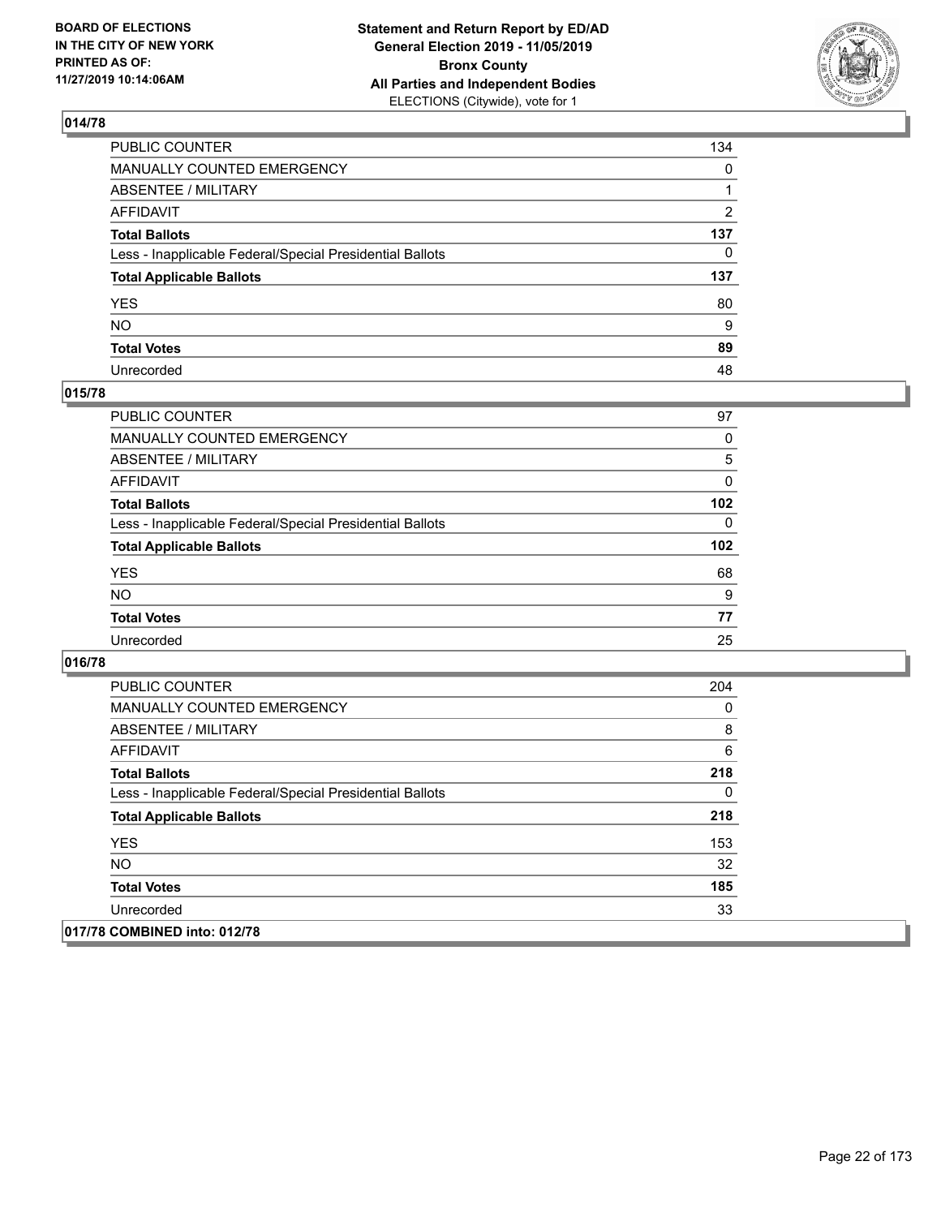## 014/78

| | |
|---|---|
| PUBLIC COUNTER | 134 |
| MANUALLY COUNTED EMERGENCY | 0 |
| ABSENTEE / MILITARY | 1 |
| AFFIDAVIT | 2 |
| **Total Ballots** | **137** |
| Less - Inapplicable Federal/Special Presidential Ballots | 0 |
| **Total Applicable Ballots** | **137** |
| YES | 80 |
| NO | 9 |
| **Total Votes** | **89** |
| Unrecorded | 48 |

## 015/78

| | |
|---|---|
| PUBLIC COUNTER | 97 |
| MANUALLY COUNTED EMERGENCY | 0 |
| ABSENTEE / MILITARY | 5 |
| AFFIDAVIT | 0 |
| **Total Ballots** | **102** |
| Less - Inapplicable Federal/Special Presidential Ballots | 0 |
| **Total Applicable Ballots** | **102** |
| YES | 68 |
| NO | 9 |
| **Total Votes** | **77** |
| Unrecorded | 25 |

## 016/78

| | |
|---|---|
| PUBLIC COUNTER | 204 |
| MANUALLY COUNTED EMERGENCY | 0 |
| ABSENTEE / MILITARY | 8 |
| AFFIDAVIT | 6 |
| **Total Ballots** | **218** |
| Less - Inapplicable Federal/Special Presidential Ballots | 0 |
| **Total Applicable Ballots** | **218** |
| YES | 153 |
| NO | 32 |
| **Total Votes** | **185** |
| Unrecorded | 33 |

## 017/78 COMBINED into: 012/78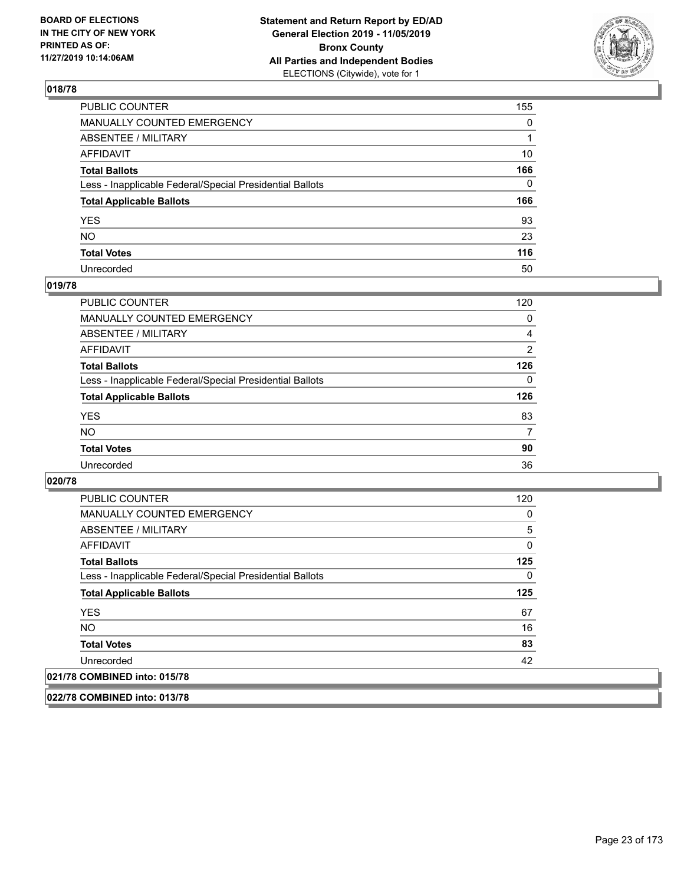### 018/78

| | |
|---|---|
| PUBLIC COUNTER | 155 |
| MANUALLY COUNTED EMERGENCY | 0 |
| ABSENTEE / MILITARY | 1 |
| AFFIDAVIT | 10 |
| **Total Ballots** | **166** |
| Less - Inapplicable Federal/Special Presidential Ballots | 0 |
| **Total Applicable Ballots** | **166** |
| YES | 93 |
| NO | 23 |
| **Total Votes** | **116** |
| Unrecorded | 50 |

### 019/78

| | |
|---|---|
| PUBLIC COUNTER | 120 |
| MANUALLY COUNTED EMERGENCY | 0 |
| ABSENTEE / MILITARY | 4 |
| AFFIDAVIT | 2 |
| **Total Ballots** | **126** |
| Less - Inapplicable Federal/Special Presidential Ballots | 0 |
| **Total Applicable Ballots** | **126** |
| YES | 83 |
| NO | 7 |
| **Total Votes** | **90** |
| Unrecorded | 36 |

### 020/78

| | |
|---|---|
| PUBLIC COUNTER | 120 |
| MANUALLY COUNTED EMERGENCY | 0 |
| ABSENTEE / MILITARY | 5 |
| AFFIDAVIT | 0 |
| **Total Ballots** | **125** |
| Less - Inapplicable Federal/Special Presidential Ballots | 0 |
| **Total Applicable Ballots** | **125** |
| YES | 67 |
| NO | 16 |
| **Total Votes** | **83** |
| Unrecorded | 42 |

### 021/78 COMBINED into: 015/78

### 022/78 COMBINED into: 013/78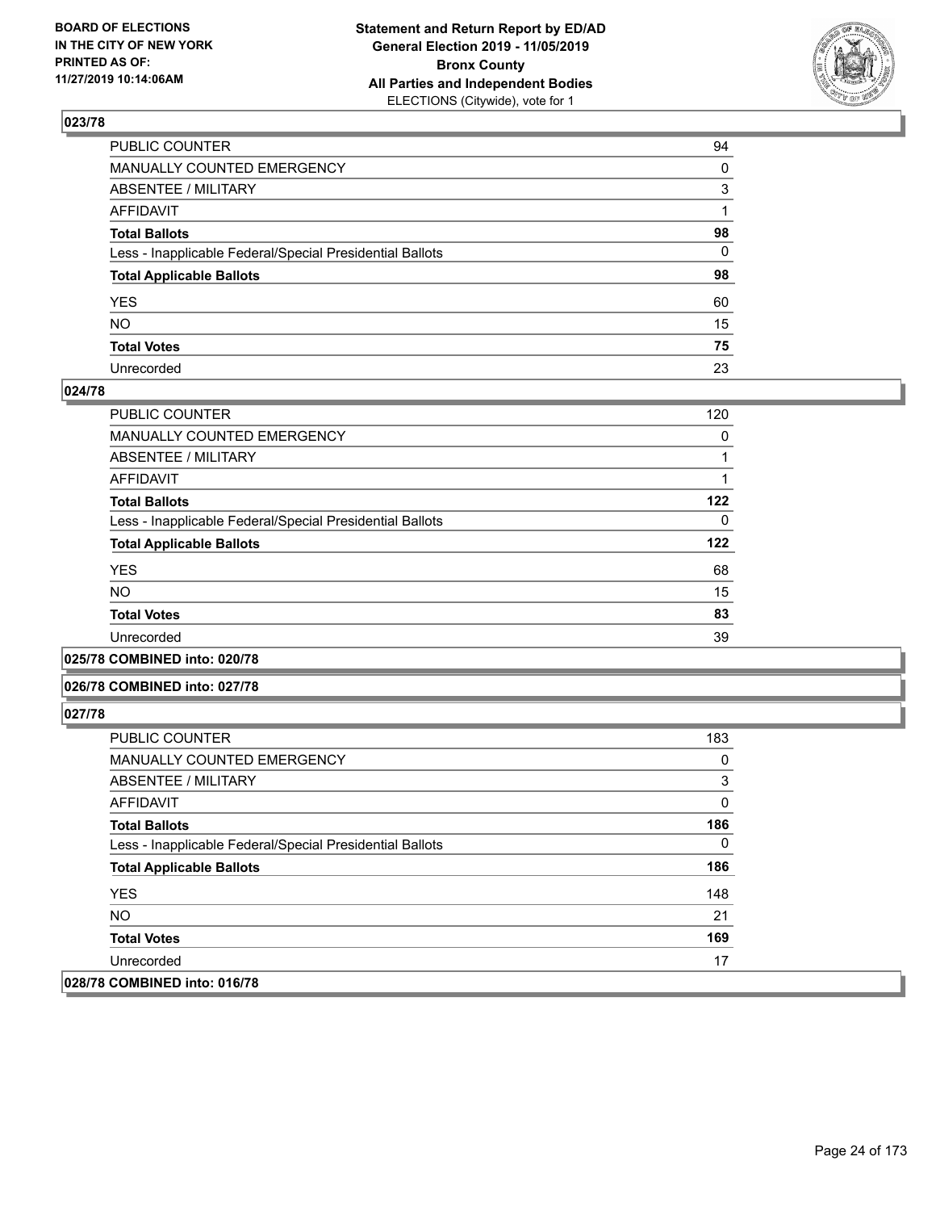## 023/78

| | |
|---|---|
| PUBLIC COUNTER | 94 |
| MANUALLY COUNTED EMERGENCY | 0 |
| ABSENTEE / MILITARY | 3 |
| AFFIDAVIT | 1 |
| **Total Ballots** | **98** |
| Less - Inapplicable Federal/Special Presidential Ballots | 0 |
| **Total Applicable Ballots** | **98** |
| YES | 60 |
| NO | 15 |
| **Total Votes** | **75** |
| Unrecorded | 23 |

## 024/78

| | |
|---|---|
| PUBLIC COUNTER | 120 |
| MANUALLY COUNTED EMERGENCY | 0 |
| ABSENTEE / MILITARY | 1 |
| AFFIDAVIT | 1 |
| **Total Ballots** | **122** |
| Less - Inapplicable Federal/Special Presidential Ballots | 0 |
| **Total Applicable Ballots** | **122** |
| YES | 68 |
| NO | 15 |
| **Total Votes** | **83** |
| Unrecorded | 39 |

## 025/78 COMBINED into: 020/78

## 026/78 COMBINED into: 027/78

## 027/78

| | |
|---|---|
| PUBLIC COUNTER | 183 |
| MANUALLY COUNTED EMERGENCY | 0 |
| ABSENTEE / MILITARY | 3 |
| AFFIDAVIT | 0 |
| **Total Ballots** | **186** |
| Less - Inapplicable Federal/Special Presidential Ballots | 0 |
| **Total Applicable Ballots** | **186** |
| YES | 148 |
| NO | 21 |
| **Total Votes** | **169** |
| Unrecorded | 17 |

## 028/78 COMBINED into: 016/78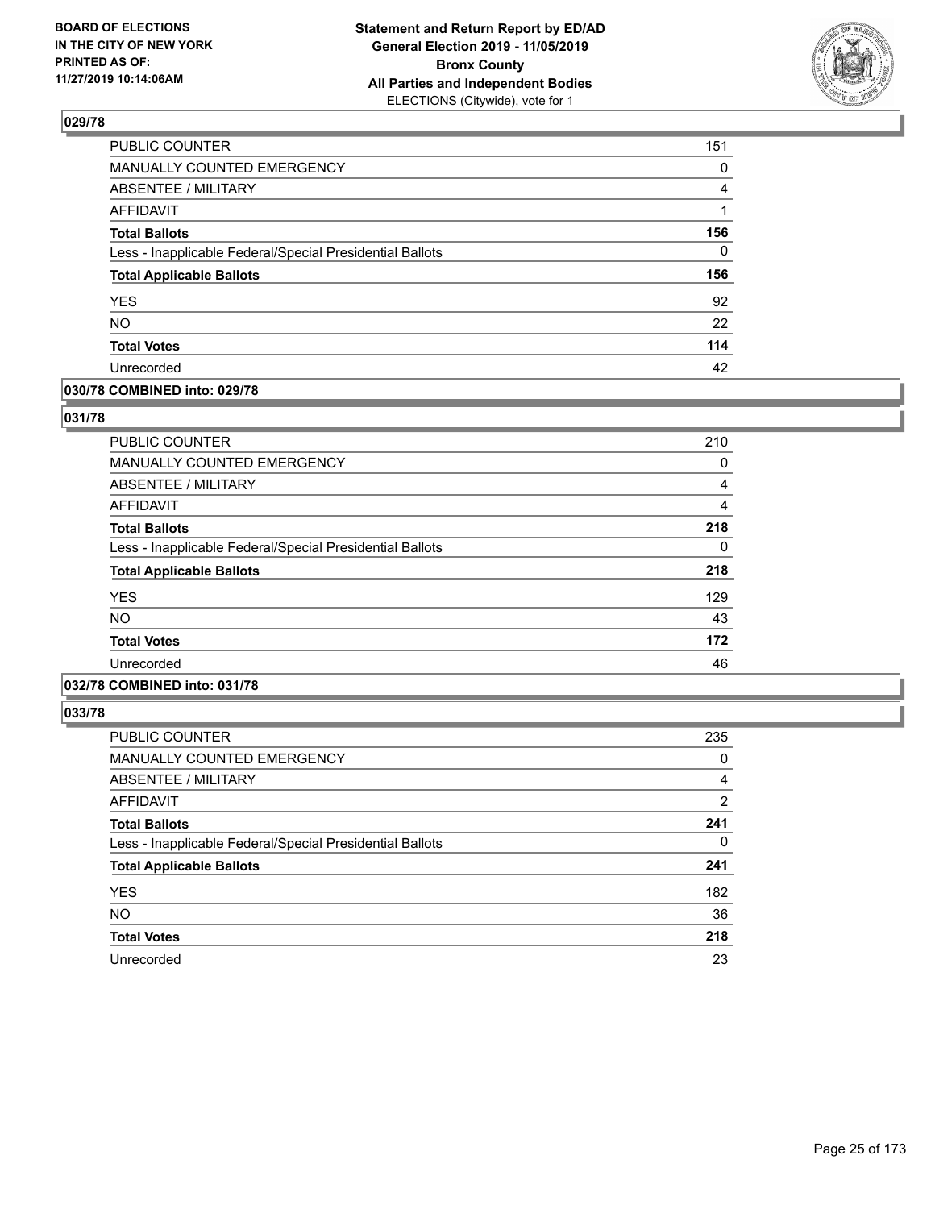## 029/78

| | |
|---|---|
| PUBLIC COUNTER | 151 |
| MANUALLY COUNTED EMERGENCY | 0 |
| ABSENTEE / MILITARY | 4 |
| AFFIDAVIT | 1 |
| **Total Ballots** | **156** |
| Less - Inapplicable Federal/Special Presidential Ballots | 0 |
| **Total Applicable Ballots** | **156** |
| YES | 92 |
| NO | 22 |
| **Total Votes** | **114** |
| Unrecorded | 42 |

## 030/78 COMBINED into: 029/78

## 031/78

| | |
|---|---|
| PUBLIC COUNTER | 210 |
| MANUALLY COUNTED EMERGENCY | 0 |
| ABSENTEE / MILITARY | 4 |
| AFFIDAVIT | 4 |
| **Total Ballots** | **218** |
| Less - Inapplicable Federal/Special Presidential Ballots | 0 |
| **Total Applicable Ballots** | **218** |
| YES | 129 |
| NO | 43 |
| **Total Votes** | **172** |
| Unrecorded | 46 |

## 032/78 COMBINED into: 031/78

## 033/78

| | |
|---|---|
| PUBLIC COUNTER | 235 |
| MANUALLY COUNTED EMERGENCY | 0 |
| ABSENTEE / MILITARY | 4 |
| AFFIDAVIT | 2 |
| **Total Ballots** | **241** |
| Less - Inapplicable Federal/Special Presidential Ballots | 0 |
| **Total Applicable Ballots** | **241** |
| YES | 182 |
| NO | 36 |
| **Total Votes** | **218** |
| Unrecorded | 23 |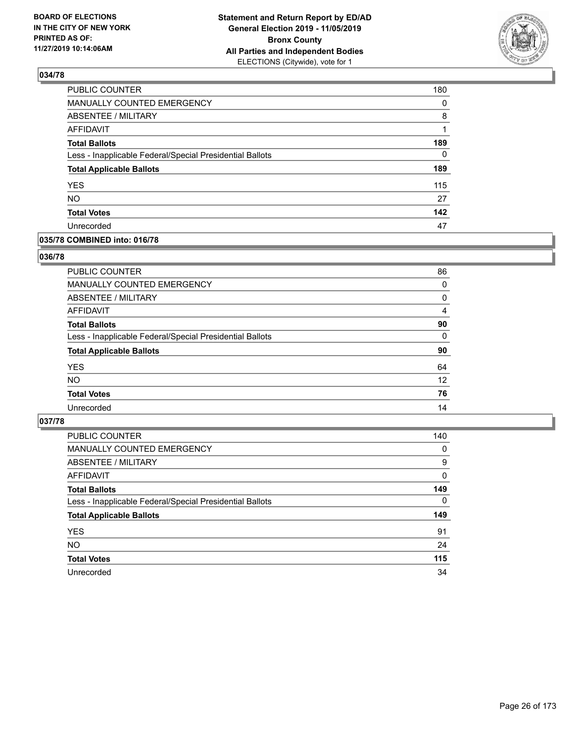**BOARD OF ELECTIONS IN THE CITY OF NEW YORK PRINTED AS OF: 11/27/2019 10:14:06AM**

**Statement and Return Report by ED/AD General Election 2019 - 11/05/2019 Bronx County All Parties and Independent Bodies** ELECTIONS (Citywide), vote for 1

### 034/78

| | |
|---|---|
| PUBLIC COUNTER | 180 |
| MANUALLY COUNTED EMERGENCY | 0 |
| ABSENTEE / MILITARY | 8 |
| AFFIDAVIT | 1 |
| **Total Ballots** | **189** |
| Less - Inapplicable Federal/Special Presidential Ballots | 0 |
| **Total Applicable Ballots** | **189** |
| YES | 115 |
| NO | 27 |
| **Total Votes** | **142** |
| Unrecorded | 47 |

### 035/78 COMBINED into: 016/78

### 036/78

| | |
|---|---|
| PUBLIC COUNTER | 86 |
| MANUALLY COUNTED EMERGENCY | 0 |
| ABSENTEE / MILITARY | 0 |
| AFFIDAVIT | 4 |
| **Total Ballots** | **90** |
| Less - Inapplicable Federal/Special Presidential Ballots | 0 |
| **Total Applicable Ballots** | **90** |
| YES | 64 |
| NO | 12 |
| **Total Votes** | **76** |
| Unrecorded | 14 |

### 037/78

| | |
|---|---|
| PUBLIC COUNTER | 140 |
| MANUALLY COUNTED EMERGENCY | 0 |
| ABSENTEE / MILITARY | 9 |
| AFFIDAVIT | 0 |
| **Total Ballots** | **149** |
| Less - Inapplicable Federal/Special Presidential Ballots | 0 |
| **Total Applicable Ballots** | **149** |
| YES | 91 |
| NO | 24 |
| **Total Votes** | **115** |
| Unrecorded | 34 |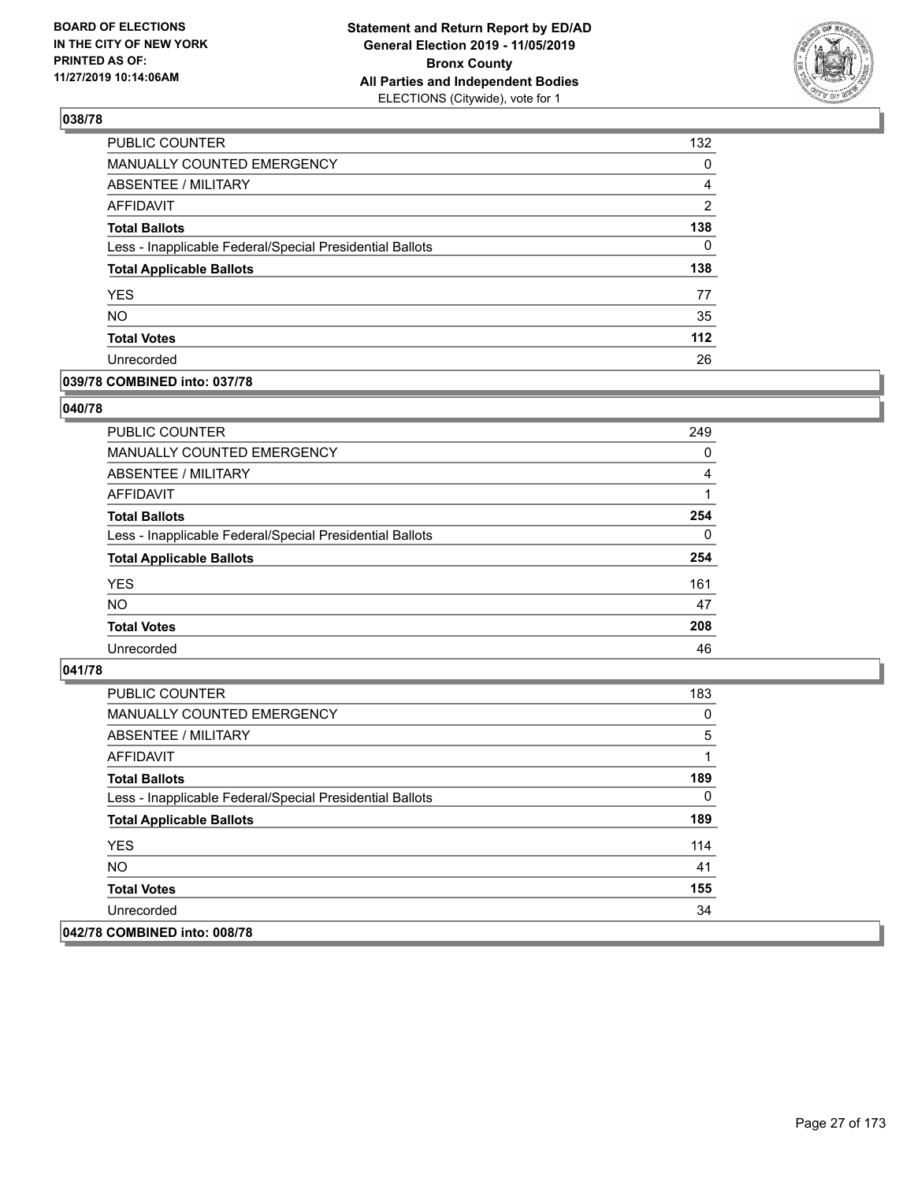## 038/78

| | |
|---|---|
| PUBLIC COUNTER | 132 |
| MANUALLY COUNTED EMERGENCY | 0 |
| ABSENTEE / MILITARY | 4 |
| AFFIDAVIT | 2 |
| **Total Ballots** | **138** |
| Less - Inapplicable Federal/Special Presidential Ballots | 0 |
| **Total Applicable Ballots** | **138** |
| YES | 77 |
| NO | 35 |
| **Total Votes** | **112** |
| Unrecorded | 26 |

## 039/78 COMBINED into: 037/78

## 040/78

| | |
|---|---|
| PUBLIC COUNTER | 249 |
| MANUALLY COUNTED EMERGENCY | 0 |
| ABSENTEE / MILITARY | 4 |
| AFFIDAVIT | 1 |
| **Total Ballots** | **254** |
| Less - Inapplicable Federal/Special Presidential Ballots | 0 |
| **Total Applicable Ballots** | **254** |
| YES | 161 |
| NO | 47 |
| **Total Votes** | **208** |
| Unrecorded | 46 |

## 041/78

| | |
|---|---|
| PUBLIC COUNTER | 183 |
| MANUALLY COUNTED EMERGENCY | 0 |
| ABSENTEE / MILITARY | 5 |
| AFFIDAVIT | 1 |
| **Total Ballots** | **189** |
| Less - Inapplicable Federal/Special Presidential Ballots | 0 |
| **Total Applicable Ballots** | **189** |
| YES | 114 |
| NO | 41 |
| **Total Votes** | **155** |
| Unrecorded | 34 |

## 042/78 COMBINED into: 008/78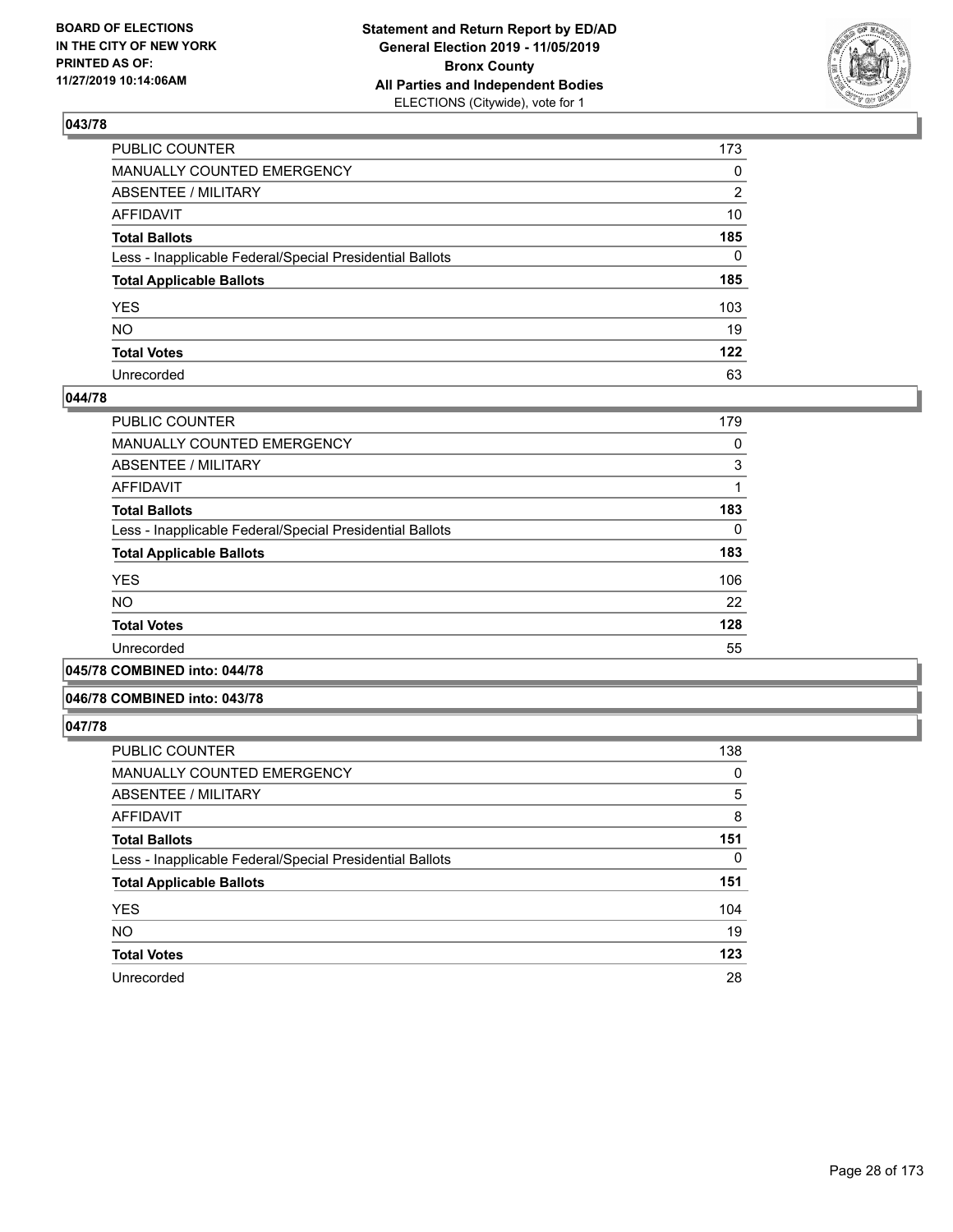**BOARD OF ELECTIONS IN THE CITY OF NEW YORK PRINTED AS OF: 11/27/2019 10:14:06AM**

**Statement and Return Report by ED/AD General Election 2019 - 11/05/2019 Bronx County All Parties and Independent Bodies**
ELECTIONS (Citywide), vote for 1

## 043/78

| | |
|---|---|
| PUBLIC COUNTER | 173 |
| MANUALLY COUNTED EMERGENCY | 0 |
| ABSENTEE / MILITARY | 2 |
| AFFIDAVIT | 10 |
| **Total Ballots** | **185** |
| Less - Inapplicable Federal/Special Presidential Ballots | 0 |
| **Total Applicable Ballots** | **185** |
| YES | 103 |
| NO | 19 |
| **Total Votes** | **122** |
| Unrecorded | 63 |

## 044/78

| | |
|---|---|
| PUBLIC COUNTER | 179 |
| MANUALLY COUNTED EMERGENCY | 0 |
| ABSENTEE / MILITARY | 3 |
| AFFIDAVIT | 1 |
| **Total Ballots** | **183** |
| Less - Inapplicable Federal/Special Presidential Ballots | 0 |
| **Total Applicable Ballots** | **183** |
| YES | 106 |
| NO | 22 |
| **Total Votes** | **128** |
| Unrecorded | 55 |

## 045/78 COMBINED into: 044/78

## 046/78 COMBINED into: 043/78

## 047/78

| | |
|---|---|
| PUBLIC COUNTER | 138 |
| MANUALLY COUNTED EMERGENCY | 0 |
| ABSENTEE / MILITARY | 5 |
| AFFIDAVIT | 8 |
| **Total Ballots** | **151** |
| Less - Inapplicable Federal/Special Presidential Ballots | 0 |
| **Total Applicable Ballots** | **151** |
| YES | 104 |
| NO | 19 |
| **Total Votes** | **123** |
| Unrecorded | 28 |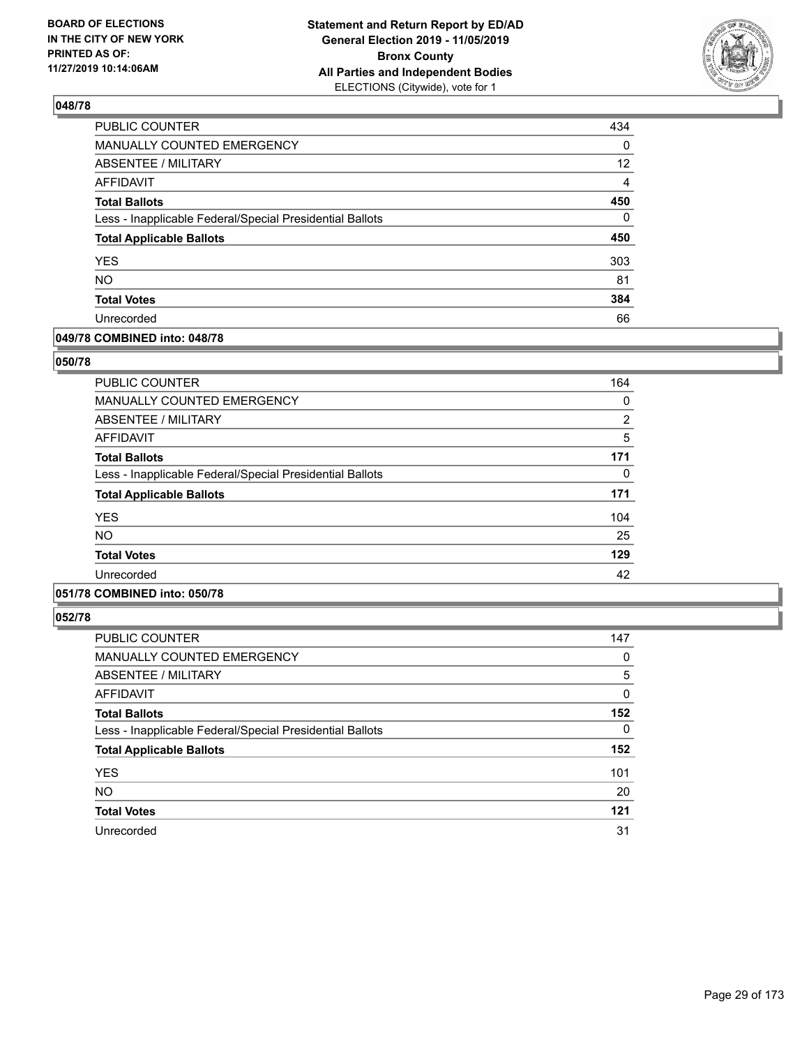**048/78**

| | |
|---|---|
| PUBLIC COUNTER | 434 |
| MANUALLY COUNTED EMERGENCY | 0 |
| ABSENTEE / MILITARY | 12 |
| AFFIDAVIT | 4 |
| **Total Ballots** | **450** |
| Less - Inapplicable Federal/Special Presidential Ballots | 0 |
| **Total Applicable Ballots** | **450** |
| YES | 303 |
| NO | 81 |
| **Total Votes** | **384** |
| Unrecorded | 66 |

**049/78 COMBINED into: 048/78**

**050/78**

| | |
|---|---|
| PUBLIC COUNTER | 164 |
| MANUALLY COUNTED EMERGENCY | 0 |
| ABSENTEE / MILITARY | 2 |
| AFFIDAVIT | 5 |
| **Total Ballots** | **171** |
| Less - Inapplicable Federal/Special Presidential Ballots | 0 |
| **Total Applicable Ballots** | **171** |
| YES | 104 |
| NO | 25 |
| **Total Votes** | **129** |
| Unrecorded | 42 |

**051/78 COMBINED into: 050/78**

**052/78**

| | |
|---|---|
| PUBLIC COUNTER | 147 |
| MANUALLY COUNTED EMERGENCY | 0 |
| ABSENTEE / MILITARY | 5 |
| AFFIDAVIT | 0 |
| **Total Ballots** | **152** |
| Less - Inapplicable Federal/Special Presidential Ballots | 0 |
| **Total Applicable Ballots** | **152** |
| YES | 101 |
| NO | 20 |
| **Total Votes** | **121** |
| Unrecorded | 31 |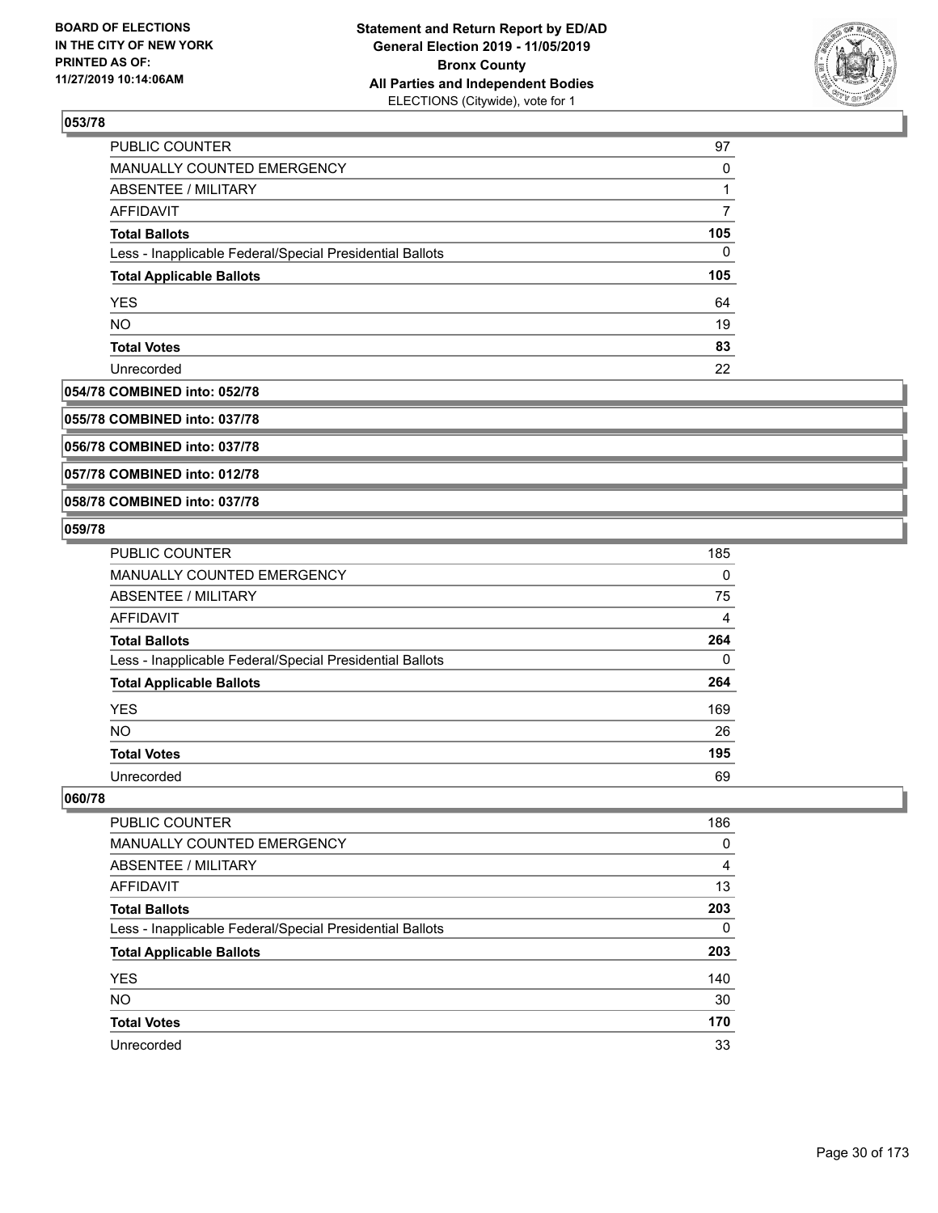## 053/78

| | |
|---|---|
| PUBLIC COUNTER | 97 |
| MANUALLY COUNTED EMERGENCY | 0 |
| ABSENTEE / MILITARY | 1 |
| AFFIDAVIT | 7 |
| **Total Ballots** | **105** |
| Less - Inapplicable Federal/Special Presidential Ballots | 0 |
| **Total Applicable Ballots** | **105** |
| YES | 64 |
| NO | 19 |
| **Total Votes** | **83** |
| Unrecorded | 22 |

## 054/78 COMBINED into: 052/78

## 055/78 COMBINED into: 037/78

## 056/78 COMBINED into: 037/78

## 057/78 COMBINED into: 012/78

## 058/78 COMBINED into: 037/78

## 059/78

| | |
|---|---|
| PUBLIC COUNTER | 185 |
| MANUALLY COUNTED EMERGENCY | 0 |
| ABSENTEE / MILITARY | 75 |
| AFFIDAVIT | 4 |
| **Total Ballots** | **264** |
| Less - Inapplicable Federal/Special Presidential Ballots | 0 |
| **Total Applicable Ballots** | **264** |
| YES | 169 |
| NO | 26 |
| **Total Votes** | **195** |
| Unrecorded | 69 |

## 060/78

| | |
|---|---|
| PUBLIC COUNTER | 186 |
| MANUALLY COUNTED EMERGENCY | 0 |
| ABSENTEE / MILITARY | 4 |
| AFFIDAVIT | 13 |
| **Total Ballots** | **203** |
| Less - Inapplicable Federal/Special Presidential Ballots | 0 |
| **Total Applicable Ballots** | **203** |
| YES | 140 |
| NO | 30 |
| **Total Votes** | **170** |
| Unrecorded | 33 |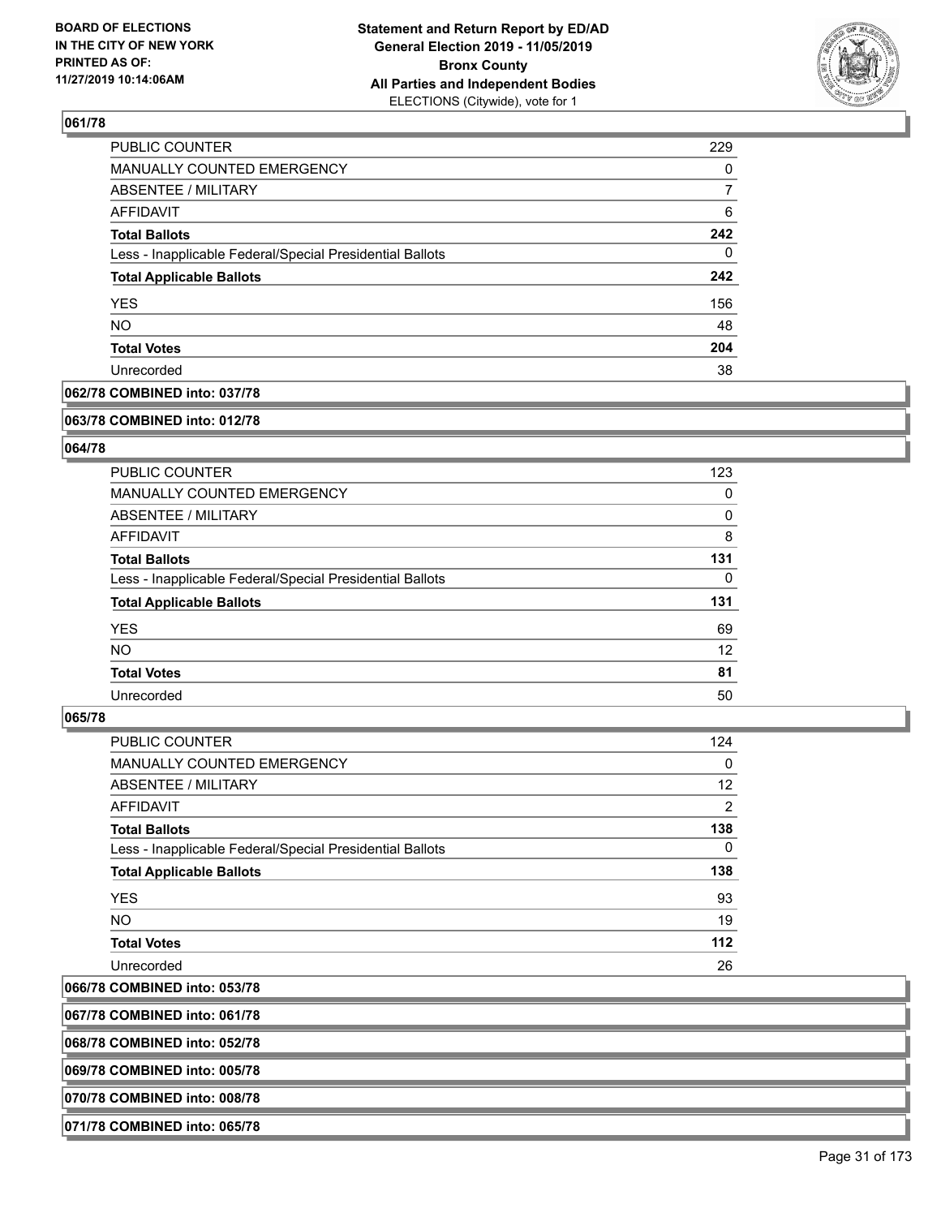## 061/78

| | |
|---|---|
| PUBLIC COUNTER | 229 |
| MANUALLY COUNTED EMERGENCY | 0 |
| ABSENTEE / MILITARY | 7 |
| AFFIDAVIT | 6 |
| **Total Ballots** | **242** |
| Less - Inapplicable Federal/Special Presidential Ballots | 0 |
| **Total Applicable Ballots** | **242** |
| YES | 156 |
| NO | 48 |
| **Total Votes** | **204** |
| Unrecorded | 38 |

## 062/78 COMBINED into: 037/78

## 063/78 COMBINED into: 012/78

## 064/78

| | |
|---|---|
| PUBLIC COUNTER | 123 |
| MANUALLY COUNTED EMERGENCY | 0 |
| ABSENTEE / MILITARY | 0 |
| AFFIDAVIT | 8 |
| **Total Ballots** | **131** |
| Less - Inapplicable Federal/Special Presidential Ballots | 0 |
| **Total Applicable Ballots** | **131** |
| YES | 69 |
| NO | 12 |
| **Total Votes** | **81** |
| Unrecorded | 50 |

## 065/78

| | |
|---|---|
| PUBLIC COUNTER | 124 |
| MANUALLY COUNTED EMERGENCY | 0 |
| ABSENTEE / MILITARY | 12 |
| AFFIDAVIT | 2 |
| **Total Ballots** | **138** |
| Less - Inapplicable Federal/Special Presidential Ballots | 0 |
| **Total Applicable Ballots** | **138** |
| YES | 93 |
| NO | 19 |
| **Total Votes** | **112** |
| Unrecorded | 26 |

## 066/78 COMBINED into: 053/78

## 067/78 COMBINED into: 061/78

## 068/78 COMBINED into: 052/78

## 069/78 COMBINED into: 005/78

## 070/78 COMBINED into: 008/78

## 071/78 COMBINED into: 065/78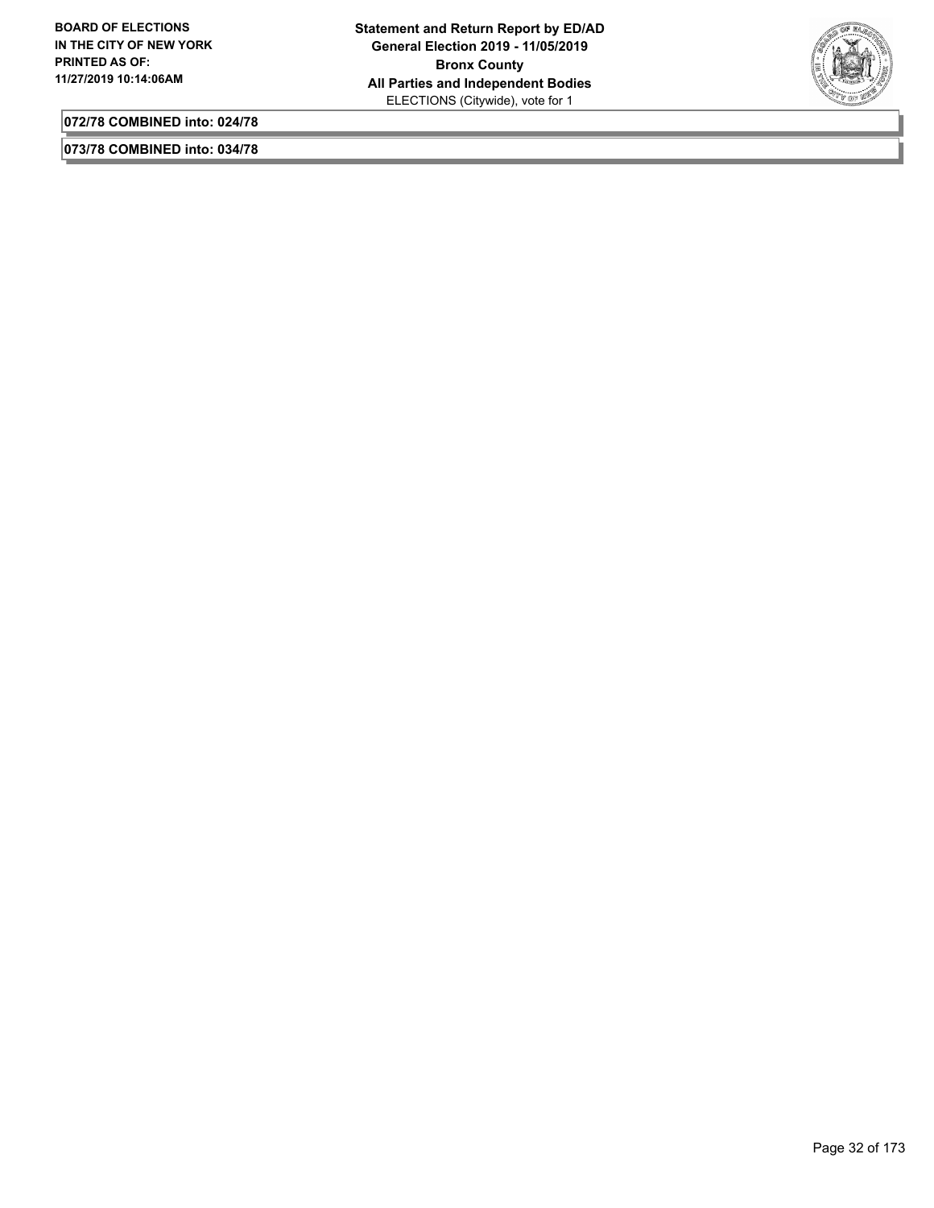**072/78 COMBINED into: 024/78**

**073/78 COMBINED into: 034/78**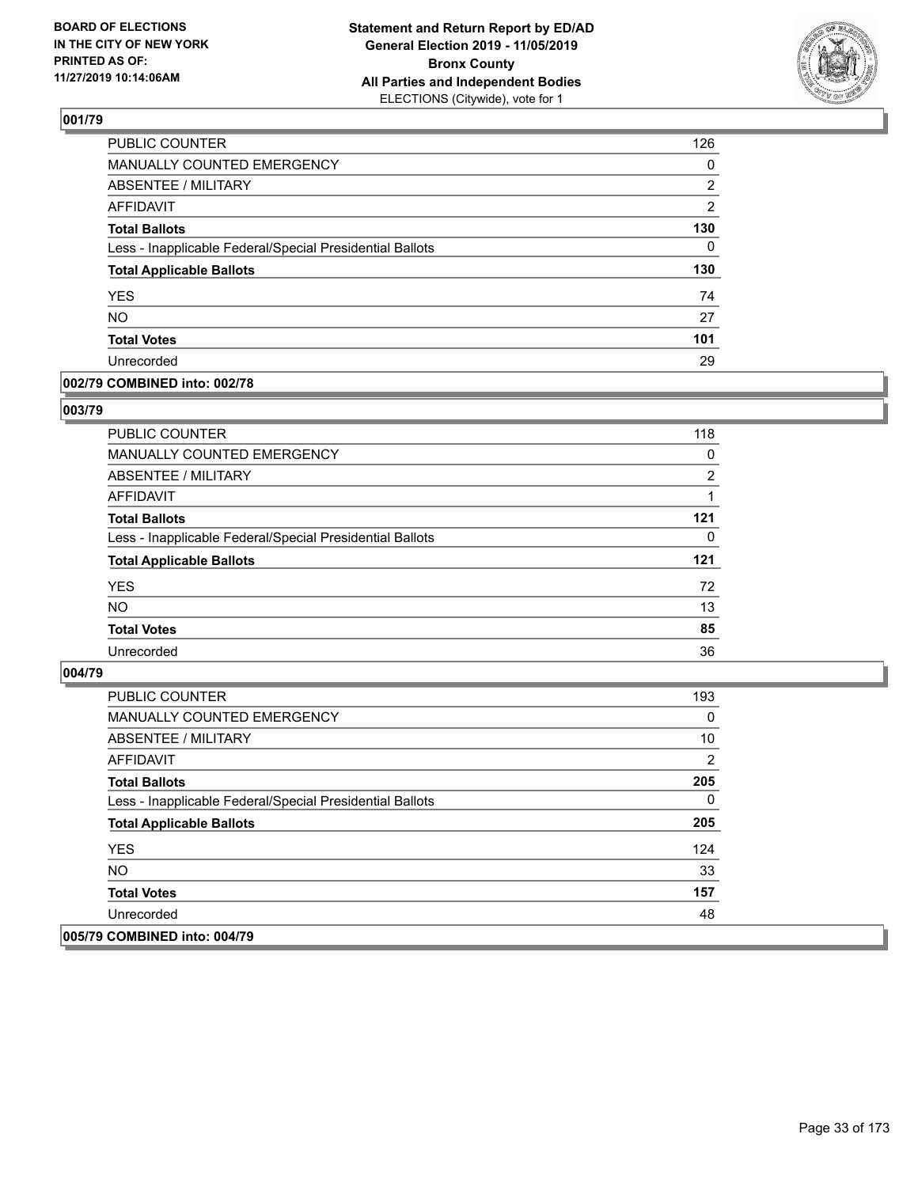**BOARD OF ELECTIONS IN THE CITY OF NEW YORK PRINTED AS OF: 11/27/2019 10:14:06AM**

**Statement and Return Report by ED/AD General Election 2019 - 11/05/2019 Bronx County All Parties and Independent Bodies** ELECTIONS (Citywide), vote for 1

### 001/79

| | |
|---|---|
| PUBLIC COUNTER | 126 |
| MANUALLY COUNTED EMERGENCY | 0 |
| ABSENTEE / MILITARY | 2 |
| AFFIDAVIT | 2 |
| **Total Ballots** | **130** |
| Less - Inapplicable Federal/Special Presidential Ballots | 0 |
| **Total Applicable Ballots** | **130** |
| YES | 74 |
| NO | 27 |
| **Total Votes** | **101** |
| Unrecorded | 29 |

### 002/79 COMBINED into: 002/78

### 003/79

| | |
|---|---|
| PUBLIC COUNTER | 118 |
| MANUALLY COUNTED EMERGENCY | 0 |
| ABSENTEE / MILITARY | 2 |
| AFFIDAVIT | 1 |
| **Total Ballots** | **121** |
| Less - Inapplicable Federal/Special Presidential Ballots | 0 |
| **Total Applicable Ballots** | **121** |
| YES | 72 |
| NO | 13 |
| **Total Votes** | **85** |
| Unrecorded | 36 |

### 004/79

| | |
|---|---|
| PUBLIC COUNTER | 193 |
| MANUALLY COUNTED EMERGENCY | 0 |
| ABSENTEE / MILITARY | 10 |
| AFFIDAVIT | 2 |
| **Total Ballots** | **205** |
| Less - Inapplicable Federal/Special Presidential Ballots | 0 |
| **Total Applicable Ballots** | **205** |
| YES | 124 |
| NO | 33 |
| **Total Votes** | **157** |
| Unrecorded | 48 |

### 005/79 COMBINED into: 004/79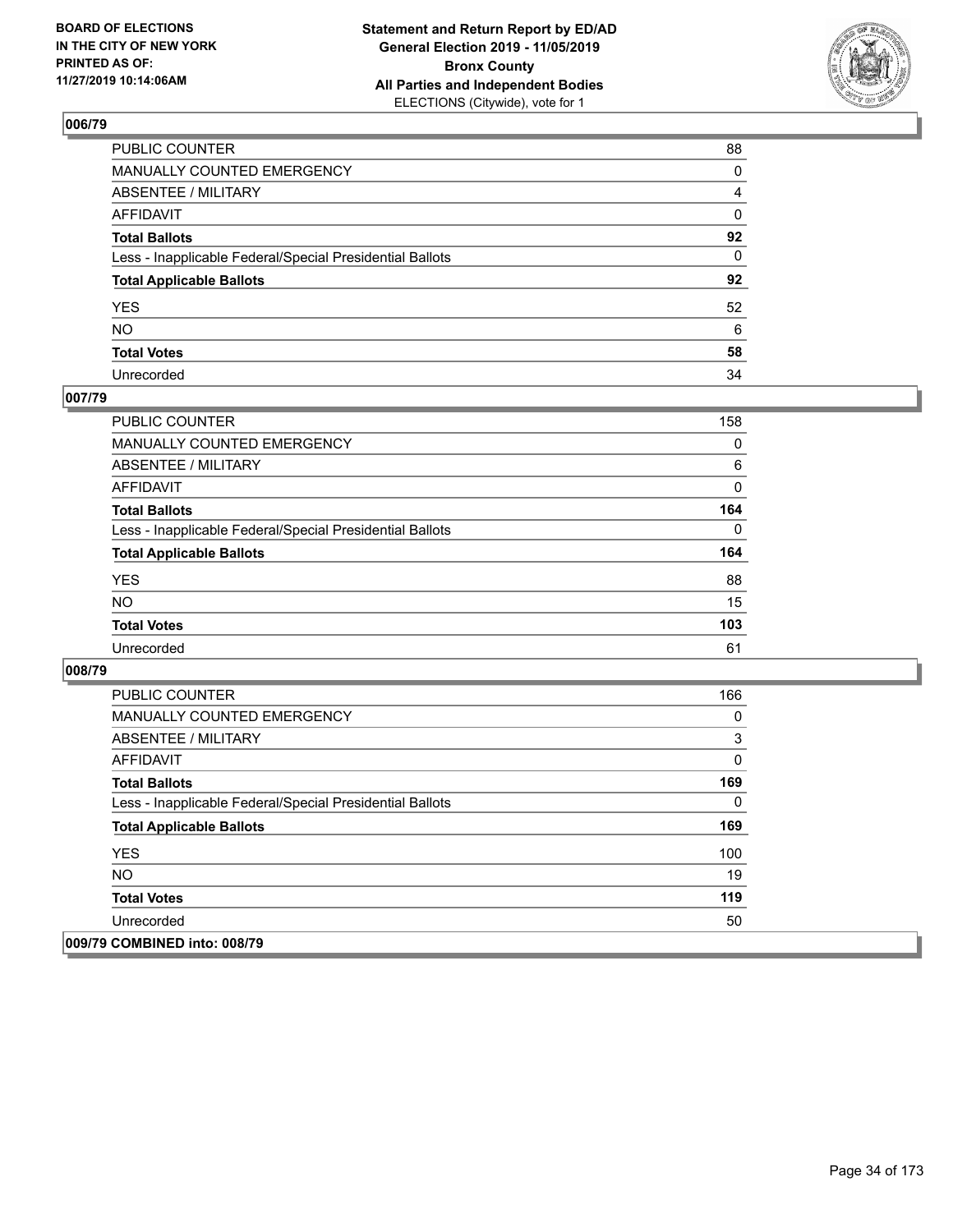## 006/79

| | |
|---|---|
| PUBLIC COUNTER | 88 |
| MANUALLY COUNTED EMERGENCY | 0 |
| ABSENTEE / MILITARY | 4 |
| AFFIDAVIT | 0 |
| **Total Ballots** | **92** |
| Less - Inapplicable Federal/Special Presidential Ballots | 0 |
| **Total Applicable Ballots** | **92** |
| YES | 52 |
| NO | 6 |
| **Total Votes** | **58** |
| Unrecorded | 34 |

## 007/79

| | |
|---|---|
| PUBLIC COUNTER | 158 |
| MANUALLY COUNTED EMERGENCY | 0 |
| ABSENTEE / MILITARY | 6 |
| AFFIDAVIT | 0 |
| **Total Ballots** | **164** |
| Less - Inapplicable Federal/Special Presidential Ballots | 0 |
| **Total Applicable Ballots** | **164** |
| YES | 88 |
| NO | 15 |
| **Total Votes** | **103** |
| Unrecorded | 61 |

## 008/79

| | |
|---|---|
| PUBLIC COUNTER | 166 |
| MANUALLY COUNTED EMERGENCY | 0 |
| ABSENTEE / MILITARY | 3 |
| AFFIDAVIT | 0 |
| **Total Ballots** | **169** |
| Less - Inapplicable Federal/Special Presidential Ballots | 0 |
| **Total Applicable Ballots** | **169** |
| YES | 100 |
| NO | 19 |
| **Total Votes** | **119** |
| Unrecorded | 50 |

## 009/79 COMBINED into: 008/79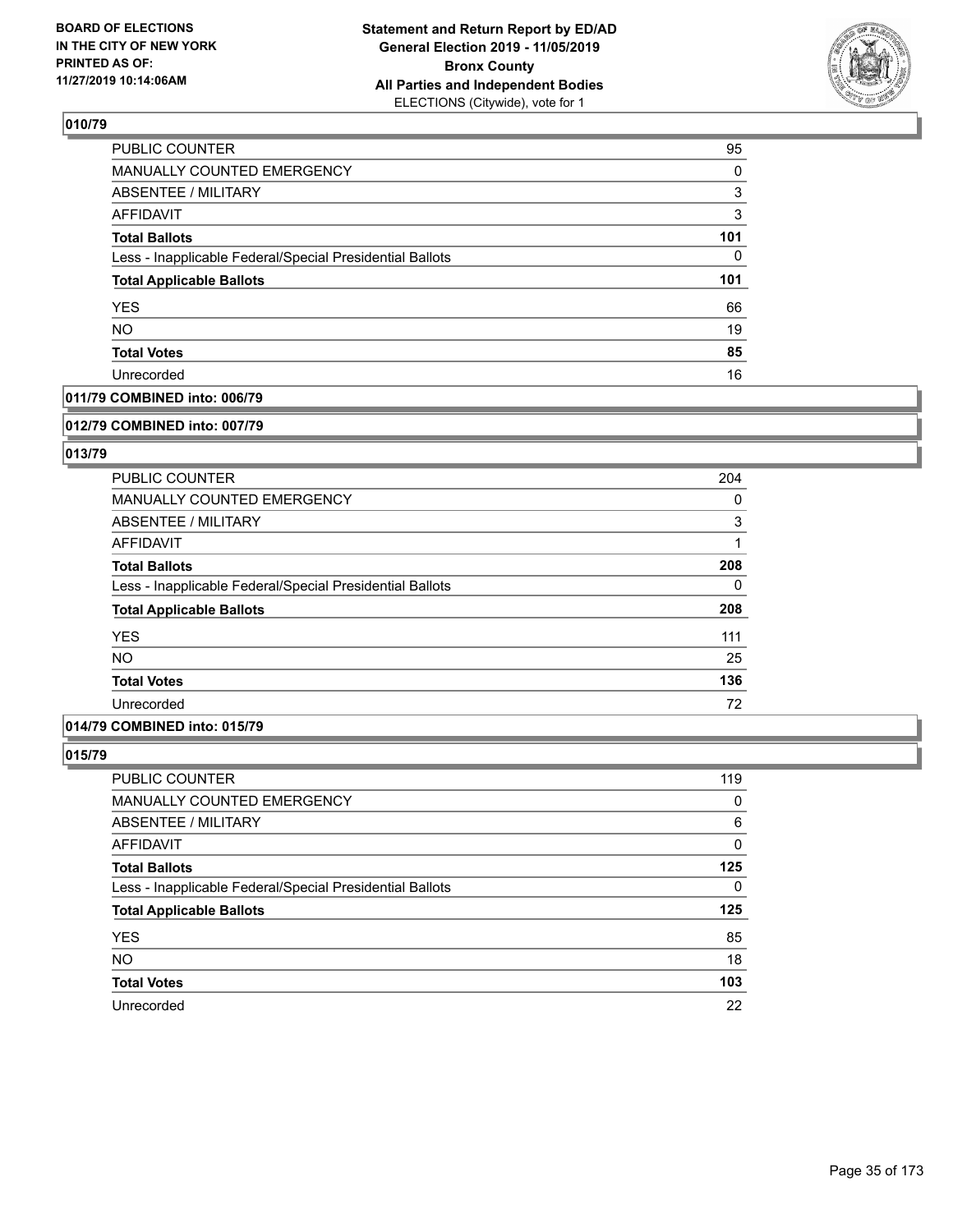### 010/79

| | |
|---|---|
| PUBLIC COUNTER | 95 |
| MANUALLY COUNTED EMERGENCY | 0 |
| ABSENTEE / MILITARY | 3 |
| AFFIDAVIT | 3 |
| **Total Ballots** | **101** |
| Less - Inapplicable Federal/Special Presidential Ballots | 0 |
| **Total Applicable Ballots** | **101** |
| YES | 66 |
| NO | 19 |
| **Total Votes** | **85** |
| Unrecorded | 16 |

### 011/79 COMBINED into: 006/79

### 012/79 COMBINED into: 007/79

### 013/79

| | |
|---|---|
| PUBLIC COUNTER | 204 |
| MANUALLY COUNTED EMERGENCY | 0 |
| ABSENTEE / MILITARY | 3 |
| AFFIDAVIT | 1 |
| **Total Ballots** | **208** |
| Less - Inapplicable Federal/Special Presidential Ballots | 0 |
| **Total Applicable Ballots** | **208** |
| YES | 111 |
| NO | 25 |
| **Total Votes** | **136** |
| Unrecorded | 72 |

### 014/79 COMBINED into: 015/79

### 015/79

| | |
|---|---|
| PUBLIC COUNTER | 119 |
| MANUALLY COUNTED EMERGENCY | 0 |
| ABSENTEE / MILITARY | 6 |
| AFFIDAVIT | 0 |
| **Total Ballots** | **125** |
| Less - Inapplicable Federal/Special Presidential Ballots | 0 |
| **Total Applicable Ballots** | **125** |
| YES | 85 |
| NO | 18 |
| **Total Votes** | **103** |
| Unrecorded | 22 |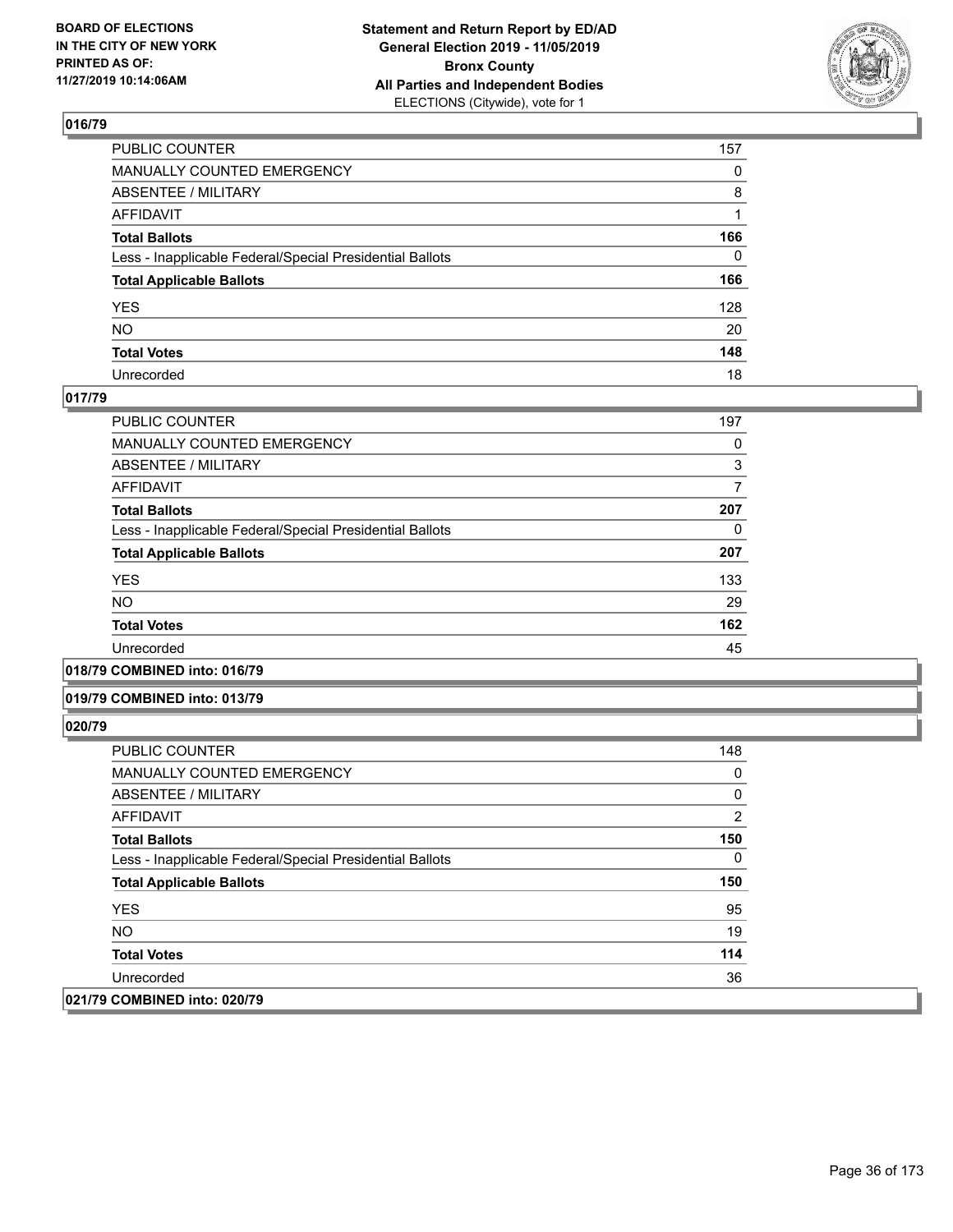## 016/79

| | |
|---|---|
| PUBLIC COUNTER | 157 |
| MANUALLY COUNTED EMERGENCY | 0 |
| ABSENTEE / MILITARY | 8 |
| AFFIDAVIT | 1 |
| **Total Ballots** | **166** |
| Less - Inapplicable Federal/Special Presidential Ballots | 0 |
| **Total Applicable Ballots** | **166** |
| YES | 128 |
| NO | 20 |
| **Total Votes** | **148** |
| Unrecorded | 18 |

## 017/79

| | |
|---|---|
| PUBLIC COUNTER | 197 |
| MANUALLY COUNTED EMERGENCY | 0 |
| ABSENTEE / MILITARY | 3 |
| AFFIDAVIT | 7 |
| **Total Ballots** | **207** |
| Less - Inapplicable Federal/Special Presidential Ballots | 0 |
| **Total Applicable Ballots** | **207** |
| YES | 133 |
| NO | 29 |
| **Total Votes** | **162** |
| Unrecorded | 45 |

## 018/79 COMBINED into: 016/79

## 019/79 COMBINED into: 013/79

## 020/79

| | |
|---|---|
| PUBLIC COUNTER | 148 |
| MANUALLY COUNTED EMERGENCY | 0 |
| ABSENTEE / MILITARY | 0 |
| AFFIDAVIT | 2 |
| **Total Ballots** | **150** |
| Less - Inapplicable Federal/Special Presidential Ballots | 0 |
| **Total Applicable Ballots** | **150** |
| YES | 95 |
| NO | 19 |
| **Total Votes** | **114** |
| Unrecorded | 36 |

## 021/79 COMBINED into: 020/79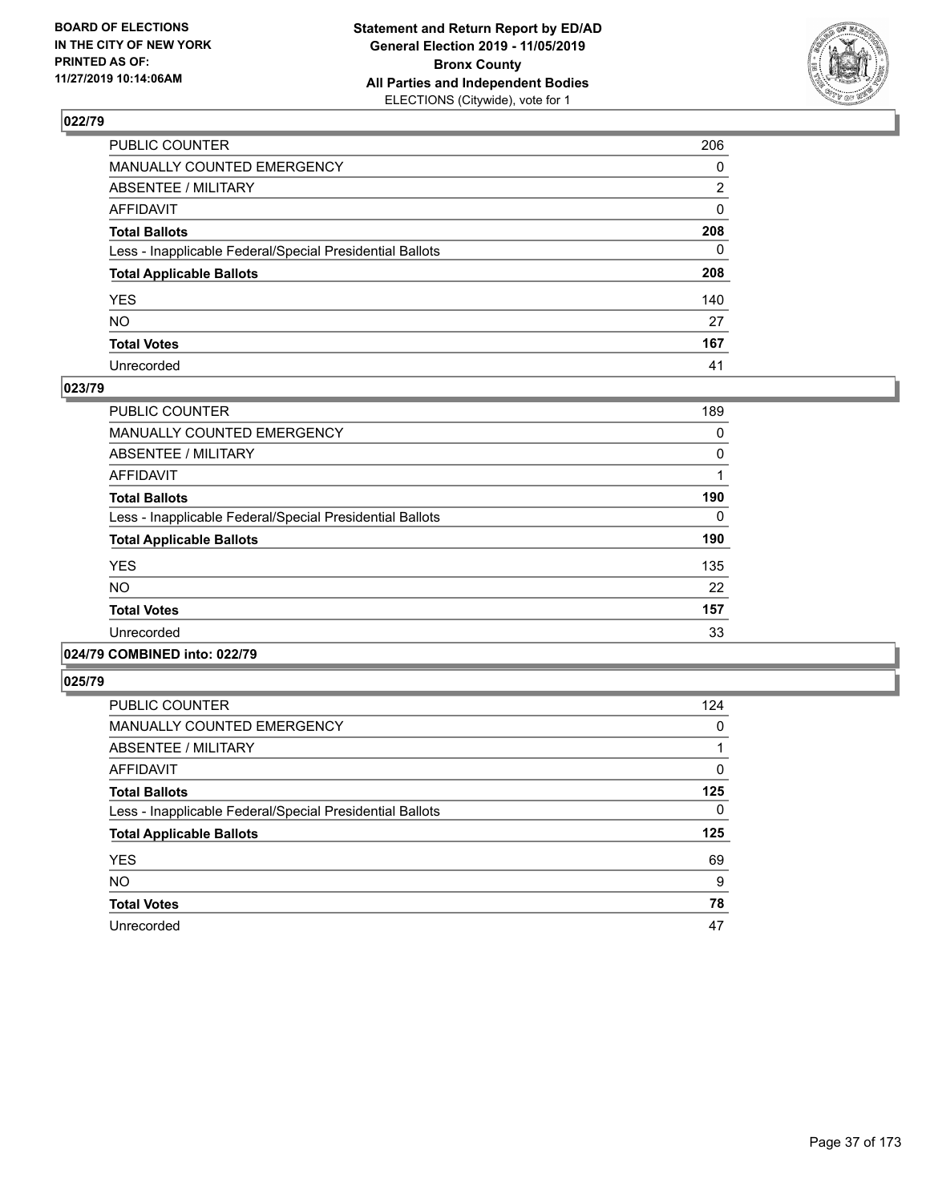**BOARD OF ELECTIONS IN THE CITY OF NEW YORK PRINTED AS OF: 11/27/2019 10:14:06AM**

**Statement and Return Report by ED/AD General Election 2019 - 11/05/2019 Bronx County All Parties and Independent Bodies** ELECTIONS (Citywide), vote for 1

### 022/79

| | |
|---|---|
| PUBLIC COUNTER | 206 |
| MANUALLY COUNTED EMERGENCY | 0 |
| ABSENTEE / MILITARY | 2 |
| AFFIDAVIT | 0 |
| **Total Ballots** | **208** |
| Less - Inapplicable Federal/Special Presidential Ballots | 0 |
| **Total Applicable Ballots** | **208** |
| YES | 140 |
| NO | 27 |
| **Total Votes** | **167** |
| Unrecorded | 41 |

### 023/79

| | |
|---|---|
| PUBLIC COUNTER | 189 |
| MANUALLY COUNTED EMERGENCY | 0 |
| ABSENTEE / MILITARY | 0 |
| AFFIDAVIT | 1 |
| **Total Ballots** | **190** |
| Less - Inapplicable Federal/Special Presidential Ballots | 0 |
| **Total Applicable Ballots** | **190** |
| YES | 135 |
| NO | 22 |
| **Total Votes** | **157** |
| Unrecorded | 33 |

### 024/79 COMBINED into: 022/79

### 025/79

| | |
|---|---|
| PUBLIC COUNTER | 124 |
| MANUALLY COUNTED EMERGENCY | 0 |
| ABSENTEE / MILITARY | 1 |
| AFFIDAVIT | 0 |
| **Total Ballots** | **125** |
| Less - Inapplicable Federal/Special Presidential Ballots | 0 |
| **Total Applicable Ballots** | **125** |
| YES | 69 |
| NO | 9 |
| **Total Votes** | **78** |
| Unrecorded | 47 |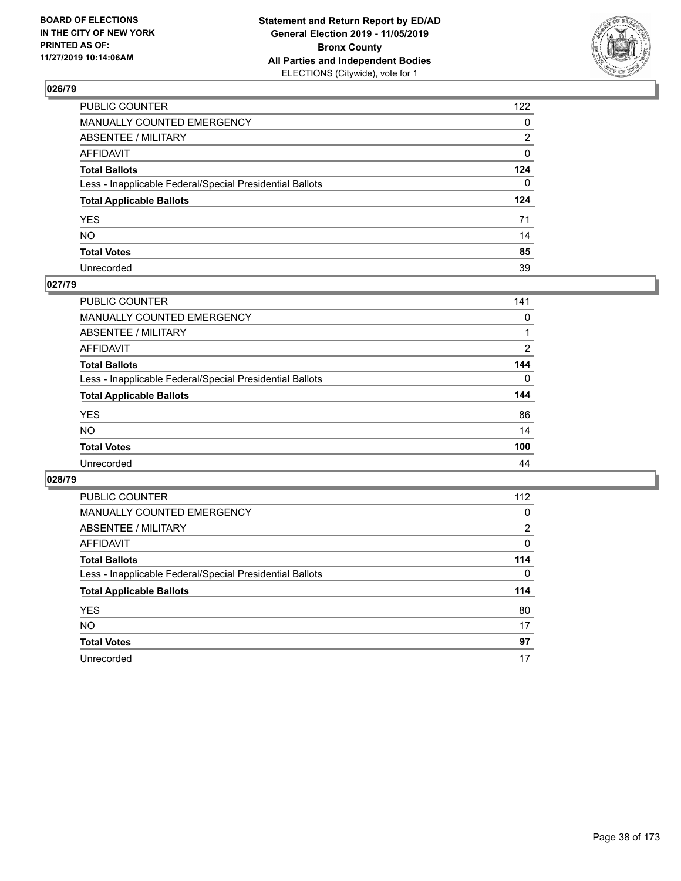BOARD OF ELECTIONS
IN THE CITY OF NEW YORK
PRINTED AS OF:
11/27/2019 10:14:06AM

**Statement and Return Report by ED/AD**
**General Election 2019 - 11/05/2019**
**Bronx County**
**All Parties and Independent Bodies**
ELECTIONS (Citywide), vote for 1

## 026/79

| | |
|---|---|
| PUBLIC COUNTER | 122 |
| MANUALLY COUNTED EMERGENCY | 0 |
| ABSENTEE / MILITARY | 2 |
| AFFIDAVIT | 0 |
| **Total Ballots** | **124** |
| Less - Inapplicable Federal/Special Presidential Ballots | 0 |
| **Total Applicable Ballots** | **124** |
| YES | 71 |
| NO | 14 |
| **Total Votes** | **85** |
| Unrecorded | 39 |

## 027/79

| | |
|---|---|
| PUBLIC COUNTER | 141 |
| MANUALLY COUNTED EMERGENCY | 0 |
| ABSENTEE / MILITARY | 1 |
| AFFIDAVIT | 2 |
| **Total Ballots** | **144** |
| Less - Inapplicable Federal/Special Presidential Ballots | 0 |
| **Total Applicable Ballots** | **144** |
| YES | 86 |
| NO | 14 |
| **Total Votes** | **100** |
| Unrecorded | 44 |

## 028/79

| | |
|---|---|
| PUBLIC COUNTER | 112 |
| MANUALLY COUNTED EMERGENCY | 0 |
| ABSENTEE / MILITARY | 2 |
| AFFIDAVIT | 0 |
| **Total Ballots** | **114** |
| Less - Inapplicable Federal/Special Presidential Ballots | 0 |
| **Total Applicable Ballots** | **114** |
| YES | 80 |
| NO | 17 |
| **Total Votes** | **97** |
| Unrecorded | 17 |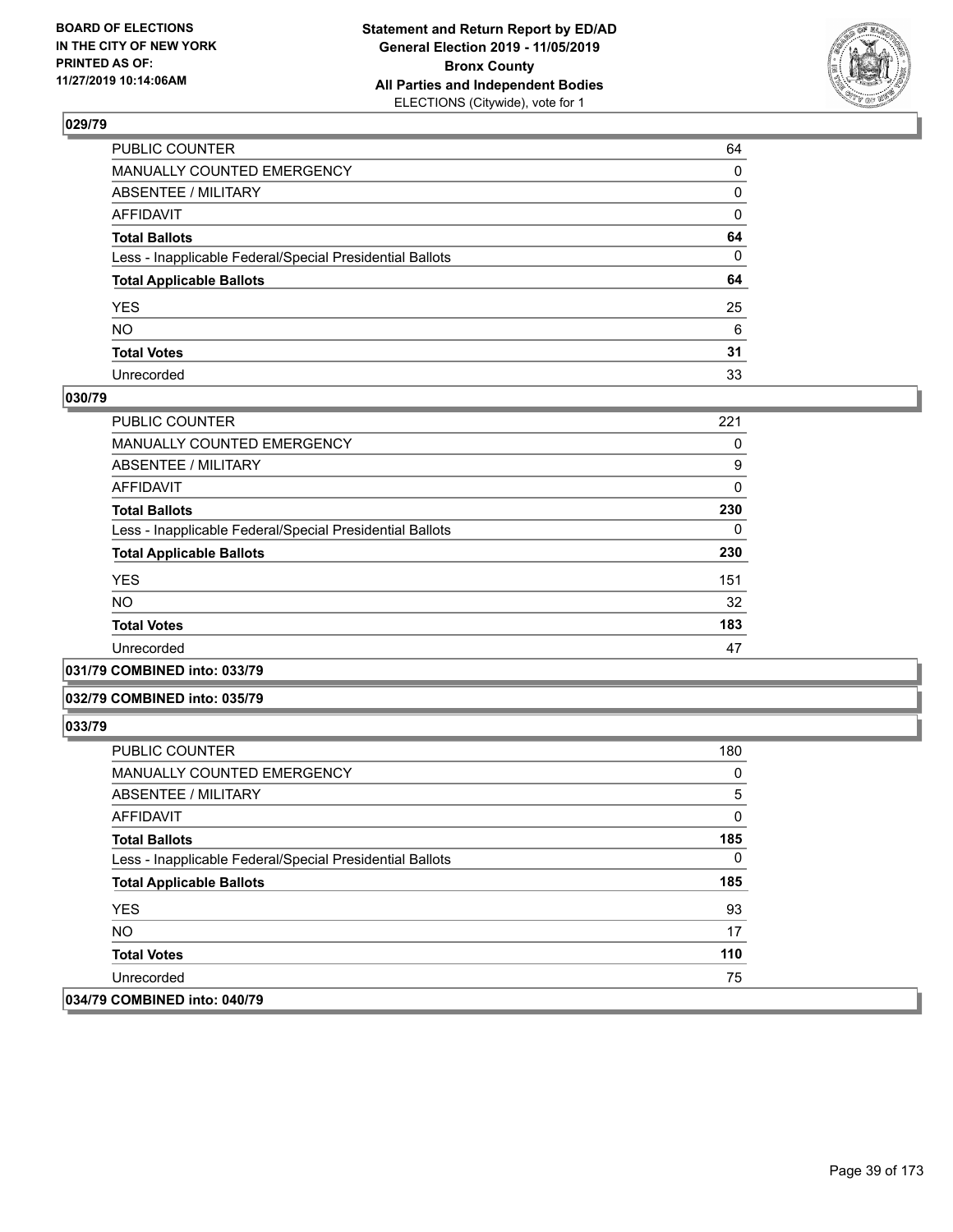## 029/79

| | |
|---|---|
| PUBLIC COUNTER | 64 |
| MANUALLY COUNTED EMERGENCY | 0 |
| ABSENTEE / MILITARY | 0 |
| AFFIDAVIT | 0 |
| **Total Ballots** | **64** |
| Less - Inapplicable Federal/Special Presidential Ballots | 0 |
| **Total Applicable Ballots** | **64** |
| YES | 25 |
| NO | 6 |
| **Total Votes** | **31** |
| Unrecorded | 33 |

## 030/79

| | |
|---|---|
| PUBLIC COUNTER | 221 |
| MANUALLY COUNTED EMERGENCY | 0 |
| ABSENTEE / MILITARY | 9 |
| AFFIDAVIT | 0 |
| **Total Ballots** | **230** |
| Less - Inapplicable Federal/Special Presidential Ballots | 0 |
| **Total Applicable Ballots** | **230** |
| YES | 151 |
| NO | 32 |
| **Total Votes** | **183** |
| Unrecorded | 47 |

## 031/79 COMBINED into: 033/79

## 032/79 COMBINED into: 035/79

## 033/79

| | |
|---|---|
| PUBLIC COUNTER | 180 |
| MANUALLY COUNTED EMERGENCY | 0 |
| ABSENTEE / MILITARY | 5 |
| AFFIDAVIT | 0 |
| **Total Ballots** | **185** |
| Less - Inapplicable Federal/Special Presidential Ballots | 0 |
| **Total Applicable Ballots** | **185** |
| YES | 93 |
| NO | 17 |
| **Total Votes** | **110** |
| Unrecorded | 75 |

## 034/79 COMBINED into: 040/79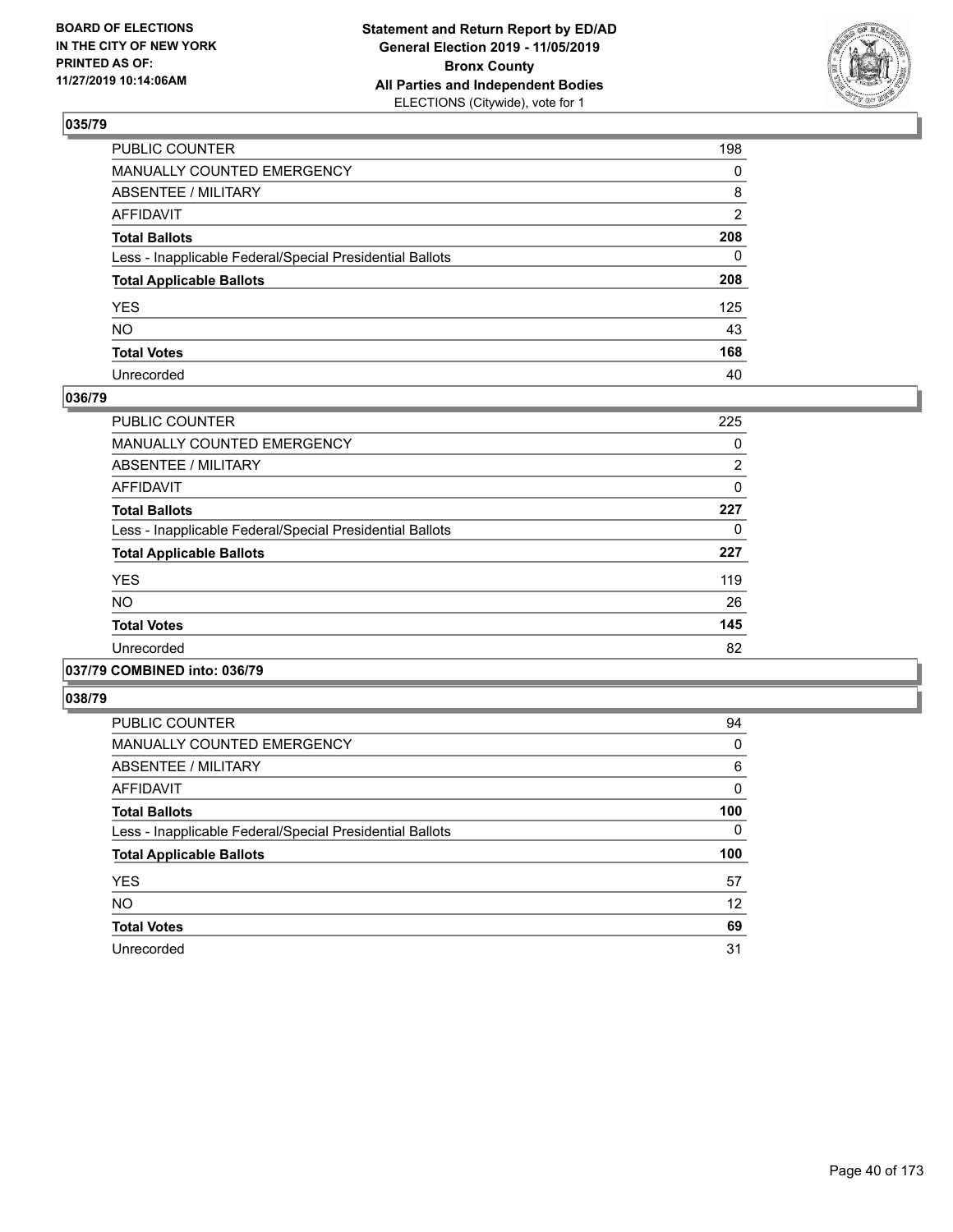**BOARD OF ELECTIONS IN THE CITY OF NEW YORK PRINTED AS OF: 11/27/2019 10:14:06AM**

**Statement and Return Report by ED/AD General Election 2019 - 11/05/2019 Bronx County All Parties and Independent Bodies** ELECTIONS (Citywide), vote for 1

## 035/79

| | |
|---|---|
| PUBLIC COUNTER | 198 |
| MANUALLY COUNTED EMERGENCY | 0 |
| ABSENTEE / MILITARY | 8 |
| AFFIDAVIT | 2 |
| **Total Ballots** | **208** |
| Less - Inapplicable Federal/Special Presidential Ballots | 0 |
| **Total Applicable Ballots** | **208** |
| YES | 125 |
| NO | 43 |
| **Total Votes** | **168** |
| Unrecorded | 40 |

## 036/79

| | |
|---|---|
| PUBLIC COUNTER | 225 |
| MANUALLY COUNTED EMERGENCY | 0 |
| ABSENTEE / MILITARY | 2 |
| AFFIDAVIT | 0 |
| **Total Ballots** | **227** |
| Less - Inapplicable Federal/Special Presidential Ballots | 0 |
| **Total Applicable Ballots** | **227** |
| YES | 119 |
| NO | 26 |
| **Total Votes** | **145** |
| Unrecorded | 82 |

## 037/79 COMBINED into: 036/79

## 038/79

| | |
|---|---|
| PUBLIC COUNTER | 94 |
| MANUALLY COUNTED EMERGENCY | 0 |
| ABSENTEE / MILITARY | 6 |
| AFFIDAVIT | 0 |
| **Total Ballots** | **100** |
| Less - Inapplicable Federal/Special Presidential Ballots | 0 |
| **Total Applicable Ballots** | **100** |
| YES | 57 |
| NO | 12 |
| **Total Votes** | **69** |
| Unrecorded | 31 |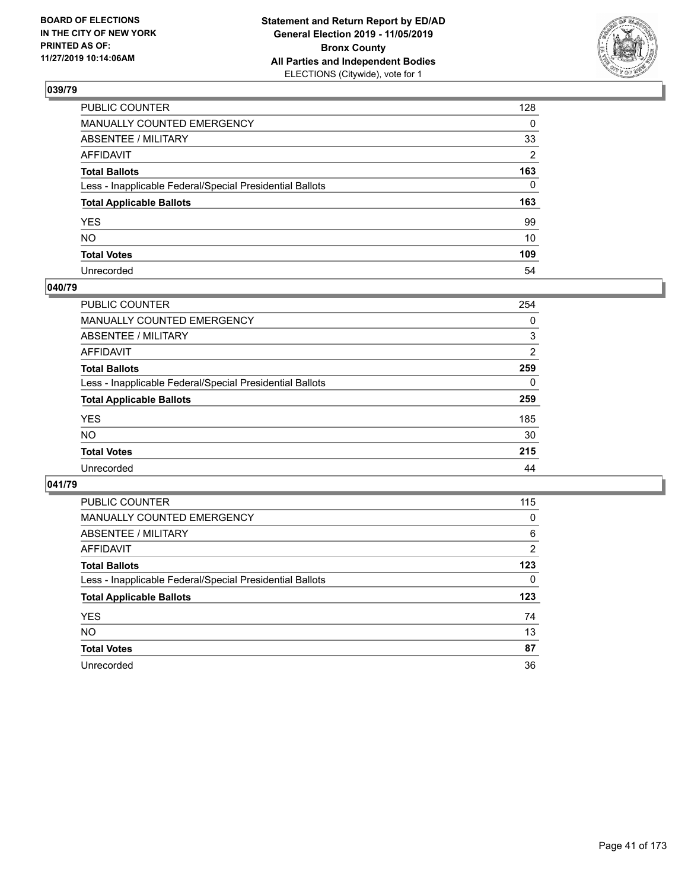## 039/79

| | |
|---|---|
| PUBLIC COUNTER | 128 |
| MANUALLY COUNTED EMERGENCY | 0 |
| ABSENTEE / MILITARY | 33 |
| AFFIDAVIT | 2 |
| **Total Ballots** | **163** |
| Less - Inapplicable Federal/Special Presidential Ballots | 0 |
| **Total Applicable Ballots** | **163** |
| YES | 99 |
| NO | 10 |
| **Total Votes** | **109** |
| Unrecorded | 54 |

## 040/79

| | |
|---|---|
| PUBLIC COUNTER | 254 |
| MANUALLY COUNTED EMERGENCY | 0 |
| ABSENTEE / MILITARY | 3 |
| AFFIDAVIT | 2 |
| **Total Ballots** | **259** |
| Less - Inapplicable Federal/Special Presidential Ballots | 0 |
| **Total Applicable Ballots** | **259** |
| YES | 185 |
| NO | 30 |
| **Total Votes** | **215** |
| Unrecorded | 44 |

## 041/79

| | |
|---|---|
| PUBLIC COUNTER | 115 |
| MANUALLY COUNTED EMERGENCY | 0 |
| ABSENTEE / MILITARY | 6 |
| AFFIDAVIT | 2 |
| **Total Ballots** | **123** |
| Less - Inapplicable Federal/Special Presidential Ballots | 0 |
| **Total Applicable Ballots** | **123** |
| YES | 74 |
| NO | 13 |
| **Total Votes** | **87** |
| Unrecorded | 36 |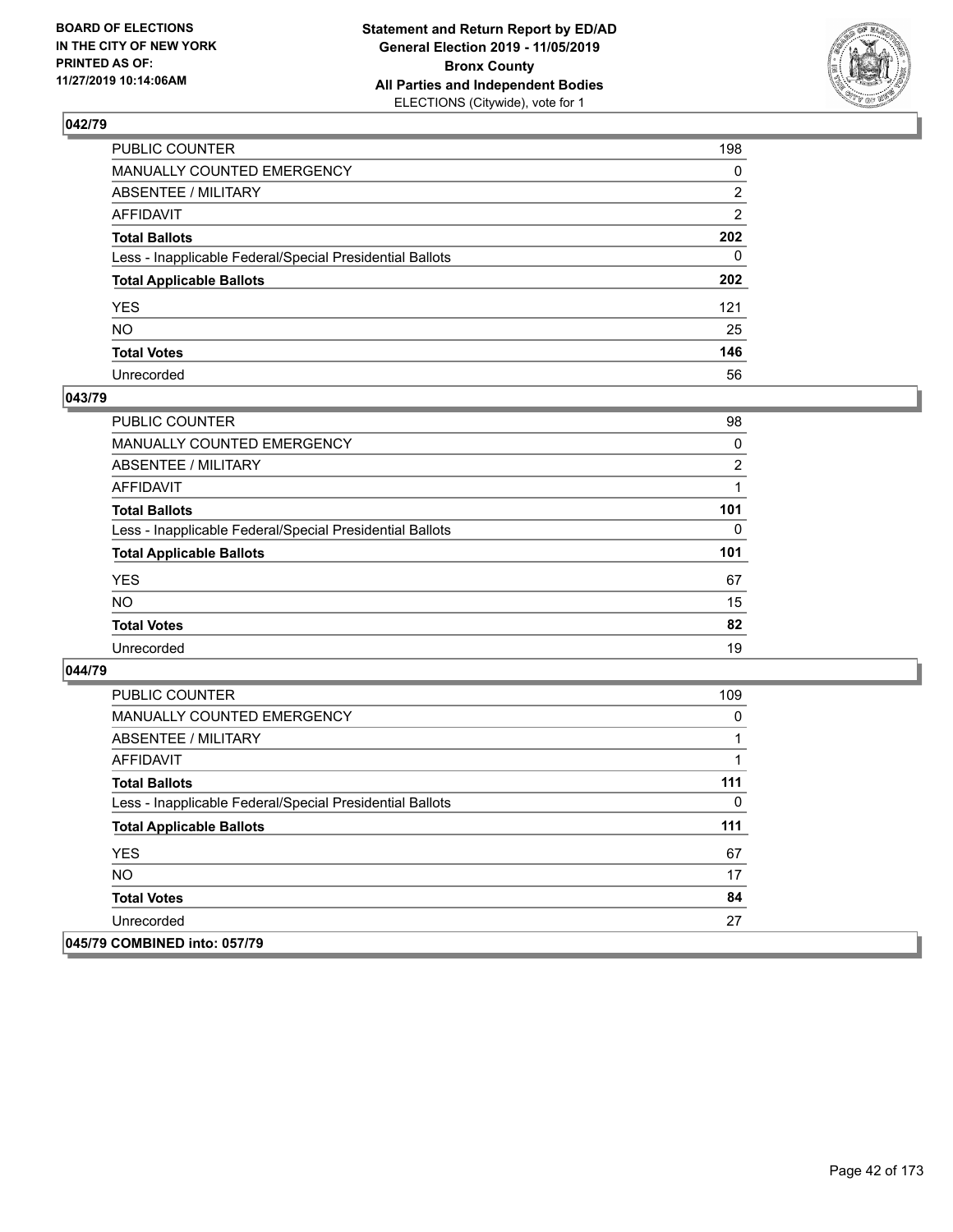## 042/79

| | |
|---|---|
| PUBLIC COUNTER | 198 |
| MANUALLY COUNTED EMERGENCY | 0 |
| ABSENTEE / MILITARY | 2 |
| AFFIDAVIT | 2 |
| **Total Ballots** | **202** |
| Less - Inapplicable Federal/Special Presidential Ballots | 0 |
| **Total Applicable Ballots** | **202** |
| YES | 121 |
| NO | 25 |
| **Total Votes** | **146** |
| Unrecorded | 56 |

## 043/79

| | |
|---|---|
| PUBLIC COUNTER | 98 |
| MANUALLY COUNTED EMERGENCY | 0 |
| ABSENTEE / MILITARY | 2 |
| AFFIDAVIT | 1 |
| **Total Ballots** | **101** |
| Less - Inapplicable Federal/Special Presidential Ballots | 0 |
| **Total Applicable Ballots** | **101** |
| YES | 67 |
| NO | 15 |
| **Total Votes** | **82** |
| Unrecorded | 19 |

## 044/79

| | |
|---|---|
| PUBLIC COUNTER | 109 |
| MANUALLY COUNTED EMERGENCY | 0 |
| ABSENTEE / MILITARY | 1 |
| AFFIDAVIT | 1 |
| **Total Ballots** | **111** |
| Less - Inapplicable Federal/Special Presidential Ballots | 0 |
| **Total Applicable Ballots** | **111** |
| YES | 67 |
| NO | 17 |
| **Total Votes** | **84** |
| Unrecorded | 27 |

## 045/79 COMBINED into: 057/79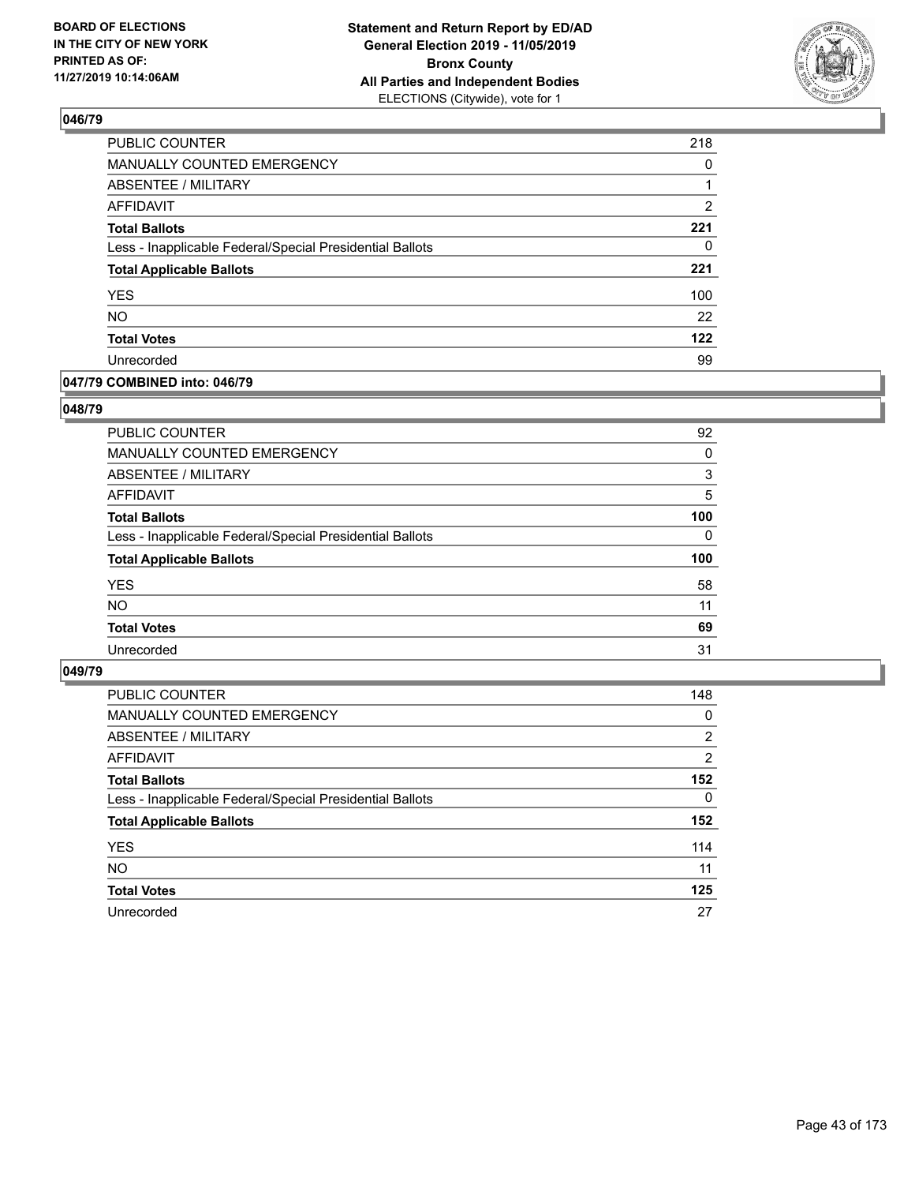BOARD OF ELECTIONS
IN THE CITY OF NEW YORK
PRINTED AS OF:
11/27/2019 10:14:06AM

**Statement and Return Report by ED/AD**
**General Election 2019 - 11/05/2019**
**Bronx County**
**All Parties and Independent Bodies**
ELECTIONS (Citywide), vote for 1

### 046/79

| | |
|---|---|
| PUBLIC COUNTER | 218 |
| MANUALLY COUNTED EMERGENCY | 0 |
| ABSENTEE / MILITARY | 1 |
| AFFIDAVIT | 2 |
| **Total Ballots** | **221** |
| Less - Inapplicable Federal/Special Presidential Ballots | 0 |
| **Total Applicable Ballots** | **221** |
| YES | 100 |
| NO | 22 |
| **Total Votes** | **122** |
| Unrecorded | 99 |

### 047/79 COMBINED into: 046/79

### 048/79

| | |
|---|---|
| PUBLIC COUNTER | 92 |
| MANUALLY COUNTED EMERGENCY | 0 |
| ABSENTEE / MILITARY | 3 |
| AFFIDAVIT | 5 |
| **Total Ballots** | **100** |
| Less - Inapplicable Federal/Special Presidential Ballots | 0 |
| **Total Applicable Ballots** | **100** |
| YES | 58 |
| NO | 11 |
| **Total Votes** | **69** |
| Unrecorded | 31 |

### 049/79

| | |
|---|---|
| PUBLIC COUNTER | 148 |
| MANUALLY COUNTED EMERGENCY | 0 |
| ABSENTEE / MILITARY | 2 |
| AFFIDAVIT | 2 |
| **Total Ballots** | **152** |
| Less - Inapplicable Federal/Special Presidential Ballots | 0 |
| **Total Applicable Ballots** | **152** |
| YES | 114 |
| NO | 11 |
| **Total Votes** | **125** |
| Unrecorded | 27 |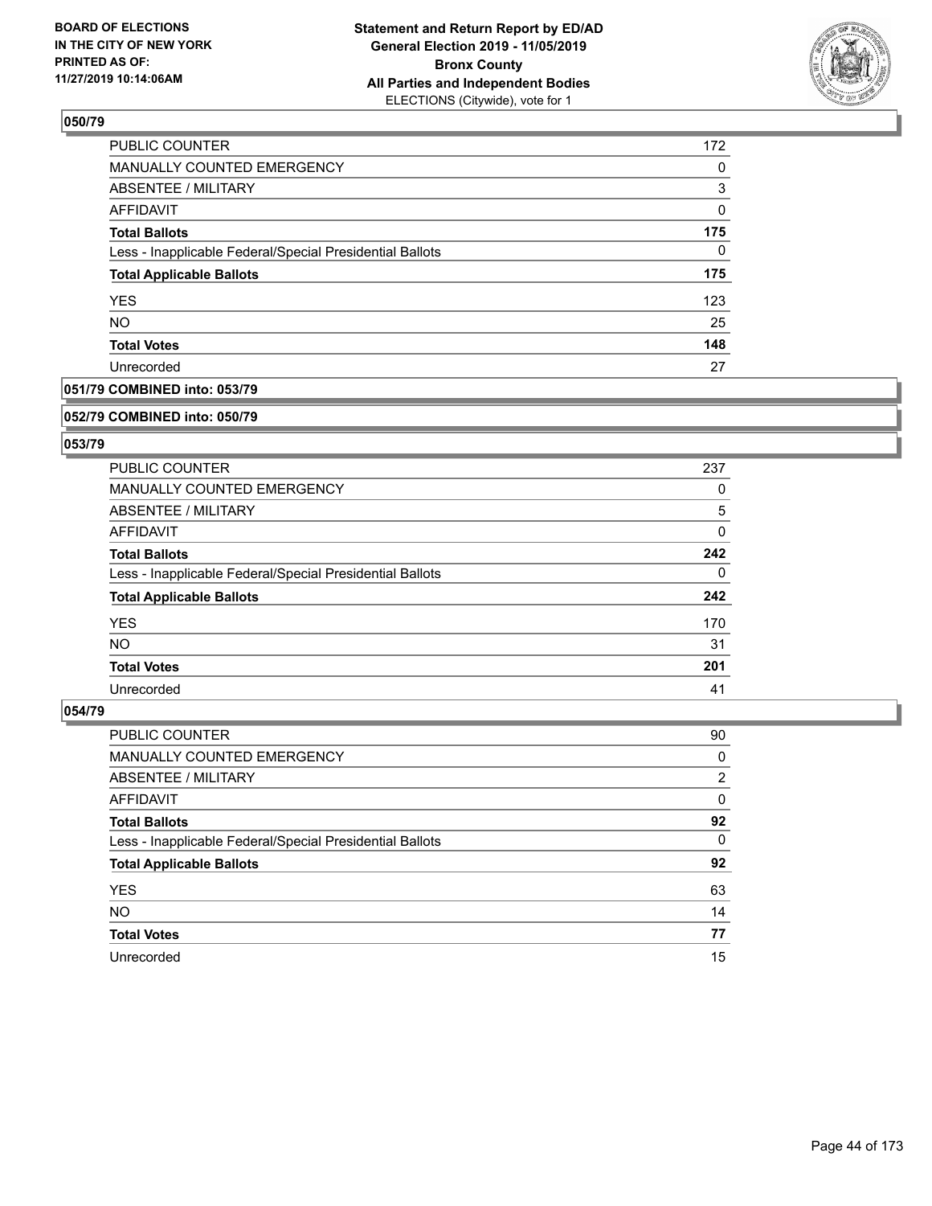## 050/79

| | |
|---|---|
| PUBLIC COUNTER | 172 |
| MANUALLY COUNTED EMERGENCY | 0 |
| ABSENTEE / MILITARY | 3 |
| AFFIDAVIT | 0 |
| **Total Ballots** | **175** |
| Less - Inapplicable Federal/Special Presidential Ballots | 0 |
| **Total Applicable Ballots** | **175** |
| YES | 123 |
| NO | 25 |
| **Total Votes** | **148** |
| Unrecorded | 27 |

## 051/79 COMBINED into: 053/79

## 052/79 COMBINED into: 050/79

## 053/79

| | |
|---|---|
| PUBLIC COUNTER | 237 |
| MANUALLY COUNTED EMERGENCY | 0 |
| ABSENTEE / MILITARY | 5 |
| AFFIDAVIT | 0 |
| **Total Ballots** | **242** |
| Less - Inapplicable Federal/Special Presidential Ballots | 0 |
| **Total Applicable Ballots** | **242** |
| YES | 170 |
| NO | 31 |
| **Total Votes** | **201** |
| Unrecorded | 41 |

## 054/79

| | |
|---|---|
| PUBLIC COUNTER | 90 |
| MANUALLY COUNTED EMERGENCY | 0 |
| ABSENTEE / MILITARY | 2 |
| AFFIDAVIT | 0 |
| **Total Ballots** | **92** |
| Less - Inapplicable Federal/Special Presidential Ballots | 0 |
| **Total Applicable Ballots** | **92** |
| YES | 63 |
| NO | 14 |
| **Total Votes** | **77** |
| Unrecorded | 15 |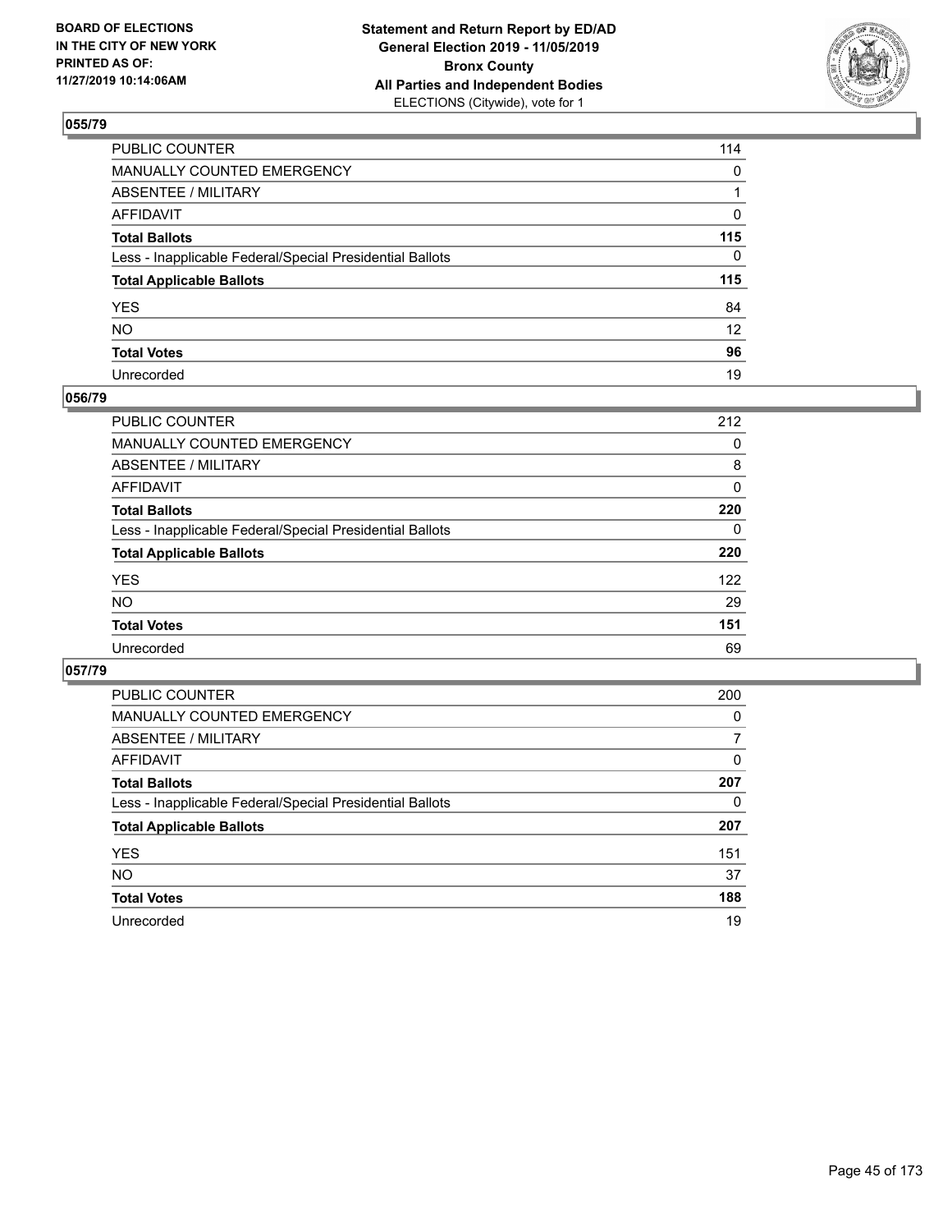BOARD OF ELECTIONS
IN THE CITY OF NEW YORK
PRINTED AS OF:
11/27/2019 10:14:06AM

**Statement and Return Report by ED/AD**
**General Election 2019 - 11/05/2019**
**Bronx County**
**All Parties and Independent Bodies**
ELECTIONS (Citywide), vote for 1

## 055/79

| | |
|---|---|
| PUBLIC COUNTER | 114 |
| MANUALLY COUNTED EMERGENCY | 0 |
| ABSENTEE / MILITARY | 1 |
| AFFIDAVIT | 0 |
| **Total Ballots** | **115** |
| Less - Inapplicable Federal/Special Presidential Ballots | 0 |
| **Total Applicable Ballots** | **115** |
| YES | 84 |
| NO | 12 |
| **Total Votes** | **96** |
| Unrecorded | 19 |

## 056/79

| | |
|---|---|
| PUBLIC COUNTER | 212 |
| MANUALLY COUNTED EMERGENCY | 0 |
| ABSENTEE / MILITARY | 8 |
| AFFIDAVIT | 0 |
| **Total Ballots** | **220** |
| Less - Inapplicable Federal/Special Presidential Ballots | 0 |
| **Total Applicable Ballots** | **220** |
| YES | 122 |
| NO | 29 |
| **Total Votes** | **151** |
| Unrecorded | 69 |

## 057/79

| | |
|---|---|
| PUBLIC COUNTER | 200 |
| MANUALLY COUNTED EMERGENCY | 0 |
| ABSENTEE / MILITARY | 7 |
| AFFIDAVIT | 0 |
| **Total Ballots** | **207** |
| Less - Inapplicable Federal/Special Presidential Ballots | 0 |
| **Total Applicable Ballots** | **207** |
| YES | 151 |
| NO | 37 |
| **Total Votes** | **188** |
| Unrecorded | 19 |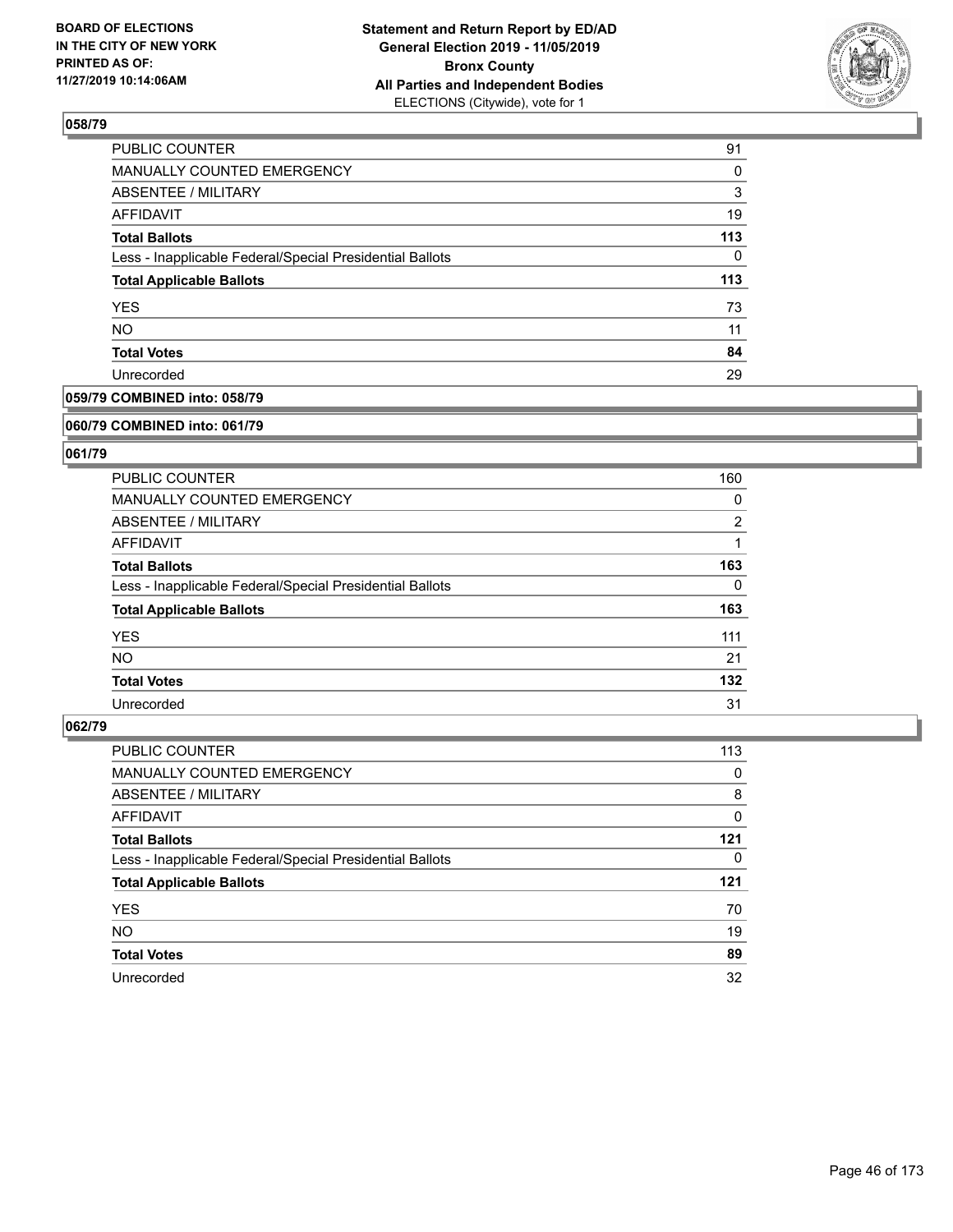## 058/79

| | |
|---|---|
| PUBLIC COUNTER | 91 |
| MANUALLY COUNTED EMERGENCY | 0 |
| ABSENTEE / MILITARY | 3 |
| AFFIDAVIT | 19 |
| **Total Ballots** | **113** |
| Less - Inapplicable Federal/Special Presidential Ballots | 0 |
| **Total Applicable Ballots** | **113** |
| YES | 73 |
| NO | 11 |
| **Total Votes** | **84** |
| Unrecorded | 29 |

## 059/79 COMBINED into: 058/79

## 060/79 COMBINED into: 061/79

## 061/79

| | |
|---|---|
| PUBLIC COUNTER | 160 |
| MANUALLY COUNTED EMERGENCY | 0 |
| ABSENTEE / MILITARY | 2 |
| AFFIDAVIT | 1 |
| **Total Ballots** | **163** |
| Less - Inapplicable Federal/Special Presidential Ballots | 0 |
| **Total Applicable Ballots** | **163** |
| YES | 111 |
| NO | 21 |
| **Total Votes** | **132** |
| Unrecorded | 31 |

## 062/79

| | |
|---|---|
| PUBLIC COUNTER | 113 |
| MANUALLY COUNTED EMERGENCY | 0 |
| ABSENTEE / MILITARY | 8 |
| AFFIDAVIT | 0 |
| **Total Ballots** | **121** |
| Less - Inapplicable Federal/Special Presidential Ballots | 0 |
| **Total Applicable Ballots** | **121** |
| YES | 70 |
| NO | 19 |
| **Total Votes** | **89** |
| Unrecorded | 32 |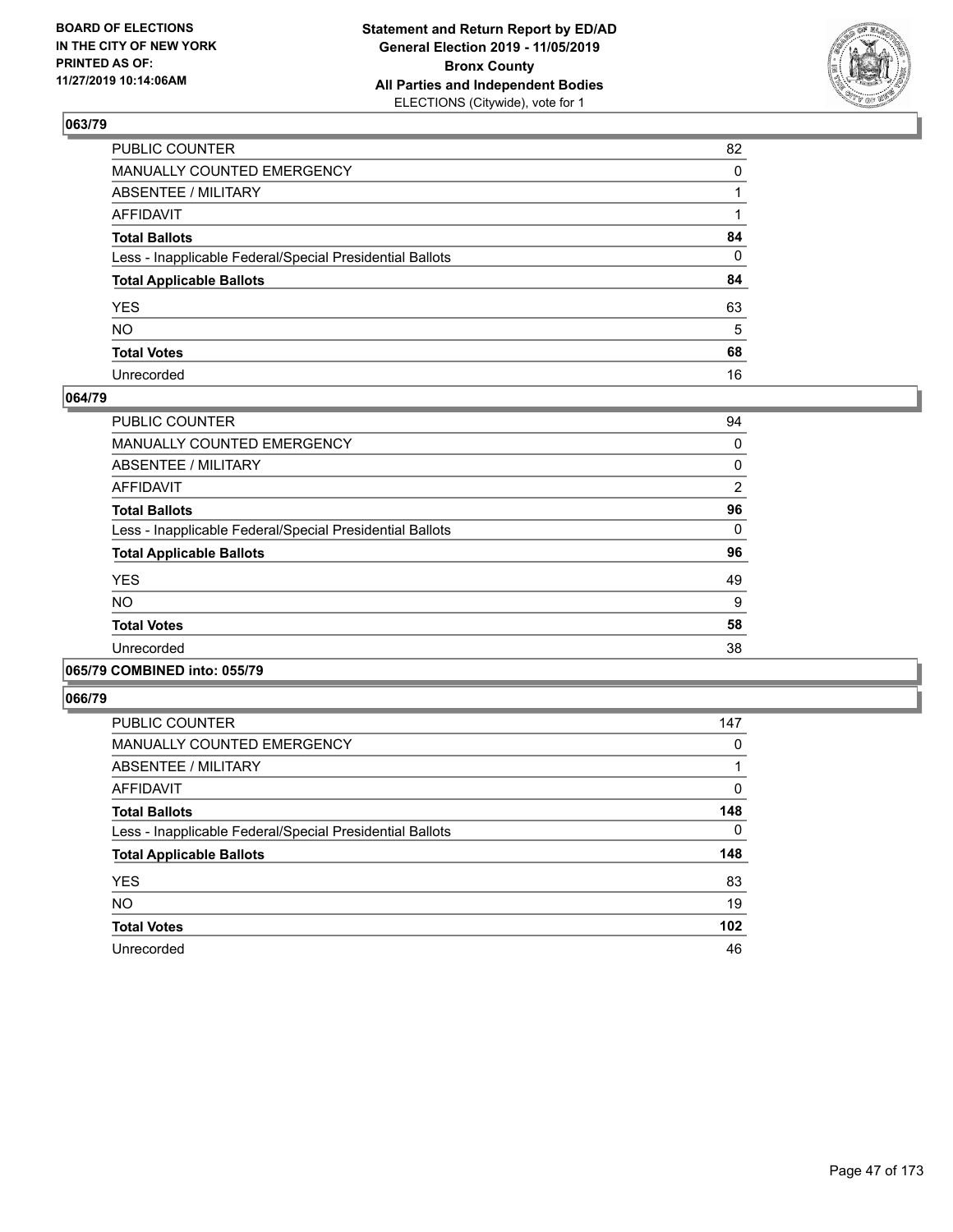## 063/79

| | |
|---|---|
| PUBLIC COUNTER | 82 |
| MANUALLY COUNTED EMERGENCY | 0 |
| ABSENTEE / MILITARY | 1 |
| AFFIDAVIT | 1 |
| **Total Ballots** | **84** |
| Less - Inapplicable Federal/Special Presidential Ballots | 0 |
| **Total Applicable Ballots** | **84** |
| YES | 63 |
| NO | 5 |
| **Total Votes** | **68** |
| Unrecorded | 16 |

## 064/79

| | |
|---|---|
| PUBLIC COUNTER | 94 |
| MANUALLY COUNTED EMERGENCY | 0 |
| ABSENTEE / MILITARY | 0 |
| AFFIDAVIT | 2 |
| **Total Ballots** | **96** |
| Less - Inapplicable Federal/Special Presidential Ballots | 0 |
| **Total Applicable Ballots** | **96** |
| YES | 49 |
| NO | 9 |
| **Total Votes** | **58** |
| Unrecorded | 38 |

## 065/79 COMBINED into: 055/79

## 066/79

| | |
|---|---|
| PUBLIC COUNTER | 147 |
| MANUALLY COUNTED EMERGENCY | 0 |
| ABSENTEE / MILITARY | 1 |
| AFFIDAVIT | 0 |
| **Total Ballots** | **148** |
| Less - Inapplicable Federal/Special Presidential Ballots | 0 |
| **Total Applicable Ballots** | **148** |
| YES | 83 |
| NO | 19 |
| **Total Votes** | **102** |
| Unrecorded | 46 |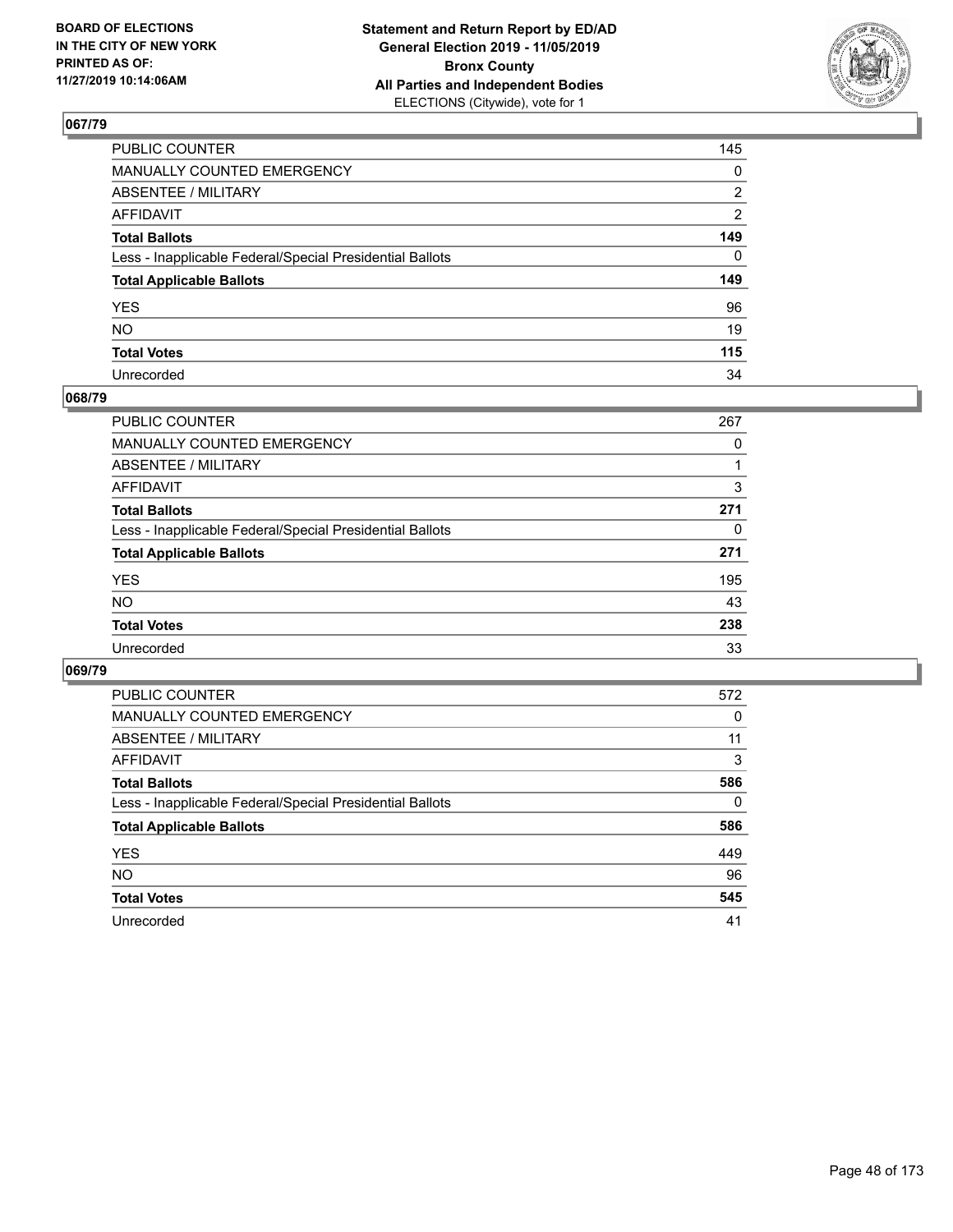## 067/79

| | |
|---|---|
| PUBLIC COUNTER | 145 |
| MANUALLY COUNTED EMERGENCY | 0 |
| ABSENTEE / MILITARY | 2 |
| AFFIDAVIT | 2 |
| **Total Ballots** | **149** |
| Less - Inapplicable Federal/Special Presidential Ballots | 0 |
| **Total Applicable Ballots** | **149** |
| YES | 96 |
| NO | 19 |
| **Total Votes** | **115** |
| Unrecorded | 34 |

## 068/79

| | |
|---|---|
| PUBLIC COUNTER | 267 |
| MANUALLY COUNTED EMERGENCY | 0 |
| ABSENTEE / MILITARY | 1 |
| AFFIDAVIT | 3 |
| **Total Ballots** | **271** |
| Less - Inapplicable Federal/Special Presidential Ballots | 0 |
| **Total Applicable Ballots** | **271** |
| YES | 195 |
| NO | 43 |
| **Total Votes** | **238** |
| Unrecorded | 33 |

## 069/79

| | |
|---|---|
| PUBLIC COUNTER | 572 |
| MANUALLY COUNTED EMERGENCY | 0 |
| ABSENTEE / MILITARY | 11 |
| AFFIDAVIT | 3 |
| **Total Ballots** | **586** |
| Less - Inapplicable Federal/Special Presidential Ballots | 0 |
| **Total Applicable Ballots** | **586** |
| YES | 449 |
| NO | 96 |
| **Total Votes** | **545** |
| Unrecorded | 41 |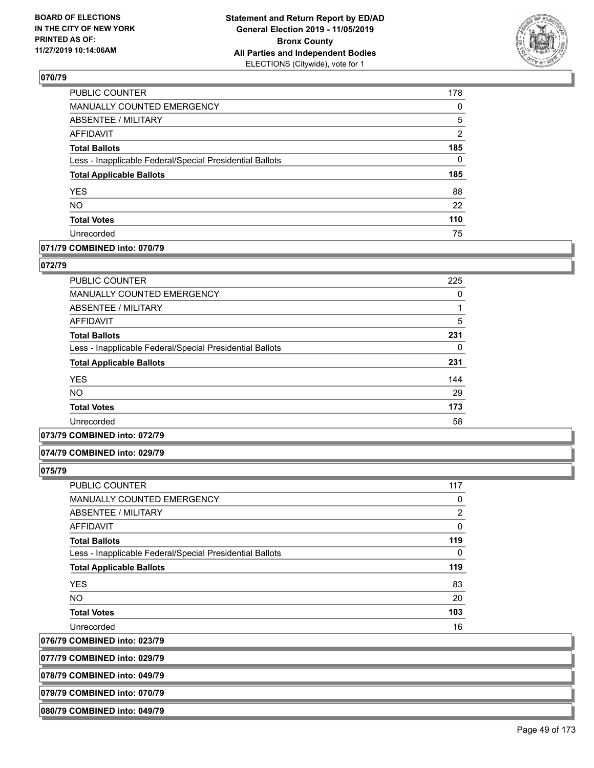### 070/79

| | |
|---|---|
| PUBLIC COUNTER | 178 |
| MANUALLY COUNTED EMERGENCY | 0 |
| ABSENTEE / MILITARY | 5 |
| AFFIDAVIT | 2 |
| **Total Ballots** | **185** |
| Less - Inapplicable Federal/Special Presidential Ballots | 0 |
| **Total Applicable Ballots** | **185** |
| YES | 88 |
| NO | 22 |
| **Total Votes** | **110** |
| Unrecorded | 75 |

### 071/79 COMBINED into: 070/79

### 072/79

| | |
|---|---|
| PUBLIC COUNTER | 225 |
| MANUALLY COUNTED EMERGENCY | 0 |
| ABSENTEE / MILITARY | 1 |
| AFFIDAVIT | 5 |
| **Total Ballots** | **231** |
| Less - Inapplicable Federal/Special Presidential Ballots | 0 |
| **Total Applicable Ballots** | **231** |
| YES | 144 |
| NO | 29 |
| **Total Votes** | **173** |
| Unrecorded | 58 |

### 073/79 COMBINED into: 072/79

### 074/79 COMBINED into: 029/79

### 075/79

| | |
|---|---|
| PUBLIC COUNTER | 117 |
| MANUALLY COUNTED EMERGENCY | 0 |
| ABSENTEE / MILITARY | 2 |
| AFFIDAVIT | 0 |
| **Total Ballots** | **119** |
| Less - Inapplicable Federal/Special Presidential Ballots | 0 |
| **Total Applicable Ballots** | **119** |
| YES | 83 |
| NO | 20 |
| **Total Votes** | **103** |
| Unrecorded | 16 |

### 076/79 COMBINED into: 023/79

### 077/79 COMBINED into: 029/79

### 078/79 COMBINED into: 049/79

### 079/79 COMBINED into: 070/79

### 080/79 COMBINED into: 049/79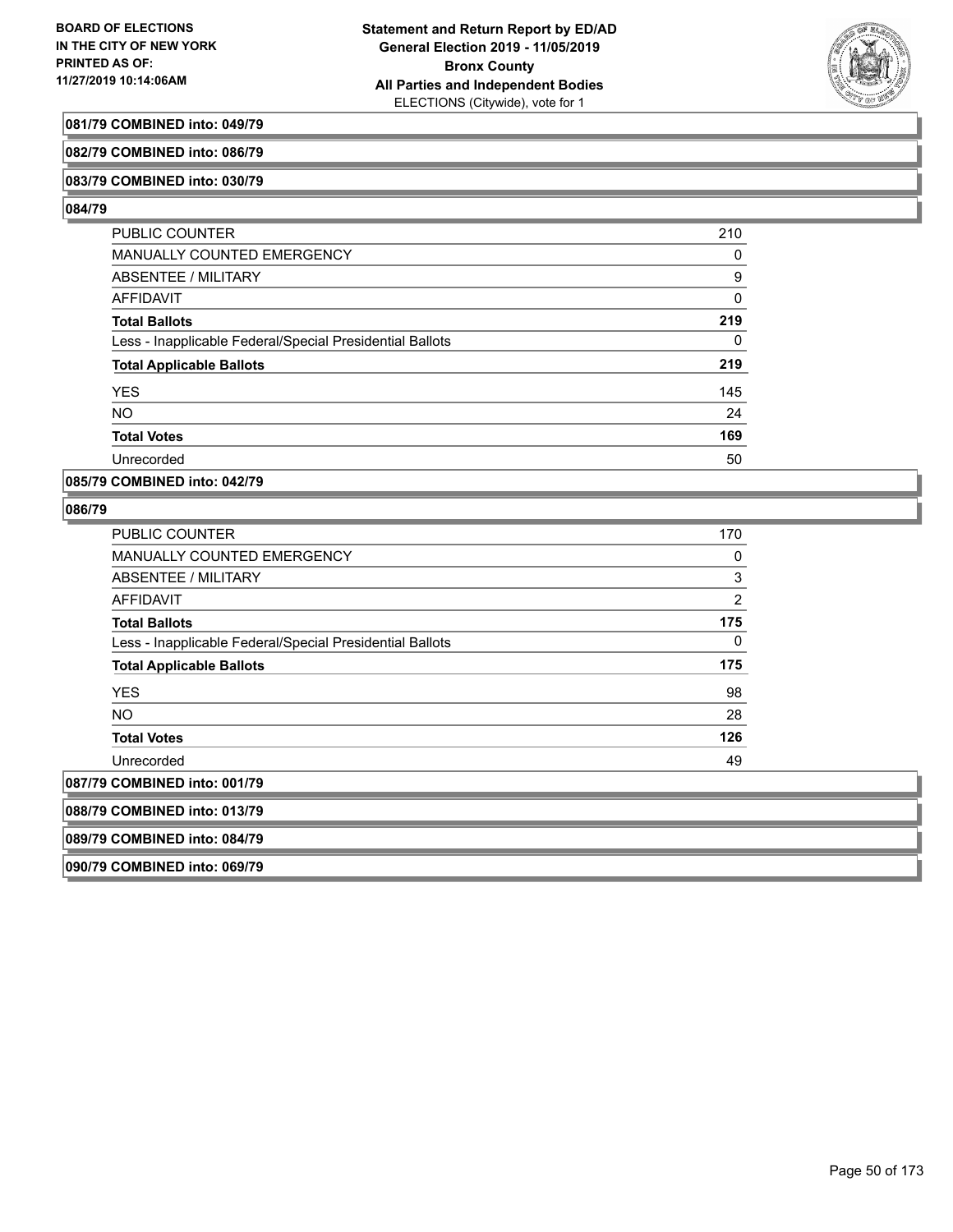**081/79 COMBINED into: 049/79**

**082/79 COMBINED into: 086/79**

**083/79 COMBINED into: 030/79**

**084/79**

| | |
|---|---|
| PUBLIC COUNTER | 210 |
| MANUALLY COUNTED EMERGENCY | 0 |
| ABSENTEE / MILITARY | 9 |
| AFFIDAVIT | 0 |
| **Total Ballots** | **219** |
| Less - Inapplicable Federal/Special Presidential Ballots | 0 |
| **Total Applicable Ballots** | **219** |
| YES | 145 |
| NO | 24 |
| **Total Votes** | **169** |
| Unrecorded | 50 |

**085/79 COMBINED into: 042/79**

**086/79**

| | |
|---|---|
| PUBLIC COUNTER | 170 |
| MANUALLY COUNTED EMERGENCY | 0 |
| ABSENTEE / MILITARY | 3 |
| AFFIDAVIT | 2 |
| **Total Ballots** | **175** |
| Less - Inapplicable Federal/Special Presidential Ballots | 0 |
| **Total Applicable Ballots** | **175** |
| YES | 98 |
| NO | 28 |
| **Total Votes** | **126** |
| Unrecorded | 49 |

**087/79 COMBINED into: 001/79**

**088/79 COMBINED into: 013/79**

**089/79 COMBINED into: 084/79**

**090/79 COMBINED into: 069/79**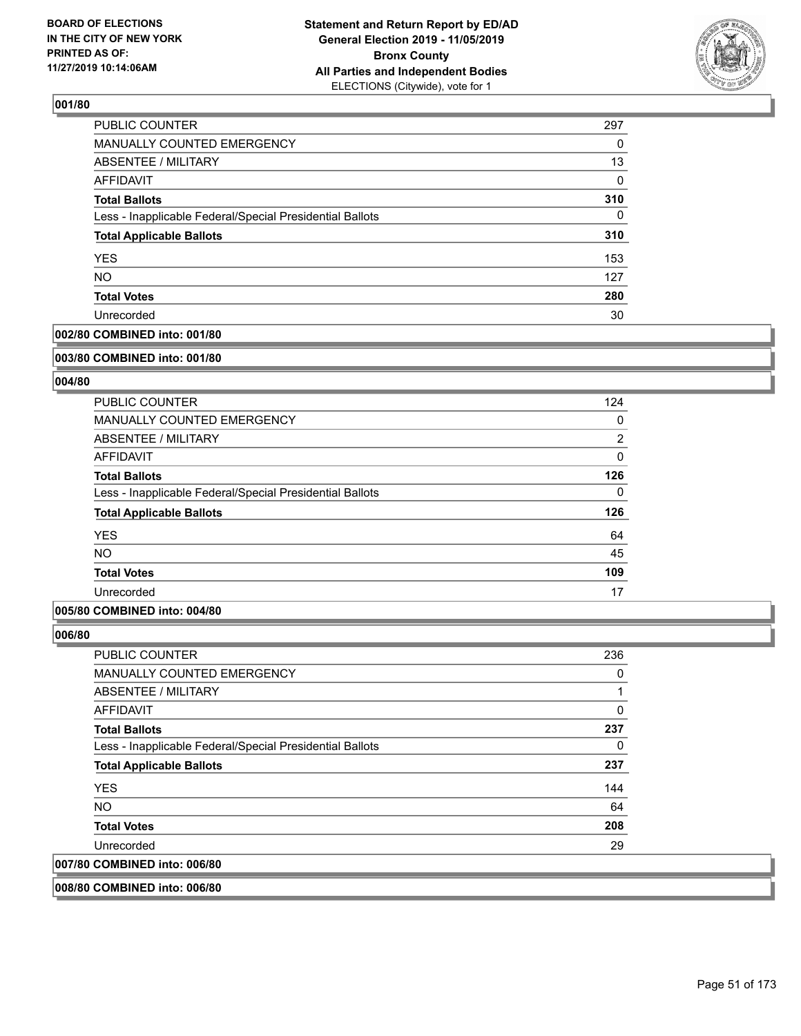**Statement and Return Report by ED/AD**
**General Election 2019 - 11/05/2019**
**Bronx County**
**All Parties and Independent Bodies**
ELECTIONS (Citywide), vote for 1

BOARD OF ELECTIONS
IN THE CITY OF NEW YORK
PRINTED AS OF:
11/27/2019 10:14:06AM

**001/80**

| | |
|---|---|
| PUBLIC COUNTER | 297 |
| MANUALLY COUNTED EMERGENCY | 0 |
| ABSENTEE / MILITARY | 13 |
| AFFIDAVIT | 0 |
| **Total Ballots** | **310** |
| Less - Inapplicable Federal/Special Presidential Ballots | 0 |
| **Total Applicable Ballots** | **310** |
| YES | 153 |
| NO | 127 |
| **Total Votes** | **280** |
| Unrecorded | 30 |

**002/80 COMBINED into: 001/80**

**003/80 COMBINED into: 001/80**

**004/80**

| | |
|---|---|
| PUBLIC COUNTER | 124 |
| MANUALLY COUNTED EMERGENCY | 0 |
| ABSENTEE / MILITARY | 2 |
| AFFIDAVIT | 0 |
| **Total Ballots** | **126** |
| Less - Inapplicable Federal/Special Presidential Ballots | 0 |
| **Total Applicable Ballots** | **126** |
| YES | 64 |
| NO | 45 |
| **Total Votes** | **109** |
| Unrecorded | 17 |

**005/80 COMBINED into: 004/80**

**006/80**

| | |
|---|---|
| PUBLIC COUNTER | 236 |
| MANUALLY COUNTED EMERGENCY | 0 |
| ABSENTEE / MILITARY | 1 |
| AFFIDAVIT | 0 |
| **Total Ballots** | **237** |
| Less - Inapplicable Federal/Special Presidential Ballots | 0 |
| **Total Applicable Ballots** | **237** |
| YES | 144 |
| NO | 64 |
| **Total Votes** | **208** |
| Unrecorded | 29 |

**007/80 COMBINED into: 006/80**

**008/80 COMBINED into: 006/80**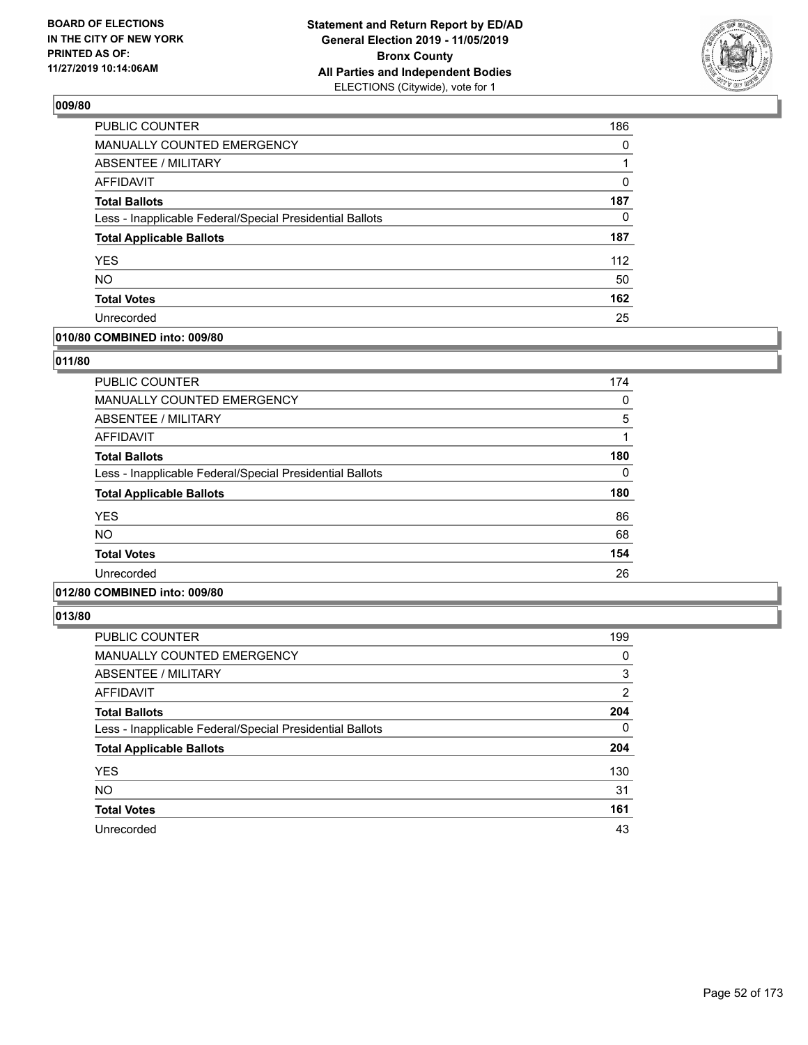**BOARD OF ELECTIONS IN THE CITY OF NEW YORK PRINTED AS OF: 11/27/2019 10:14:06AM**

**Statement and Return Report by ED/AD General Election 2019 - 11/05/2019 Bronx County All Parties and Independent Bodies**
ELECTIONS (Citywide), vote for 1

## 009/80

| | |
|---|---|
| PUBLIC COUNTER | 186 |
| MANUALLY COUNTED EMERGENCY | 0 |
| ABSENTEE / MILITARY | 1 |
| AFFIDAVIT | 0 |
| **Total Ballots** | **187** |
| Less - Inapplicable Federal/Special Presidential Ballots | 0 |
| **Total Applicable Ballots** | **187** |
| YES | 112 |
| NO | 50 |
| **Total Votes** | **162** |
| Unrecorded | 25 |

## 010/80 COMBINED into: 009/80

## 011/80

| | |
|---|---|
| PUBLIC COUNTER | 174 |
| MANUALLY COUNTED EMERGENCY | 0 |
| ABSENTEE / MILITARY | 5 |
| AFFIDAVIT | 1 |
| **Total Ballots** | **180** |
| Less - Inapplicable Federal/Special Presidential Ballots | 0 |
| **Total Applicable Ballots** | **180** |
| YES | 86 |
| NO | 68 |
| **Total Votes** | **154** |
| Unrecorded | 26 |

## 012/80 COMBINED into: 009/80

## 013/80

| | |
|---|---|
| PUBLIC COUNTER | 199 |
| MANUALLY COUNTED EMERGENCY | 0 |
| ABSENTEE / MILITARY | 3 |
| AFFIDAVIT | 2 |
| **Total Ballots** | **204** |
| Less - Inapplicable Federal/Special Presidential Ballots | 0 |
| **Total Applicable Ballots** | **204** |
| YES | 130 |
| NO | 31 |
| **Total Votes** | **161** |
| Unrecorded | 43 |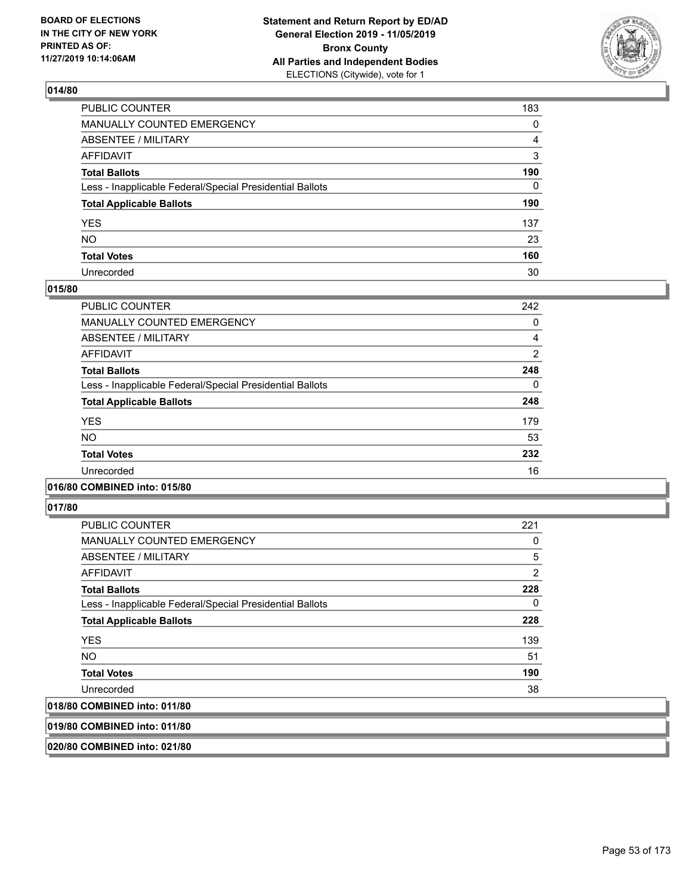**BOARD OF ELECTIONS IN THE CITY OF NEW YORK PRINTED AS OF: 11/27/2019 10:14:06AM**

**Statement and Return Report by ED/AD General Election 2019 - 11/05/2019 Bronx County All Parties and Independent Bodies** ELECTIONS (Citywide), vote for 1

## 014/80

| | |
|---|---|
| PUBLIC COUNTER | 183 |
| MANUALLY COUNTED EMERGENCY | 0 |
| ABSENTEE / MILITARY | 4 |
| AFFIDAVIT | 3 |
| **Total Ballots** | **190** |
| Less - Inapplicable Federal/Special Presidential Ballots | 0 |
| **Total Applicable Ballots** | **190** |
| YES | 137 |
| NO | 23 |
| **Total Votes** | **160** |
| Unrecorded | 30 |

## 015/80

| | |
|---|---|
| PUBLIC COUNTER | 242 |
| MANUALLY COUNTED EMERGENCY | 0 |
| ABSENTEE / MILITARY | 4 |
| AFFIDAVIT | 2 |
| **Total Ballots** | **248** |
| Less - Inapplicable Federal/Special Presidential Ballots | 0 |
| **Total Applicable Ballots** | **248** |
| YES | 179 |
| NO | 53 |
| **Total Votes** | **232** |
| Unrecorded | 16 |

## 016/80 COMBINED into: 015/80

## 017/80

| | |
|---|---|
| PUBLIC COUNTER | 221 |
| MANUALLY COUNTED EMERGENCY | 0 |
| ABSENTEE / MILITARY | 5 |
| AFFIDAVIT | 2 |
| **Total Ballots** | **228** |
| Less - Inapplicable Federal/Special Presidential Ballots | 0 |
| **Total Applicable Ballots** | **228** |
| YES | 139 |
| NO | 51 |
| **Total Votes** | **190** |
| Unrecorded | 38 |

## 018/80 COMBINED into: 011/80

## 019/80 COMBINED into: 011/80

## 020/80 COMBINED into: 021/80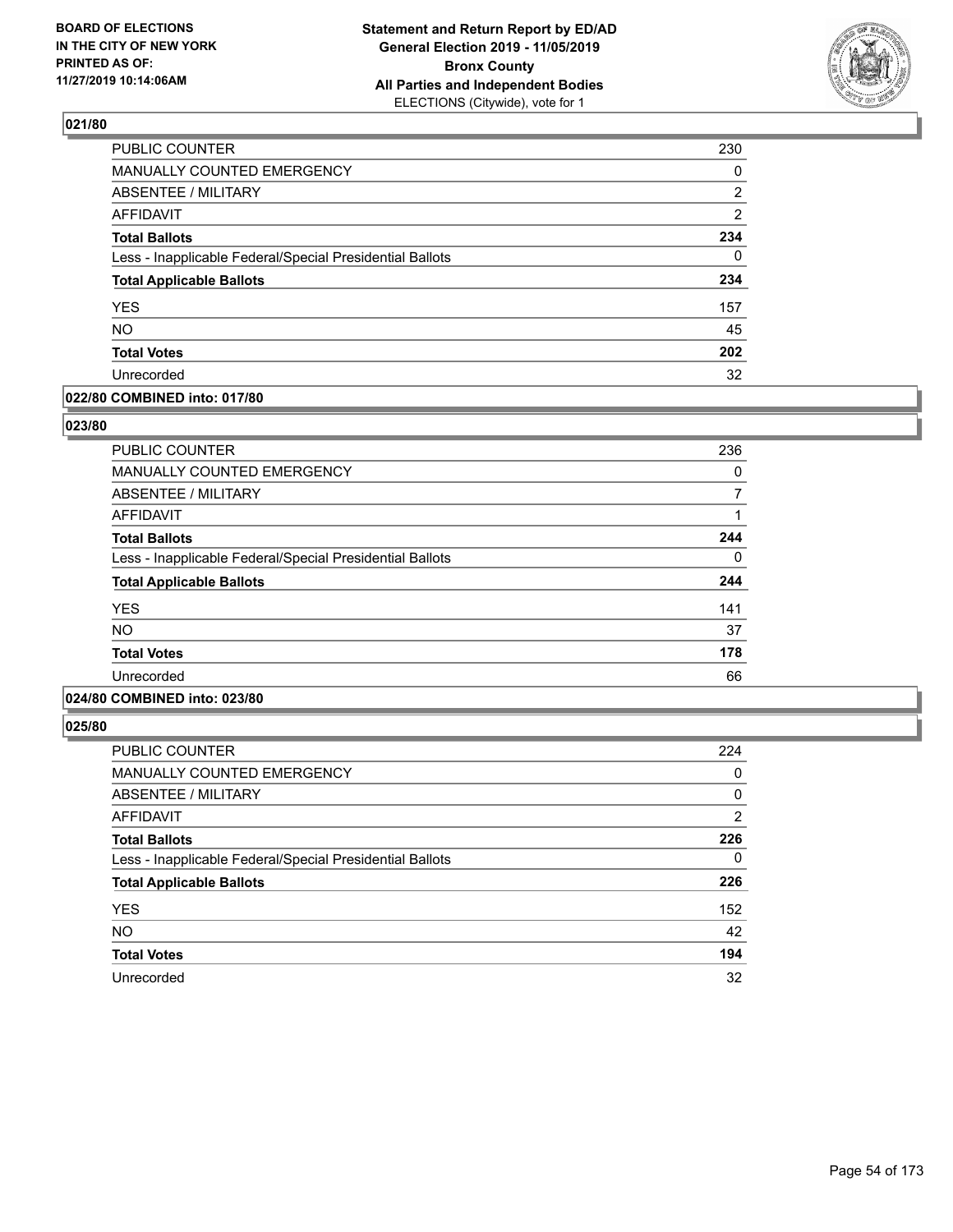## 021/80

| | |
|---|---|
| PUBLIC COUNTER | 230 |
| MANUALLY COUNTED EMERGENCY | 0 |
| ABSENTEE / MILITARY | 2 |
| AFFIDAVIT | 2 |
| **Total Ballots** | **234** |
| Less - Inapplicable Federal/Special Presidential Ballots | 0 |
| **Total Applicable Ballots** | **234** |
| YES | 157 |
| NO | 45 |
| **Total Votes** | **202** |
| Unrecorded | 32 |

## 022/80 COMBINED into: 017/80

## 023/80

| | |
|---|---|
| PUBLIC COUNTER | 236 |
| MANUALLY COUNTED EMERGENCY | 0 |
| ABSENTEE / MILITARY | 7 |
| AFFIDAVIT | 1 |
| **Total Ballots** | **244** |
| Less - Inapplicable Federal/Special Presidential Ballots | 0 |
| **Total Applicable Ballots** | **244** |
| YES | 141 |
| NO | 37 |
| **Total Votes** | **178** |
| Unrecorded | 66 |

## 024/80 COMBINED into: 023/80

## 025/80

| | |
|---|---|
| PUBLIC COUNTER | 224 |
| MANUALLY COUNTED EMERGENCY | 0 |
| ABSENTEE / MILITARY | 0 |
| AFFIDAVIT | 2 |
| **Total Ballots** | **226** |
| Less - Inapplicable Federal/Special Presidential Ballots | 0 |
| **Total Applicable Ballots** | **226** |
| YES | 152 |
| NO | 42 |
| **Total Votes** | **194** |
| Unrecorded | 32 |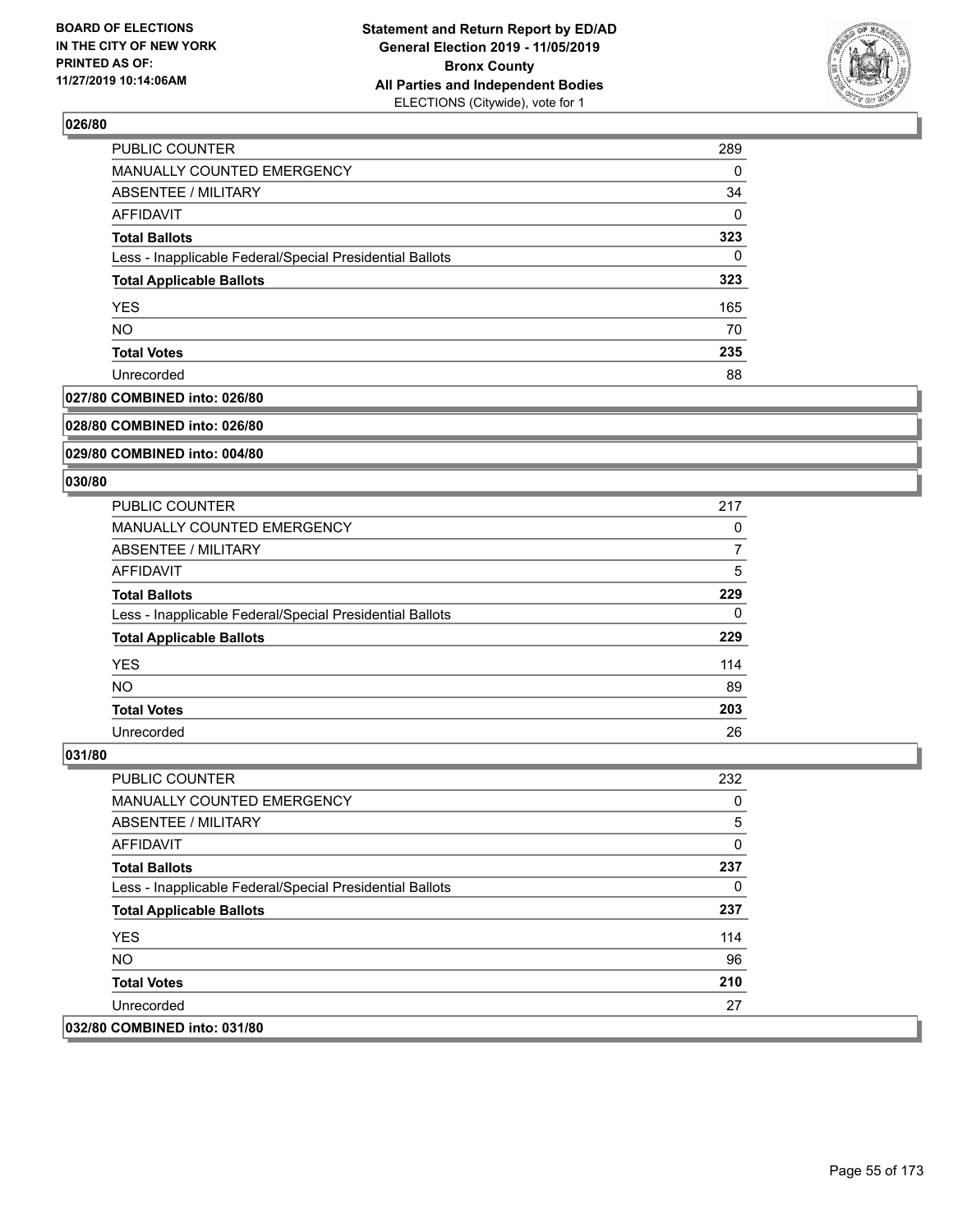**BOARD OF ELECTIONS IN THE CITY OF NEW YORK PRINTED AS OF: 11/27/2019 10:14:06AM**

**Statement and Return Report by ED/AD General Election 2019 - 11/05/2019 Bronx County All Parties and Independent Bodies**
ELECTIONS (Citywide), vote for 1

### 026/80

| | |
|---|---|
| PUBLIC COUNTER | 289 |
| MANUALLY COUNTED EMERGENCY | 0 |
| ABSENTEE / MILITARY | 34 |
| AFFIDAVIT | 0 |
| **Total Ballots** | **323** |
| Less - Inapplicable Federal/Special Presidential Ballots | 0 |
| **Total Applicable Ballots** | **323** |
| YES | 165 |
| NO | 70 |
| **Total Votes** | **235** |
| Unrecorded | 88 |

### 027/80 COMBINED into: 026/80

### 028/80 COMBINED into: 026/80

### 029/80 COMBINED into: 004/80

### 030/80

| | |
|---|---|
| PUBLIC COUNTER | 217 |
| MANUALLY COUNTED EMERGENCY | 0 |
| ABSENTEE / MILITARY | 7 |
| AFFIDAVIT | 5 |
| **Total Ballots** | **229** |
| Less - Inapplicable Federal/Special Presidential Ballots | 0 |
| **Total Applicable Ballots** | **229** |
| YES | 114 |
| NO | 89 |
| **Total Votes** | **203** |
| Unrecorded | 26 |

### 031/80

| | |
|---|---|
| PUBLIC COUNTER | 232 |
| MANUALLY COUNTED EMERGENCY | 0 |
| ABSENTEE / MILITARY | 5 |
| AFFIDAVIT | 0 |
| **Total Ballots** | **237** |
| Less - Inapplicable Federal/Special Presidential Ballots | 0 |
| **Total Applicable Ballots** | **237** |
| YES | 114 |
| NO | 96 |
| **Total Votes** | **210** |
| Unrecorded | 27 |

### 032/80 COMBINED into: 031/80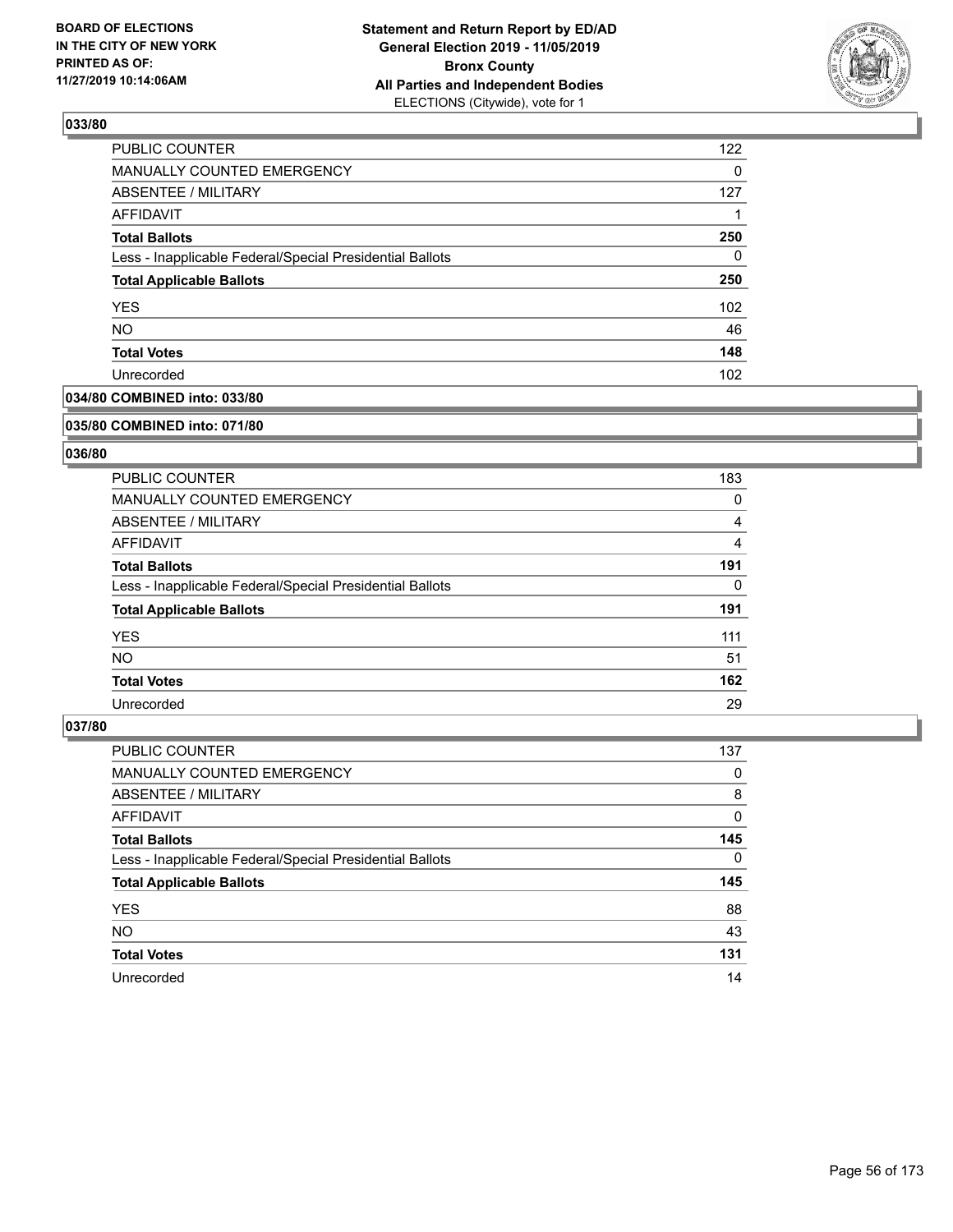### 033/80

| | |
|---|---|
| PUBLIC COUNTER | 122 |
| MANUALLY COUNTED EMERGENCY | 0 |
| ABSENTEE / MILITARY | 127 |
| AFFIDAVIT | 1 |
| **Total Ballots** | **250** |
| Less - Inapplicable Federal/Special Presidential Ballots | 0 |
| **Total Applicable Ballots** | **250** |
| YES | 102 |
| NO | 46 |
| **Total Votes** | **148** |
| Unrecorded | 102 |

### 034/80 COMBINED into: 033/80

### 035/80 COMBINED into: 071/80

### 036/80

| | |
|---|---|
| PUBLIC COUNTER | 183 |
| MANUALLY COUNTED EMERGENCY | 0 |
| ABSENTEE / MILITARY | 4 |
| AFFIDAVIT | 4 |
| **Total Ballots** | **191** |
| Less - Inapplicable Federal/Special Presidential Ballots | 0 |
| **Total Applicable Ballots** | **191** |
| YES | 111 |
| NO | 51 |
| **Total Votes** | **162** |
| Unrecorded | 29 |

### 037/80

| | |
|---|---|
| PUBLIC COUNTER | 137 |
| MANUALLY COUNTED EMERGENCY | 0 |
| ABSENTEE / MILITARY | 8 |
| AFFIDAVIT | 0 |
| **Total Ballots** | **145** |
| Less - Inapplicable Federal/Special Presidential Ballots | 0 |
| **Total Applicable Ballots** | **145** |
| YES | 88 |
| NO | 43 |
| **Total Votes** | **131** |
| Unrecorded | 14 |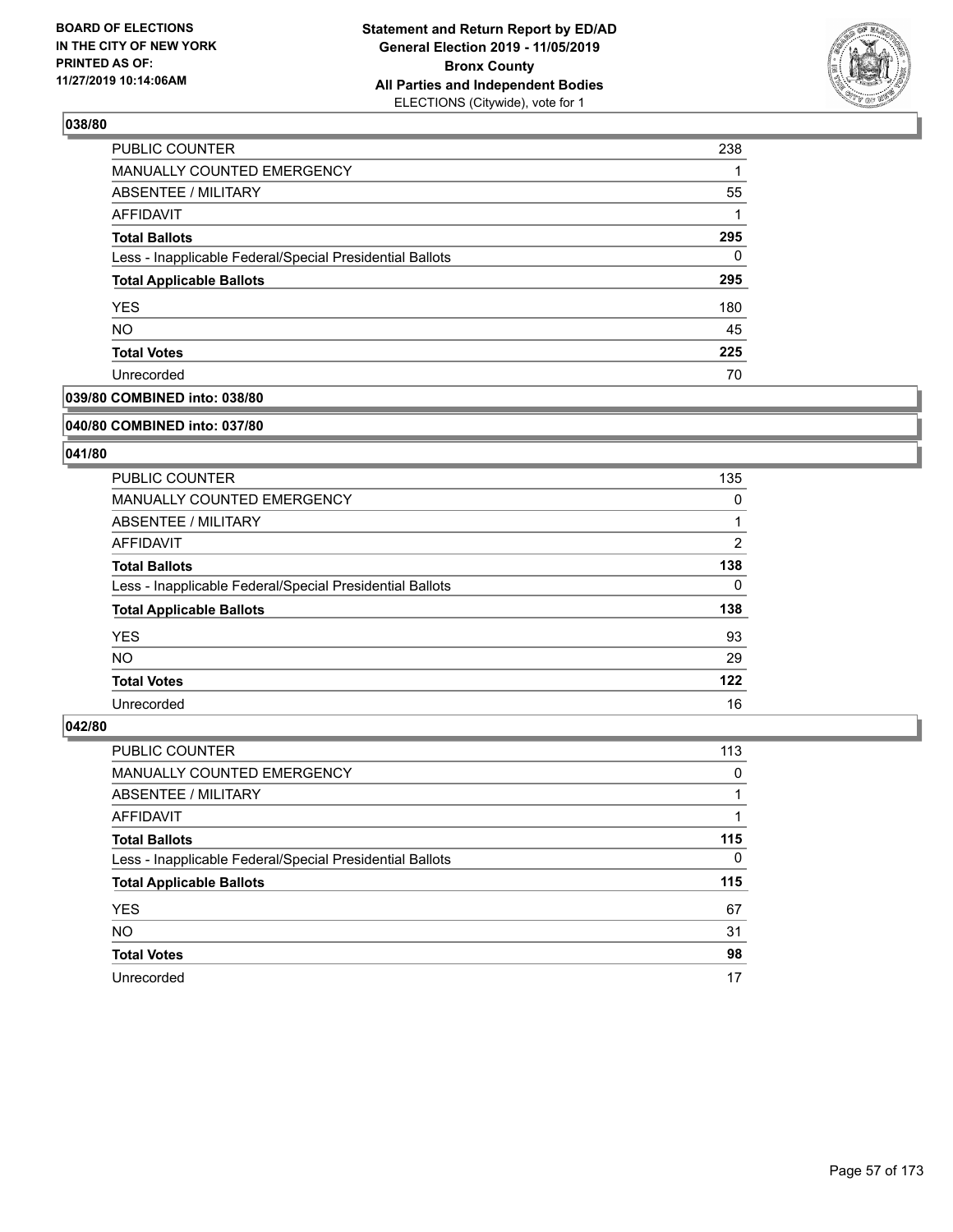## 038/80

| | |
|---|---|
| PUBLIC COUNTER | 238 |
| MANUALLY COUNTED EMERGENCY | 1 |
| ABSENTEE / MILITARY | 55 |
| AFFIDAVIT | 1 |
| **Total Ballots** | **295** |
| Less - Inapplicable Federal/Special Presidential Ballots | 0 |
| **Total Applicable Ballots** | **295** |
| YES | 180 |
| NO | 45 |
| **Total Votes** | **225** |
| Unrecorded | 70 |

## 039/80 COMBINED into: 038/80

## 040/80 COMBINED into: 037/80

## 041/80

| | |
|---|---|
| PUBLIC COUNTER | 135 |
| MANUALLY COUNTED EMERGENCY | 0 |
| ABSENTEE / MILITARY | 1 |
| AFFIDAVIT | 2 |
| **Total Ballots** | **138** |
| Less - Inapplicable Federal/Special Presidential Ballots | 0 |
| **Total Applicable Ballots** | **138** |
| YES | 93 |
| NO | 29 |
| **Total Votes** | **122** |
| Unrecorded | 16 |

## 042/80

| | |
|---|---|
| PUBLIC COUNTER | 113 |
| MANUALLY COUNTED EMERGENCY | 0 |
| ABSENTEE / MILITARY | 1 |
| AFFIDAVIT | 1 |
| **Total Ballots** | **115** |
| Less - Inapplicable Federal/Special Presidential Ballots | 0 |
| **Total Applicable Ballots** | **115** |
| YES | 67 |
| NO | 31 |
| **Total Votes** | **98** |
| Unrecorded | 17 |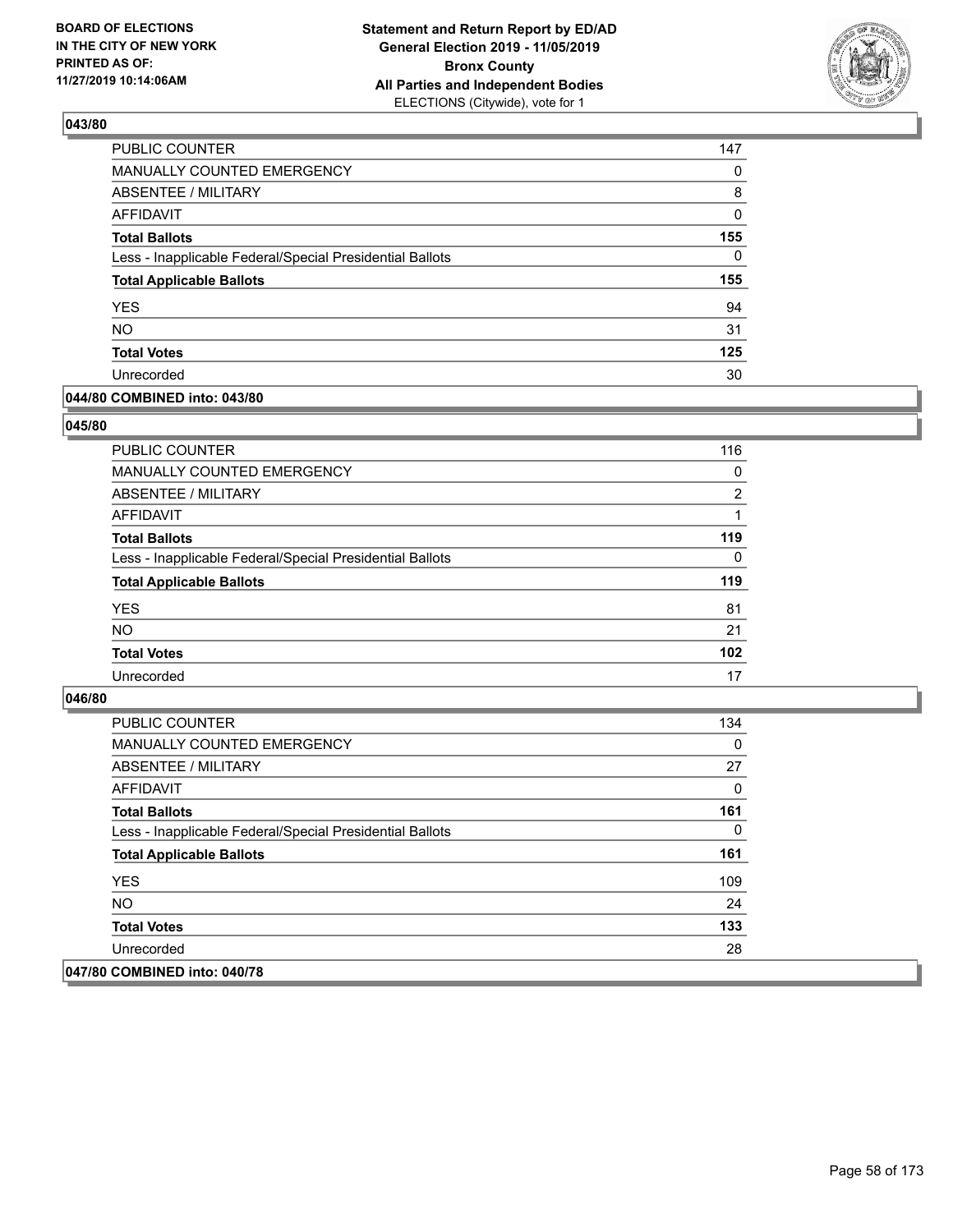## 043/80

| | |
|---|---|
| PUBLIC COUNTER | 147 |
| MANUALLY COUNTED EMERGENCY | 0 |
| ABSENTEE / MILITARY | 8 |
| AFFIDAVIT | 0 |
| **Total Ballots** | **155** |
| Less - Inapplicable Federal/Special Presidential Ballots | 0 |
| **Total Applicable Ballots** | **155** |
| YES | 94 |
| NO | 31 |
| **Total Votes** | **125** |
| Unrecorded | 30 |

## 044/80 COMBINED into: 043/80

## 045/80

| | |
|---|---|
| PUBLIC COUNTER | 116 |
| MANUALLY COUNTED EMERGENCY | 0 |
| ABSENTEE / MILITARY | 2 |
| AFFIDAVIT | 1 |
| **Total Ballots** | **119** |
| Less - Inapplicable Federal/Special Presidential Ballots | 0 |
| **Total Applicable Ballots** | **119** |
| YES | 81 |
| NO | 21 |
| **Total Votes** | **102** |
| Unrecorded | 17 |

## 046/80

| | |
|---|---|
| PUBLIC COUNTER | 134 |
| MANUALLY COUNTED EMERGENCY | 0 |
| ABSENTEE / MILITARY | 27 |
| AFFIDAVIT | 0 |
| **Total Ballots** | **161** |
| Less - Inapplicable Federal/Special Presidential Ballots | 0 |
| **Total Applicable Ballots** | **161** |
| YES | 109 |
| NO | 24 |
| **Total Votes** | **133** |
| Unrecorded | 28 |

## 047/80 COMBINED into: 040/78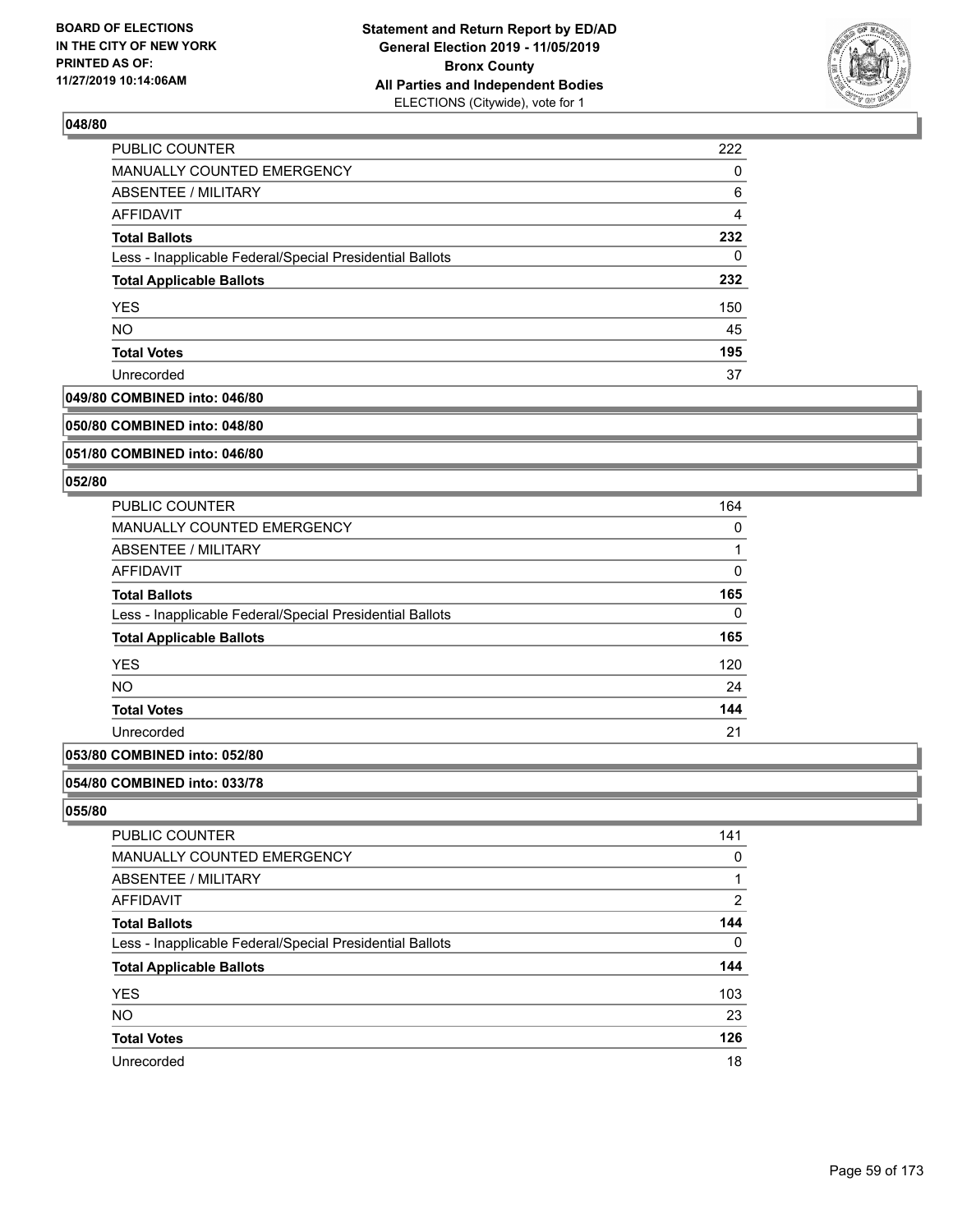**BOARD OF ELECTIONS IN THE CITY OF NEW YORK PRINTED AS OF: 11/27/2019 10:14:06AM**

**Statement and Return Report by ED/AD General Election 2019 - 11/05/2019 Bronx County All Parties and Independent Bodies** ELECTIONS (Citywide), vote for 1

### 048/80

| | |
|---|---|
| PUBLIC COUNTER | 222 |
| MANUALLY COUNTED EMERGENCY | 0 |
| ABSENTEE / MILITARY | 6 |
| AFFIDAVIT | 4 |
| **Total Ballots** | **232** |
| Less - Inapplicable Federal/Special Presidential Ballots | 0 |
| **Total Applicable Ballots** | **232** |
| YES | 150 |
| NO | 45 |
| **Total Votes** | **195** |
| Unrecorded | 37 |

### 049/80 COMBINED into: 046/80

### 050/80 COMBINED into: 048/80

### 051/80 COMBINED into: 046/80

### 052/80

| | |
|---|---|
| PUBLIC COUNTER | 164 |
| MANUALLY COUNTED EMERGENCY | 0 |
| ABSENTEE / MILITARY | 1 |
| AFFIDAVIT | 0 |
| **Total Ballots** | **165** |
| Less - Inapplicable Federal/Special Presidential Ballots | 0 |
| **Total Applicable Ballots** | **165** |
| YES | 120 |
| NO | 24 |
| **Total Votes** | **144** |
| Unrecorded | 21 |

### 053/80 COMBINED into: 052/80

### 054/80 COMBINED into: 033/78

### 055/80

| | |
|---|---|
| PUBLIC COUNTER | 141 |
| MANUALLY COUNTED EMERGENCY | 0 |
| ABSENTEE / MILITARY | 1 |
| AFFIDAVIT | 2 |
| **Total Ballots** | **144** |
| Less - Inapplicable Federal/Special Presidential Ballots | 0 |
| **Total Applicable Ballots** | **144** |
| YES | 103 |
| NO | 23 |
| **Total Votes** | **126** |
| Unrecorded | 18 |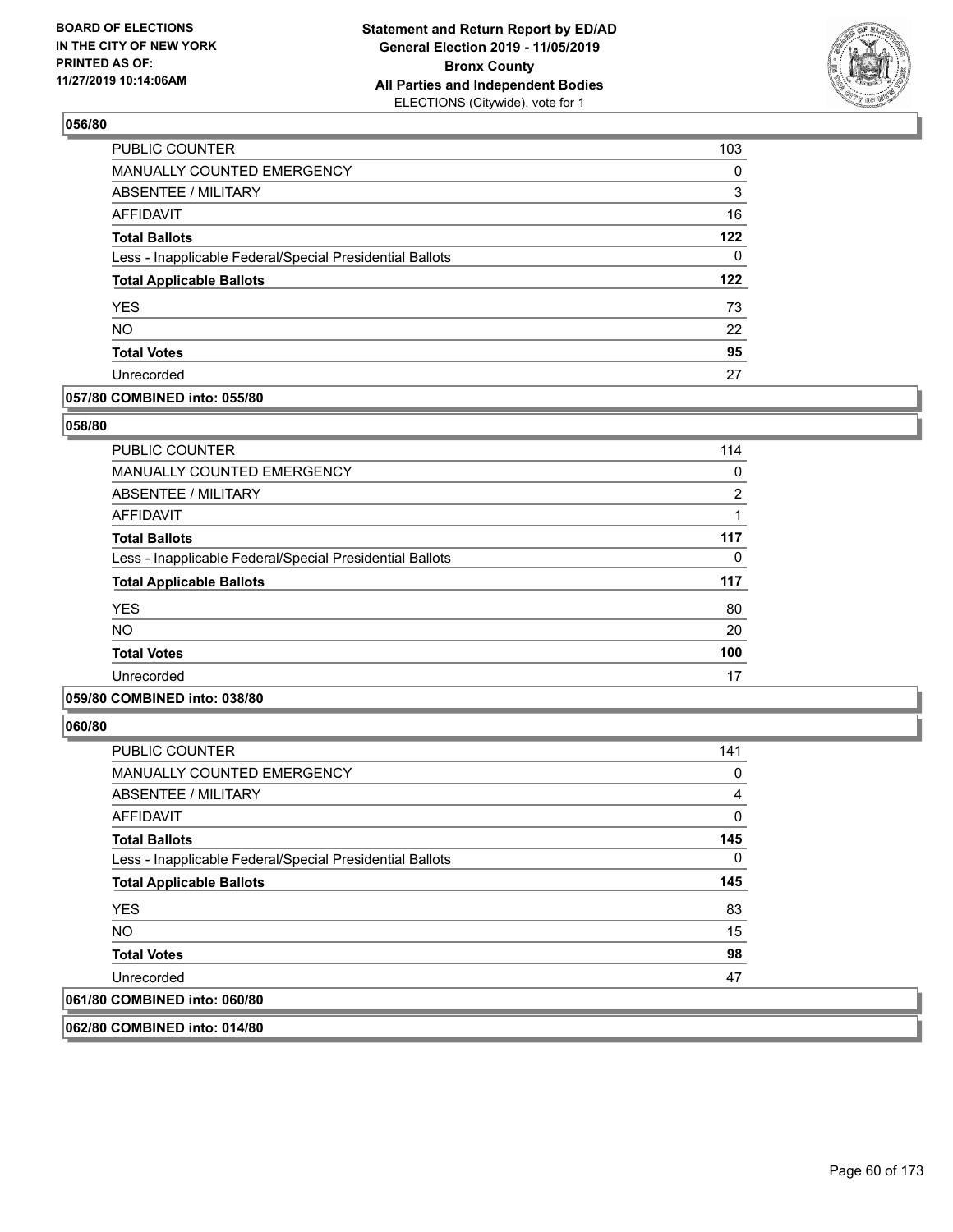## 056/80

| | |
|---|---|
| PUBLIC COUNTER | 103 |
| MANUALLY COUNTED EMERGENCY | 0 |
| ABSENTEE / MILITARY | 3 |
| AFFIDAVIT | 16 |
| **Total Ballots** | **122** |
| Less - Inapplicable Federal/Special Presidential Ballots | 0 |
| **Total Applicable Ballots** | **122** |
| YES | 73 |
| NO | 22 |
| **Total Votes** | **95** |
| Unrecorded | 27 |

## 057/80 COMBINED into: 055/80

## 058/80

| | |
|---|---|
| PUBLIC COUNTER | 114 |
| MANUALLY COUNTED EMERGENCY | 0 |
| ABSENTEE / MILITARY | 2 |
| AFFIDAVIT | 1 |
| **Total Ballots** | **117** |
| Less - Inapplicable Federal/Special Presidential Ballots | 0 |
| **Total Applicable Ballots** | **117** |
| YES | 80 |
| NO | 20 |
| **Total Votes** | **100** |
| Unrecorded | 17 |

## 059/80 COMBINED into: 038/80

## 060/80

| | |
|---|---|
| PUBLIC COUNTER | 141 |
| MANUALLY COUNTED EMERGENCY | 0 |
| ABSENTEE / MILITARY | 4 |
| AFFIDAVIT | 0 |
| **Total Ballots** | **145** |
| Less - Inapplicable Federal/Special Presidential Ballots | 0 |
| **Total Applicable Ballots** | **145** |
| YES | 83 |
| NO | 15 |
| **Total Votes** | **98** |
| Unrecorded | 47 |

## 061/80 COMBINED into: 060/80

## 062/80 COMBINED into: 014/80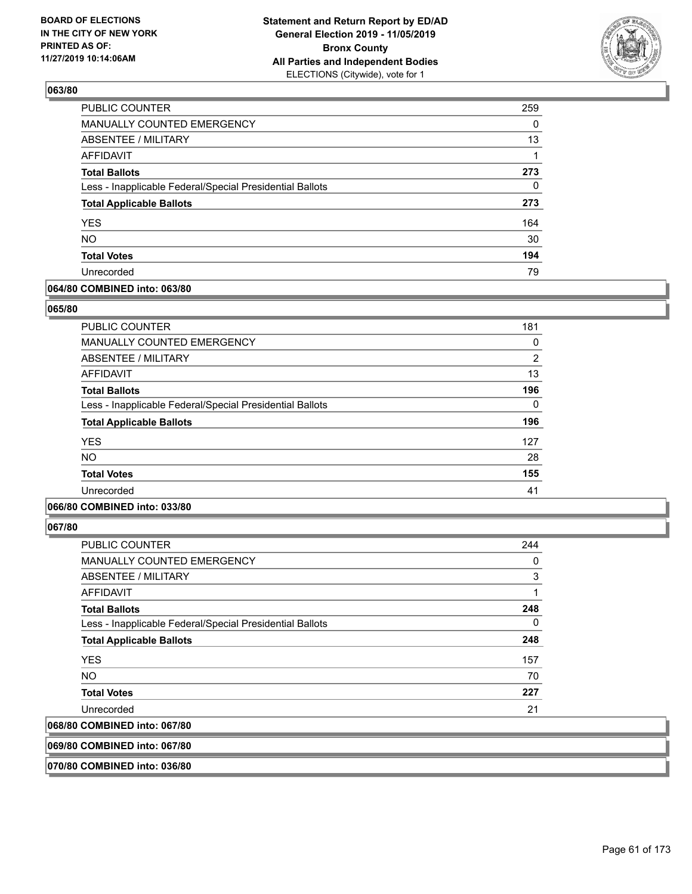**063/80**

| | |
|---|---|
| PUBLIC COUNTER | 259 |
| MANUALLY COUNTED EMERGENCY | 0 |
| ABSENTEE / MILITARY | 13 |
| AFFIDAVIT | 1 |
| **Total Ballots** | **273** |
| Less - Inapplicable Federal/Special Presidential Ballots | 0 |
| **Total Applicable Ballots** | **273** |
| YES | 164 |
| NO | 30 |
| **Total Votes** | **194** |
| Unrecorded | 79 |

**064/80 COMBINED into: 063/80**

**065/80**

| | |
|---|---|
| PUBLIC COUNTER | 181 |
| MANUALLY COUNTED EMERGENCY | 0 |
| ABSENTEE / MILITARY | 2 |
| AFFIDAVIT | 13 |
| **Total Ballots** | **196** |
| Less - Inapplicable Federal/Special Presidential Ballots | 0 |
| **Total Applicable Ballots** | **196** |
| YES | 127 |
| NO | 28 |
| **Total Votes** | **155** |
| Unrecorded | 41 |

**066/80 COMBINED into: 033/80**

**067/80**

| | |
|---|---|
| PUBLIC COUNTER | 244 |
| MANUALLY COUNTED EMERGENCY | 0 |
| ABSENTEE / MILITARY | 3 |
| AFFIDAVIT | 1 |
| **Total Ballots** | **248** |
| Less - Inapplicable Federal/Special Presidential Ballots | 0 |
| **Total Applicable Ballots** | **248** |
| YES | 157 |
| NO | 70 |
| **Total Votes** | **227** |
| Unrecorded | 21 |

**068/80 COMBINED into: 067/80**

**069/80 COMBINED into: 067/80**

**070/80 COMBINED into: 036/80**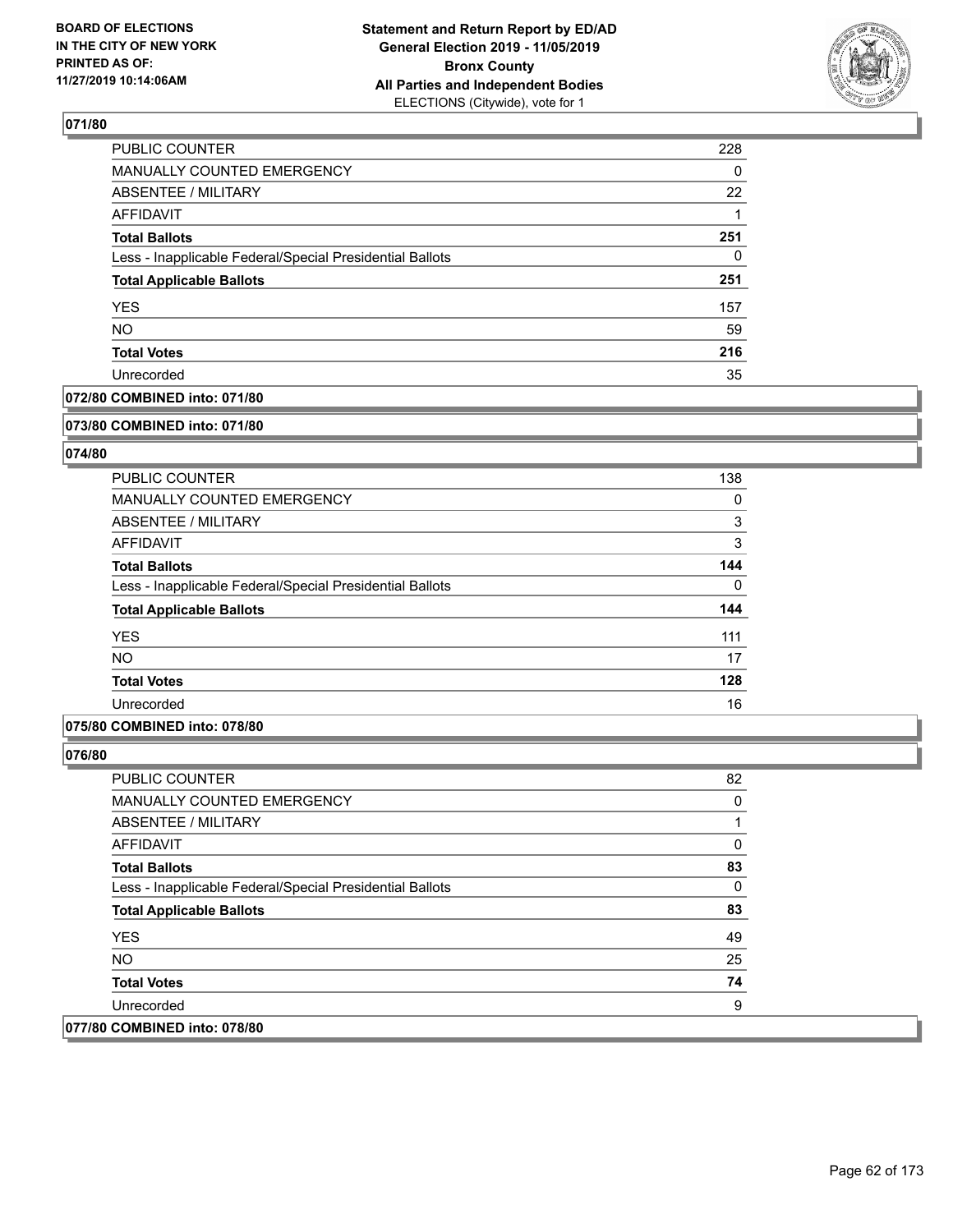## 071/80

| | |
|---|---|
| PUBLIC COUNTER | 228 |
| MANUALLY COUNTED EMERGENCY | 0 |
| ABSENTEE / MILITARY | 22 |
| AFFIDAVIT | 1 |
| **Total Ballots** | **251** |
| Less - Inapplicable Federal/Special Presidential Ballots | 0 |
| **Total Applicable Ballots** | **251** |
| YES | 157 |
| NO | 59 |
| **Total Votes** | **216** |
| Unrecorded | 35 |

## 072/80 COMBINED into: 071/80

## 073/80 COMBINED into: 071/80

## 074/80

| | |
|---|---|
| PUBLIC COUNTER | 138 |
| MANUALLY COUNTED EMERGENCY | 0 |
| ABSENTEE / MILITARY | 3 |
| AFFIDAVIT | 3 |
| **Total Ballots** | **144** |
| Less - Inapplicable Federal/Special Presidential Ballots | 0 |
| **Total Applicable Ballots** | **144** |
| YES | 111 |
| NO | 17 |
| **Total Votes** | **128** |
| Unrecorded | 16 |

## 075/80 COMBINED into: 078/80

## 076/80

| | |
|---|---|
| PUBLIC COUNTER | 82 |
| MANUALLY COUNTED EMERGENCY | 0 |
| ABSENTEE / MILITARY | 1 |
| AFFIDAVIT | 0 |
| **Total Ballots** | **83** |
| Less - Inapplicable Federal/Special Presidential Ballots | 0 |
| **Total Applicable Ballots** | **83** |
| YES | 49 |
| NO | 25 |
| **Total Votes** | **74** |
| Unrecorded | 9 |

## 077/80 COMBINED into: 078/80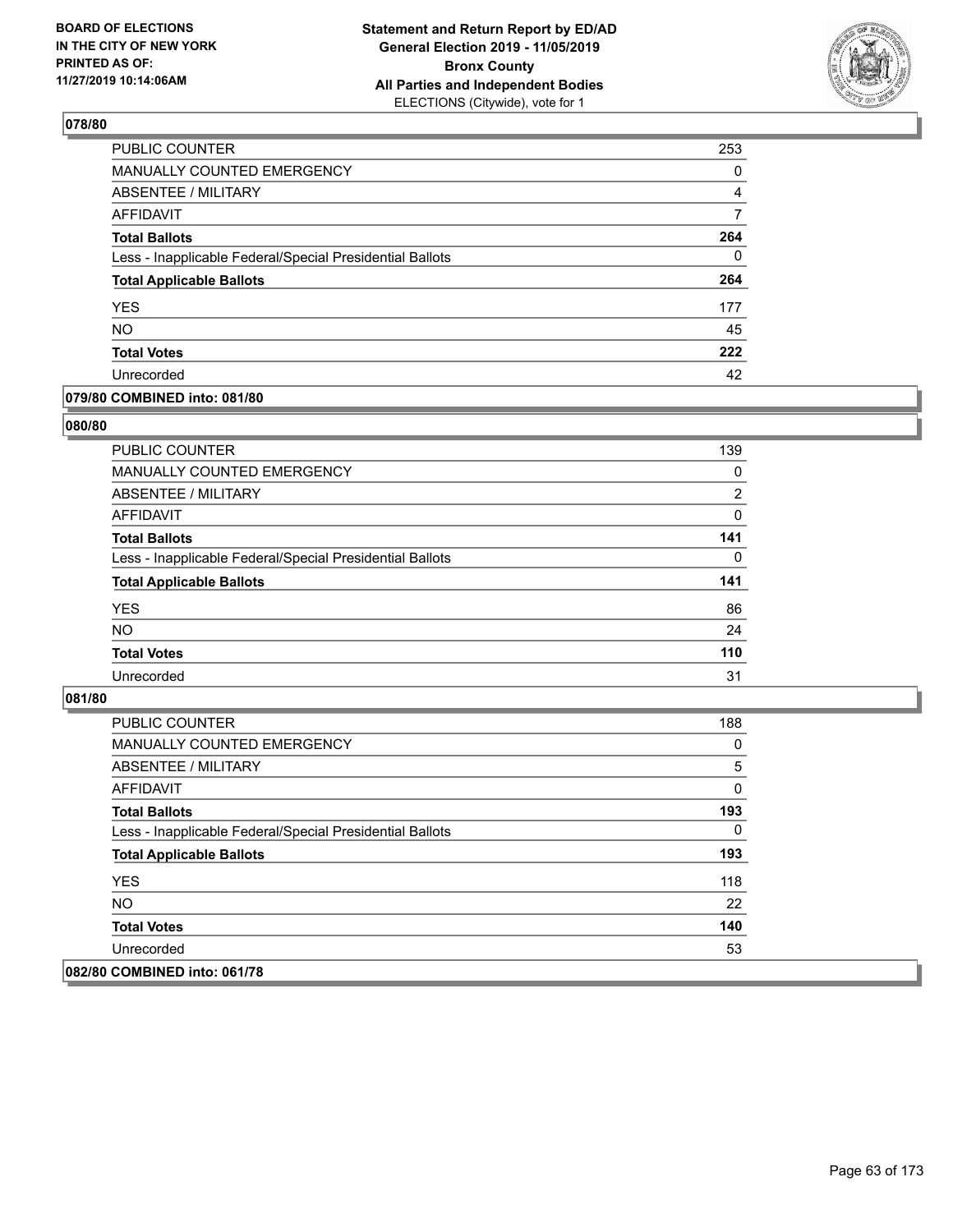### 078/80

| | |
|---|---|
| PUBLIC COUNTER | 253 |
| MANUALLY COUNTED EMERGENCY | 0 |
| ABSENTEE / MILITARY | 4 |
| AFFIDAVIT | 7 |
| **Total Ballots** | **264** |
| Less - Inapplicable Federal/Special Presidential Ballots | 0 |
| **Total Applicable Ballots** | **264** |
| YES | 177 |
| NO | 45 |
| **Total Votes** | **222** |
| Unrecorded | 42 |

### 079/80 COMBINED into: 081/80

### 080/80

| | |
|---|---|
| PUBLIC COUNTER | 139 |
| MANUALLY COUNTED EMERGENCY | 0 |
| ABSENTEE / MILITARY | 2 |
| AFFIDAVIT | 0 |
| **Total Ballots** | **141** |
| Less - Inapplicable Federal/Special Presidential Ballots | 0 |
| **Total Applicable Ballots** | **141** |
| YES | 86 |
| NO | 24 |
| **Total Votes** | **110** |
| Unrecorded | 31 |

### 081/80

| | |
|---|---|
| PUBLIC COUNTER | 188 |
| MANUALLY COUNTED EMERGENCY | 0 |
| ABSENTEE / MILITARY | 5 |
| AFFIDAVIT | 0 |
| **Total Ballots** | **193** |
| Less - Inapplicable Federal/Special Presidential Ballots | 0 |
| **Total Applicable Ballots** | **193** |
| YES | 118 |
| NO | 22 |
| **Total Votes** | **140** |
| Unrecorded | 53 |

### 082/80 COMBINED into: 061/78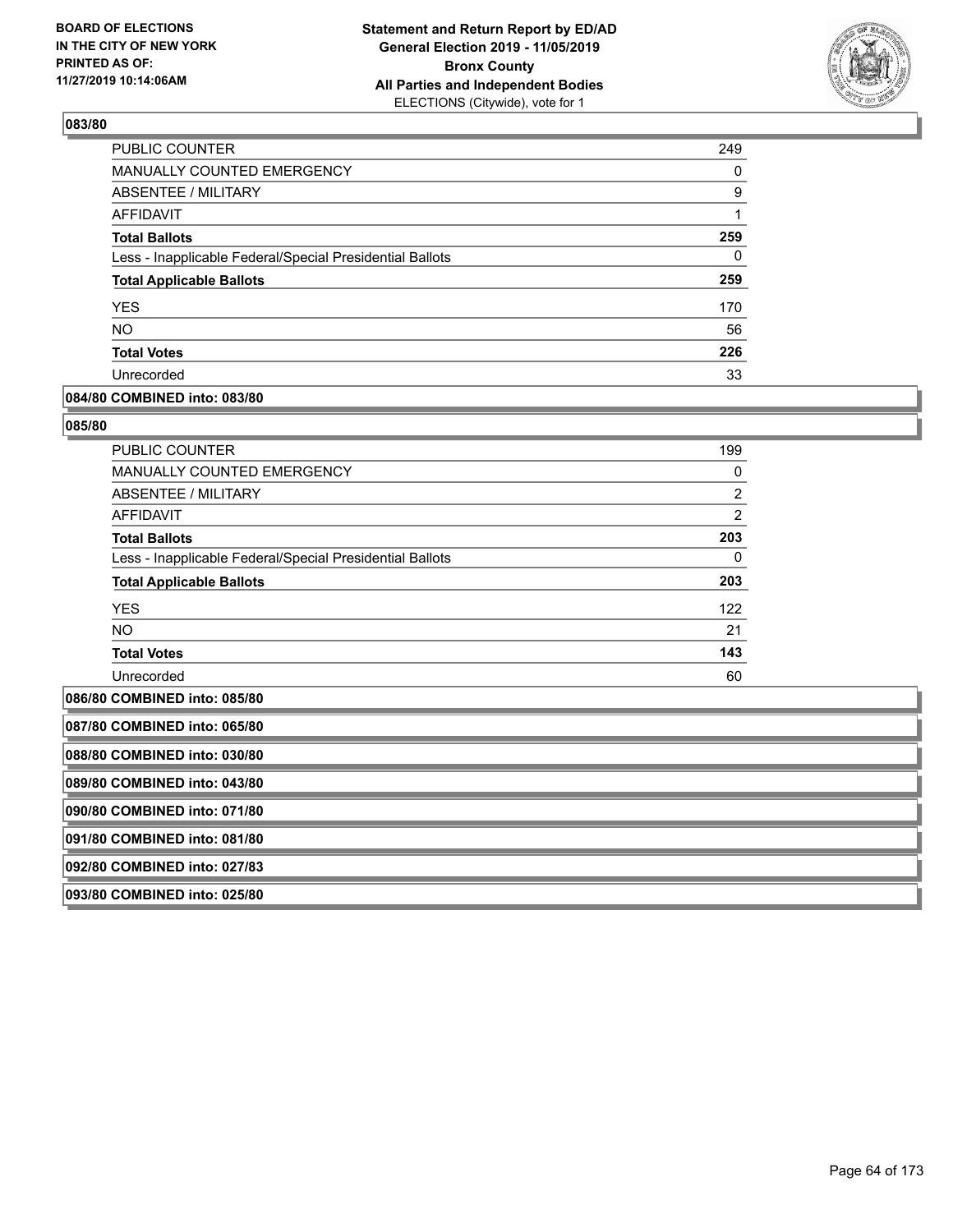## 083/80

| | |
|---|---|
| PUBLIC COUNTER | 249 |
| MANUALLY COUNTED EMERGENCY | 0 |
| ABSENTEE / MILITARY | 9 |
| AFFIDAVIT | 1 |
| **Total Ballots** | **259** |
| Less - Inapplicable Federal/Special Presidential Ballots | 0 |
| **Total Applicable Ballots** | **259** |
| YES | 170 |
| NO | 56 |
| **Total Votes** | **226** |
| Unrecorded | 33 |

## 084/80 COMBINED into: 083/80

## 085/80

| | |
|---|---|
| PUBLIC COUNTER | 199 |
| MANUALLY COUNTED EMERGENCY | 0 |
| ABSENTEE / MILITARY | 2 |
| AFFIDAVIT | 2 |
| **Total Ballots** | **203** |
| Less - Inapplicable Federal/Special Presidential Ballots | 0 |
| **Total Applicable Ballots** | **203** |
| YES | 122 |
| NO | 21 |
| **Total Votes** | **143** |
| Unrecorded | 60 |

## 086/80 COMBINED into: 085/80

## 087/80 COMBINED into: 065/80

## 088/80 COMBINED into: 030/80

## 089/80 COMBINED into: 043/80

## 090/80 COMBINED into: 071/80

## 091/80 COMBINED into: 081/80

## 092/80 COMBINED into: 027/83

## 093/80 COMBINED into: 025/80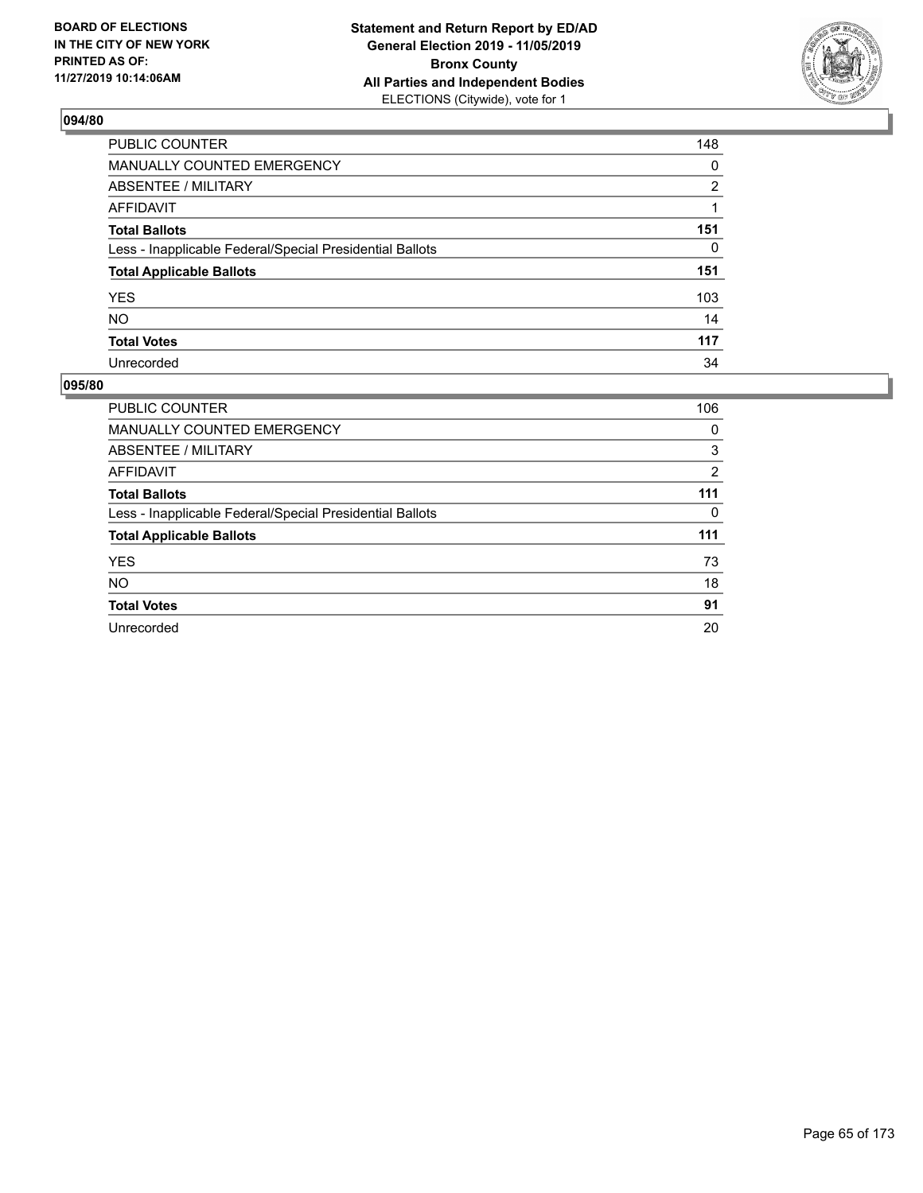**BOARD OF ELECTIONS IN THE CITY OF NEW YORK PRINTED AS OF: 11/27/2019 10:14:06AM**

**Statement and Return Report by ED/AD General Election 2019 - 11/05/2019 Bronx County All Parties and Independent Bodies**
ELECTIONS (Citywide), vote for 1

## 094/80

| | |
|---|---|
| PUBLIC COUNTER | 148 |
| MANUALLY COUNTED EMERGENCY | 0 |
| ABSENTEE / MILITARY | 2 |
| AFFIDAVIT | 1 |
| **Total Ballots** | **151** |
| Less - Inapplicable Federal/Special Presidential Ballots | 0 |
| **Total Applicable Ballots** | **151** |
| YES | 103 |
| NO | 14 |
| **Total Votes** | **117** |
| Unrecorded | 34 |

## 095/80

| | |
|---|---|
| PUBLIC COUNTER | 106 |
| MANUALLY COUNTED EMERGENCY | 0 |
| ABSENTEE / MILITARY | 3 |
| AFFIDAVIT | 2 |
| **Total Ballots** | **111** |
| Less - Inapplicable Federal/Special Presidential Ballots | 0 |
| **Total Applicable Ballots** | **111** |
| YES | 73 |
| NO | 18 |
| **Total Votes** | **91** |
| Unrecorded | 20 |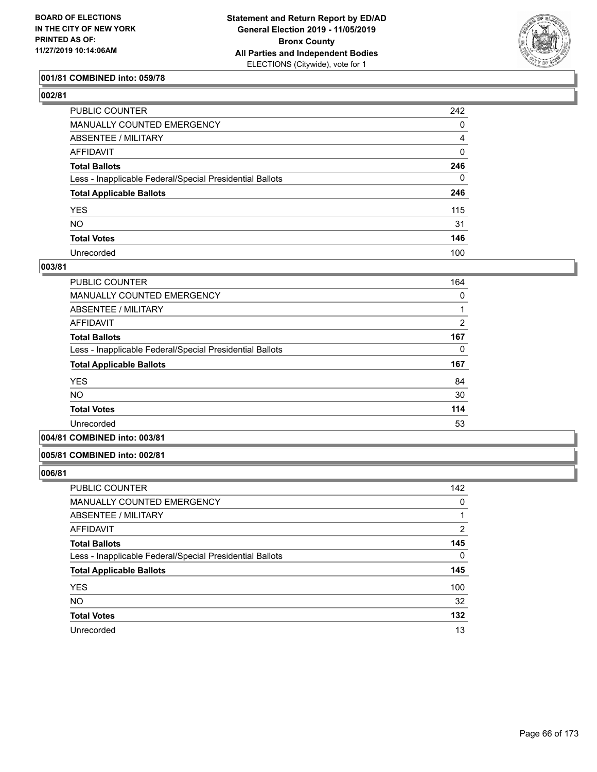BOARD OF ELECTIONS
IN THE CITY OF NEW YORK
PRINTED AS OF:
11/27/2019 10:14:06AM

**Statement and Return Report by ED/AD**
**General Election 2019 - 11/05/2019**
**Bronx County**
**All Parties and Independent Bodies**
ELECTIONS (Citywide), vote for 1

### 001/81 COMBINED into: 059/78

### 002/81

| | |
|---|---|
| PUBLIC COUNTER | 242 |
| MANUALLY COUNTED EMERGENCY | 0 |
| ABSENTEE / MILITARY | 4 |
| AFFIDAVIT | 0 |
| **Total Ballots** | **246** |
| Less - Inapplicable Federal/Special Presidential Ballots | 0 |
| **Total Applicable Ballots** | **246** |
| YES | 115 |
| NO | 31 |
| **Total Votes** | **146** |
| Unrecorded | 100 |

### 003/81

| | |
|---|---|
| PUBLIC COUNTER | 164 |
| MANUALLY COUNTED EMERGENCY | 0 |
| ABSENTEE / MILITARY | 1 |
| AFFIDAVIT | 2 |
| **Total Ballots** | **167** |
| Less - Inapplicable Federal/Special Presidential Ballots | 0 |
| **Total Applicable Ballots** | **167** |
| YES | 84 |
| NO | 30 |
| **Total Votes** | **114** |
| Unrecorded | 53 |

### 004/81 COMBINED into: 003/81

### 005/81 COMBINED into: 002/81

### 006/81

| | |
|---|---|
| PUBLIC COUNTER | 142 |
| MANUALLY COUNTED EMERGENCY | 0 |
| ABSENTEE / MILITARY | 1 |
| AFFIDAVIT | 2 |
| **Total Ballots** | **145** |
| Less - Inapplicable Federal/Special Presidential Ballots | 0 |
| **Total Applicable Ballots** | **145** |
| YES | 100 |
| NO | 32 |
| **Total Votes** | **132** |
| Unrecorded | 13 |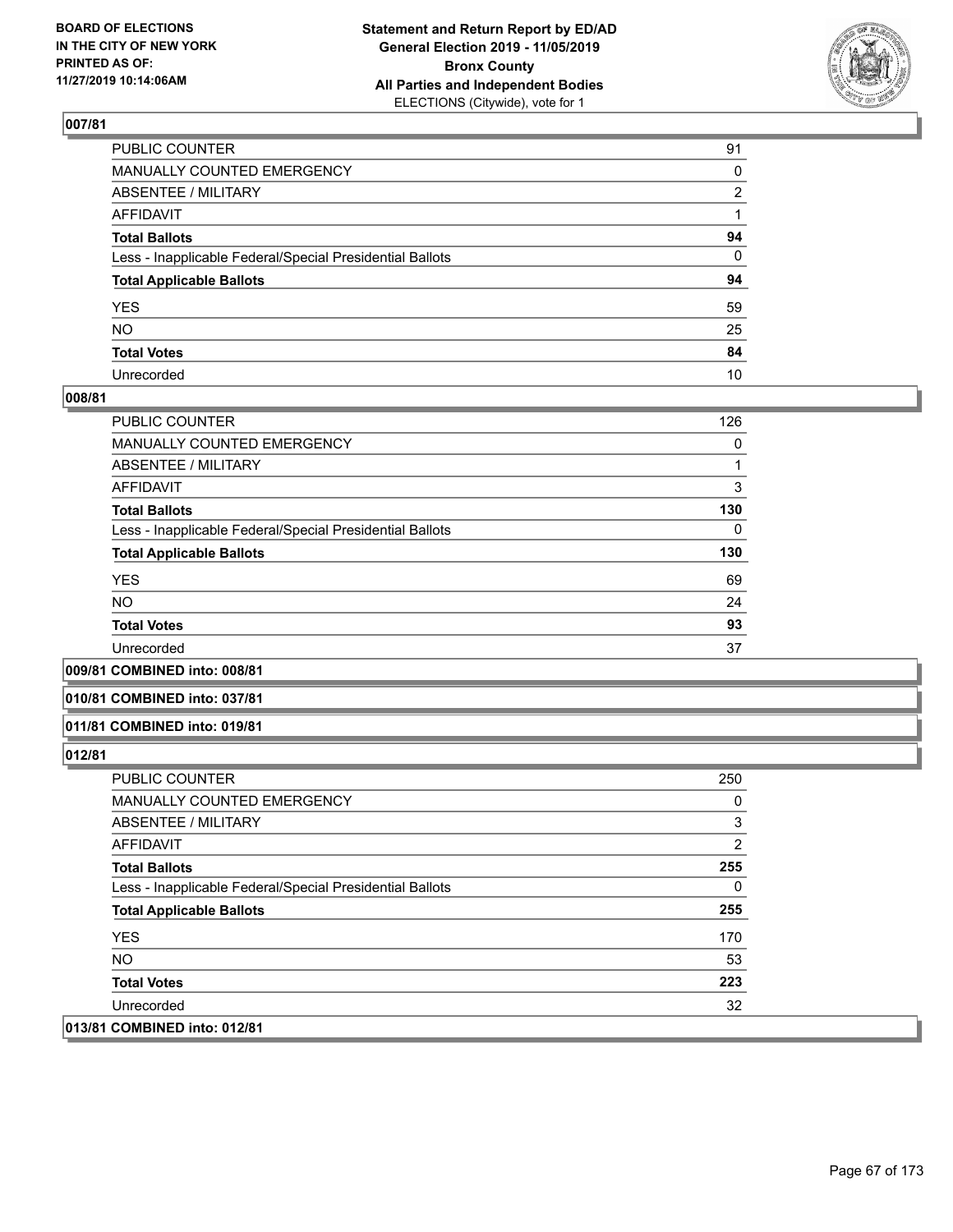## 007/81

| | |
|---|---|
| PUBLIC COUNTER | 91 |
| MANUALLY COUNTED EMERGENCY | 0 |
| ABSENTEE / MILITARY | 2 |
| AFFIDAVIT | 1 |
| **Total Ballots** | **94** |
| Less - Inapplicable Federal/Special Presidential Ballots | 0 |
| **Total Applicable Ballots** | **94** |
| YES | 59 |
| NO | 25 |
| **Total Votes** | **84** |
| Unrecorded | 10 |

## 008/81

| | |
|---|---|
| PUBLIC COUNTER | 126 |
| MANUALLY COUNTED EMERGENCY | 0 |
| ABSENTEE / MILITARY | 1 |
| AFFIDAVIT | 3 |
| **Total Ballots** | **130** |
| Less - Inapplicable Federal/Special Presidential Ballots | 0 |
| **Total Applicable Ballots** | **130** |
| YES | 69 |
| NO | 24 |
| **Total Votes** | **93** |
| Unrecorded | 37 |

## 009/81 COMBINED into: 008/81

## 010/81 COMBINED into: 037/81

## 011/81 COMBINED into: 019/81

## 012/81

| | |
|---|---|
| PUBLIC COUNTER | 250 |
| MANUALLY COUNTED EMERGENCY | 0 |
| ABSENTEE / MILITARY | 3 |
| AFFIDAVIT | 2 |
| **Total Ballots** | **255** |
| Less - Inapplicable Federal/Special Presidential Ballots | 0 |
| **Total Applicable Ballots** | **255** |
| YES | 170 |
| NO | 53 |
| **Total Votes** | **223** |
| Unrecorded | 32 |

## 013/81 COMBINED into: 012/81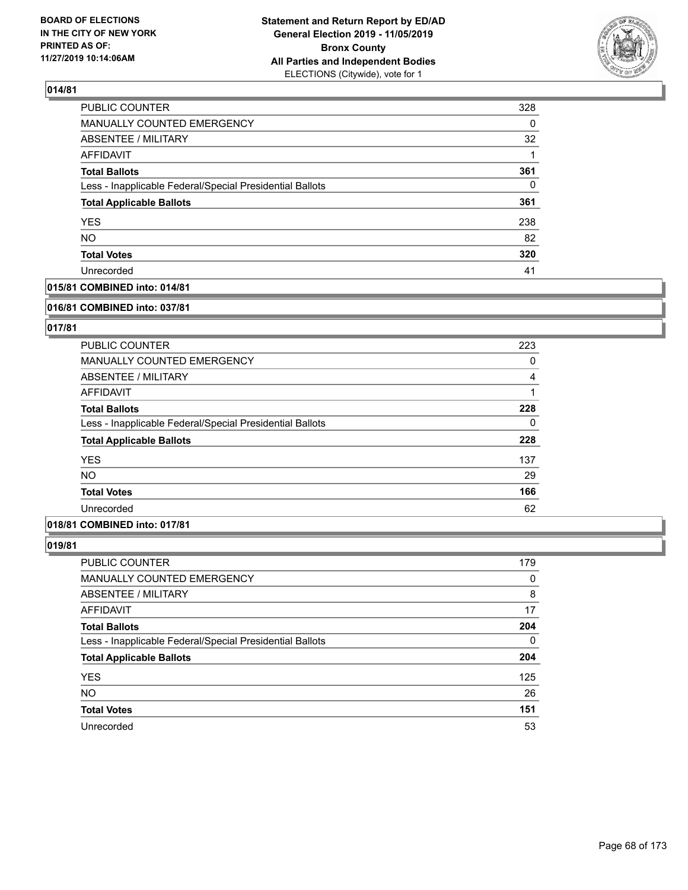## 014/81

| | |
|---|---|
| PUBLIC COUNTER | 328 |
| MANUALLY COUNTED EMERGENCY | 0 |
| ABSENTEE / MILITARY | 32 |
| AFFIDAVIT | 1 |
| **Total Ballots** | **361** |
| Less - Inapplicable Federal/Special Presidential Ballots | 0 |
| **Total Applicable Ballots** | **361** |
| YES | 238 |
| NO | 82 |
| **Total Votes** | **320** |
| Unrecorded | 41 |

## 015/81 COMBINED into: 014/81

## 016/81 COMBINED into: 037/81

## 017/81

| | |
|---|---|
| PUBLIC COUNTER | 223 |
| MANUALLY COUNTED EMERGENCY | 0 |
| ABSENTEE / MILITARY | 4 |
| AFFIDAVIT | 1 |
| **Total Ballots** | **228** |
| Less - Inapplicable Federal/Special Presidential Ballots | 0 |
| **Total Applicable Ballots** | **228** |
| YES | 137 |
| NO | 29 |
| **Total Votes** | **166** |
| Unrecorded | 62 |

## 018/81 COMBINED into: 017/81

## 019/81

| | |
|---|---|
| PUBLIC COUNTER | 179 |
| MANUALLY COUNTED EMERGENCY | 0 |
| ABSENTEE / MILITARY | 8 |
| AFFIDAVIT | 17 |
| **Total Ballots** | **204** |
| Less - Inapplicable Federal/Special Presidential Ballots | 0 |
| **Total Applicable Ballots** | **204** |
| YES | 125 |
| NO | 26 |
| **Total Votes** | **151** |
| Unrecorded | 53 |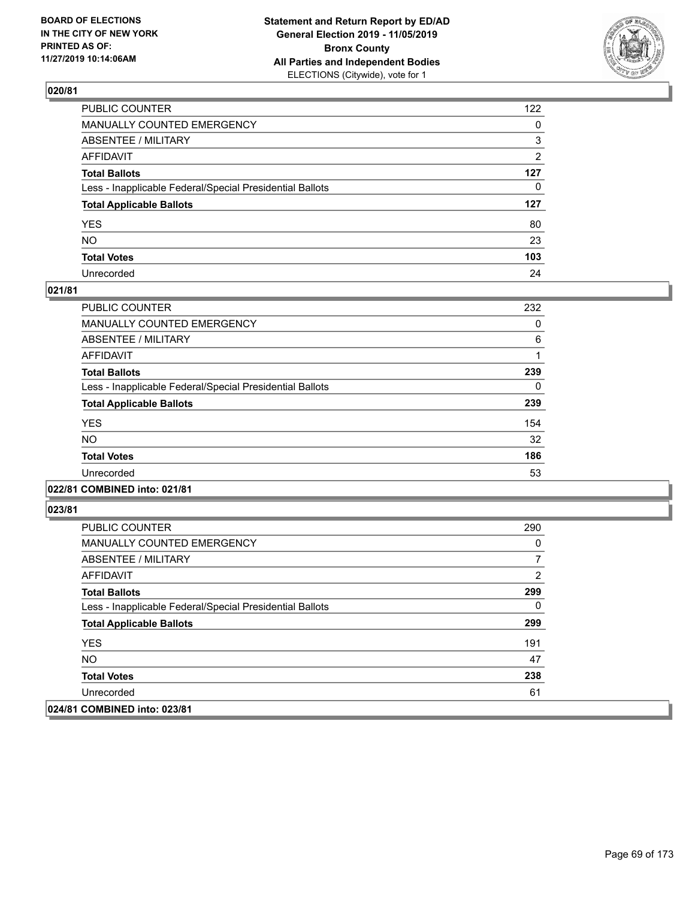## 020/81

| | |
|---|---|
| PUBLIC COUNTER | 122 |
| MANUALLY COUNTED EMERGENCY | 0 |
| ABSENTEE / MILITARY | 3 |
| AFFIDAVIT | 2 |
| **Total Ballots** | **127** |
| Less - Inapplicable Federal/Special Presidential Ballots | 0 |
| **Total Applicable Ballots** | **127** |
| YES | 80 |
| NO | 23 |
| **Total Votes** | **103** |
| Unrecorded | 24 |

## 021/81

| | |
|---|---|
| PUBLIC COUNTER | 232 |
| MANUALLY COUNTED EMERGENCY | 0 |
| ABSENTEE / MILITARY | 6 |
| AFFIDAVIT | 1 |
| **Total Ballots** | **239** |
| Less - Inapplicable Federal/Special Presidential Ballots | 0 |
| **Total Applicable Ballots** | **239** |
| YES | 154 |
| NO | 32 |
| **Total Votes** | **186** |
| Unrecorded | 53 |

## 022/81 COMBINED into: 021/81

## 023/81

| | |
|---|---|
| PUBLIC COUNTER | 290 |
| MANUALLY COUNTED EMERGENCY | 0 |
| ABSENTEE / MILITARY | 7 |
| AFFIDAVIT | 2 |
| **Total Ballots** | **299** |
| Less - Inapplicable Federal/Special Presidential Ballots | 0 |
| **Total Applicable Ballots** | **299** |
| YES | 191 |
| NO | 47 |
| **Total Votes** | **238** |
| Unrecorded | 61 |

## 024/81 COMBINED into: 023/81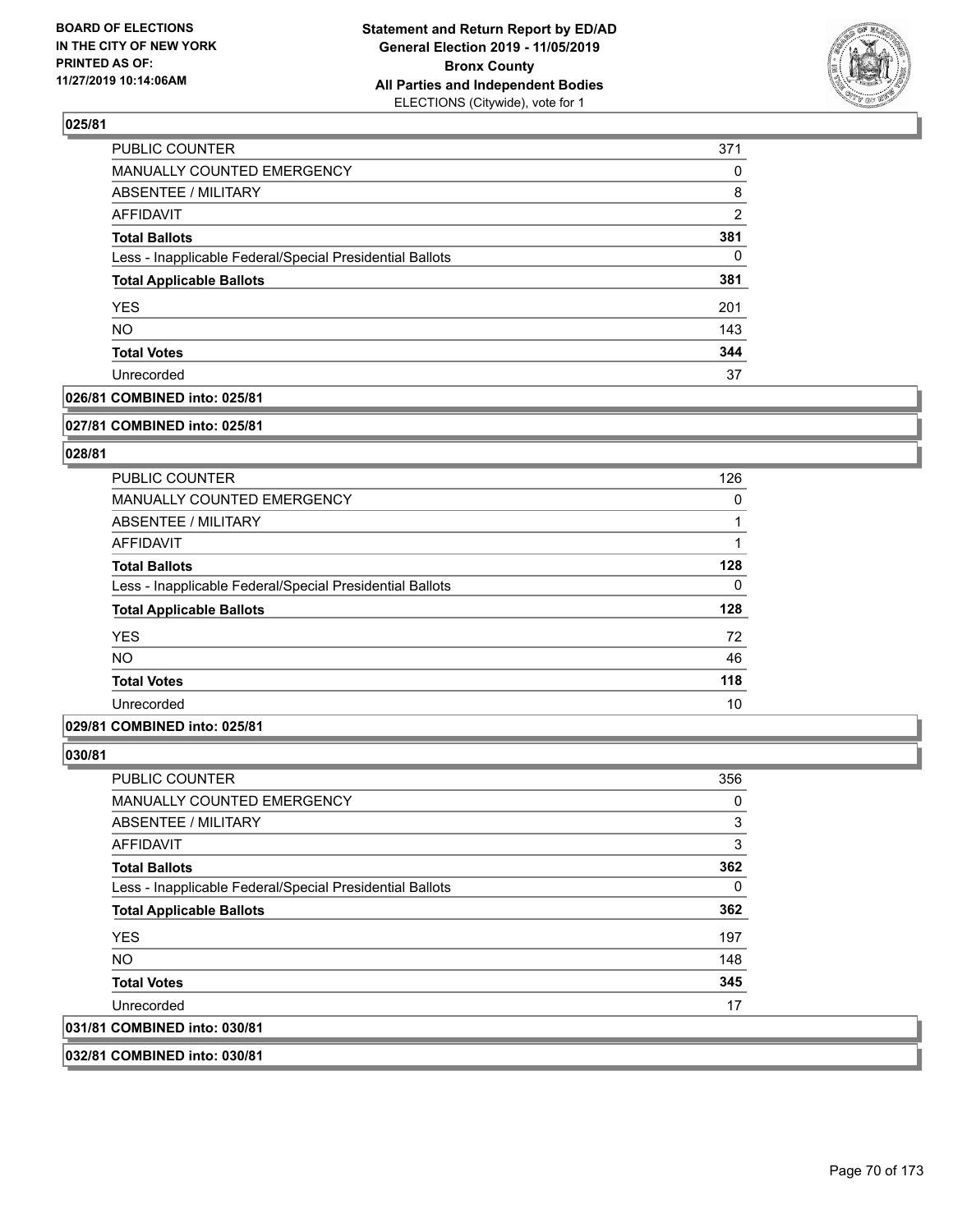## 025/81

| | |
|---|---|
| PUBLIC COUNTER | 371 |
| MANUALLY COUNTED EMERGENCY | 0 |
| ABSENTEE / MILITARY | 8 |
| AFFIDAVIT | 2 |
| **Total Ballots** | **381** |
| Less - Inapplicable Federal/Special Presidential Ballots | 0 |
| **Total Applicable Ballots** | **381** |
| YES | 201 |
| NO | 143 |
| **Total Votes** | **344** |
| Unrecorded | 37 |

**026/81 COMBINED into: 025/81**

**027/81 COMBINED into: 025/81**

## 028/81

| | |
|---|---|
| PUBLIC COUNTER | 126 |
| MANUALLY COUNTED EMERGENCY | 0 |
| ABSENTEE / MILITARY | 1 |
| AFFIDAVIT | 1 |
| **Total Ballots** | **128** |
| Less - Inapplicable Federal/Special Presidential Ballots | 0 |
| **Total Applicable Ballots** | **128** |
| YES | 72 |
| NO | 46 |
| **Total Votes** | **118** |
| Unrecorded | 10 |

**029/81 COMBINED into: 025/81**

## 030/81

| | |
|---|---|
| PUBLIC COUNTER | 356 |
| MANUALLY COUNTED EMERGENCY | 0 |
| ABSENTEE / MILITARY | 3 |
| AFFIDAVIT | 3 |
| **Total Ballots** | **362** |
| Less - Inapplicable Federal/Special Presidential Ballots | 0 |
| **Total Applicable Ballots** | **362** |
| YES | 197 |
| NO | 148 |
| **Total Votes** | **345** |
| Unrecorded | 17 |

**031/81 COMBINED into: 030/81**

**032/81 COMBINED into: 030/81**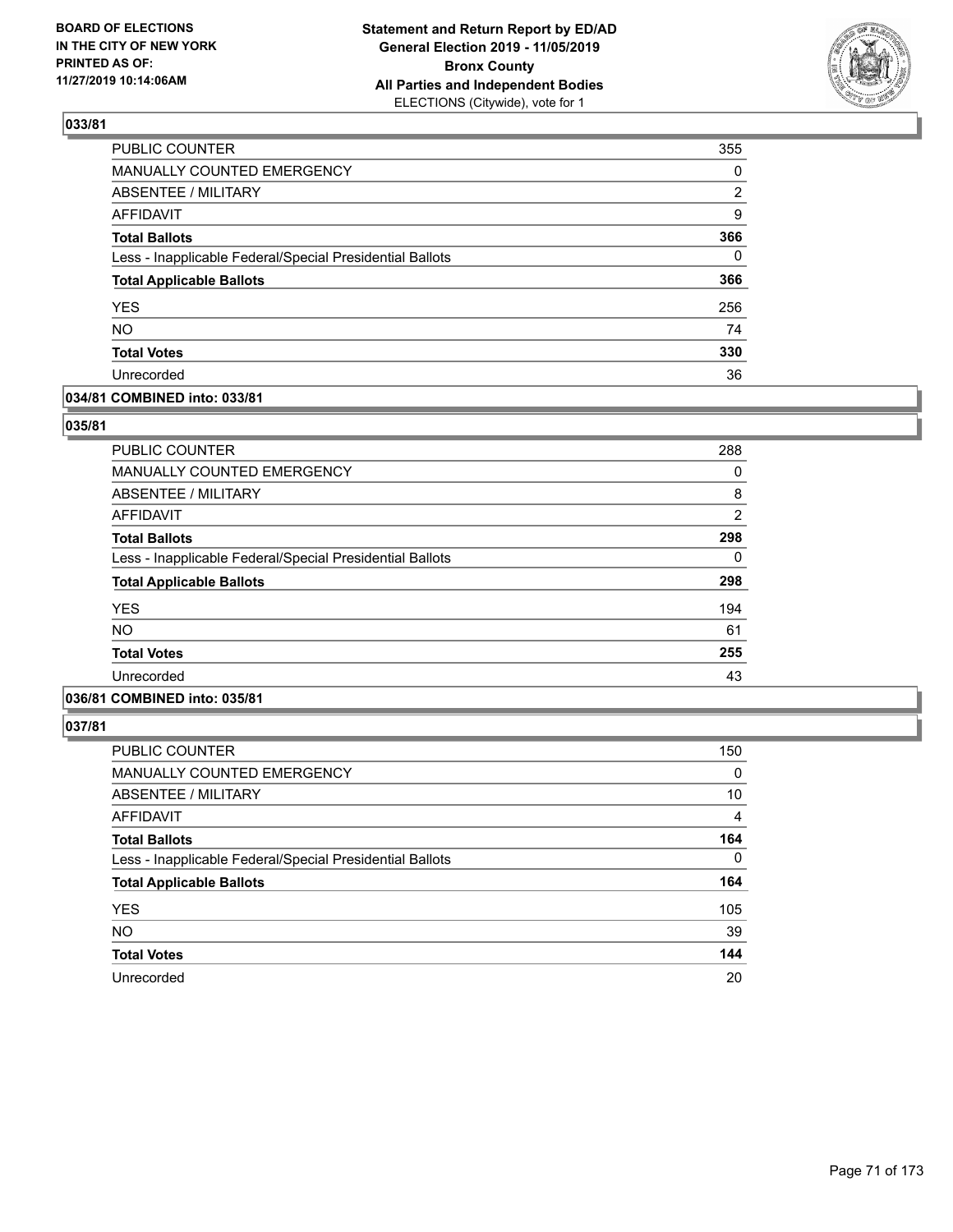**BOARD OF ELECTIONS IN THE CITY OF NEW YORK PRINTED AS OF: 11/27/2019 10:14:06AM**

**Statement and Return Report by ED/AD General Election 2019 - 11/05/2019 Bronx County All Parties and Independent Bodies** ELECTIONS (Citywide), vote for 1

## 033/81

| | |
|---|---|
| PUBLIC COUNTER | 355 |
| MANUALLY COUNTED EMERGENCY | 0 |
| ABSENTEE / MILITARY | 2 |
| AFFIDAVIT | 9 |
| **Total Ballots** | **366** |
| Less - Inapplicable Federal/Special Presidential Ballots | 0 |
| **Total Applicable Ballots** | **366** |
| YES | 256 |
| NO | 74 |
| **Total Votes** | **330** |
| Unrecorded | 36 |

## 034/81 COMBINED into: 033/81

## 035/81

| | |
|---|---|
| PUBLIC COUNTER | 288 |
| MANUALLY COUNTED EMERGENCY | 0 |
| ABSENTEE / MILITARY | 8 |
| AFFIDAVIT | 2 |
| **Total Ballots** | **298** |
| Less - Inapplicable Federal/Special Presidential Ballots | 0 |
| **Total Applicable Ballots** | **298** |
| YES | 194 |
| NO | 61 |
| **Total Votes** | **255** |
| Unrecorded | 43 |

## 036/81 COMBINED into: 035/81

## 037/81

| | |
|---|---|
| PUBLIC COUNTER | 150 |
| MANUALLY COUNTED EMERGENCY | 0 |
| ABSENTEE / MILITARY | 10 |
| AFFIDAVIT | 4 |
| **Total Ballots** | **164** |
| Less - Inapplicable Federal/Special Presidential Ballots | 0 |
| **Total Applicable Ballots** | **164** |
| YES | 105 |
| NO | 39 |
| **Total Votes** | **144** |
| Unrecorded | 20 |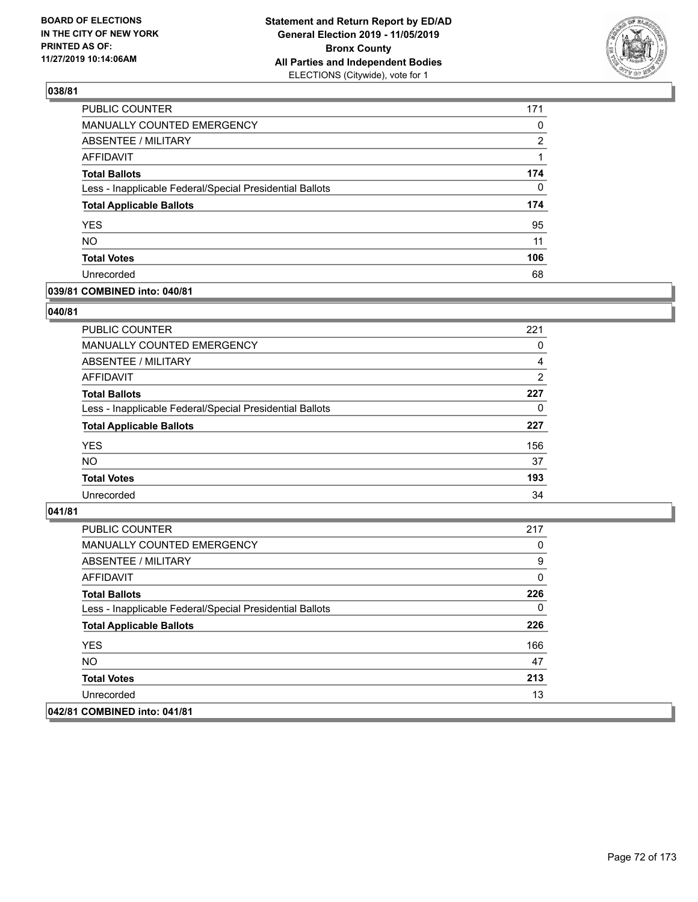BOARD OF ELECTIONS
IN THE CITY OF NEW YORK
PRINTED AS OF:
11/27/2019 10:14:06AM

**Statement and Return Report by ED/AD**
**General Election 2019 - 11/05/2019**
**Bronx County**
**All Parties and Independent Bodies**
ELECTIONS (Citywide), vote for 1

## 038/81

| | |
|---|---|
| PUBLIC COUNTER | 171 |
| MANUALLY COUNTED EMERGENCY | 0 |
| ABSENTEE / MILITARY | 2 |
| AFFIDAVIT | 1 |
| **Total Ballots** | **174** |
| Less - Inapplicable Federal/Special Presidential Ballots | 0 |
| **Total Applicable Ballots** | **174** |
| YES | 95 |
| NO | 11 |
| **Total Votes** | **106** |
| Unrecorded | 68 |

## 039/81 COMBINED into: 040/81

## 040/81

| | |
|---|---|
| PUBLIC COUNTER | 221 |
| MANUALLY COUNTED EMERGENCY | 0 |
| ABSENTEE / MILITARY | 4 |
| AFFIDAVIT | 2 |
| **Total Ballots** | **227** |
| Less - Inapplicable Federal/Special Presidential Ballots | 0 |
| **Total Applicable Ballots** | **227** |
| YES | 156 |
| NO | 37 |
| **Total Votes** | **193** |
| Unrecorded | 34 |

## 041/81

| | |
|---|---|
| PUBLIC COUNTER | 217 |
| MANUALLY COUNTED EMERGENCY | 0 |
| ABSENTEE / MILITARY | 9 |
| AFFIDAVIT | 0 |
| **Total Ballots** | **226** |
| Less - Inapplicable Federal/Special Presidential Ballots | 0 |
| **Total Applicable Ballots** | **226** |
| YES | 166 |
| NO | 47 |
| **Total Votes** | **213** |
| Unrecorded | 13 |

## 042/81 COMBINED into: 041/81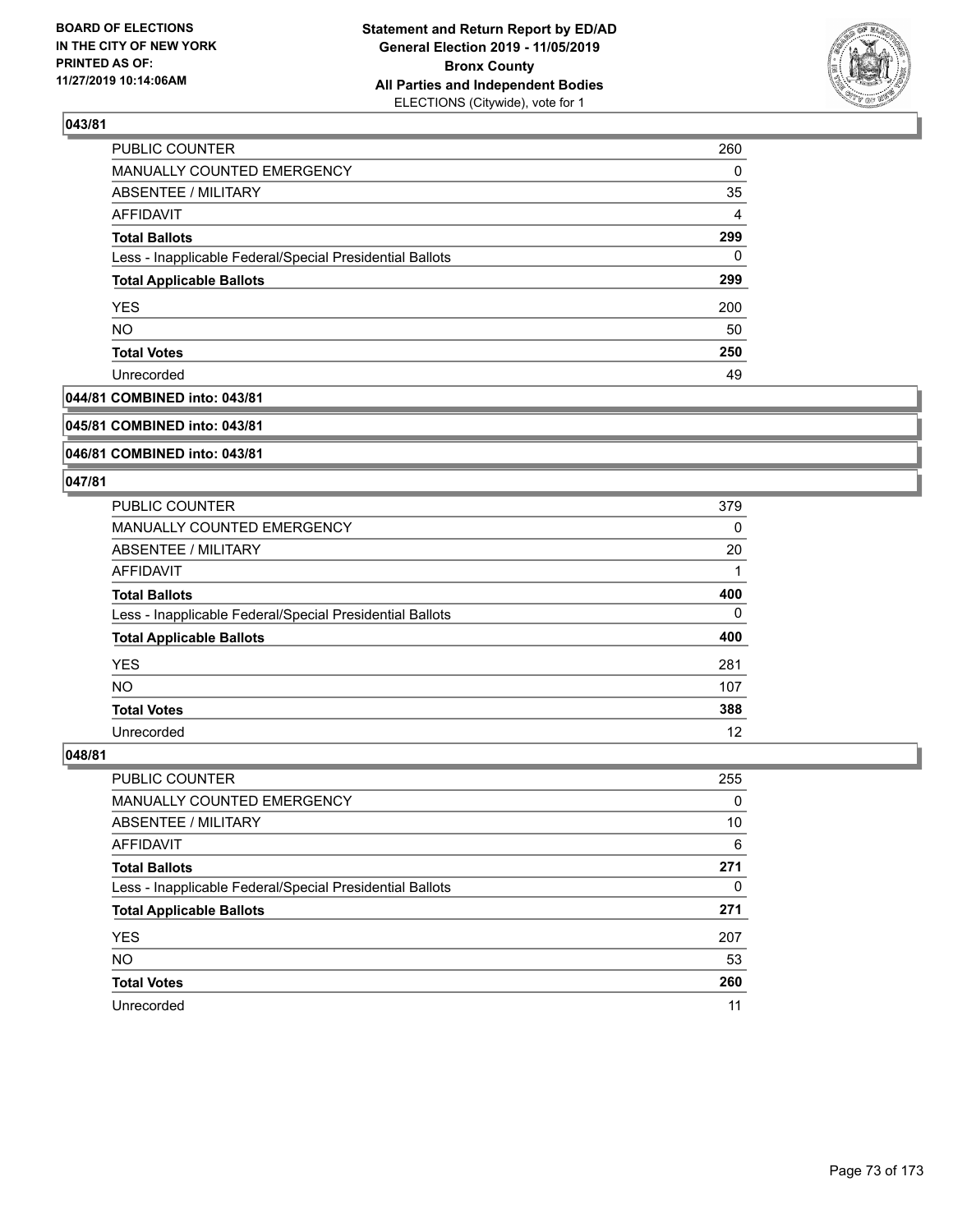## 043/81

| | |
|---|---|
| PUBLIC COUNTER | 260 |
| MANUALLY COUNTED EMERGENCY | 0 |
| ABSENTEE / MILITARY | 35 |
| AFFIDAVIT | 4 |
| **Total Ballots** | **299** |
| Less - Inapplicable Federal/Special Presidential Ballots | 0 |
| **Total Applicable Ballots** | **299** |
| YES | 200 |
| NO | 50 |
| **Total Votes** | **250** |
| Unrecorded | 49 |

## 044/81 COMBINED into: 043/81

## 045/81 COMBINED into: 043/81

## 046/81 COMBINED into: 043/81

## 047/81

| | |
|---|---|
| PUBLIC COUNTER | 379 |
| MANUALLY COUNTED EMERGENCY | 0 |
| ABSENTEE / MILITARY | 20 |
| AFFIDAVIT | 1 |
| **Total Ballots** | **400** |
| Less - Inapplicable Federal/Special Presidential Ballots | 0 |
| **Total Applicable Ballots** | **400** |
| YES | 281 |
| NO | 107 |
| **Total Votes** | **388** |
| Unrecorded | 12 |

## 048/81

| | |
|---|---|
| PUBLIC COUNTER | 255 |
| MANUALLY COUNTED EMERGENCY | 0 |
| ABSENTEE / MILITARY | 10 |
| AFFIDAVIT | 6 |
| **Total Ballots** | **271** |
| Less - Inapplicable Federal/Special Presidential Ballots | 0 |
| **Total Applicable Ballots** | **271** |
| YES | 207 |
| NO | 53 |
| **Total Votes** | **260** |
| Unrecorded | 11 |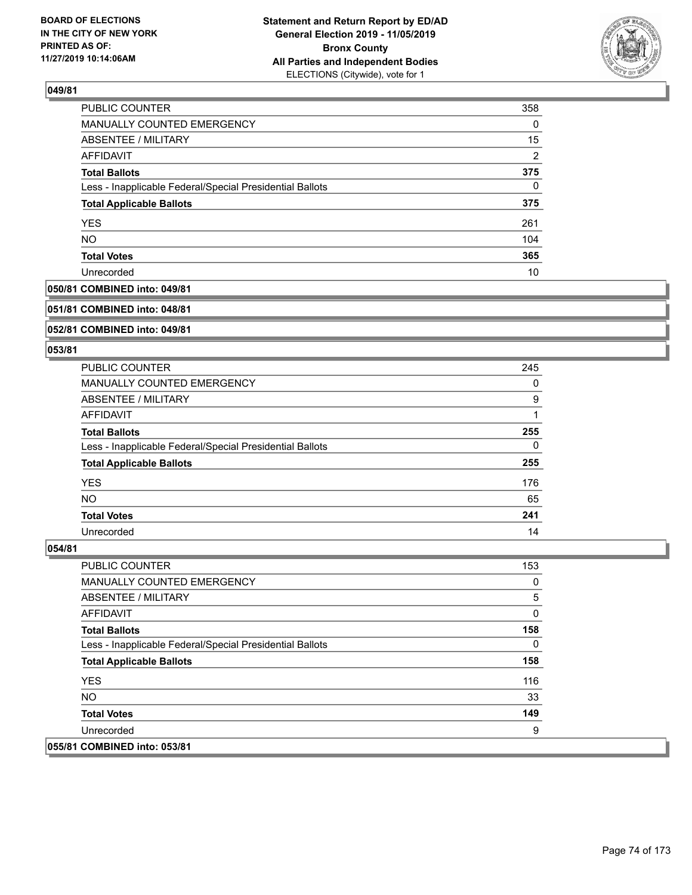## 049/81

| | |
|---|---|
| PUBLIC COUNTER | 358 |
| MANUALLY COUNTED EMERGENCY | 0 |
| ABSENTEE / MILITARY | 15 |
| AFFIDAVIT | 2 |
| **Total Ballots** | **375** |
| Less - Inapplicable Federal/Special Presidential Ballots | 0 |
| **Total Applicable Ballots** | **375** |
| YES | 261 |
| NO | 104 |
| **Total Votes** | **365** |
| Unrecorded | 10 |

## 050/81 COMBINED into: 049/81

## 051/81 COMBINED into: 048/81

## 052/81 COMBINED into: 049/81

## 053/81

| | |
|---|---|
| PUBLIC COUNTER | 245 |
| MANUALLY COUNTED EMERGENCY | 0 |
| ABSENTEE / MILITARY | 9 |
| AFFIDAVIT | 1 |
| **Total Ballots** | **255** |
| Less - Inapplicable Federal/Special Presidential Ballots | 0 |
| **Total Applicable Ballots** | **255** |
| YES | 176 |
| NO | 65 |
| **Total Votes** | **241** |
| Unrecorded | 14 |

## 054/81

| | |
|---|---|
| PUBLIC COUNTER | 153 |
| MANUALLY COUNTED EMERGENCY | 0 |
| ABSENTEE / MILITARY | 5 |
| AFFIDAVIT | 0 |
| **Total Ballots** | **158** |
| Less - Inapplicable Federal/Special Presidential Ballots | 0 |
| **Total Applicable Ballots** | **158** |
| YES | 116 |
| NO | 33 |
| **Total Votes** | **149** |
| Unrecorded | 9 |

## 055/81 COMBINED into: 053/81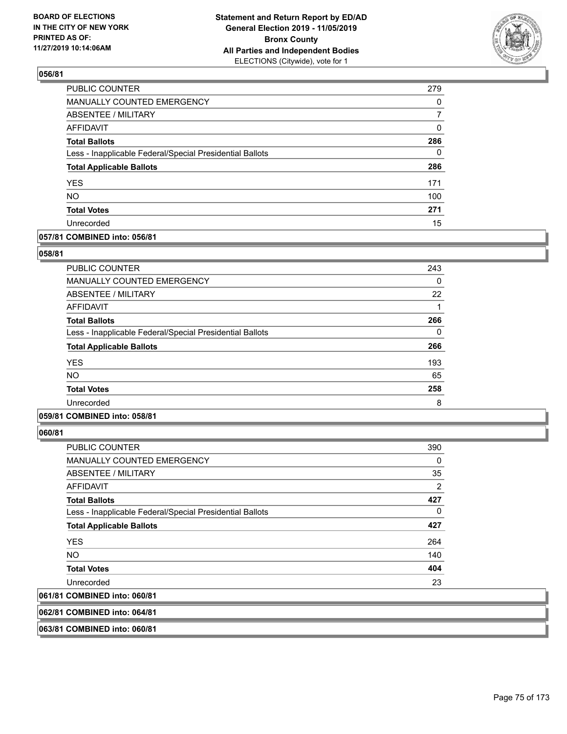### 056/81

| | |
|---|---|
| PUBLIC COUNTER | 279 |
| MANUALLY COUNTED EMERGENCY | 0 |
| ABSENTEE / MILITARY | 7 |
| AFFIDAVIT | 0 |
| **Total Ballots** | **286** |
| Less - Inapplicable Federal/Special Presidential Ballots | 0 |
| **Total Applicable Ballots** | **286** |
| YES | 171 |
| NO | 100 |
| **Total Votes** | **271** |
| Unrecorded | 15 |

### 057/81 COMBINED into: 056/81

### 058/81

| | |
|---|---|
| PUBLIC COUNTER | 243 |
| MANUALLY COUNTED EMERGENCY | 0 |
| ABSENTEE / MILITARY | 22 |
| AFFIDAVIT | 1 |
| **Total Ballots** | **266** |
| Less - Inapplicable Federal/Special Presidential Ballots | 0 |
| **Total Applicable Ballots** | **266** |
| YES | 193 |
| NO | 65 |
| **Total Votes** | **258** |
| Unrecorded | 8 |

### 059/81 COMBINED into: 058/81

### 060/81

| | |
|---|---|
| PUBLIC COUNTER | 390 |
| MANUALLY COUNTED EMERGENCY | 0 |
| ABSENTEE / MILITARY | 35 |
| AFFIDAVIT | 2 |
| **Total Ballots** | **427** |
| Less - Inapplicable Federal/Special Presidential Ballots | 0 |
| **Total Applicable Ballots** | **427** |
| YES | 264 |
| NO | 140 |
| **Total Votes** | **404** |
| Unrecorded | 23 |

### 061/81 COMBINED into: 060/81

### 062/81 COMBINED into: 064/81

### 063/81 COMBINED into: 060/81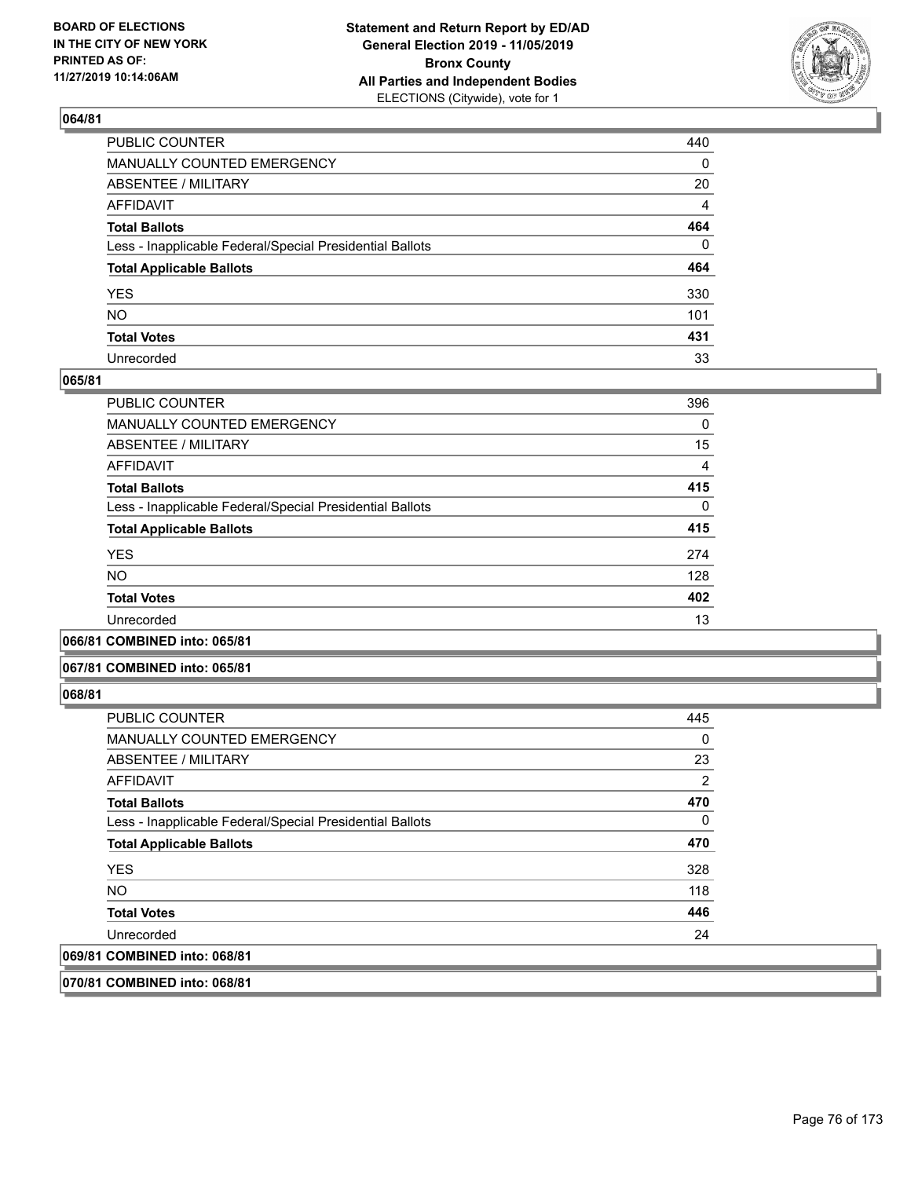### 064/81

| | |
|---|---|
| PUBLIC COUNTER | 440 |
| MANUALLY COUNTED EMERGENCY | 0 |
| ABSENTEE / MILITARY | 20 |
| AFFIDAVIT | 4 |
| **Total Ballots** | **464** |
| Less - Inapplicable Federal/Special Presidential Ballots | 0 |
| **Total Applicable Ballots** | **464** |
| YES | 330 |
| NO | 101 |
| **Total Votes** | **431** |
| Unrecorded | 33 |

### 065/81

| | |
|---|---|
| PUBLIC COUNTER | 396 |
| MANUALLY COUNTED EMERGENCY | 0 |
| ABSENTEE / MILITARY | 15 |
| AFFIDAVIT | 4 |
| **Total Ballots** | **415** |
| Less - Inapplicable Federal/Special Presidential Ballots | 0 |
| **Total Applicable Ballots** | **415** |
| YES | 274 |
| NO | 128 |
| **Total Votes** | **402** |
| Unrecorded | 13 |

### 066/81 COMBINED into: 065/81

### 067/81 COMBINED into: 065/81

### 068/81

| | |
|---|---|
| PUBLIC COUNTER | 445 |
| MANUALLY COUNTED EMERGENCY | 0 |
| ABSENTEE / MILITARY | 23 |
| AFFIDAVIT | 2 |
| **Total Ballots** | **470** |
| Less - Inapplicable Federal/Special Presidential Ballots | 0 |
| **Total Applicable Ballots** | **470** |
| YES | 328 |
| NO | 118 |
| **Total Votes** | **446** |
| Unrecorded | 24 |

### 069/81 COMBINED into: 068/81

### 070/81 COMBINED into: 068/81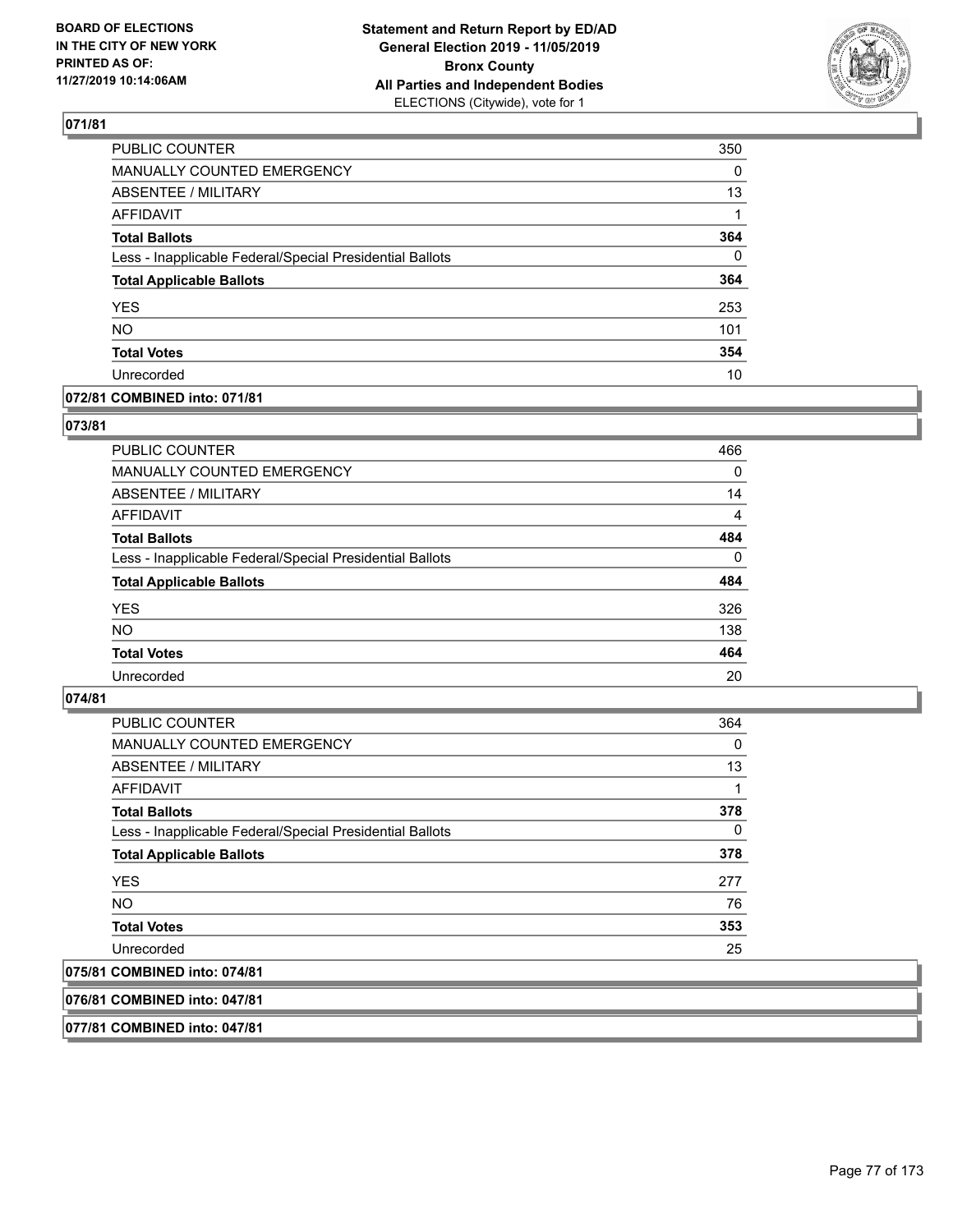## 071/81

| | |
|---|---|
| PUBLIC COUNTER | 350 |
| MANUALLY COUNTED EMERGENCY | 0 |
| ABSENTEE / MILITARY | 13 |
| AFFIDAVIT | 1 |
| **Total Ballots** | **364** |
| Less - Inapplicable Federal/Special Presidential Ballots | 0 |
| **Total Applicable Ballots** | **364** |
| YES | 253 |
| NO | 101 |
| **Total Votes** | **354** |
| Unrecorded | 10 |

## 072/81 COMBINED into: 071/81

## 073/81

| | |
|---|---|
| PUBLIC COUNTER | 466 |
| MANUALLY COUNTED EMERGENCY | 0 |
| ABSENTEE / MILITARY | 14 |
| AFFIDAVIT | 4 |
| **Total Ballots** | **484** |
| Less - Inapplicable Federal/Special Presidential Ballots | 0 |
| **Total Applicable Ballots** | **484** |
| YES | 326 |
| NO | 138 |
| **Total Votes** | **464** |
| Unrecorded | 20 |

## 074/81

| | |
|---|---|
| PUBLIC COUNTER | 364 |
| MANUALLY COUNTED EMERGENCY | 0 |
| ABSENTEE / MILITARY | 13 |
| AFFIDAVIT | 1 |
| **Total Ballots** | **378** |
| Less - Inapplicable Federal/Special Presidential Ballots | 0 |
| **Total Applicable Ballots** | **378** |
| YES | 277 |
| NO | 76 |
| **Total Votes** | **353** |
| Unrecorded | 25 |

## 075/81 COMBINED into: 074/81

## 076/81 COMBINED into: 047/81

## 077/81 COMBINED into: 047/81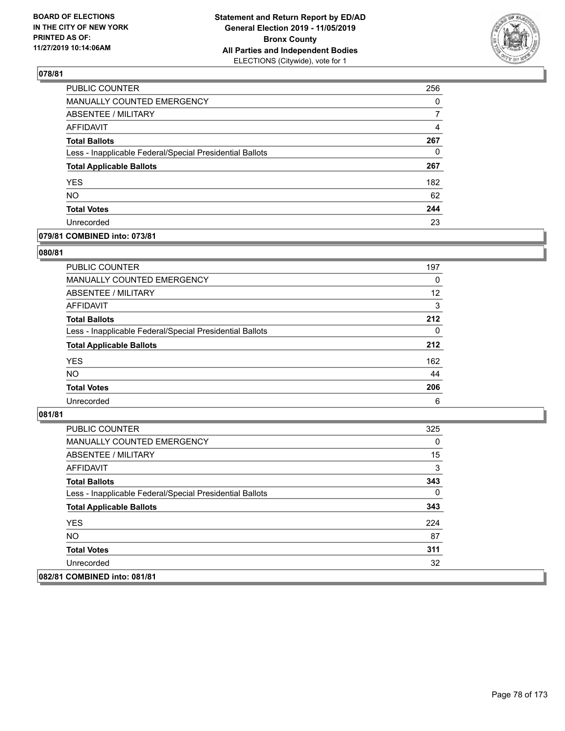BOARD OF ELECTIONS
IN THE CITY OF NEW YORK
PRINTED AS OF:
11/27/2019 10:14:06AM

**Statement and Return Report by ED/AD**
**General Election 2019 - 11/05/2019**
**Bronx County**
**All Parties and Independent Bodies**
ELECTIONS (Citywide), vote for 1

### 078/81

| | |
|---|---|
| PUBLIC COUNTER | 256 |
| MANUALLY COUNTED EMERGENCY | 0 |
| ABSENTEE / MILITARY | 7 |
| AFFIDAVIT | 4 |
| **Total Ballots** | **267** |
| Less - Inapplicable Federal/Special Presidential Ballots | 0 |
| **Total Applicable Ballots** | **267** |
| YES | 182 |
| NO | 62 |
| **Total Votes** | **244** |
| Unrecorded | 23 |

### 079/81 COMBINED into: 073/81

### 080/81

| | |
|---|---|
| PUBLIC COUNTER | 197 |
| MANUALLY COUNTED EMERGENCY | 0 |
| ABSENTEE / MILITARY | 12 |
| AFFIDAVIT | 3 |
| **Total Ballots** | **212** |
| Less - Inapplicable Federal/Special Presidential Ballots | 0 |
| **Total Applicable Ballots** | **212** |
| YES | 162 |
| NO | 44 |
| **Total Votes** | **206** |
| Unrecorded | 6 |

### 081/81

| | |
|---|---|
| PUBLIC COUNTER | 325 |
| MANUALLY COUNTED EMERGENCY | 0 |
| ABSENTEE / MILITARY | 15 |
| AFFIDAVIT | 3 |
| **Total Ballots** | **343** |
| Less - Inapplicable Federal/Special Presidential Ballots | 0 |
| **Total Applicable Ballots** | **343** |
| YES | 224 |
| NO | 87 |
| **Total Votes** | **311** |
| Unrecorded | 32 |

### 082/81 COMBINED into: 081/81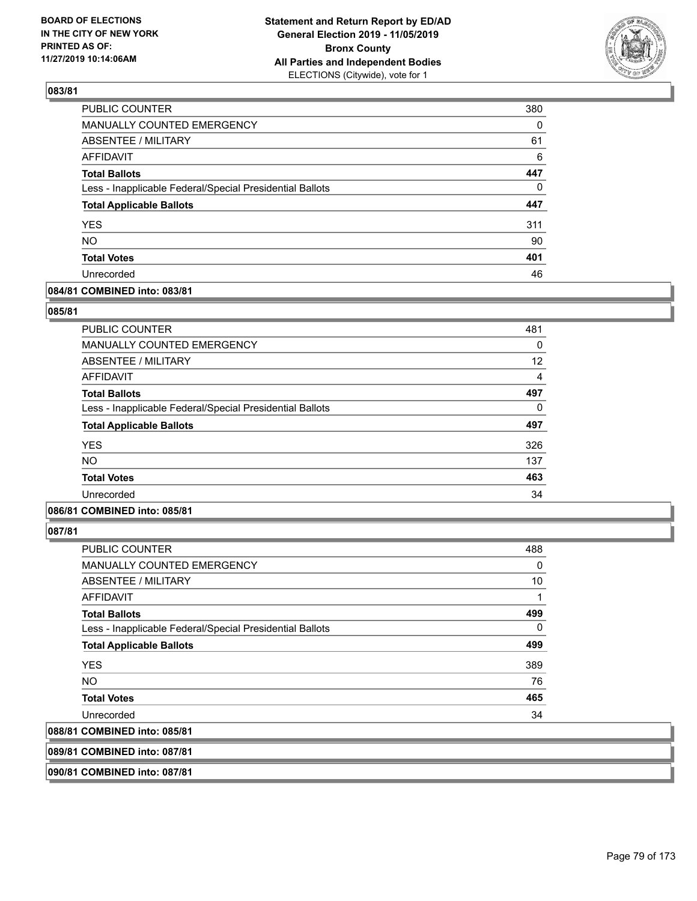**BOARD OF ELECTIONS IN THE CITY OF NEW YORK PRINTED AS OF: 11/27/2019 10:14:06AM**

**Statement and Return Report by ED/AD General Election 2019 - 11/05/2019 Bronx County All Parties and Independent Bodies** ELECTIONS (Citywide), vote for 1

### 083/81

| | |
|---|---|
| PUBLIC COUNTER | 380 |
| MANUALLY COUNTED EMERGENCY | 0 |
| ABSENTEE / MILITARY | 61 |
| AFFIDAVIT | 6 |
| **Total Ballots** | **447** |
| Less - Inapplicable Federal/Special Presidential Ballots | 0 |
| **Total Applicable Ballots** | **447** |
| YES | 311 |
| NO | 90 |
| **Total Votes** | **401** |
| Unrecorded | 46 |

**084/81 COMBINED into: 083/81**

### 085/81

| | |
|---|---|
| PUBLIC COUNTER | 481 |
| MANUALLY COUNTED EMERGENCY | 0 |
| ABSENTEE / MILITARY | 12 |
| AFFIDAVIT | 4 |
| **Total Ballots** | **497** |
| Less - Inapplicable Federal/Special Presidential Ballots | 0 |
| **Total Applicable Ballots** | **497** |
| YES | 326 |
| NO | 137 |
| **Total Votes** | **463** |
| Unrecorded | 34 |

**086/81 COMBINED into: 085/81**

### 087/81

| | |
|---|---|
| PUBLIC COUNTER | 488 |
| MANUALLY COUNTED EMERGENCY | 0 |
| ABSENTEE / MILITARY | 10 |
| AFFIDAVIT | 1 |
| **Total Ballots** | **499** |
| Less - Inapplicable Federal/Special Presidential Ballots | 0 |
| **Total Applicable Ballots** | **499** |
| YES | 389 |
| NO | 76 |
| **Total Votes** | **465** |
| Unrecorded | 34 |

**088/81 COMBINED into: 085/81**

**089/81 COMBINED into: 087/81**

**090/81 COMBINED into: 087/81**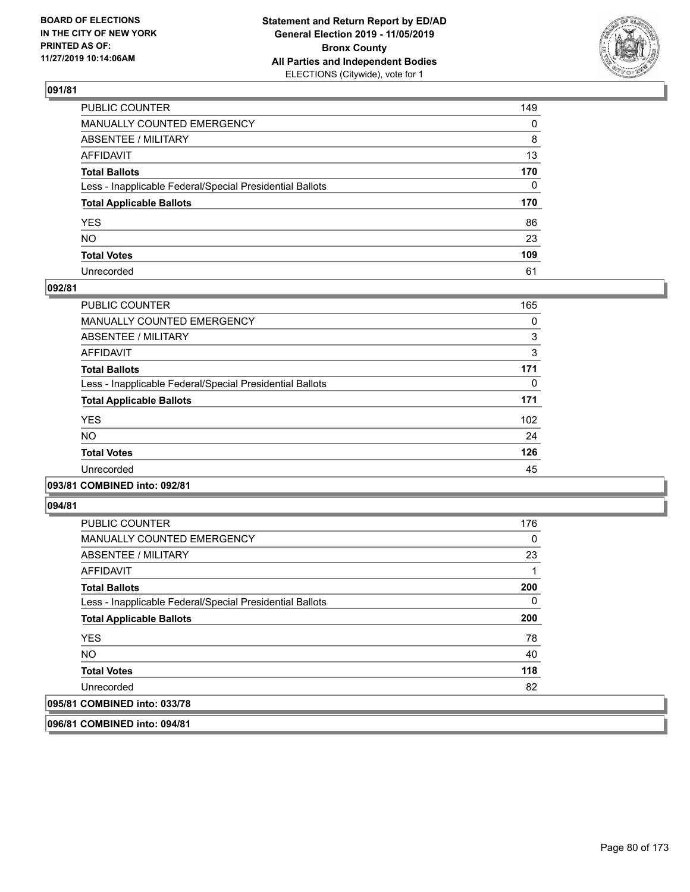**BOARD OF ELECTIONS IN THE CITY OF NEW YORK PRINTED AS OF: 11/27/2019 10:14:06AM**

**Statement and Return Report by ED/AD General Election 2019 - 11/05/2019 Bronx County All Parties and Independent Bodies**
ELECTIONS (Citywide), vote for 1

## 091/81

| | |
|---|---|
| PUBLIC COUNTER | 149 |
| MANUALLY COUNTED EMERGENCY | 0 |
| ABSENTEE / MILITARY | 8 |
| AFFIDAVIT | 13 |
| **Total Ballots** | **170** |
| Less - Inapplicable Federal/Special Presidential Ballots | 0 |
| **Total Applicable Ballots** | **170** |
| YES | 86 |
| NO | 23 |
| **Total Votes** | **109** |
| Unrecorded | 61 |

## 092/81

| | |
|---|---|
| PUBLIC COUNTER | 165 |
| MANUALLY COUNTED EMERGENCY | 0 |
| ABSENTEE / MILITARY | 3 |
| AFFIDAVIT | 3 |
| **Total Ballots** | **171** |
| Less - Inapplicable Federal/Special Presidential Ballots | 0 |
| **Total Applicable Ballots** | **171** |
| YES | 102 |
| NO | 24 |
| **Total Votes** | **126** |
| Unrecorded | 45 |

## 093/81 COMBINED into: 092/81

## 094/81

| | |
|---|---|
| PUBLIC COUNTER | 176 |
| MANUALLY COUNTED EMERGENCY | 0 |
| ABSENTEE / MILITARY | 23 |
| AFFIDAVIT | 1 |
| **Total Ballots** | **200** |
| Less - Inapplicable Federal/Special Presidential Ballots | 0 |
| **Total Applicable Ballots** | **200** |
| YES | 78 |
| NO | 40 |
| **Total Votes** | **118** |
| Unrecorded | 82 |

## 095/81 COMBINED into: 033/78

## 096/81 COMBINED into: 094/81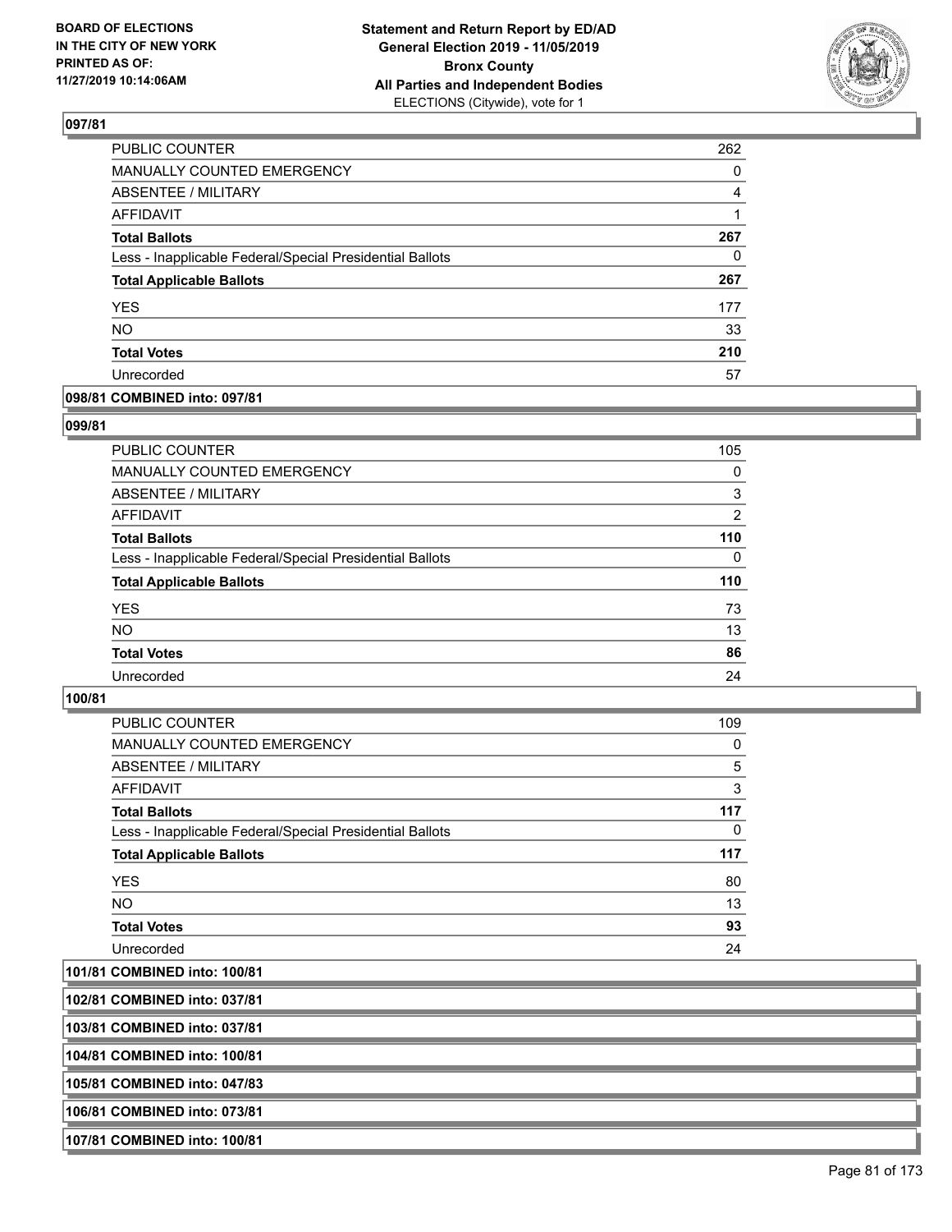## 097/81

| | |
|---|---|
| PUBLIC COUNTER | 262 |
| MANUALLY COUNTED EMERGENCY | 0 |
| ABSENTEE / MILITARY | 4 |
| AFFIDAVIT | 1 |
| **Total Ballots** | **267** |
| Less - Inapplicable Federal/Special Presidential Ballots | 0 |
| **Total Applicable Ballots** | **267** |
| YES | 177 |
| NO | 33 |
| **Total Votes** | **210** |
| Unrecorded | 57 |

**098/81 COMBINED into: 097/81**

## 099/81

| | |
|---|---|
| PUBLIC COUNTER | 105 |
| MANUALLY COUNTED EMERGENCY | 0 |
| ABSENTEE / MILITARY | 3 |
| AFFIDAVIT | 2 |
| **Total Ballots** | **110** |
| Less - Inapplicable Federal/Special Presidential Ballots | 0 |
| **Total Applicable Ballots** | **110** |
| YES | 73 |
| NO | 13 |
| **Total Votes** | **86** |
| Unrecorded | 24 |

## 100/81

| | |
|---|---|
| PUBLIC COUNTER | 109 |
| MANUALLY COUNTED EMERGENCY | 0 |
| ABSENTEE / MILITARY | 5 |
| AFFIDAVIT | 3 |
| **Total Ballots** | **117** |
| Less - Inapplicable Federal/Special Presidential Ballots | 0 |
| **Total Applicable Ballots** | **117** |
| YES | 80 |
| NO | 13 |
| **Total Votes** | **93** |
| Unrecorded | 24 |

**101/81 COMBINED into: 100/81**

**102/81 COMBINED into: 037/81**

**103/81 COMBINED into: 037/81**

**104/81 COMBINED into: 100/81**

**105/81 COMBINED into: 047/83**

**106/81 COMBINED into: 073/81**

**107/81 COMBINED into: 100/81**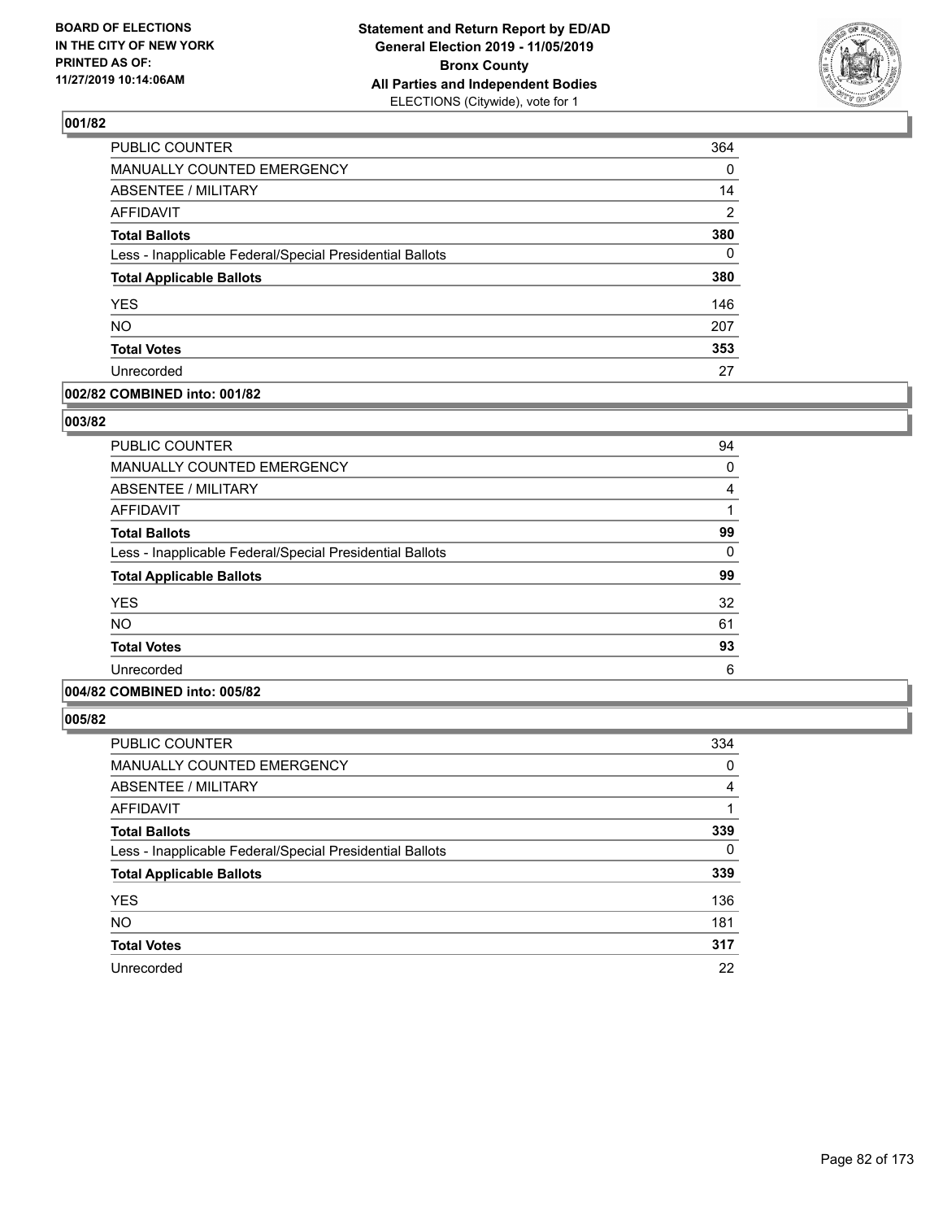## 001/82

| PUBLIC COUNTER | 364 |
|---|---|
| MANUALLY COUNTED EMERGENCY | 0 |
| ABSENTEE / MILITARY | 14 |
| AFFIDAVIT | 2 |
| **Total Ballots** | **380** |
| Less - Inapplicable Federal/Special Presidential Ballots | 0 |
| **Total Applicable Ballots** | **380** |
| YES | 146 |
| NO | 207 |
| **Total Votes** | **353** |
| Unrecorded | 27 |

## 002/82 COMBINED into: 001/82

## 003/82

| PUBLIC COUNTER | 94 |
|---|---|
| MANUALLY COUNTED EMERGENCY | 0 |
| ABSENTEE / MILITARY | 4 |
| AFFIDAVIT | 1 |
| **Total Ballots** | **99** |
| Less - Inapplicable Federal/Special Presidential Ballots | 0 |
| **Total Applicable Ballots** | **99** |
| YES | 32 |
| NO | 61 |
| **Total Votes** | **93** |
| Unrecorded | 6 |

## 004/82 COMBINED into: 005/82

## 005/82

| PUBLIC COUNTER | 334 |
|---|---|
| MANUALLY COUNTED EMERGENCY | 0 |
| ABSENTEE / MILITARY | 4 |
| AFFIDAVIT | 1 |
| **Total Ballots** | **339** |
| Less - Inapplicable Federal/Special Presidential Ballots | 0 |
| **Total Applicable Ballots** | **339** |
| YES | 136 |
| NO | 181 |
| **Total Votes** | **317** |
| Unrecorded | 22 |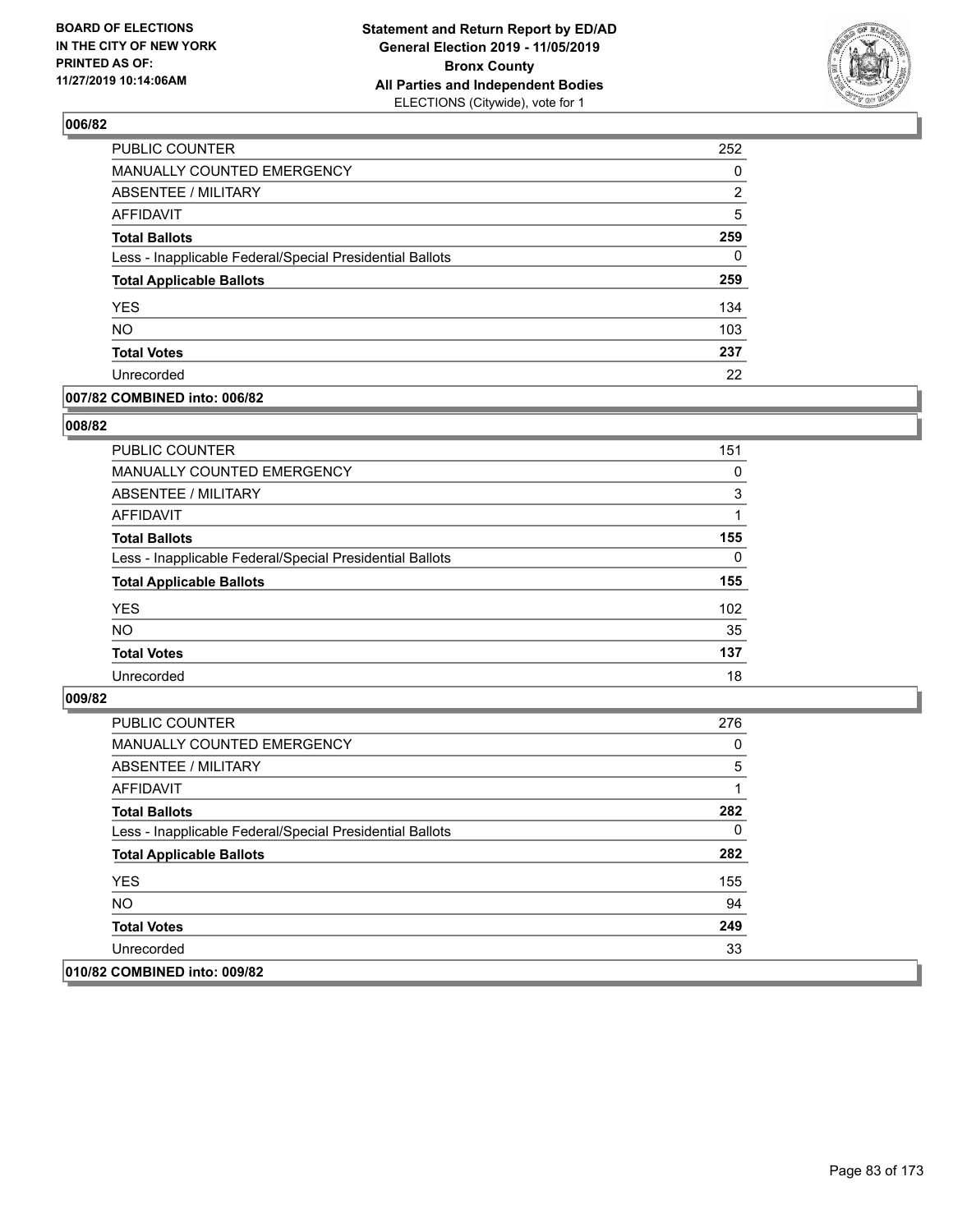BOARD OF ELECTIONS
IN THE CITY OF NEW YORK
PRINTED AS OF:
11/27/2019 10:14:06AM

**Statement and Return Report by ED/AD**
**General Election 2019 - 11/05/2019**
**Bronx County**
**All Parties and Independent Bodies**
ELECTIONS (Citywide), vote for 1

## 006/82

| | |
|---|---|
| PUBLIC COUNTER | 252 |
| MANUALLY COUNTED EMERGENCY | 0 |
| ABSENTEE / MILITARY | 2 |
| AFFIDAVIT | 5 |
| **Total Ballots** | **259** |
| Less - Inapplicable Federal/Special Presidential Ballots | 0 |
| **Total Applicable Ballots** | **259** |
| YES | 134 |
| NO | 103 |
| **Total Votes** | **237** |
| Unrecorded | 22 |

## 007/82 COMBINED into: 006/82

## 008/82

| | |
|---|---|
| PUBLIC COUNTER | 151 |
| MANUALLY COUNTED EMERGENCY | 0 |
| ABSENTEE / MILITARY | 3 |
| AFFIDAVIT | 1 |
| **Total Ballots** | **155** |
| Less - Inapplicable Federal/Special Presidential Ballots | 0 |
| **Total Applicable Ballots** | **155** |
| YES | 102 |
| NO | 35 |
| **Total Votes** | **137** |
| Unrecorded | 18 |

## 009/82

| | |
|---|---|
| PUBLIC COUNTER | 276 |
| MANUALLY COUNTED EMERGENCY | 0 |
| ABSENTEE / MILITARY | 5 |
| AFFIDAVIT | 1 |
| **Total Ballots** | **282** |
| Less - Inapplicable Federal/Special Presidential Ballots | 0 |
| **Total Applicable Ballots** | **282** |
| YES | 155 |
| NO | 94 |
| **Total Votes** | **249** |
| Unrecorded | 33 |

## 010/82 COMBINED into: 009/82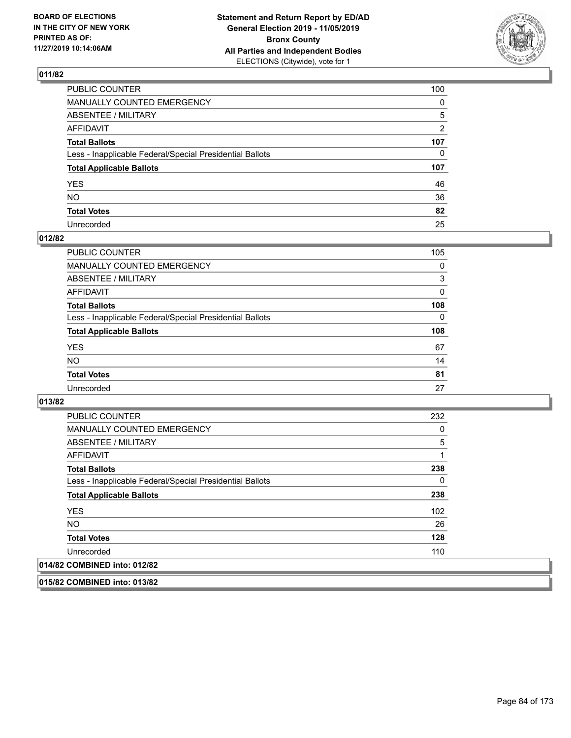## 011/82

| | |
|---|---|
| PUBLIC COUNTER | 100 |
| MANUALLY COUNTED EMERGENCY | 0 |
| ABSENTEE / MILITARY | 5 |
| AFFIDAVIT | 2 |
| **Total Ballots** | **107** |
| Less - Inapplicable Federal/Special Presidential Ballots | 0 |
| **Total Applicable Ballots** | **107** |
| YES | 46 |
| NO | 36 |
| **Total Votes** | **82** |
| Unrecorded | 25 |

## 012/82

| | |
|---|---|
| PUBLIC COUNTER | 105 |
| MANUALLY COUNTED EMERGENCY | 0 |
| ABSENTEE / MILITARY | 3 |
| AFFIDAVIT | 0 |
| **Total Ballots** | **108** |
| Less - Inapplicable Federal/Special Presidential Ballots | 0 |
| **Total Applicable Ballots** | **108** |
| YES | 67 |
| NO | 14 |
| **Total Votes** | **81** |
| Unrecorded | 27 |

## 013/82

| | |
|---|---|
| PUBLIC COUNTER | 232 |
| MANUALLY COUNTED EMERGENCY | 0 |
| ABSENTEE / MILITARY | 5 |
| AFFIDAVIT | 1 |
| **Total Ballots** | **238** |
| Less - Inapplicable Federal/Special Presidential Ballots | 0 |
| **Total Applicable Ballots** | **238** |
| YES | 102 |
| NO | 26 |
| **Total Votes** | **128** |
| Unrecorded | 110 |

## 014/82 COMBINED into: 012/82

## 015/82 COMBINED into: 013/82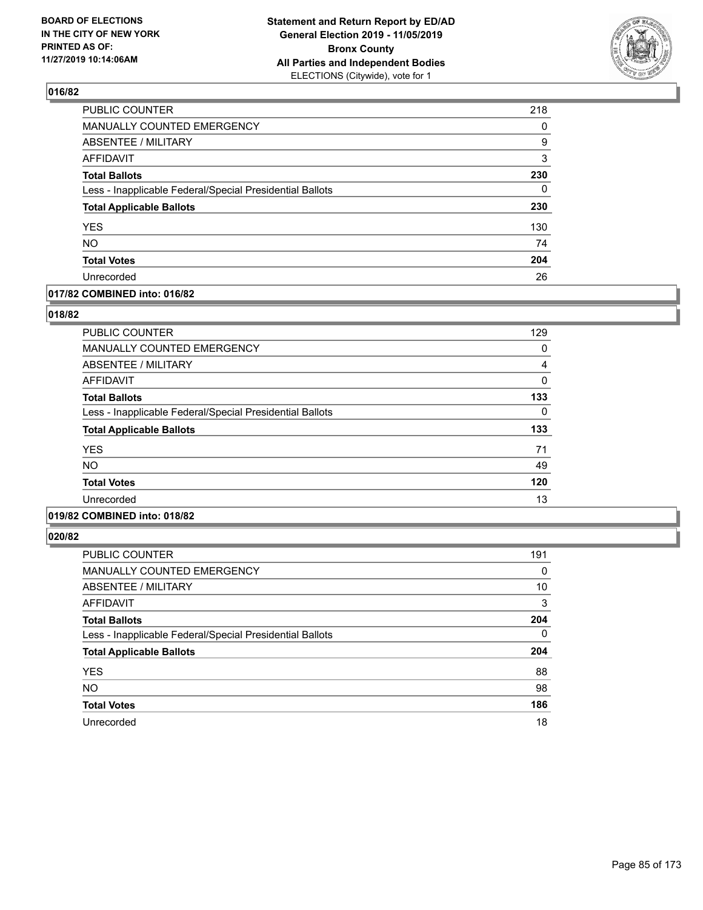## 016/82

| | |
|---|---|
| PUBLIC COUNTER | 218 |
| MANUALLY COUNTED EMERGENCY | 0 |
| ABSENTEE / MILITARY | 9 |
| AFFIDAVIT | 3 |
| **Total Ballots** | **230** |
| Less - Inapplicable Federal/Special Presidential Ballots | 0 |
| **Total Applicable Ballots** | **230** |
| YES | 130 |
| NO | 74 |
| **Total Votes** | **204** |
| Unrecorded | 26 |

## 017/82 COMBINED into: 016/82

## 018/82

| | |
|---|---|
| PUBLIC COUNTER | 129 |
| MANUALLY COUNTED EMERGENCY | 0 |
| ABSENTEE / MILITARY | 4 |
| AFFIDAVIT | 0 |
| **Total Ballots** | **133** |
| Less - Inapplicable Federal/Special Presidential Ballots | 0 |
| **Total Applicable Ballots** | **133** |
| YES | 71 |
| NO | 49 |
| **Total Votes** | **120** |
| Unrecorded | 13 |

## 019/82 COMBINED into: 018/82

## 020/82

| | |
|---|---|
| PUBLIC COUNTER | 191 |
| MANUALLY COUNTED EMERGENCY | 0 |
| ABSENTEE / MILITARY | 10 |
| AFFIDAVIT | 3 |
| **Total Ballots** | **204** |
| Less - Inapplicable Federal/Special Presidential Ballots | 0 |
| **Total Applicable Ballots** | **204** |
| YES | 88 |
| NO | 98 |
| **Total Votes** | **186** |
| Unrecorded | 18 |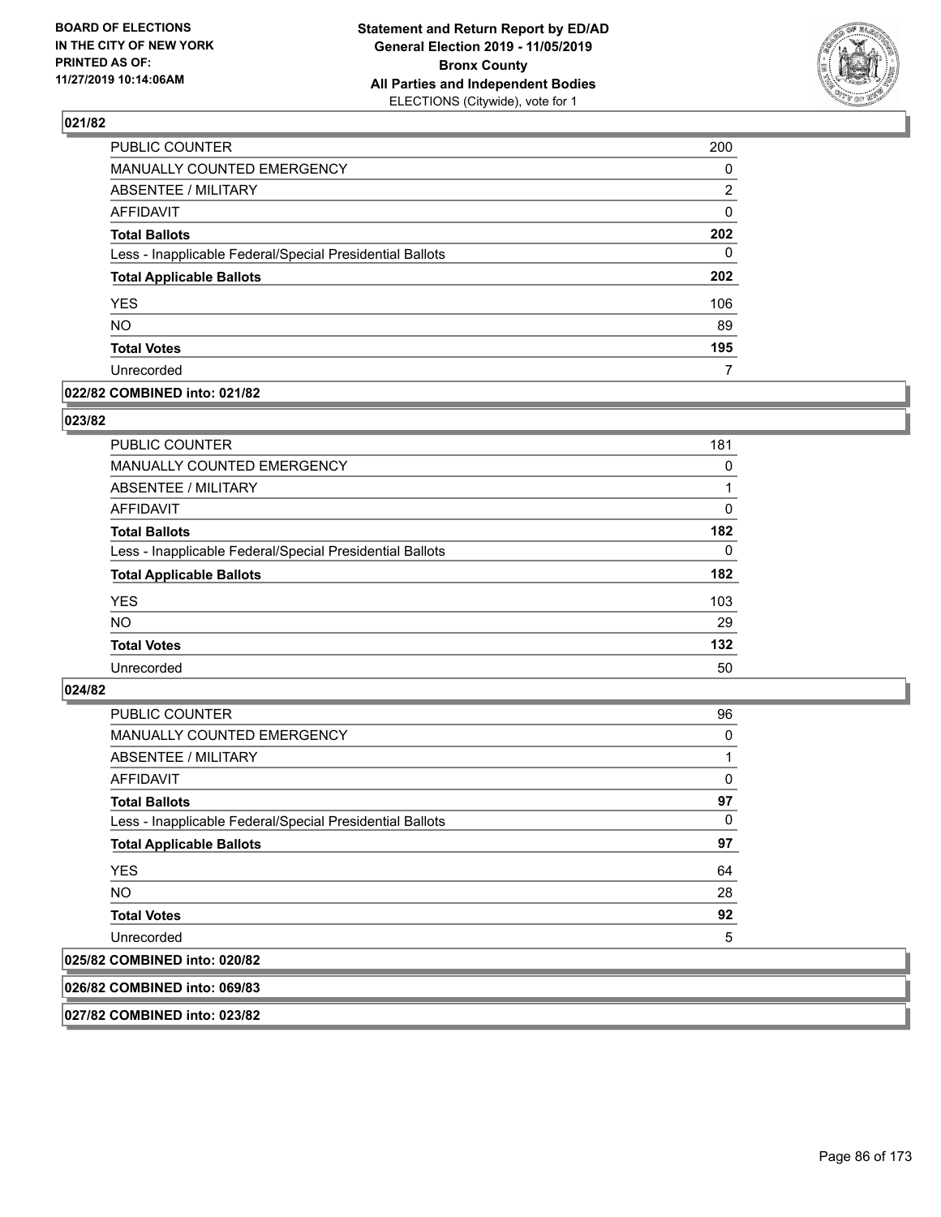## 021/82

| | |
|---|---|
| PUBLIC COUNTER | 200 |
| MANUALLY COUNTED EMERGENCY | 0 |
| ABSENTEE / MILITARY | 2 |
| AFFIDAVIT | 0 |
| **Total Ballots** | **202** |
| Less - Inapplicable Federal/Special Presidential Ballots | 0 |
| **Total Applicable Ballots** | **202** |
| YES | 106 |
| NO | 89 |
| **Total Votes** | **195** |
| Unrecorded | 7 |

## 022/82 COMBINED into: 021/82

## 023/82

| | |
|---|---|
| PUBLIC COUNTER | 181 |
| MANUALLY COUNTED EMERGENCY | 0 |
| ABSENTEE / MILITARY | 1 |
| AFFIDAVIT | 0 |
| **Total Ballots** | **182** |
| Less - Inapplicable Federal/Special Presidential Ballots | 0 |
| **Total Applicable Ballots** | **182** |
| YES | 103 |
| NO | 29 |
| **Total Votes** | **132** |
| Unrecorded | 50 |

## 024/82

| | |
|---|---|
| PUBLIC COUNTER | 96 |
| MANUALLY COUNTED EMERGENCY | 0 |
| ABSENTEE / MILITARY | 1 |
| AFFIDAVIT | 0 |
| **Total Ballots** | **97** |
| Less - Inapplicable Federal/Special Presidential Ballots | 0 |
| **Total Applicable Ballots** | **97** |
| YES | 64 |
| NO | 28 |
| **Total Votes** | **92** |
| Unrecorded | 5 |

## 025/82 COMBINED into: 020/82

## 026/82 COMBINED into: 069/83

## 027/82 COMBINED into: 023/82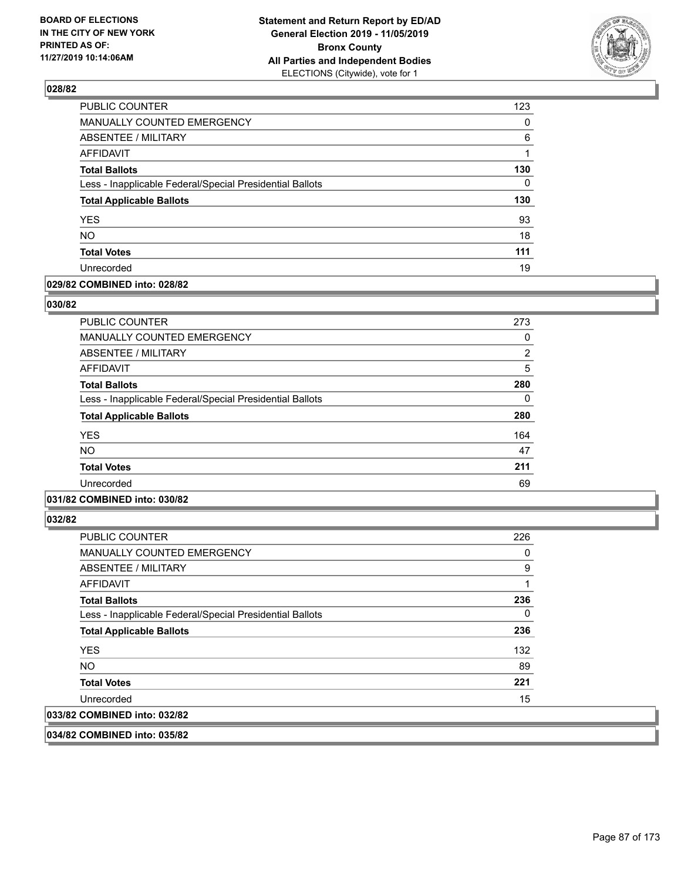## 028/82

| | |
|---|---|
| PUBLIC COUNTER | 123 |
| MANUALLY COUNTED EMERGENCY | 0 |
| ABSENTEE / MILITARY | 6 |
| AFFIDAVIT | 1 |
| **Total Ballots** | **130** |
| Less - Inapplicable Federal/Special Presidential Ballots | 0 |
| **Total Applicable Ballots** | **130** |
| YES | 93 |
| NO | 18 |
| **Total Votes** | **111** |
| Unrecorded | 19 |

**029/82 COMBINED into: 028/82**

## 030/82

| | |
|---|---|
| PUBLIC COUNTER | 273 |
| MANUALLY COUNTED EMERGENCY | 0 |
| ABSENTEE / MILITARY | 2 |
| AFFIDAVIT | 5 |
| **Total Ballots** | **280** |
| Less - Inapplicable Federal/Special Presidential Ballots | 0 |
| **Total Applicable Ballots** | **280** |
| YES | 164 |
| NO | 47 |
| **Total Votes** | **211** |
| Unrecorded | 69 |

**031/82 COMBINED into: 030/82**

## 032/82

| | |
|---|---|
| PUBLIC COUNTER | 226 |
| MANUALLY COUNTED EMERGENCY | 0 |
| ABSENTEE / MILITARY | 9 |
| AFFIDAVIT | 1 |
| **Total Ballots** | **236** |
| Less - Inapplicable Federal/Special Presidential Ballots | 0 |
| **Total Applicable Ballots** | **236** |
| YES | 132 |
| NO | 89 |
| **Total Votes** | **221** |
| Unrecorded | 15 |

**033/82 COMBINED into: 032/82**

**034/82 COMBINED into: 035/82**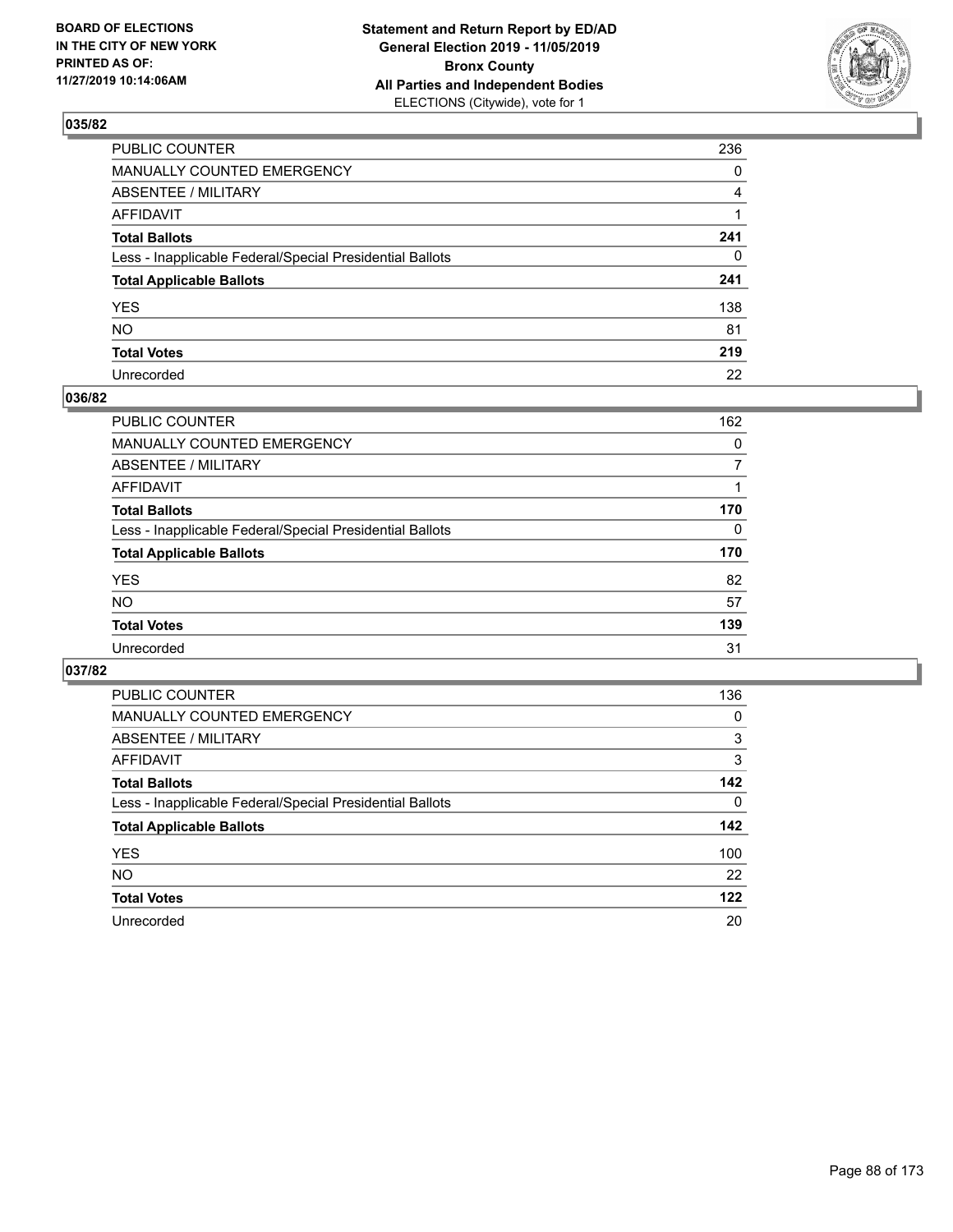BOARD OF ELECTIONS
IN THE CITY OF NEW YORK
PRINTED AS OF:
11/27/2019 10:14:06AM

**Statement and Return Report by ED/AD**
**General Election 2019 - 11/05/2019**
**Bronx County**
**All Parties and Independent Bodies**
ELECTIONS (Citywide), vote for 1

## 035/82

| | |
|---|---|
| PUBLIC COUNTER | 236 |
| MANUALLY COUNTED EMERGENCY | 0 |
| ABSENTEE / MILITARY | 4 |
| AFFIDAVIT | 1 |
| **Total Ballots** | **241** |
| Less - Inapplicable Federal/Special Presidential Ballots | 0 |
| **Total Applicable Ballots** | **241** |
| YES | 138 |
| NO | 81 |
| **Total Votes** | **219** |
| Unrecorded | 22 |

## 036/82

| | |
|---|---|
| PUBLIC COUNTER | 162 |
| MANUALLY COUNTED EMERGENCY | 0 |
| ABSENTEE / MILITARY | 7 |
| AFFIDAVIT | 1 |
| **Total Ballots** | **170** |
| Less - Inapplicable Federal/Special Presidential Ballots | 0 |
| **Total Applicable Ballots** | **170** |
| YES | 82 |
| NO | 57 |
| **Total Votes** | **139** |
| Unrecorded | 31 |

## 037/82

| | |
|---|---|
| PUBLIC COUNTER | 136 |
| MANUALLY COUNTED EMERGENCY | 0 |
| ABSENTEE / MILITARY | 3 |
| AFFIDAVIT | 3 |
| **Total Ballots** | **142** |
| Less - Inapplicable Federal/Special Presidential Ballots | 0 |
| **Total Applicable Ballots** | **142** |
| YES | 100 |
| NO | 22 |
| **Total Votes** | **122** |
| Unrecorded | 20 |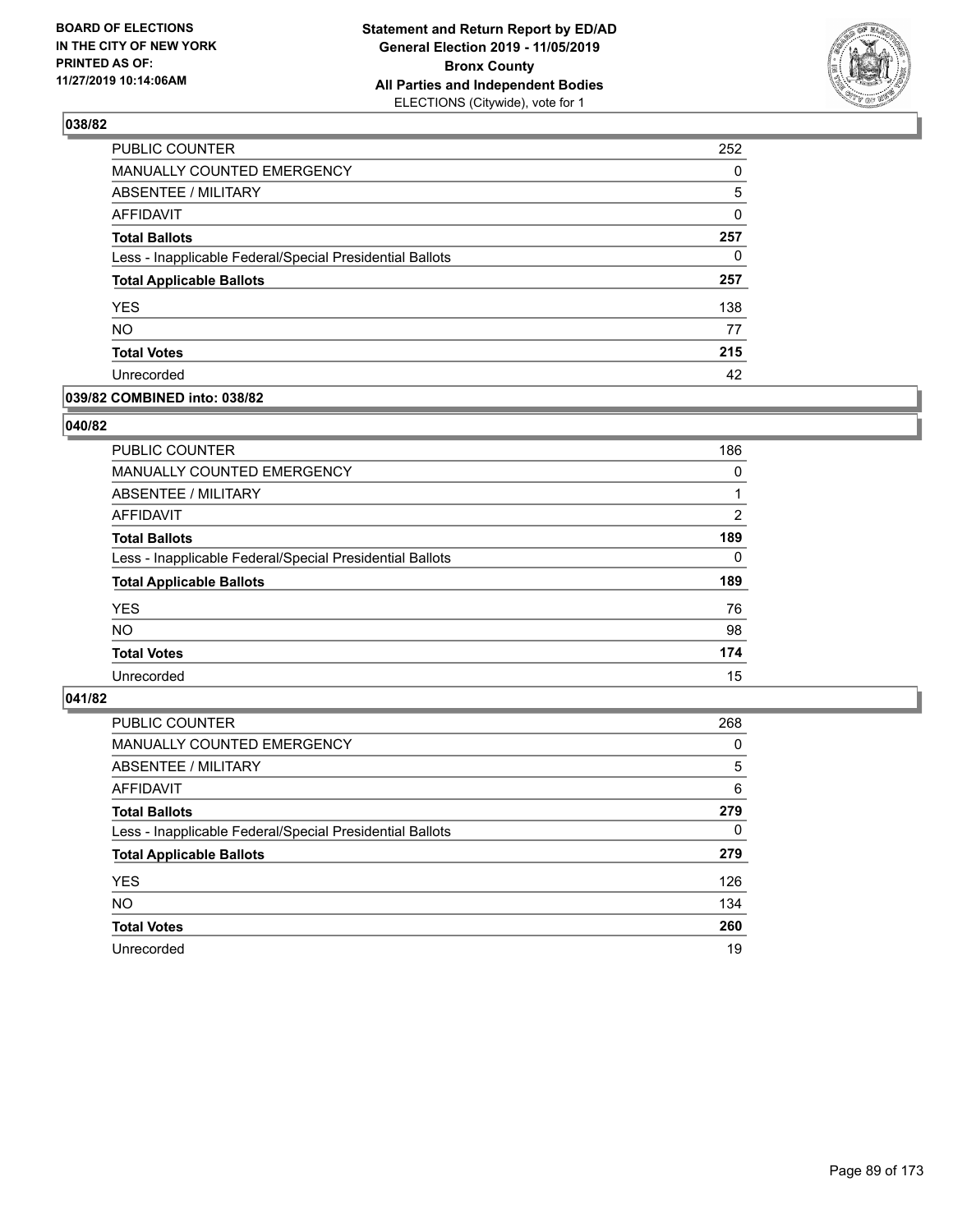## 038/82

| | |
|---|---|
| PUBLIC COUNTER | 252 |
| MANUALLY COUNTED EMERGENCY | 0 |
| ABSENTEE / MILITARY | 5 |
| AFFIDAVIT | 0 |
| **Total Ballots** | **257** |
| Less - Inapplicable Federal/Special Presidential Ballots | 0 |
| **Total Applicable Ballots** | **257** |
| YES | 138 |
| NO | 77 |
| **Total Votes** | **215** |
| Unrecorded | 42 |

## 039/82 COMBINED into: 038/82

## 040/82

| | |
|---|---|
| PUBLIC COUNTER | 186 |
| MANUALLY COUNTED EMERGENCY | 0 |
| ABSENTEE / MILITARY | 1 |
| AFFIDAVIT | 2 |
| **Total Ballots** | **189** |
| Less - Inapplicable Federal/Special Presidential Ballots | 0 |
| **Total Applicable Ballots** | **189** |
| YES | 76 |
| NO | 98 |
| **Total Votes** | **174** |
| Unrecorded | 15 |

## 041/82

| | |
|---|---|
| PUBLIC COUNTER | 268 |
| MANUALLY COUNTED EMERGENCY | 0 |
| ABSENTEE / MILITARY | 5 |
| AFFIDAVIT | 6 |
| **Total Ballots** | **279** |
| Less - Inapplicable Federal/Special Presidential Ballots | 0 |
| **Total Applicable Ballots** | **279** |
| YES | 126 |
| NO | 134 |
| **Total Votes** | **260** |
| Unrecorded | 19 |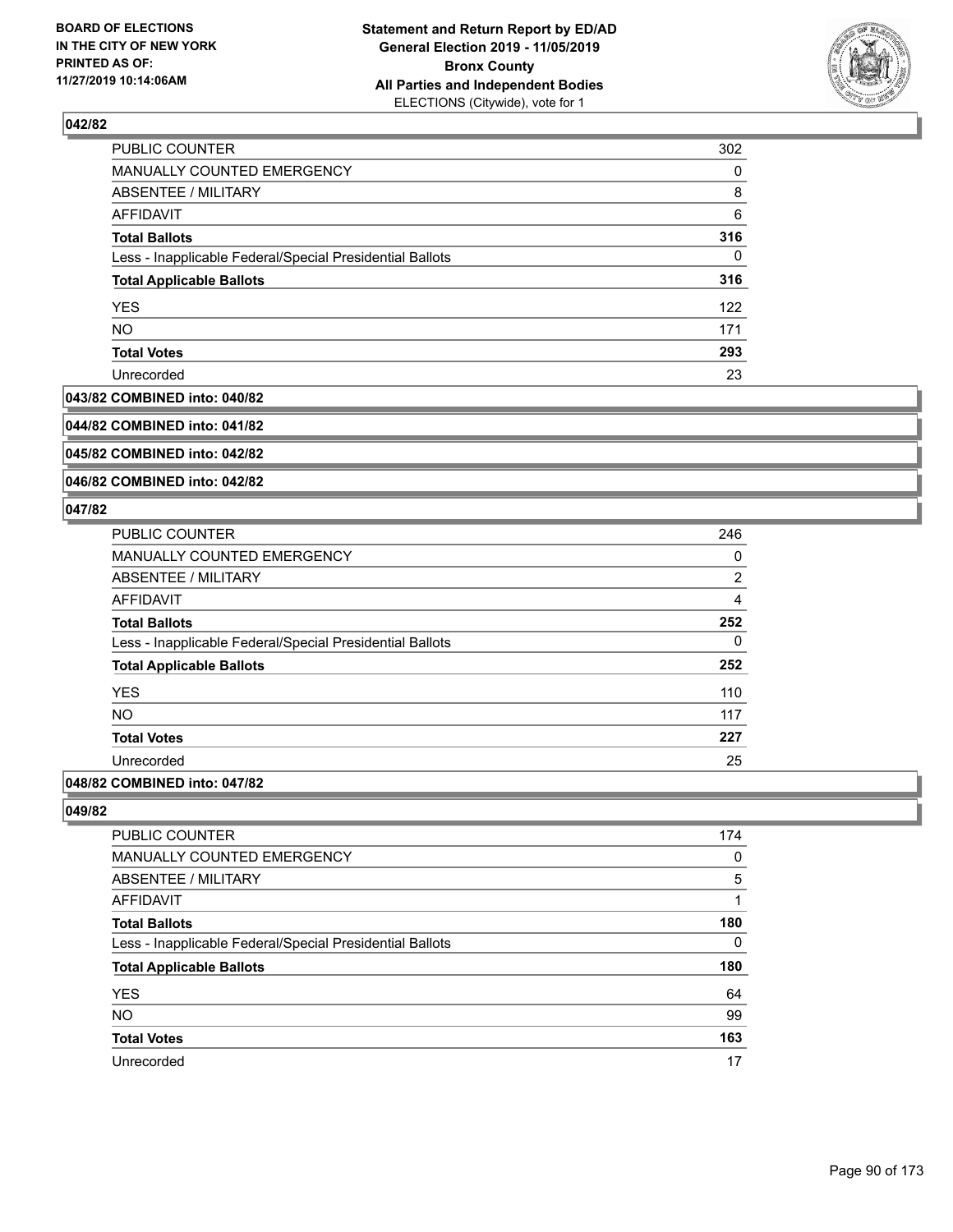## 042/82

| | |
|---|---|
| PUBLIC COUNTER | 302 |
| MANUALLY COUNTED EMERGENCY | 0 |
| ABSENTEE / MILITARY | 8 |
| AFFIDAVIT | 6 |
| **Total Ballots** | **316** |
| Less - Inapplicable Federal/Special Presidential Ballots | 0 |
| **Total Applicable Ballots** | **316** |
| YES | 122 |
| NO | 171 |
| **Total Votes** | **293** |
| Unrecorded | 23 |

## 043/82 COMBINED into: 040/82

## 044/82 COMBINED into: 041/82

## 045/82 COMBINED into: 042/82

## 046/82 COMBINED into: 042/82

## 047/82

| | |
|---|---|
| PUBLIC COUNTER | 246 |
| MANUALLY COUNTED EMERGENCY | 0 |
| ABSENTEE / MILITARY | 2 |
| AFFIDAVIT | 4 |
| **Total Ballots** | **252** |
| Less - Inapplicable Federal/Special Presidential Ballots | 0 |
| **Total Applicable Ballots** | **252** |
| YES | 110 |
| NO | 117 |
| **Total Votes** | **227** |
| Unrecorded | 25 |

## 048/82 COMBINED into: 047/82

## 049/82

| | |
|---|---|
| PUBLIC COUNTER | 174 |
| MANUALLY COUNTED EMERGENCY | 0 |
| ABSENTEE / MILITARY | 5 |
| AFFIDAVIT | 1 |
| **Total Ballots** | **180** |
| Less - Inapplicable Federal/Special Presidential Ballots | 0 |
| **Total Applicable Ballots** | **180** |
| YES | 64 |
| NO | 99 |
| **Total Votes** | **163** |
| Unrecorded | 17 |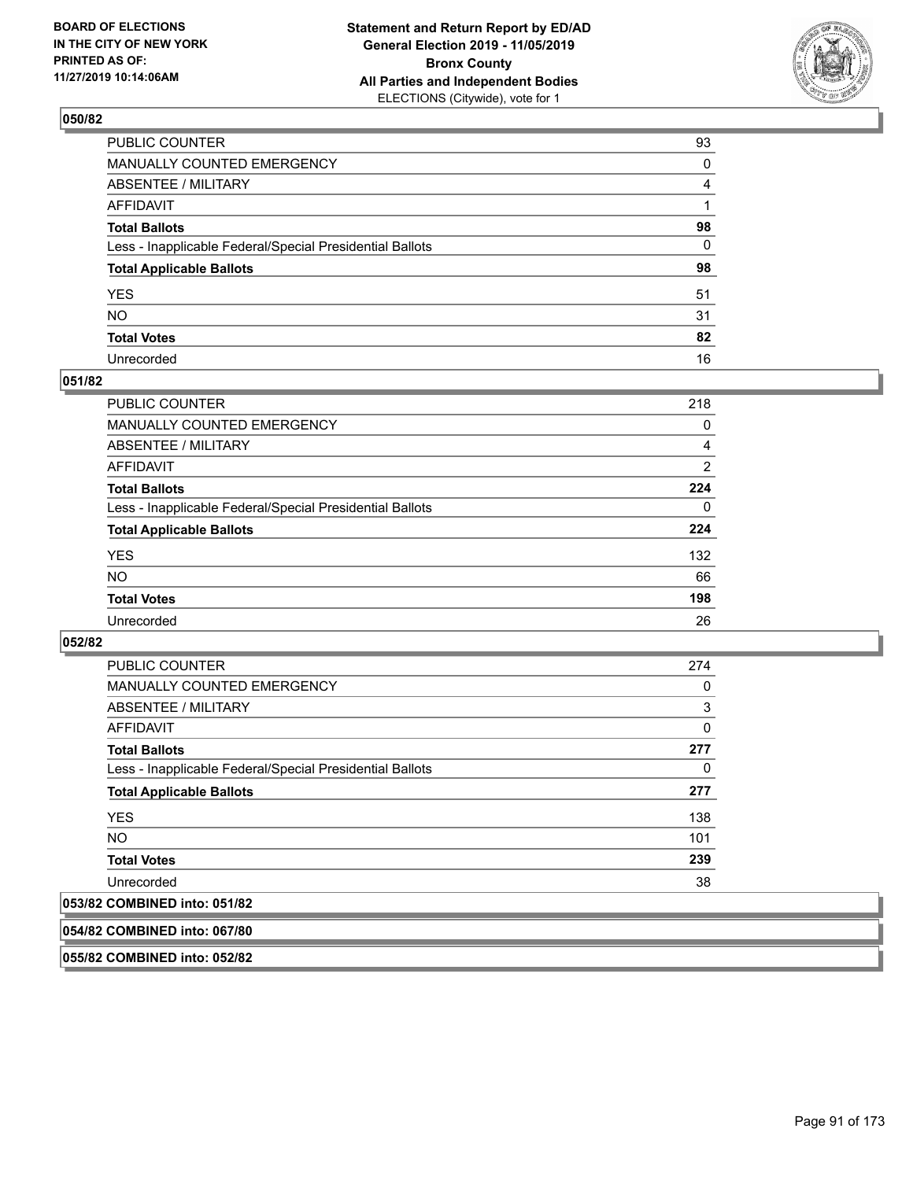## 050/82

| | |
|---|---|
| PUBLIC COUNTER | 93 |
| MANUALLY COUNTED EMERGENCY | 0 |
| ABSENTEE / MILITARY | 4 |
| AFFIDAVIT | 1 |
| **Total Ballots** | **98** |
| Less - Inapplicable Federal/Special Presidential Ballots | 0 |
| **Total Applicable Ballots** | **98** |
| YES | 51 |
| NO | 31 |
| **Total Votes** | **82** |
| Unrecorded | 16 |

## 051/82

| | |
|---|---|
| PUBLIC COUNTER | 218 |
| MANUALLY COUNTED EMERGENCY | 0 |
| ABSENTEE / MILITARY | 4 |
| AFFIDAVIT | 2 |
| **Total Ballots** | **224** |
| Less - Inapplicable Federal/Special Presidential Ballots | 0 |
| **Total Applicable Ballots** | **224** |
| YES | 132 |
| NO | 66 |
| **Total Votes** | **198** |
| Unrecorded | 26 |

## 052/82

| | |
|---|---|
| PUBLIC COUNTER | 274 |
| MANUALLY COUNTED EMERGENCY | 0 |
| ABSENTEE / MILITARY | 3 |
| AFFIDAVIT | 0 |
| **Total Ballots** | **277** |
| Less - Inapplicable Federal/Special Presidential Ballots | 0 |
| **Total Applicable Ballots** | **277** |
| YES | 138 |
| NO | 101 |
| **Total Votes** | **239** |
| Unrecorded | 38 |

## 053/82 COMBINED into: 051/82

## 054/82 COMBINED into: 067/80

## 055/82 COMBINED into: 052/82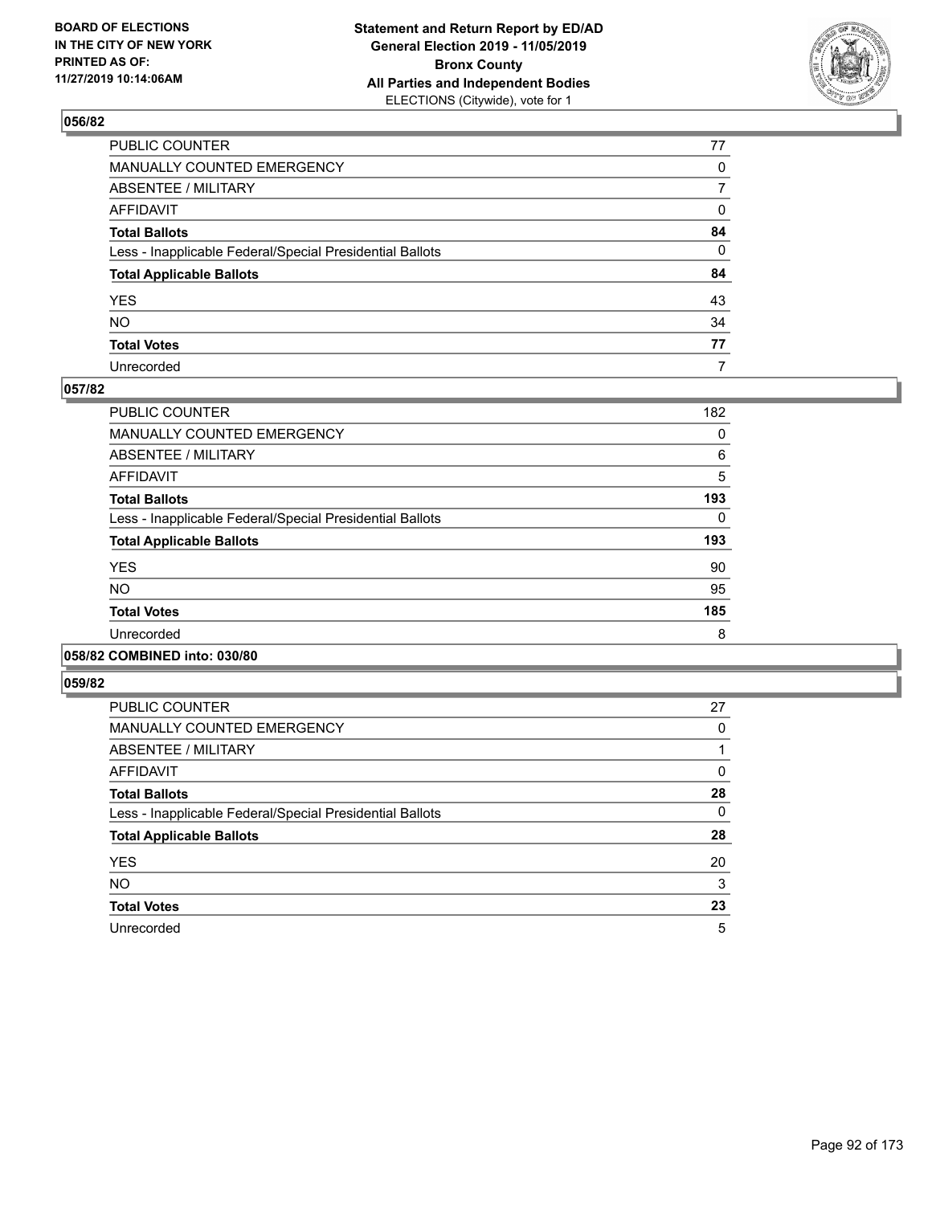### 056/82

| | |
|---|---|
| PUBLIC COUNTER | 77 |
| MANUALLY COUNTED EMERGENCY | 0 |
| ABSENTEE / MILITARY | 7 |
| AFFIDAVIT | 0 |
| **Total Ballots** | **84** |
| Less - Inapplicable Federal/Special Presidential Ballots | 0 |
| **Total Applicable Ballots** | **84** |
| YES | 43 |
| NO | 34 |
| **Total Votes** | **77** |
| Unrecorded | 7 |

### 057/82

| | |
|---|---|
| PUBLIC COUNTER | 182 |
| MANUALLY COUNTED EMERGENCY | 0 |
| ABSENTEE / MILITARY | 6 |
| AFFIDAVIT | 5 |
| **Total Ballots** | **193** |
| Less - Inapplicable Federal/Special Presidential Ballots | 0 |
| **Total Applicable Ballots** | **193** |
| YES | 90 |
| NO | 95 |
| **Total Votes** | **185** |
| Unrecorded | 8 |

### 058/82 COMBINED into: 030/80

### 059/82

| | |
|---|---|
| PUBLIC COUNTER | 27 |
| MANUALLY COUNTED EMERGENCY | 0 |
| ABSENTEE / MILITARY | 1 |
| AFFIDAVIT | 0 |
| **Total Ballots** | **28** |
| Less - Inapplicable Federal/Special Presidential Ballots | 0 |
| **Total Applicable Ballots** | **28** |
| YES | 20 |
| NO | 3 |
| **Total Votes** | **23** |
| Unrecorded | 5 |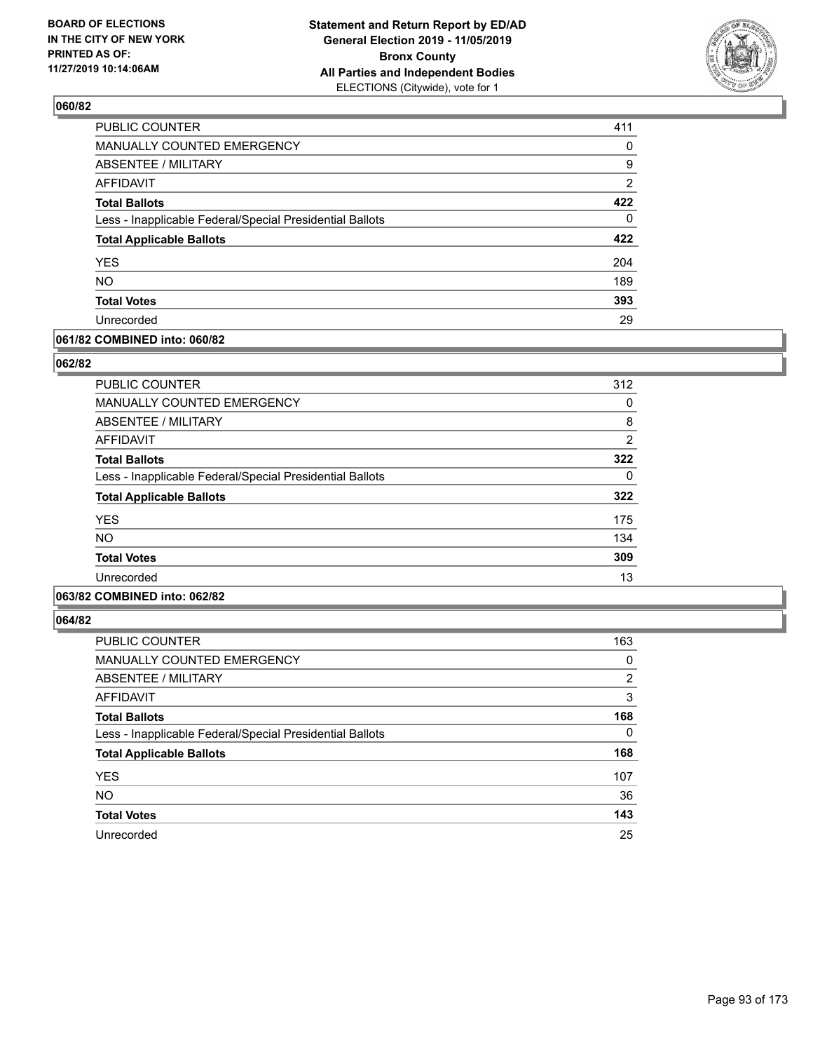**BOARD OF ELECTIONS IN THE CITY OF NEW YORK PRINTED AS OF: 11/27/2019 10:14:06AM**

**Statement and Return Report by ED/AD General Election 2019 - 11/05/2019 Bronx County All Parties and Independent Bodies** ELECTIONS (Citywide), vote for 1

### 060/82

| | |
|---|---|
| PUBLIC COUNTER | 411 |
| MANUALLY COUNTED EMERGENCY | 0 |
| ABSENTEE / MILITARY | 9 |
| AFFIDAVIT | 2 |
| **Total Ballots** | **422** |
| Less - Inapplicable Federal/Special Presidential Ballots | 0 |
| **Total Applicable Ballots** | **422** |
| YES | 204 |
| NO | 189 |
| **Total Votes** | **393** |
| Unrecorded | 29 |

### 061/82 COMBINED into: 060/82

### 062/82

| | |
|---|---|
| PUBLIC COUNTER | 312 |
| MANUALLY COUNTED EMERGENCY | 0 |
| ABSENTEE / MILITARY | 8 |
| AFFIDAVIT | 2 |
| **Total Ballots** | **322** |
| Less - Inapplicable Federal/Special Presidential Ballots | 0 |
| **Total Applicable Ballots** | **322** |
| YES | 175 |
| NO | 134 |
| **Total Votes** | **309** |
| Unrecorded | 13 |

### 063/82 COMBINED into: 062/82

### 064/82

| | |
|---|---|
| PUBLIC COUNTER | 163 |
| MANUALLY COUNTED EMERGENCY | 0 |
| ABSENTEE / MILITARY | 2 |
| AFFIDAVIT | 3 |
| **Total Ballots** | **168** |
| Less - Inapplicable Federal/Special Presidential Ballots | 0 |
| **Total Applicable Ballots** | **168** |
| YES | 107 |
| NO | 36 |
| **Total Votes** | **143** |
| Unrecorded | 25 |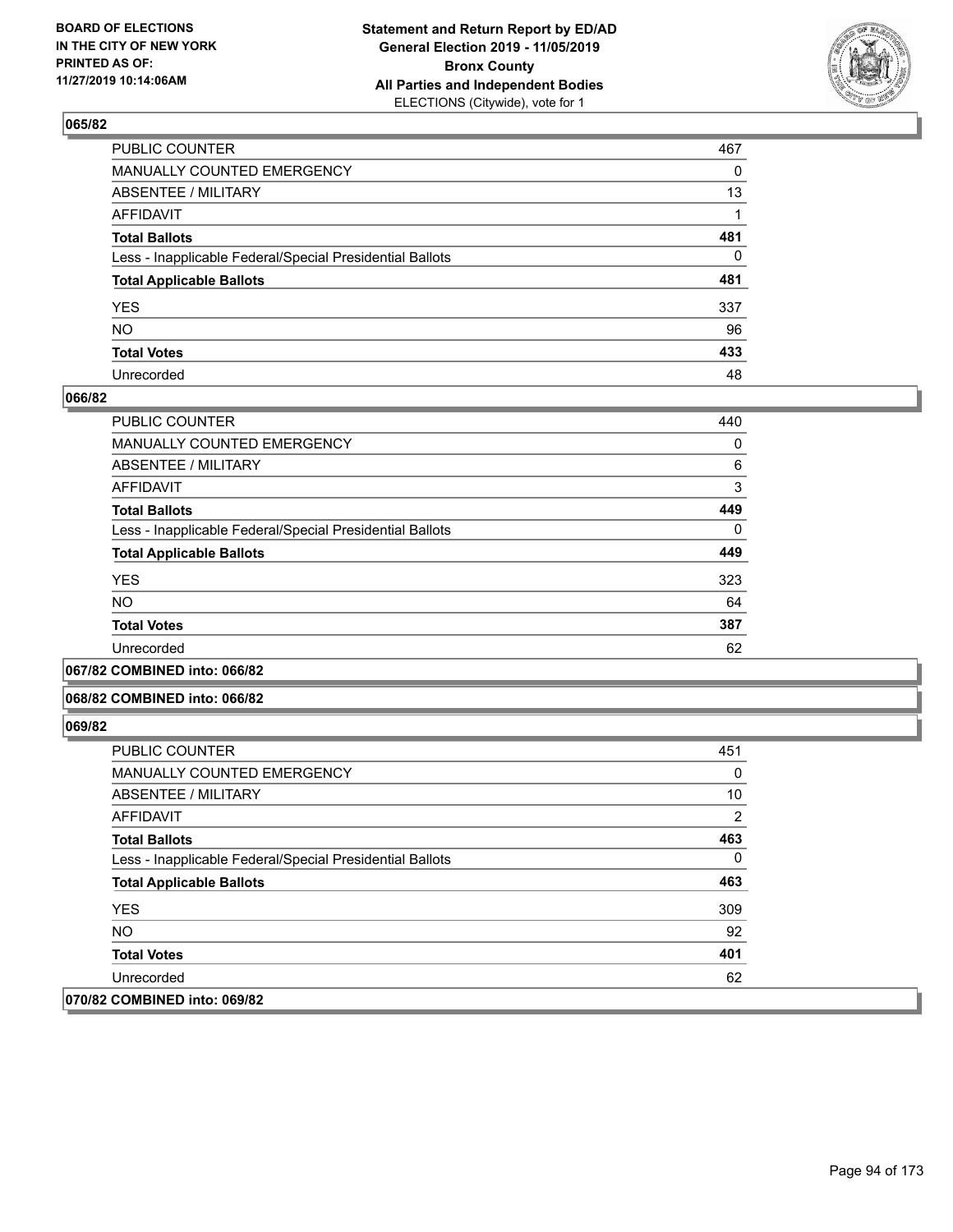**BOARD OF ELECTIONS IN THE CITY OF NEW YORK PRINTED AS OF: 11/27/2019 10:14:06AM**

**Statement and Return Report by ED/AD General Election 2019 - 11/05/2019 Bronx County All Parties and Independent Bodies** ELECTIONS (Citywide), vote for 1

### 065/82

| | |
|---|---|
| PUBLIC COUNTER | 467 |
| MANUALLY COUNTED EMERGENCY | 0 |
| ABSENTEE / MILITARY | 13 |
| AFFIDAVIT | 1 |
| **Total Ballots** | **481** |
| Less - Inapplicable Federal/Special Presidential Ballots | 0 |
| **Total Applicable Ballots** | **481** |
| YES | 337 |
| NO | 96 |
| **Total Votes** | **433** |
| Unrecorded | 48 |

### 066/82

| | |
|---|---|
| PUBLIC COUNTER | 440 |
| MANUALLY COUNTED EMERGENCY | 0 |
| ABSENTEE / MILITARY | 6 |
| AFFIDAVIT | 3 |
| **Total Ballots** | **449** |
| Less - Inapplicable Federal/Special Presidential Ballots | 0 |
| **Total Applicable Ballots** | **449** |
| YES | 323 |
| NO | 64 |
| **Total Votes** | **387** |
| Unrecorded | 62 |

### 067/82 COMBINED into: 066/82

### 068/82 COMBINED into: 066/82

### 069/82

| | |
|---|---|
| PUBLIC COUNTER | 451 |
| MANUALLY COUNTED EMERGENCY | 0 |
| ABSENTEE / MILITARY | 10 |
| AFFIDAVIT | 2 |
| **Total Ballots** | **463** |
| Less - Inapplicable Federal/Special Presidential Ballots | 0 |
| **Total Applicable Ballots** | **463** |
| YES | 309 |
| NO | 92 |
| **Total Votes** | **401** |
| Unrecorded | 62 |

### 070/82 COMBINED into: 069/82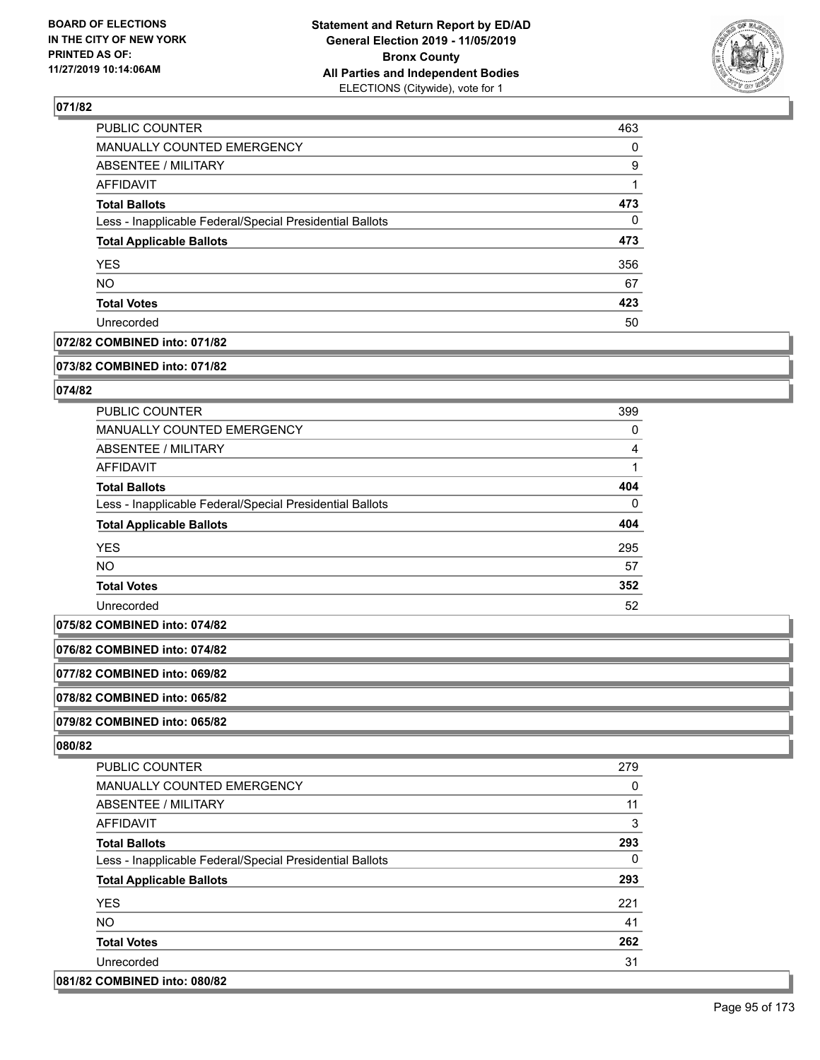## 071/82

| | |
|---|---|
| PUBLIC COUNTER | 463 |
| MANUALLY COUNTED EMERGENCY | 0 |
| ABSENTEE / MILITARY | 9 |
| AFFIDAVIT | 1 |
| **Total Ballots** | **473** |
| Less - Inapplicable Federal/Special Presidential Ballots | 0 |
| **Total Applicable Ballots** | **473** |
| YES | 356 |
| NO | 67 |
| **Total Votes** | **423** |
| Unrecorded | 50 |

**072/82 COMBINED into: 071/82**

**073/82 COMBINED into: 071/82**

## 074/82

| | |
|---|---|
| PUBLIC COUNTER | 399 |
| MANUALLY COUNTED EMERGENCY | 0 |
| ABSENTEE / MILITARY | 4 |
| AFFIDAVIT | 1 |
| **Total Ballots** | **404** |
| Less - Inapplicable Federal/Special Presidential Ballots | 0 |
| **Total Applicable Ballots** | **404** |
| YES | 295 |
| NO | 57 |
| **Total Votes** | **352** |
| Unrecorded | 52 |

**075/82 COMBINED into: 074/82**

**076/82 COMBINED into: 074/82**

**077/82 COMBINED into: 069/82**

**078/82 COMBINED into: 065/82**

**079/82 COMBINED into: 065/82**

## 080/82

| | |
|---|---|
| PUBLIC COUNTER | 279 |
| MANUALLY COUNTED EMERGENCY | 0 |
| ABSENTEE / MILITARY | 11 |
| AFFIDAVIT | 3 |
| **Total Ballots** | **293** |
| Less - Inapplicable Federal/Special Presidential Ballots | 0 |
| **Total Applicable Ballots** | **293** |
| YES | 221 |
| NO | 41 |
| **Total Votes** | **262** |
| Unrecorded | 31 |

**081/82 COMBINED into: 080/82**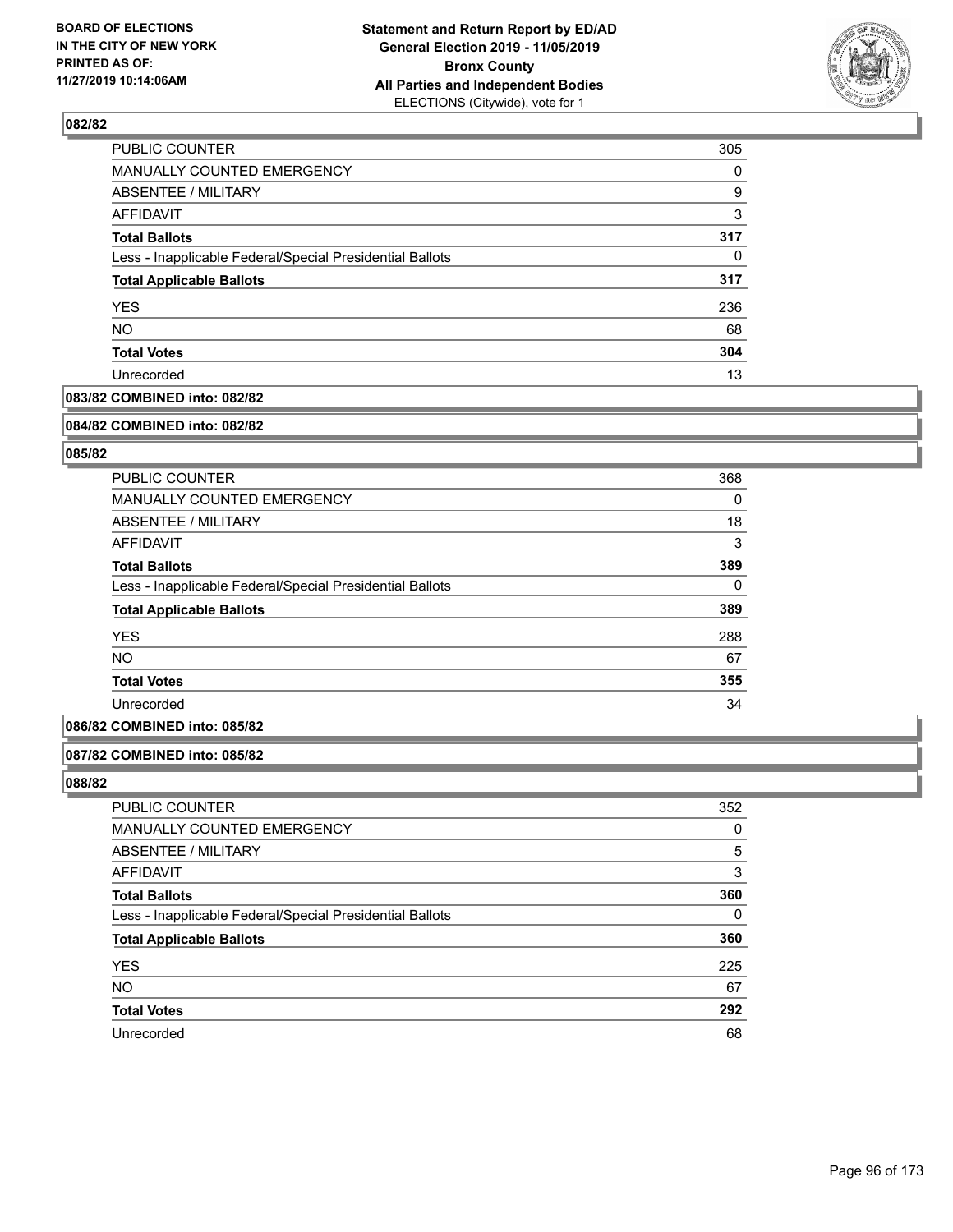**BOARD OF ELECTIONS IN THE CITY OF NEW YORK PRINTED AS OF: 11/27/2019 10:14:06AM**

**Statement and Return Report by ED/AD General Election 2019 - 11/05/2019 Bronx County All Parties and Independent Bodies** ELECTIONS (Citywide), vote for 1

### 082/82

| | |
|---|---|
| PUBLIC COUNTER | 305 |
| MANUALLY COUNTED EMERGENCY | 0 |
| ABSENTEE / MILITARY | 9 |
| AFFIDAVIT | 3 |
| **Total Ballots** | **317** |
| Less - Inapplicable Federal/Special Presidential Ballots | 0 |
| **Total Applicable Ballots** | **317** |
| YES | 236 |
| NO | 68 |
| **Total Votes** | **304** |
| Unrecorded | 13 |

### 083/82 COMBINED into: 082/82

### 084/82 COMBINED into: 082/82

### 085/82

| | |
|---|---|
| PUBLIC COUNTER | 368 |
| MANUALLY COUNTED EMERGENCY | 0 |
| ABSENTEE / MILITARY | 18 |
| AFFIDAVIT | 3 |
| **Total Ballots** | **389** |
| Less - Inapplicable Federal/Special Presidential Ballots | 0 |
| **Total Applicable Ballots** | **389** |
| YES | 288 |
| NO | 67 |
| **Total Votes** | **355** |
| Unrecorded | 34 |

### 086/82 COMBINED into: 085/82

### 087/82 COMBINED into: 085/82

### 088/82

| | |
|---|---|
| PUBLIC COUNTER | 352 |
| MANUALLY COUNTED EMERGENCY | 0 |
| ABSENTEE / MILITARY | 5 |
| AFFIDAVIT | 3 |
| **Total Ballots** | **360** |
| Less - Inapplicable Federal/Special Presidential Ballots | 0 |
| **Total Applicable Ballots** | **360** |
| YES | 225 |
| NO | 67 |
| **Total Votes** | **292** |
| Unrecorded | 68 |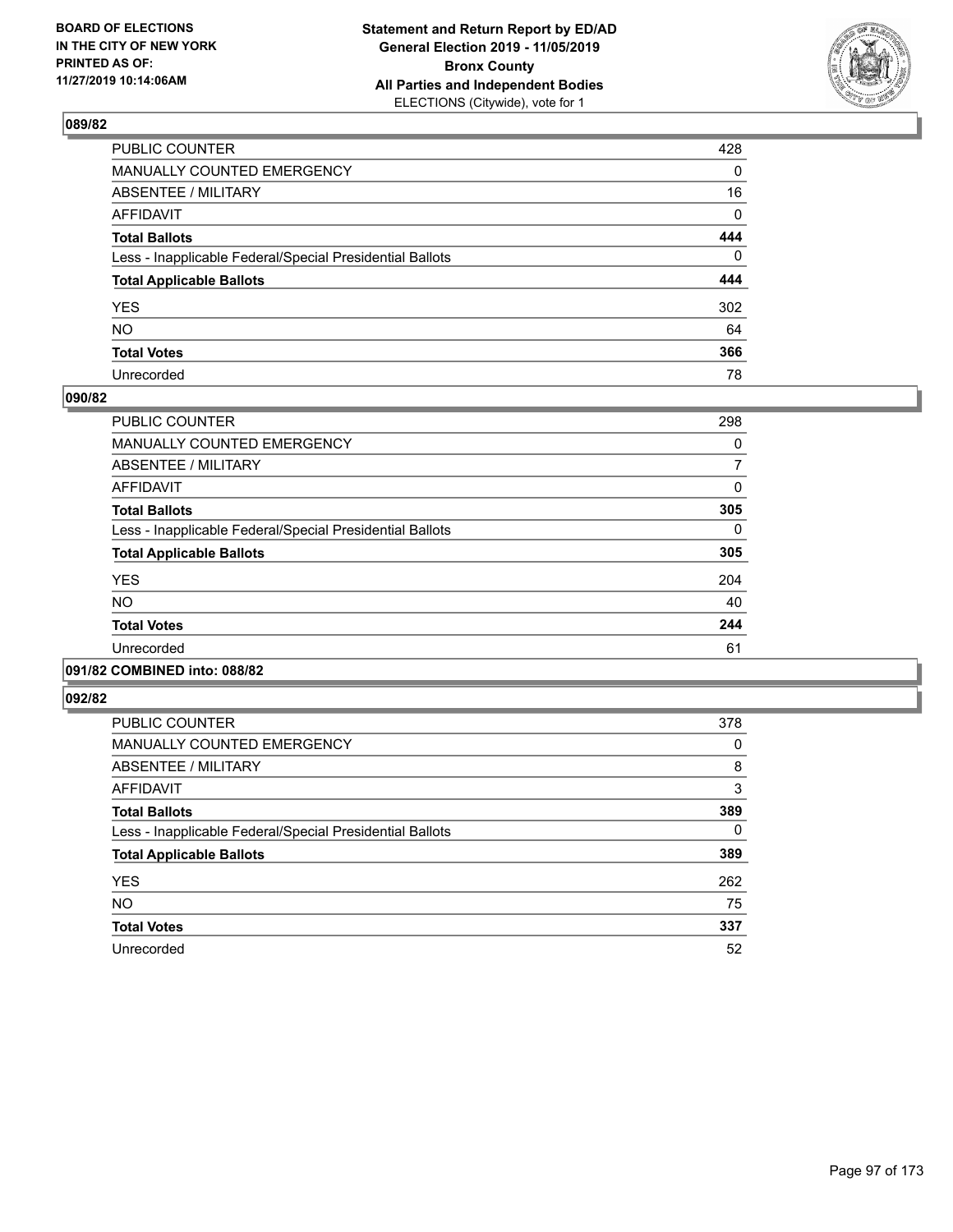BOARD OF ELECTIONS
IN THE CITY OF NEW YORK
PRINTED AS OF:
11/27/2019 10:14:06AM

**Statement and Return Report by ED/AD**
**General Election 2019 - 11/05/2019**
**Bronx County**
**All Parties and Independent Bodies**
ELECTIONS (Citywide), vote for 1

## 089/82

| | |
|---|---|
| PUBLIC COUNTER | 428 |
| MANUALLY COUNTED EMERGENCY | 0 |
| ABSENTEE / MILITARY | 16 |
| AFFIDAVIT | 0 |
| **Total Ballots** | **444** |
| Less - Inapplicable Federal/Special Presidential Ballots | 0 |
| **Total Applicable Ballots** | **444** |
| YES | 302 |
| NO | 64 |
| **Total Votes** | **366** |
| Unrecorded | 78 |

## 090/82

| | |
|---|---|
| PUBLIC COUNTER | 298 |
| MANUALLY COUNTED EMERGENCY | 0 |
| ABSENTEE / MILITARY | 7 |
| AFFIDAVIT | 0 |
| **Total Ballots** | **305** |
| Less - Inapplicable Federal/Special Presidential Ballots | 0 |
| **Total Applicable Ballots** | **305** |
| YES | 204 |
| NO | 40 |
| **Total Votes** | **244** |
| Unrecorded | 61 |

## 091/82 COMBINED into: 088/82

## 092/82

| | |
|---|---|
| PUBLIC COUNTER | 378 |
| MANUALLY COUNTED EMERGENCY | 0 |
| ABSENTEE / MILITARY | 8 |
| AFFIDAVIT | 3 |
| **Total Ballots** | **389** |
| Less - Inapplicable Federal/Special Presidential Ballots | 0 |
| **Total Applicable Ballots** | **389** |
| YES | 262 |
| NO | 75 |
| **Total Votes** | **337** |
| Unrecorded | 52 |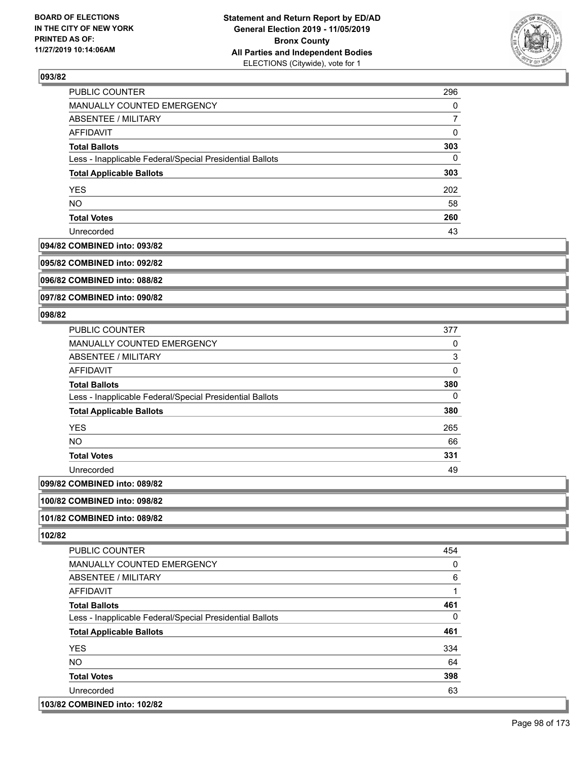## 093/82

| | |
|---|---|
| PUBLIC COUNTER | 296 |
| MANUALLY COUNTED EMERGENCY | 0 |
| ABSENTEE / MILITARY | 7 |
| AFFIDAVIT | 0 |
| **Total Ballots** | **303** |
| Less - Inapplicable Federal/Special Presidential Ballots | 0 |
| **Total Applicable Ballots** | **303** |
| YES | 202 |
| NO | 58 |
| **Total Votes** | **260** |
| Unrecorded | 43 |

**094/82 COMBINED into: 093/82**

**095/82 COMBINED into: 092/82**

**096/82 COMBINED into: 088/82**

**097/82 COMBINED into: 090/82**

## 098/82

| | |
|---|---|
| PUBLIC COUNTER | 377 |
| MANUALLY COUNTED EMERGENCY | 0 |
| ABSENTEE / MILITARY | 3 |
| AFFIDAVIT | 0 |
| **Total Ballots** | **380** |
| Less - Inapplicable Federal/Special Presidential Ballots | 0 |
| **Total Applicable Ballots** | **380** |
| YES | 265 |
| NO | 66 |
| **Total Votes** | **331** |
| Unrecorded | 49 |

**099/82 COMBINED into: 089/82**

**100/82 COMBINED into: 098/82**

**101/82 COMBINED into: 089/82**

## 102/82

| | |
|---|---|
| PUBLIC COUNTER | 454 |
| MANUALLY COUNTED EMERGENCY | 0 |
| ABSENTEE / MILITARY | 6 |
| AFFIDAVIT | 1 |
| **Total Ballots** | **461** |
| Less - Inapplicable Federal/Special Presidential Ballots | 0 |
| **Total Applicable Ballots** | **461** |
| YES | 334 |
| NO | 64 |
| **Total Votes** | **398** |
| Unrecorded | 63 |

**103/82 COMBINED into: 102/82**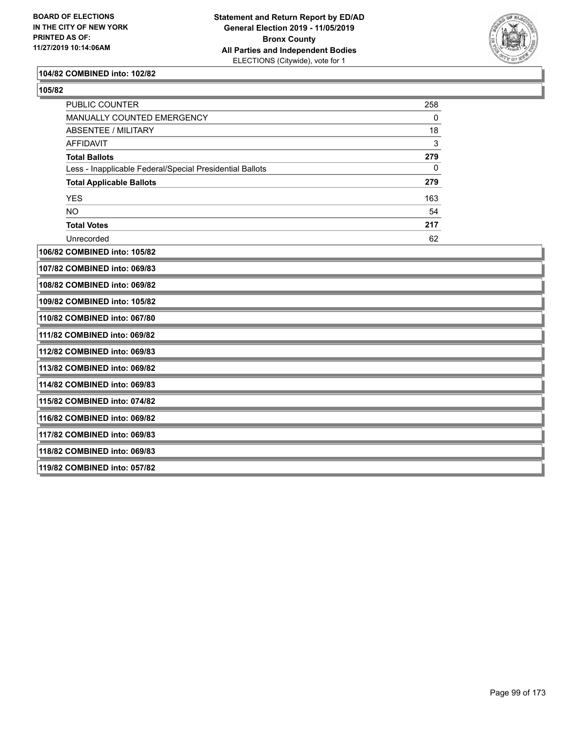**104/82 COMBINED into: 102/82**

**105/82**

| | |
|---|---|
| PUBLIC COUNTER | 258 |
| MANUALLY COUNTED EMERGENCY | 0 |
| ABSENTEE / MILITARY | 18 |
| AFFIDAVIT | 3 |
| **Total Ballots** | **279** |
| Less - Inapplicable Federal/Special Presidential Ballots | 0 |
| **Total Applicable Ballots** | **279** |
| YES | 163 |
| NO | 54 |
| **Total Votes** | **217** |
| Unrecorded | 62 |

**106/82 COMBINED into: 105/82**

**107/82 COMBINED into: 069/83**

**108/82 COMBINED into: 069/82**

**109/82 COMBINED into: 105/82**

**110/82 COMBINED into: 067/80**

**111/82 COMBINED into: 069/82**

**112/82 COMBINED into: 069/83**

**113/82 COMBINED into: 069/82**

**114/82 COMBINED into: 069/83**

**115/82 COMBINED into: 074/82**

**116/82 COMBINED into: 069/82**

**117/82 COMBINED into: 069/83**

**118/82 COMBINED into: 069/83**

**119/82 COMBINED into: 057/82**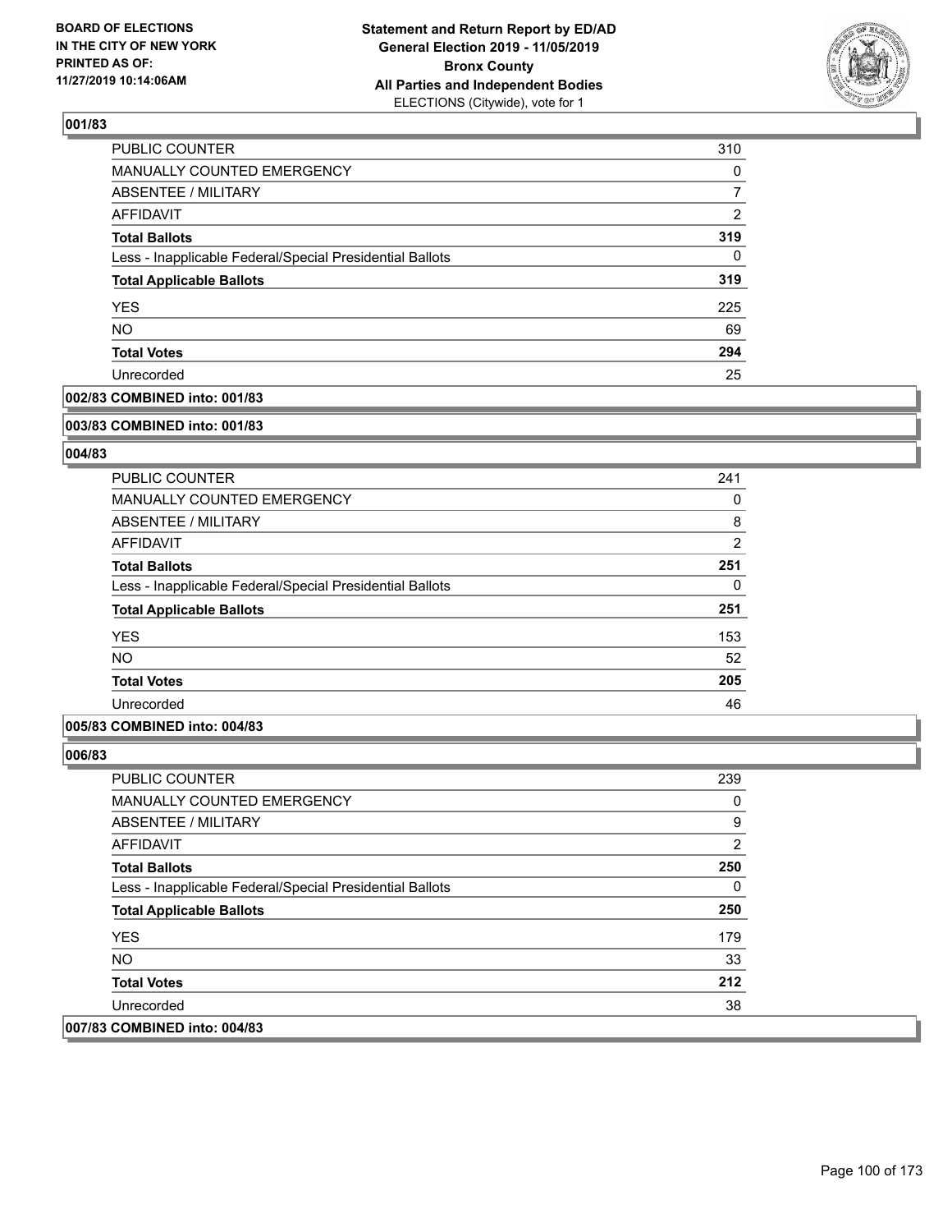### 001/83

| | |
|---|---|
| PUBLIC COUNTER | 310 |
| MANUALLY COUNTED EMERGENCY | 0 |
| ABSENTEE / MILITARY | 7 |
| AFFIDAVIT | 2 |
| **Total Ballots** | **319** |
| Less - Inapplicable Federal/Special Presidential Ballots | 0 |
| **Total Applicable Ballots** | **319** |
| YES | 225 |
| NO | 69 |
| **Total Votes** | **294** |
| Unrecorded | 25 |

**002/83 COMBINED into: 001/83**

**003/83 COMBINED into: 001/83**

### 004/83

| | |
|---|---|
| PUBLIC COUNTER | 241 |
| MANUALLY COUNTED EMERGENCY | 0 |
| ABSENTEE / MILITARY | 8 |
| AFFIDAVIT | 2 |
| **Total Ballots** | **251** |
| Less - Inapplicable Federal/Special Presidential Ballots | 0 |
| **Total Applicable Ballots** | **251** |
| YES | 153 |
| NO | 52 |
| **Total Votes** | **205** |
| Unrecorded | 46 |

**005/83 COMBINED into: 004/83**

### 006/83

| | |
|---|---|
| PUBLIC COUNTER | 239 |
| MANUALLY COUNTED EMERGENCY | 0 |
| ABSENTEE / MILITARY | 9 |
| AFFIDAVIT | 2 |
| **Total Ballots** | **250** |
| Less - Inapplicable Federal/Special Presidential Ballots | 0 |
| **Total Applicable Ballots** | **250** |
| YES | 179 |
| NO | 33 |
| **Total Votes** | **212** |
| Unrecorded | 38 |

**007/83 COMBINED into: 004/83**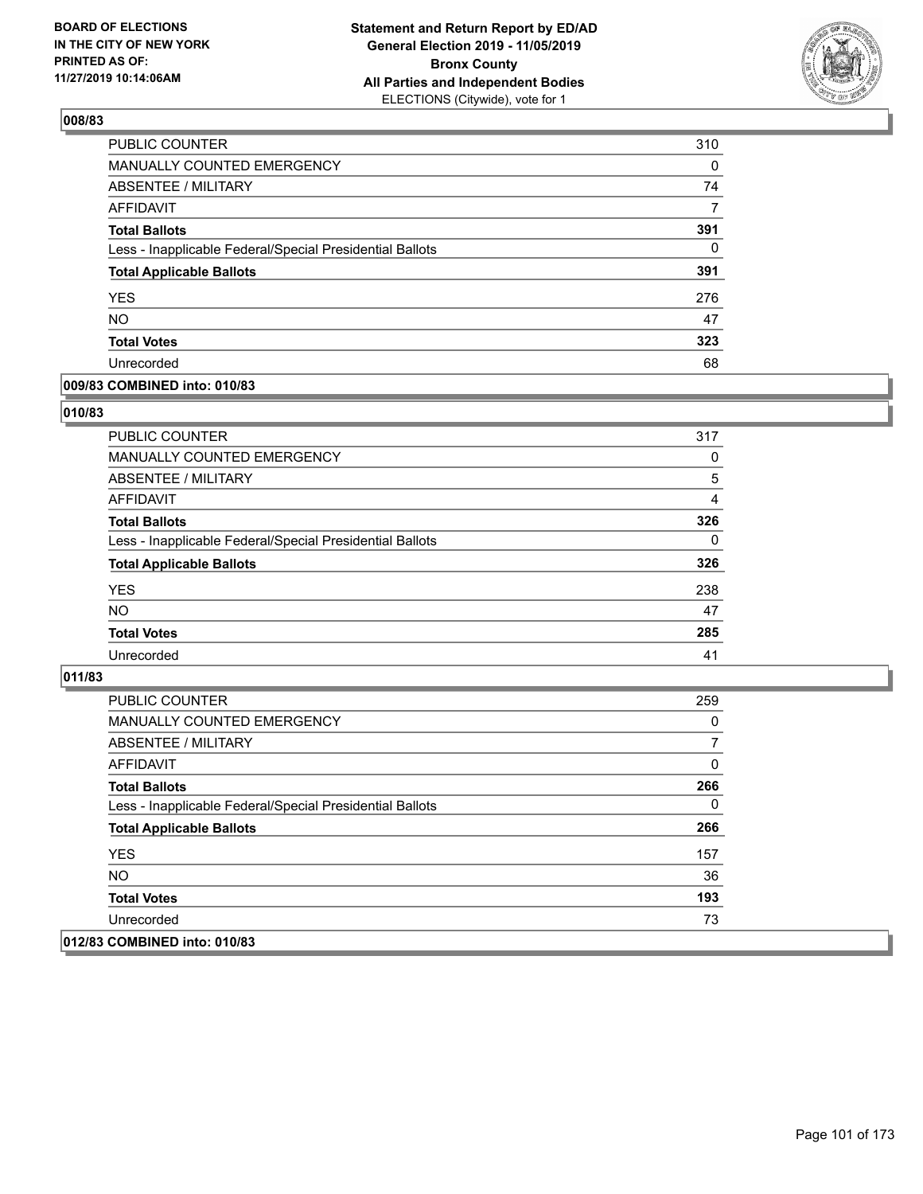BOARD OF ELECTIONS
IN THE CITY OF NEW YORK
PRINTED AS OF:
11/27/2019 10:14:06AM

**Statement and Return Report by ED/AD**
**General Election 2019 - 11/05/2019**
**Bronx County**
**All Parties and Independent Bodies**
ELECTIONS (Citywide), vote for 1

## 008/83

| | |
|---|---|
| PUBLIC COUNTER | 310 |
| MANUALLY COUNTED EMERGENCY | 0 |
| ABSENTEE / MILITARY | 74 |
| AFFIDAVIT | 7 |
| **Total Ballots** | **391** |
| Less - Inapplicable Federal/Special Presidential Ballots | 0 |
| **Total Applicable Ballots** | **391** |
| YES | 276 |
| NO | 47 |
| **Total Votes** | **323** |
| Unrecorded | 68 |

## 009/83 COMBINED into: 010/83

## 010/83

| | |
|---|---|
| PUBLIC COUNTER | 317 |
| MANUALLY COUNTED EMERGENCY | 0 |
| ABSENTEE / MILITARY | 5 |
| AFFIDAVIT | 4 |
| **Total Ballots** | **326** |
| Less - Inapplicable Federal/Special Presidential Ballots | 0 |
| **Total Applicable Ballots** | **326** |
| YES | 238 |
| NO | 47 |
| **Total Votes** | **285** |
| Unrecorded | 41 |

## 011/83

| | |
|---|---|
| PUBLIC COUNTER | 259 |
| MANUALLY COUNTED EMERGENCY | 0 |
| ABSENTEE / MILITARY | 7 |
| AFFIDAVIT | 0 |
| **Total Ballots** | **266** |
| Less - Inapplicable Federal/Special Presidential Ballots | 0 |
| **Total Applicable Ballots** | **266** |
| YES | 157 |
| NO | 36 |
| **Total Votes** | **193** |
| Unrecorded | 73 |

## 012/83 COMBINED into: 010/83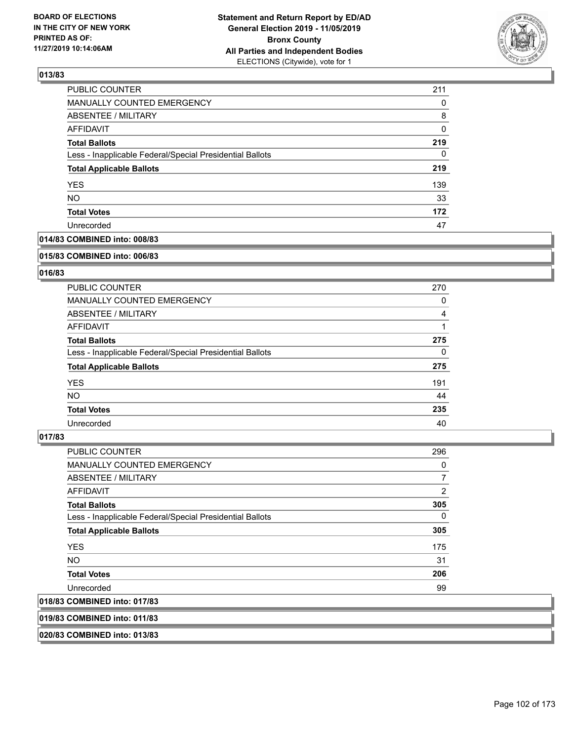## 013/83

| | |
|---|---|
| PUBLIC COUNTER | 211 |
| MANUALLY COUNTED EMERGENCY | 0 |
| ABSENTEE / MILITARY | 8 |
| AFFIDAVIT | 0 |
| **Total Ballots** | **219** |
| Less - Inapplicable Federal/Special Presidential Ballots | 0 |
| **Total Applicable Ballots** | **219** |
| YES | 139 |
| NO | 33 |
| **Total Votes** | **172** |
| Unrecorded | 47 |

## 014/83 COMBINED into: 008/83

## 015/83 COMBINED into: 006/83

## 016/83

| | |
|---|---|
| PUBLIC COUNTER | 270 |
| MANUALLY COUNTED EMERGENCY | 0 |
| ABSENTEE / MILITARY | 4 |
| AFFIDAVIT | 1 |
| **Total Ballots** | **275** |
| Less - Inapplicable Federal/Special Presidential Ballots | 0 |
| **Total Applicable Ballots** | **275** |
| YES | 191 |
| NO | 44 |
| **Total Votes** | **235** |
| Unrecorded | 40 |

## 017/83

| | |
|---|---|
| PUBLIC COUNTER | 296 |
| MANUALLY COUNTED EMERGENCY | 0 |
| ABSENTEE / MILITARY | 7 |
| AFFIDAVIT | 2 |
| **Total Ballots** | **305** |
| Less - Inapplicable Federal/Special Presidential Ballots | 0 |
| **Total Applicable Ballots** | **305** |
| YES | 175 |
| NO | 31 |
| **Total Votes** | **206** |
| Unrecorded | 99 |

## 018/83 COMBINED into: 017/83

## 019/83 COMBINED into: 011/83

## 020/83 COMBINED into: 013/83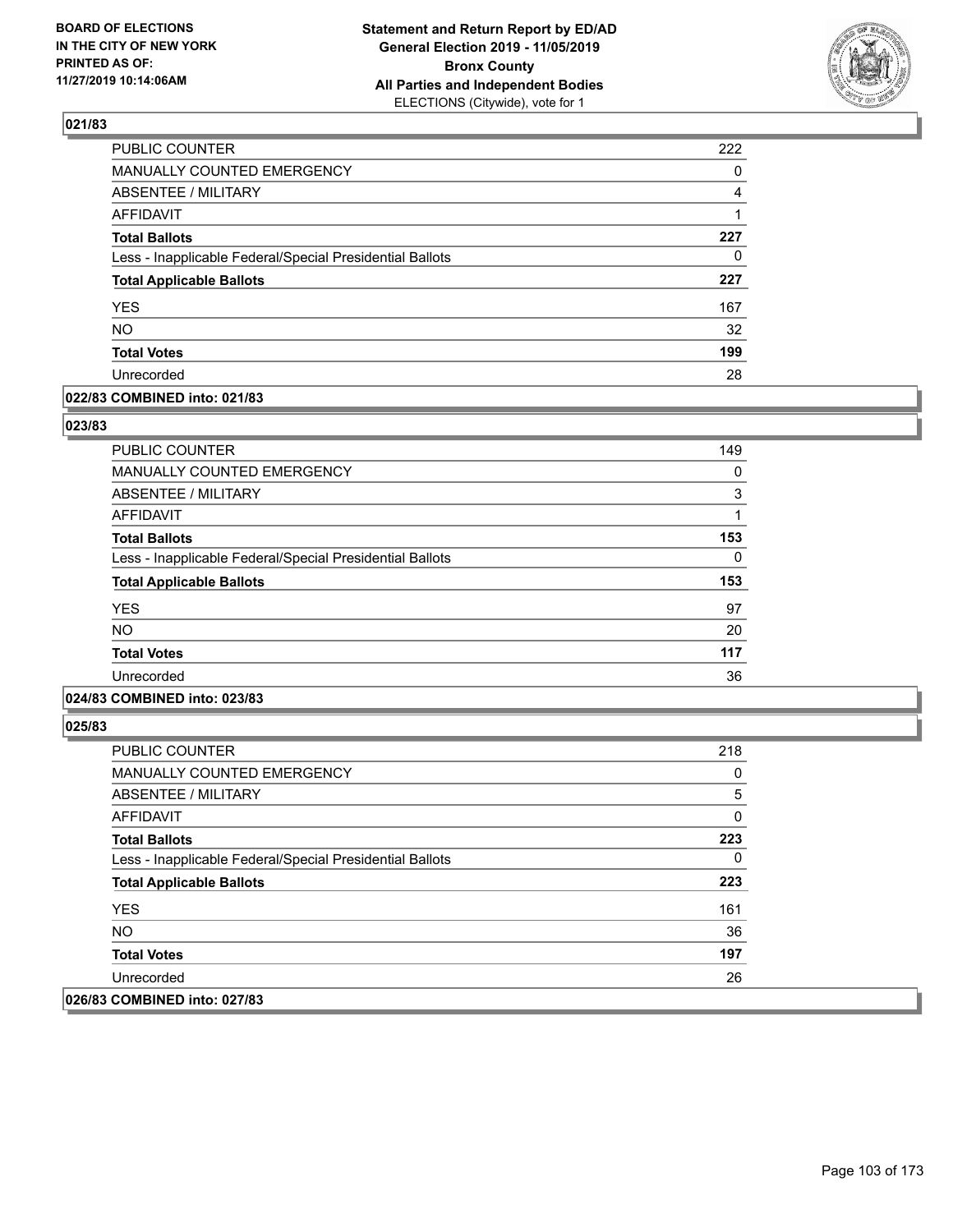## 021/83

| | |
|---|---|
| PUBLIC COUNTER | 222 |
| MANUALLY COUNTED EMERGENCY | 0 |
| ABSENTEE / MILITARY | 4 |
| AFFIDAVIT | 1 |
| **Total Ballots** | **227** |
| Less - Inapplicable Federal/Special Presidential Ballots | 0 |
| **Total Applicable Ballots** | **227** |
| YES | 167 |
| NO | 32 |
| **Total Votes** | **199** |
| Unrecorded | 28 |

**022/83 COMBINED into: 021/83**

## 023/83

| | |
|---|---|
| PUBLIC COUNTER | 149 |
| MANUALLY COUNTED EMERGENCY | 0 |
| ABSENTEE / MILITARY | 3 |
| AFFIDAVIT | 1 |
| **Total Ballots** | **153** |
| Less - Inapplicable Federal/Special Presidential Ballots | 0 |
| **Total Applicable Ballots** | **153** |
| YES | 97 |
| NO | 20 |
| **Total Votes** | **117** |
| Unrecorded | 36 |

**024/83 COMBINED into: 023/83**

## 025/83

| | |
|---|---|
| PUBLIC COUNTER | 218 |
| MANUALLY COUNTED EMERGENCY | 0 |
| ABSENTEE / MILITARY | 5 |
| AFFIDAVIT | 0 |
| **Total Ballots** | **223** |
| Less - Inapplicable Federal/Special Presidential Ballots | 0 |
| **Total Applicable Ballots** | **223** |
| YES | 161 |
| NO | 36 |
| **Total Votes** | **197** |
| Unrecorded | 26 |

**026/83 COMBINED into: 027/83**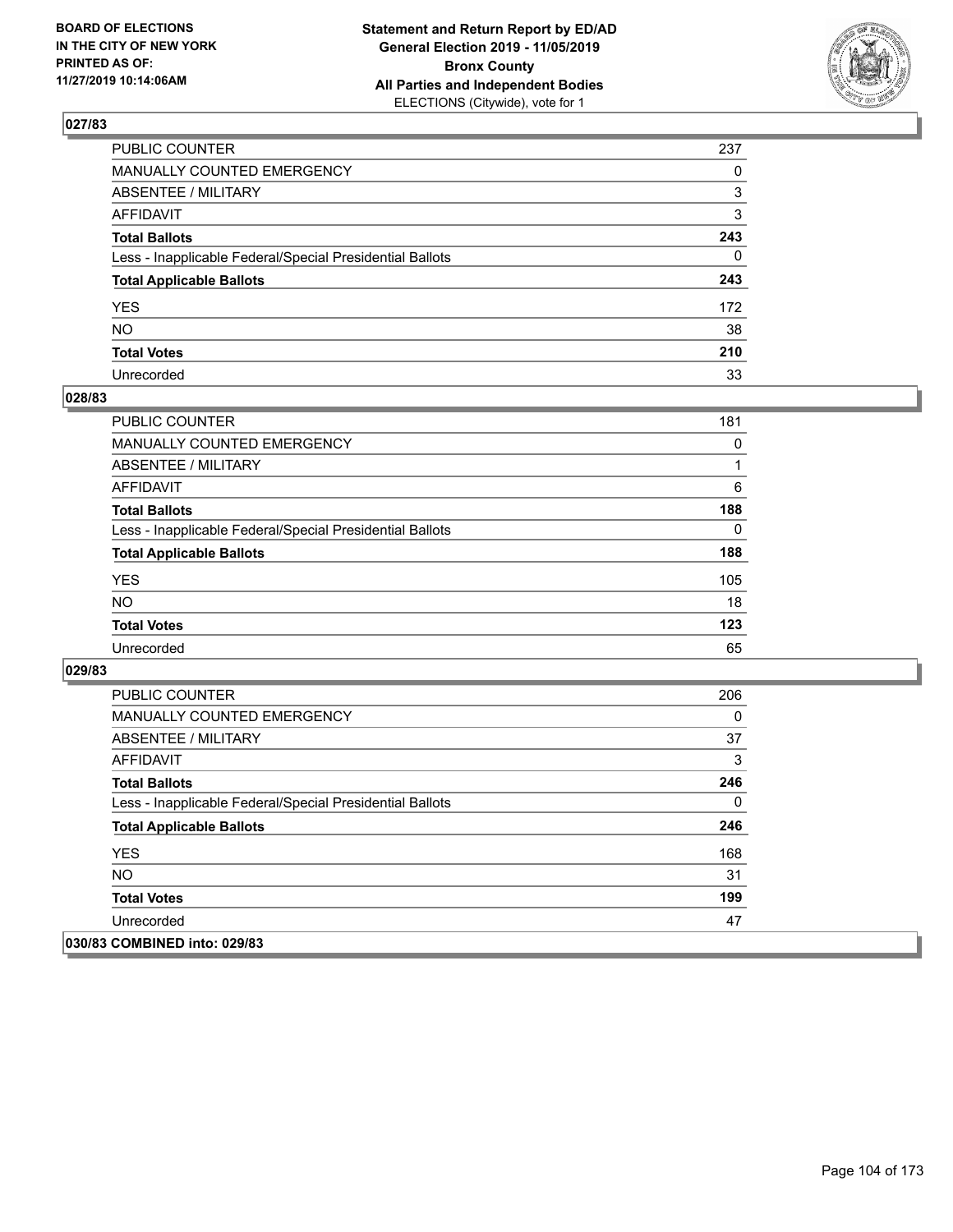### 027/83

| | |
|---|---|
| PUBLIC COUNTER | 237 |
| MANUALLY COUNTED EMERGENCY | 0 |
| ABSENTEE / MILITARY | 3 |
| AFFIDAVIT | 3 |
| **Total Ballots** | **243** |
| Less - Inapplicable Federal/Special Presidential Ballots | 0 |
| **Total Applicable Ballots** | **243** |
| YES | 172 |
| NO | 38 |
| **Total Votes** | **210** |
| Unrecorded | 33 |

### 028/83

| | |
|---|---|
| PUBLIC COUNTER | 181 |
| MANUALLY COUNTED EMERGENCY | 0 |
| ABSENTEE / MILITARY | 1 |
| AFFIDAVIT | 6 |
| **Total Ballots** | **188** |
| Less - Inapplicable Federal/Special Presidential Ballots | 0 |
| **Total Applicable Ballots** | **188** |
| YES | 105 |
| NO | 18 |
| **Total Votes** | **123** |
| Unrecorded | 65 |

### 029/83

| | |
|---|---|
| PUBLIC COUNTER | 206 |
| MANUALLY COUNTED EMERGENCY | 0 |
| ABSENTEE / MILITARY | 37 |
| AFFIDAVIT | 3 |
| **Total Ballots** | **246** |
| Less - Inapplicable Federal/Special Presidential Ballots | 0 |
| **Total Applicable Ballots** | **246** |
| YES | 168 |
| NO | 31 |
| **Total Votes** | **199** |
| Unrecorded | 47 |

### 030/83 COMBINED into: 029/83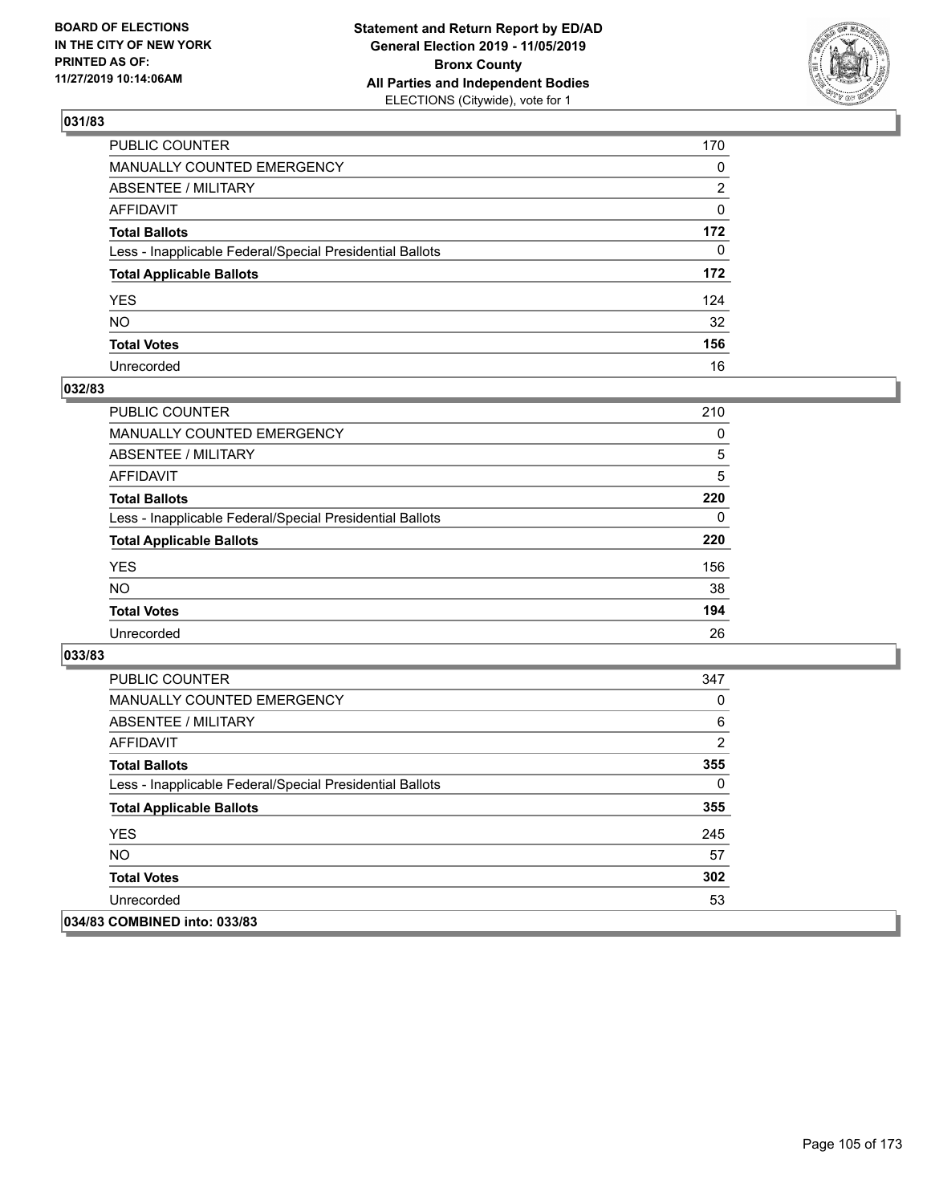**BOARD OF ELECTIONS IN THE CITY OF NEW YORK PRINTED AS OF: 11/27/2019 10:14:06AM**

**Statement and Return Report by ED/AD General Election 2019 - 11/05/2019 Bronx County All Parties and Independent Bodies** ELECTIONS (Citywide), vote for 1

### 031/83

| | |
|---|---|
| PUBLIC COUNTER | 170 |
| MANUALLY COUNTED EMERGENCY | 0 |
| ABSENTEE / MILITARY | 2 |
| AFFIDAVIT | 0 |
| **Total Ballots** | **172** |
| Less - Inapplicable Federal/Special Presidential Ballots | 0 |
| **Total Applicable Ballots** | **172** |
| YES | 124 |
| NO | 32 |
| **Total Votes** | **156** |
| Unrecorded | 16 |

### 032/83

| | |
|---|---|
| PUBLIC COUNTER | 210 |
| MANUALLY COUNTED EMERGENCY | 0 |
| ABSENTEE / MILITARY | 5 |
| AFFIDAVIT | 5 |
| **Total Ballots** | **220** |
| Less - Inapplicable Federal/Special Presidential Ballots | 0 |
| **Total Applicable Ballots** | **220** |
| YES | 156 |
| NO | 38 |
| **Total Votes** | **194** |
| Unrecorded | 26 |

### 033/83

| | |
|---|---|
| PUBLIC COUNTER | 347 |
| MANUALLY COUNTED EMERGENCY | 0 |
| ABSENTEE / MILITARY | 6 |
| AFFIDAVIT | 2 |
| **Total Ballots** | **355** |
| Less - Inapplicable Federal/Special Presidential Ballots | 0 |
| **Total Applicable Ballots** | **355** |
| YES | 245 |
| NO | 57 |
| **Total Votes** | **302** |
| Unrecorded | 53 |

### 034/83 COMBINED into: 033/83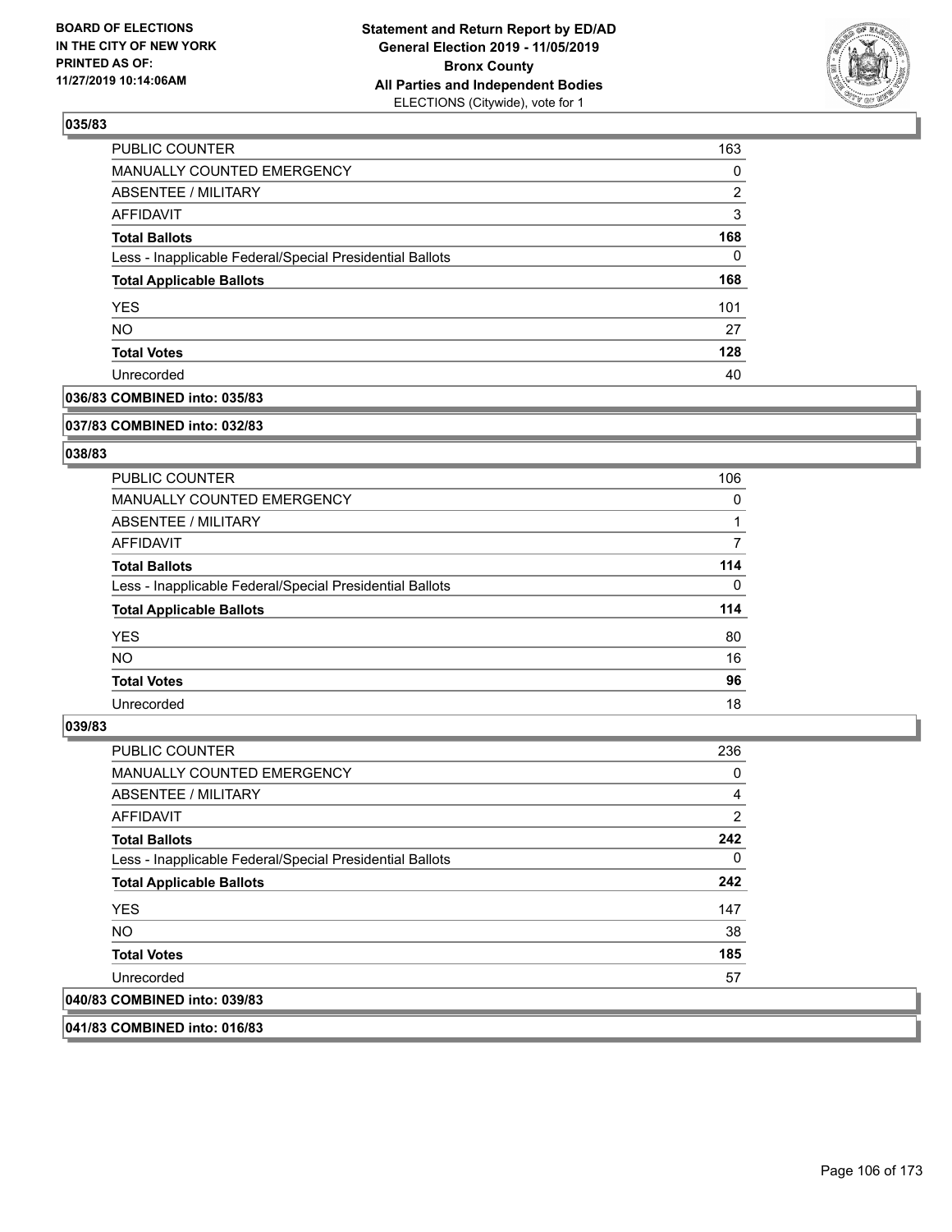### 035/83

| | |
|---|---|
| PUBLIC COUNTER | 163 |
| MANUALLY COUNTED EMERGENCY | 0 |
| ABSENTEE / MILITARY | 2 |
| AFFIDAVIT | 3 |
| **Total Ballots** | **168** |
| Less - Inapplicable Federal/Special Presidential Ballots | 0 |
| **Total Applicable Ballots** | **168** |
| YES | 101 |
| NO | 27 |
| **Total Votes** | **128** |
| Unrecorded | 40 |

### 036/83 COMBINED into: 035/83

### 037/83 COMBINED into: 032/83

### 038/83

| | |
|---|---|
| PUBLIC COUNTER | 106 |
| MANUALLY COUNTED EMERGENCY | 0 |
| ABSENTEE / MILITARY | 1 |
| AFFIDAVIT | 7 |
| **Total Ballots** | **114** |
| Less - Inapplicable Federal/Special Presidential Ballots | 0 |
| **Total Applicable Ballots** | **114** |
| YES | 80 |
| NO | 16 |
| **Total Votes** | **96** |
| Unrecorded | 18 |

### 039/83

| | |
|---|---|
| PUBLIC COUNTER | 236 |
| MANUALLY COUNTED EMERGENCY | 0 |
| ABSENTEE / MILITARY | 4 |
| AFFIDAVIT | 2 |
| **Total Ballots** | **242** |
| Less - Inapplicable Federal/Special Presidential Ballots | 0 |
| **Total Applicable Ballots** | **242** |
| YES | 147 |
| NO | 38 |
| **Total Votes** | **185** |
| Unrecorded | 57 |

### 040/83 COMBINED into: 039/83

### 041/83 COMBINED into: 016/83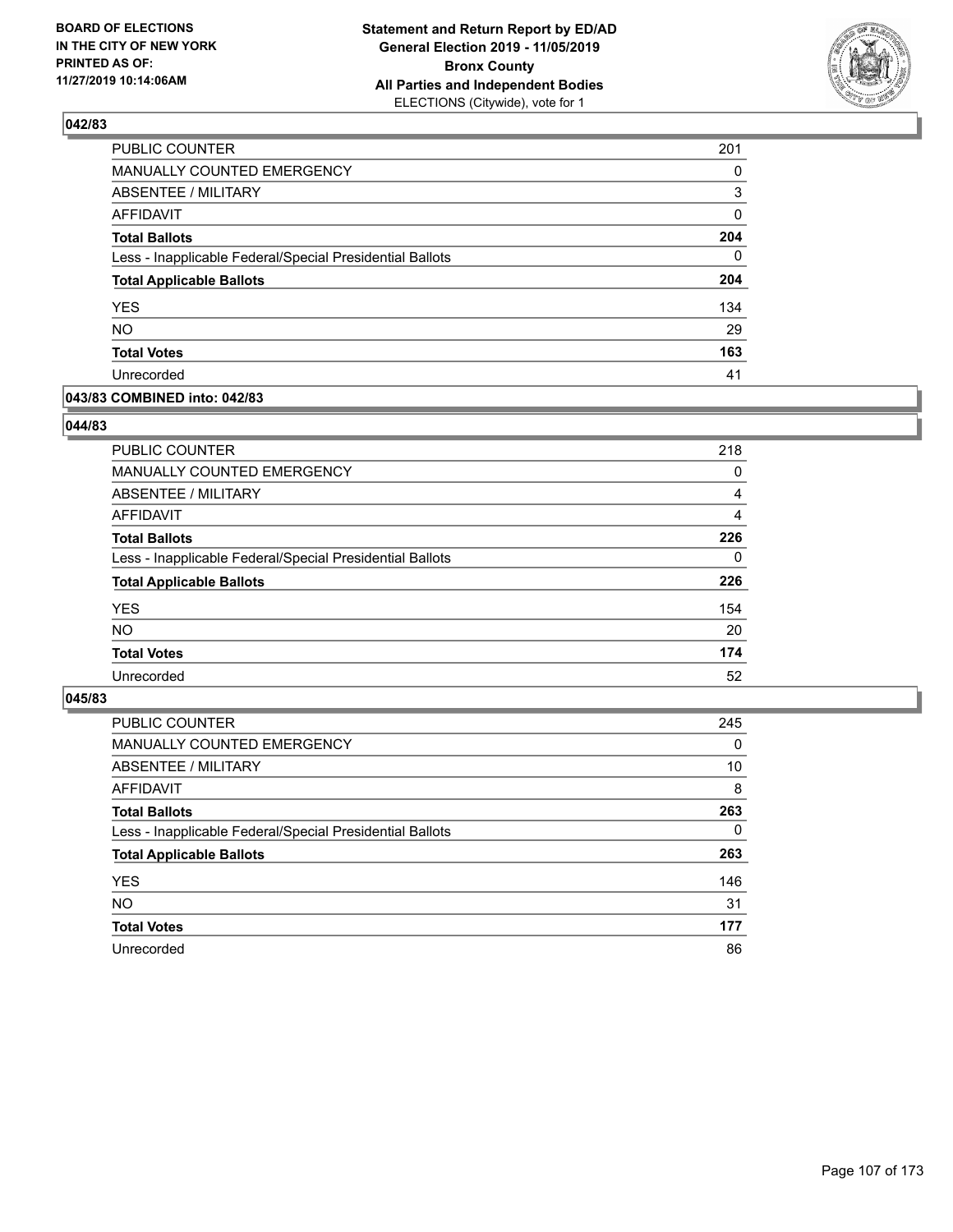BOARD OF ELECTIONS
IN THE CITY OF NEW YORK
PRINTED AS OF:
11/27/2019 10:14:06AM

**Statement and Return Report by ED/AD**
**General Election 2019 - 11/05/2019**
**Bronx County**
**All Parties and Independent Bodies**
ELECTIONS (Citywide), vote for 1

### 042/83

| | |
|---|---|
| PUBLIC COUNTER | 201 |
| MANUALLY COUNTED EMERGENCY | 0 |
| ABSENTEE / MILITARY | 3 |
| AFFIDAVIT | 0 |
| **Total Ballots** | **204** |
| Less - Inapplicable Federal/Special Presidential Ballots | 0 |
| **Total Applicable Ballots** | **204** |
| YES | 134 |
| NO | 29 |
| **Total Votes** | **163** |
| Unrecorded | 41 |

### 043/83 COMBINED into: 042/83

### 044/83

| | |
|---|---|
| PUBLIC COUNTER | 218 |
| MANUALLY COUNTED EMERGENCY | 0 |
| ABSENTEE / MILITARY | 4 |
| AFFIDAVIT | 4 |
| **Total Ballots** | **226** |
| Less - Inapplicable Federal/Special Presidential Ballots | 0 |
| **Total Applicable Ballots** | **226** |
| YES | 154 |
| NO | 20 |
| **Total Votes** | **174** |
| Unrecorded | 52 |

### 045/83

| | |
|---|---|
| PUBLIC COUNTER | 245 |
| MANUALLY COUNTED EMERGENCY | 0 |
| ABSENTEE / MILITARY | 10 |
| AFFIDAVIT | 8 |
| **Total Ballots** | **263** |
| Less - Inapplicable Federal/Special Presidential Ballots | 0 |
| **Total Applicable Ballots** | **263** |
| YES | 146 |
| NO | 31 |
| **Total Votes** | **177** |
| Unrecorded | 86 |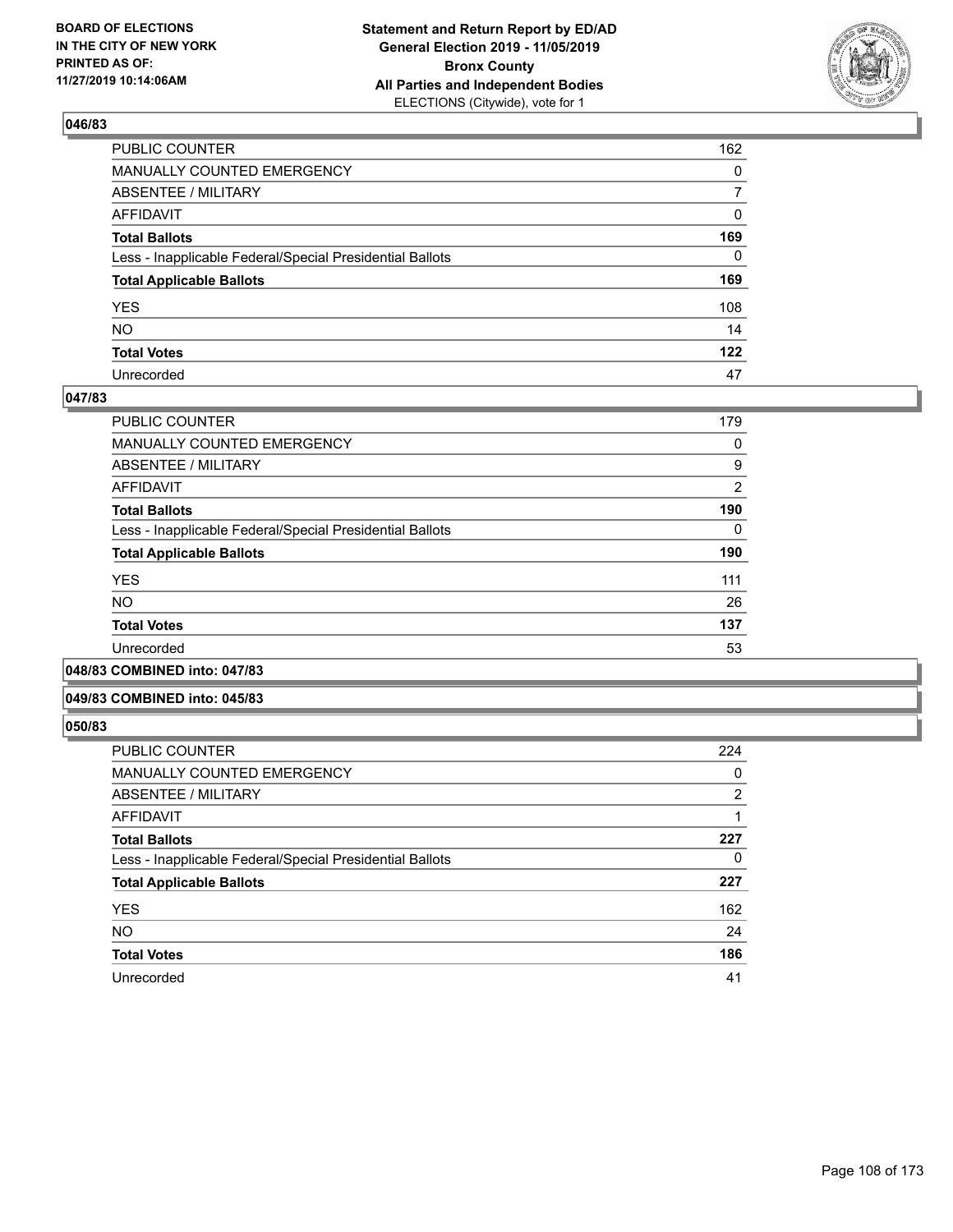## 046/83

| | |
|---|---|
| PUBLIC COUNTER | 162 |
| MANUALLY COUNTED EMERGENCY | 0 |
| ABSENTEE / MILITARY | 7 |
| AFFIDAVIT | 0 |
| **Total Ballots** | **169** |
| Less - Inapplicable Federal/Special Presidential Ballots | 0 |
| **Total Applicable Ballots** | **169** |
| YES | 108 |
| NO | 14 |
| **Total Votes** | **122** |
| Unrecorded | 47 |

## 047/83

| | |
|---|---|
| PUBLIC COUNTER | 179 |
| MANUALLY COUNTED EMERGENCY | 0 |
| ABSENTEE / MILITARY | 9 |
| AFFIDAVIT | 2 |
| **Total Ballots** | **190** |
| Less - Inapplicable Federal/Special Presidential Ballots | 0 |
| **Total Applicable Ballots** | **190** |
| YES | 111 |
| NO | 26 |
| **Total Votes** | **137** |
| Unrecorded | 53 |

## 048/83 COMBINED into: 047/83

## 049/83 COMBINED into: 045/83

## 050/83

| | |
|---|---|
| PUBLIC COUNTER | 224 |
| MANUALLY COUNTED EMERGENCY | 0 |
| ABSENTEE / MILITARY | 2 |
| AFFIDAVIT | 1 |
| **Total Ballots** | **227** |
| Less - Inapplicable Federal/Special Presidential Ballots | 0 |
| **Total Applicable Ballots** | **227** |
| YES | 162 |
| NO | 24 |
| **Total Votes** | **186** |
| Unrecorded | 41 |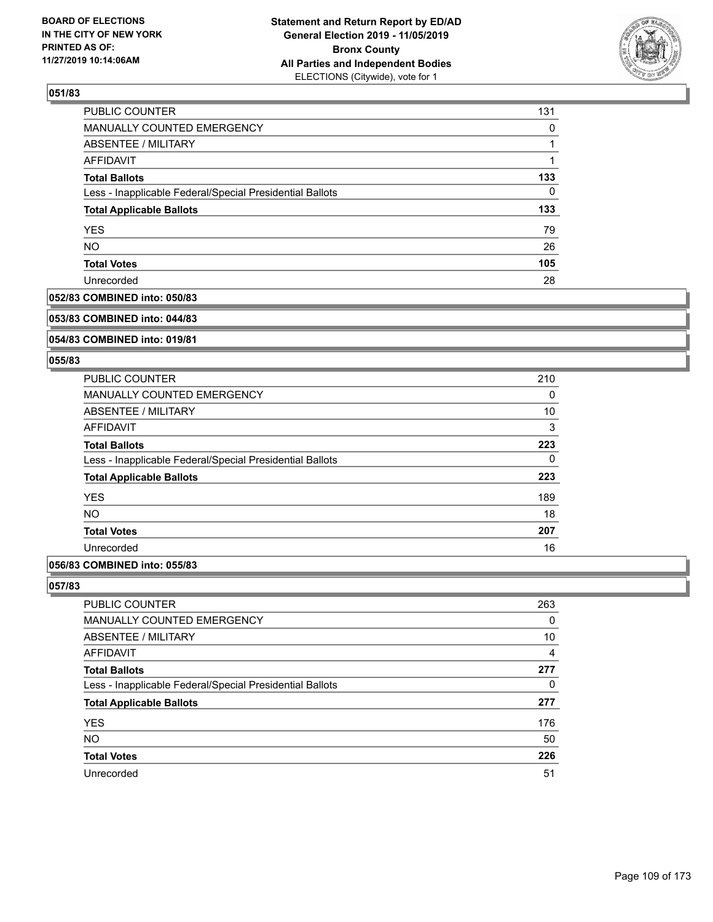## 051/83

| | |
|---|---|
| PUBLIC COUNTER | 131 |
| MANUALLY COUNTED EMERGENCY | 0 |
| ABSENTEE / MILITARY | 1 |
| AFFIDAVIT | 1 |
| **Total Ballots** | **133** |
| Less - Inapplicable Federal/Special Presidential Ballots | 0 |
| **Total Applicable Ballots** | **133** |
| YES | 79 |
| NO | 26 |
| **Total Votes** | **105** |
| Unrecorded | 28 |

## 052/83 COMBINED into: 050/83

## 053/83 COMBINED into: 044/83

## 054/83 COMBINED into: 019/81

## 055/83

| | |
|---|---|
| PUBLIC COUNTER | 210 |
| MANUALLY COUNTED EMERGENCY | 0 |
| ABSENTEE / MILITARY | 10 |
| AFFIDAVIT | 3 |
| **Total Ballots** | **223** |
| Less - Inapplicable Federal/Special Presidential Ballots | 0 |
| **Total Applicable Ballots** | **223** |
| YES | 189 |
| NO | 18 |
| **Total Votes** | **207** |
| Unrecorded | 16 |

## 056/83 COMBINED into: 055/83

## 057/83

| | |
|---|---|
| PUBLIC COUNTER | 263 |
| MANUALLY COUNTED EMERGENCY | 0 |
| ABSENTEE / MILITARY | 10 |
| AFFIDAVIT | 4 |
| **Total Ballots** | **277** |
| Less - Inapplicable Federal/Special Presidential Ballots | 0 |
| **Total Applicable Ballots** | **277** |
| YES | 176 |
| NO | 50 |
| **Total Votes** | **226** |
| Unrecorded | 51 |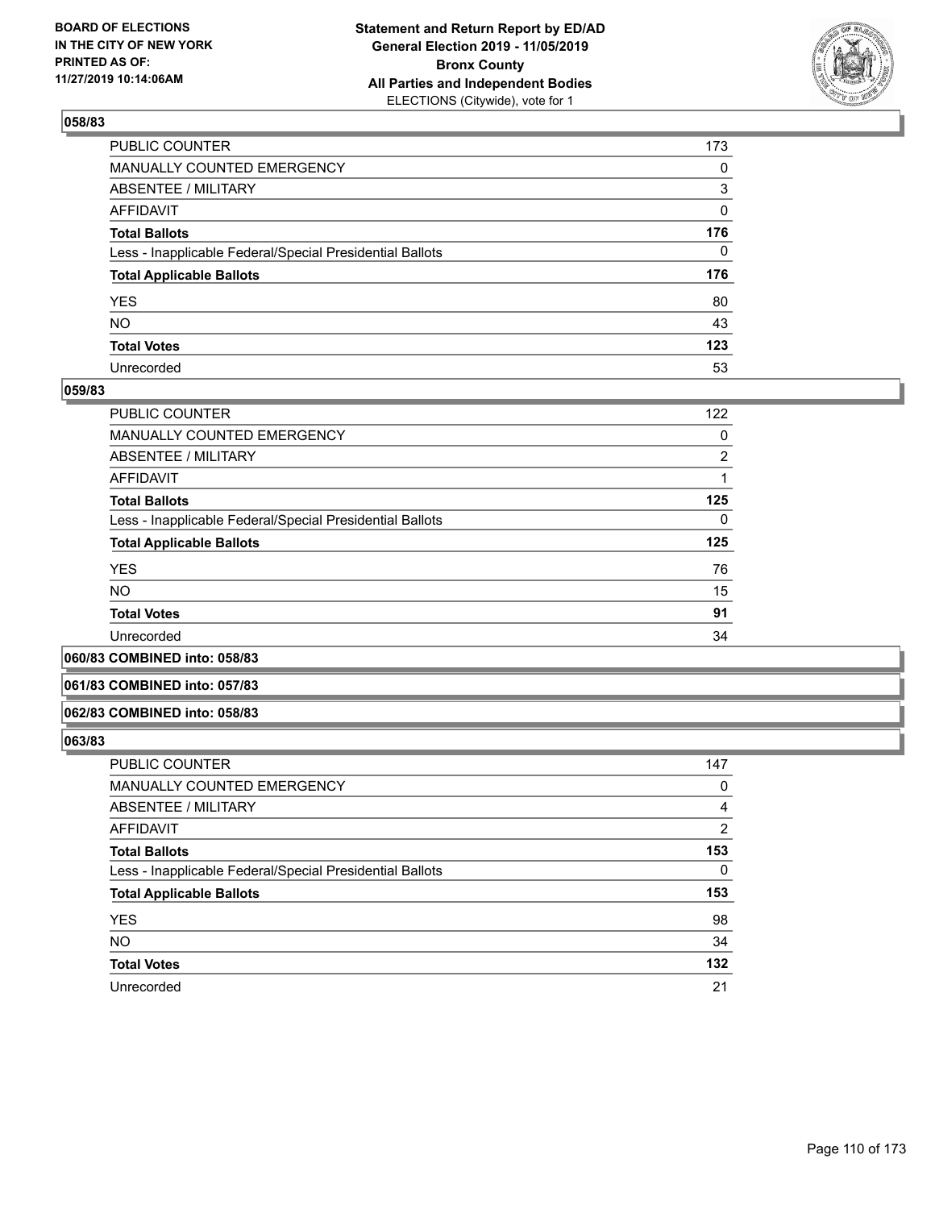### 058/83

| | |
|---|---|
| PUBLIC COUNTER | 173 |
| MANUALLY COUNTED EMERGENCY | 0 |
| ABSENTEE / MILITARY | 3 |
| AFFIDAVIT | 0 |
| **Total Ballots** | **176** |
| Less - Inapplicable Federal/Special Presidential Ballots | 0 |
| **Total Applicable Ballots** | **176** |
| YES | 80 |
| NO | 43 |
| **Total Votes** | **123** |
| Unrecorded | 53 |

### 059/83

| | |
|---|---|
| PUBLIC COUNTER | 122 |
| MANUALLY COUNTED EMERGENCY | 0 |
| ABSENTEE / MILITARY | 2 |
| AFFIDAVIT | 1 |
| **Total Ballots** | **125** |
| Less - Inapplicable Federal/Special Presidential Ballots | 0 |
| **Total Applicable Ballots** | **125** |
| YES | 76 |
| NO | 15 |
| **Total Votes** | **91** |
| Unrecorded | 34 |

### 060/83 COMBINED into: 058/83

### 061/83 COMBINED into: 057/83

### 062/83 COMBINED into: 058/83

### 063/83

| | |
|---|---|
| PUBLIC COUNTER | 147 |
| MANUALLY COUNTED EMERGENCY | 0 |
| ABSENTEE / MILITARY | 4 |
| AFFIDAVIT | 2 |
| **Total Ballots** | **153** |
| Less - Inapplicable Federal/Special Presidential Ballots | 0 |
| **Total Applicable Ballots** | **153** |
| YES | 98 |
| NO | 34 |
| **Total Votes** | **132** |
| Unrecorded | 21 |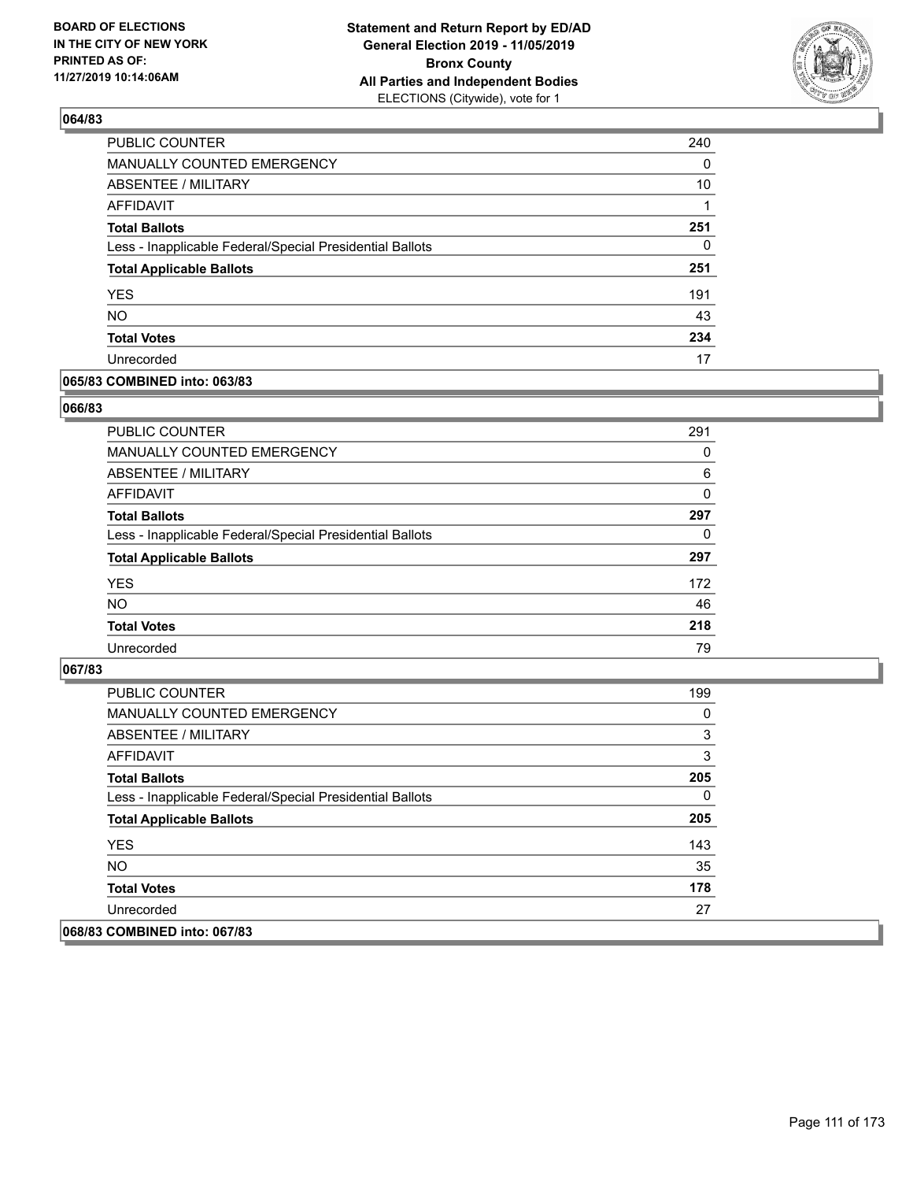## 064/83

| | |
|---|---|
| PUBLIC COUNTER | 240 |
| MANUALLY COUNTED EMERGENCY | 0 |
| ABSENTEE / MILITARY | 10 |
| AFFIDAVIT | 1 |
| **Total Ballots** | **251** |
| Less - Inapplicable Federal/Special Presidential Ballots | 0 |
| **Total Applicable Ballots** | **251** |
| YES | 191 |
| NO | 43 |
| **Total Votes** | **234** |
| Unrecorded | 17 |

## 065/83 COMBINED into: 063/83

## 066/83

| | |
|---|---|
| PUBLIC COUNTER | 291 |
| MANUALLY COUNTED EMERGENCY | 0 |
| ABSENTEE / MILITARY | 6 |
| AFFIDAVIT | 0 |
| **Total Ballots** | **297** |
| Less - Inapplicable Federal/Special Presidential Ballots | 0 |
| **Total Applicable Ballots** | **297** |
| YES | 172 |
| NO | 46 |
| **Total Votes** | **218** |
| Unrecorded | 79 |

## 067/83

| | |
|---|---|
| PUBLIC COUNTER | 199 |
| MANUALLY COUNTED EMERGENCY | 0 |
| ABSENTEE / MILITARY | 3 |
| AFFIDAVIT | 3 |
| **Total Ballots** | **205** |
| Less - Inapplicable Federal/Special Presidential Ballots | 0 |
| **Total Applicable Ballots** | **205** |
| YES | 143 |
| NO | 35 |
| **Total Votes** | **178** |
| Unrecorded | 27 |

## 068/83 COMBINED into: 067/83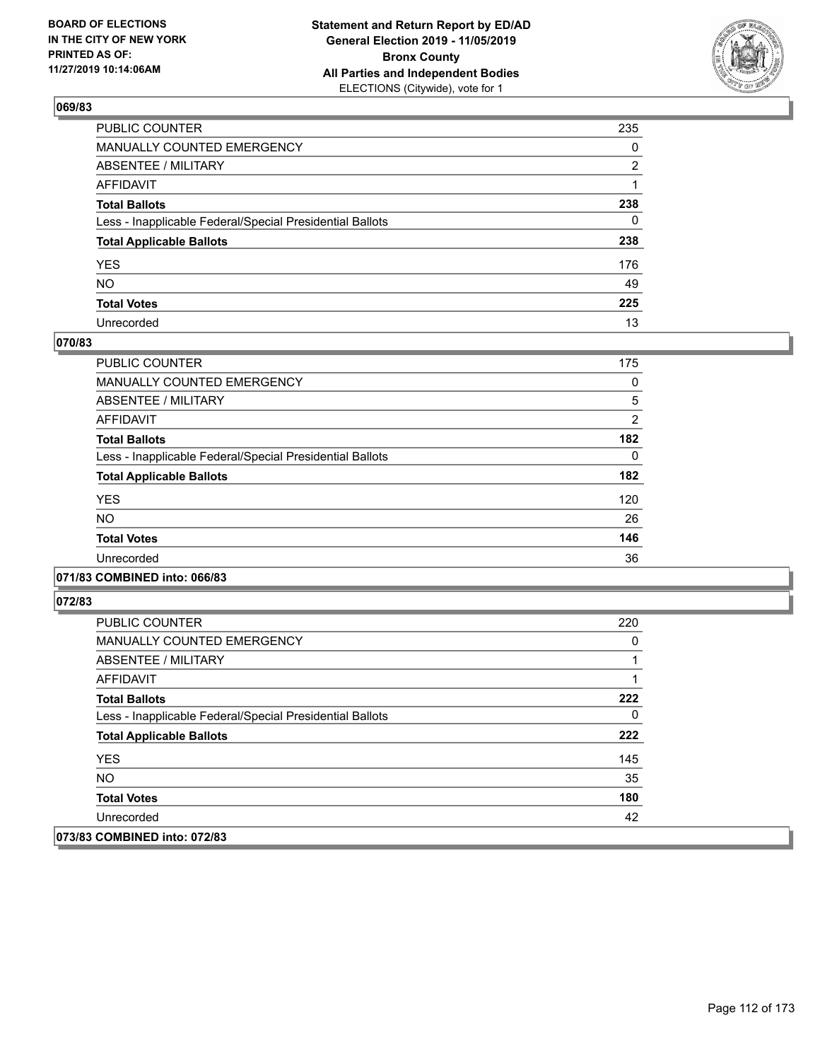## 069/83

| | |
|---|---|
| PUBLIC COUNTER | 235 |
| MANUALLY COUNTED EMERGENCY | 0 |
| ABSENTEE / MILITARY | 2 |
| AFFIDAVIT | 1 |
| **Total Ballots** | **238** |
| Less - Inapplicable Federal/Special Presidential Ballots | 0 |
| **Total Applicable Ballots** | **238** |
| YES | 176 |
| NO | 49 |
| **Total Votes** | **225** |
| Unrecorded | 13 |

## 070/83

| | |
|---|---|
| PUBLIC COUNTER | 175 |
| MANUALLY COUNTED EMERGENCY | 0 |
| ABSENTEE / MILITARY | 5 |
| AFFIDAVIT | 2 |
| **Total Ballots** | **182** |
| Less - Inapplicable Federal/Special Presidential Ballots | 0 |
| **Total Applicable Ballots** | **182** |
| YES | 120 |
| NO | 26 |
| **Total Votes** | **146** |
| Unrecorded | 36 |

## 071/83 COMBINED into: 066/83

## 072/83

| | |
|---|---|
| PUBLIC COUNTER | 220 |
| MANUALLY COUNTED EMERGENCY | 0 |
| ABSENTEE / MILITARY | 1 |
| AFFIDAVIT | 1 |
| **Total Ballots** | **222** |
| Less - Inapplicable Federal/Special Presidential Ballots | 0 |
| **Total Applicable Ballots** | **222** |
| YES | 145 |
| NO | 35 |
| **Total Votes** | **180** |
| Unrecorded | 42 |

## 073/83 COMBINED into: 072/83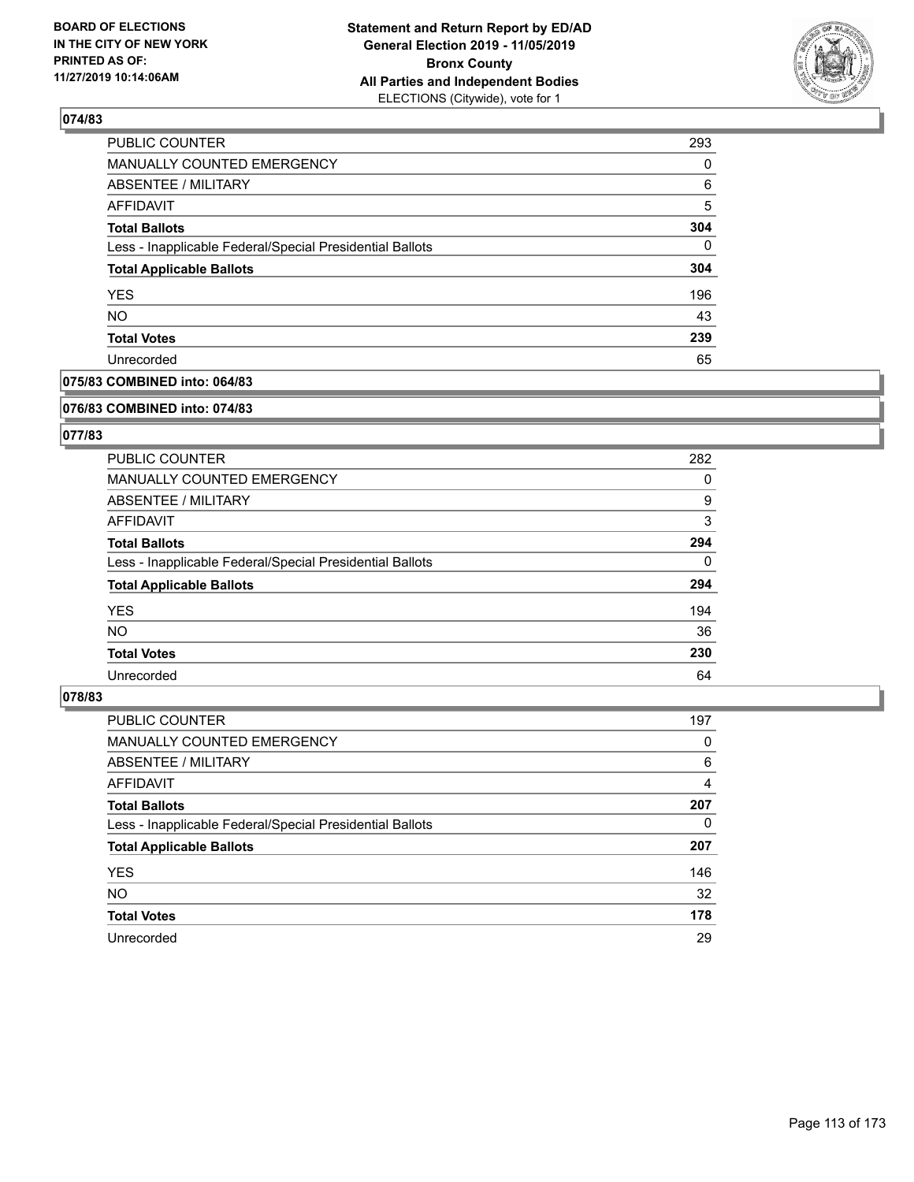## 074/83

| | |
|---|---|
| PUBLIC COUNTER | 293 |
| MANUALLY COUNTED EMERGENCY | 0 |
| ABSENTEE / MILITARY | 6 |
| AFFIDAVIT | 5 |
| **Total Ballots** | **304** |
| Less - Inapplicable Federal/Special Presidential Ballots | 0 |
| **Total Applicable Ballots** | **304** |
| YES | 196 |
| NO | 43 |
| **Total Votes** | **239** |
| Unrecorded | 65 |

## 075/83 COMBINED into: 064/83

## 076/83 COMBINED into: 074/83

## 077/83

| | |
|---|---|
| PUBLIC COUNTER | 282 |
| MANUALLY COUNTED EMERGENCY | 0 |
| ABSENTEE / MILITARY | 9 |
| AFFIDAVIT | 3 |
| **Total Ballots** | **294** |
| Less - Inapplicable Federal/Special Presidential Ballots | 0 |
| **Total Applicable Ballots** | **294** |
| YES | 194 |
| NO | 36 |
| **Total Votes** | **230** |
| Unrecorded | 64 |

## 078/83

| | |
|---|---|
| PUBLIC COUNTER | 197 |
| MANUALLY COUNTED EMERGENCY | 0 |
| ABSENTEE / MILITARY | 6 |
| AFFIDAVIT | 4 |
| **Total Ballots** | **207** |
| Less - Inapplicable Federal/Special Presidential Ballots | 0 |
| **Total Applicable Ballots** | **207** |
| YES | 146 |
| NO | 32 |
| **Total Votes** | **178** |
| Unrecorded | 29 |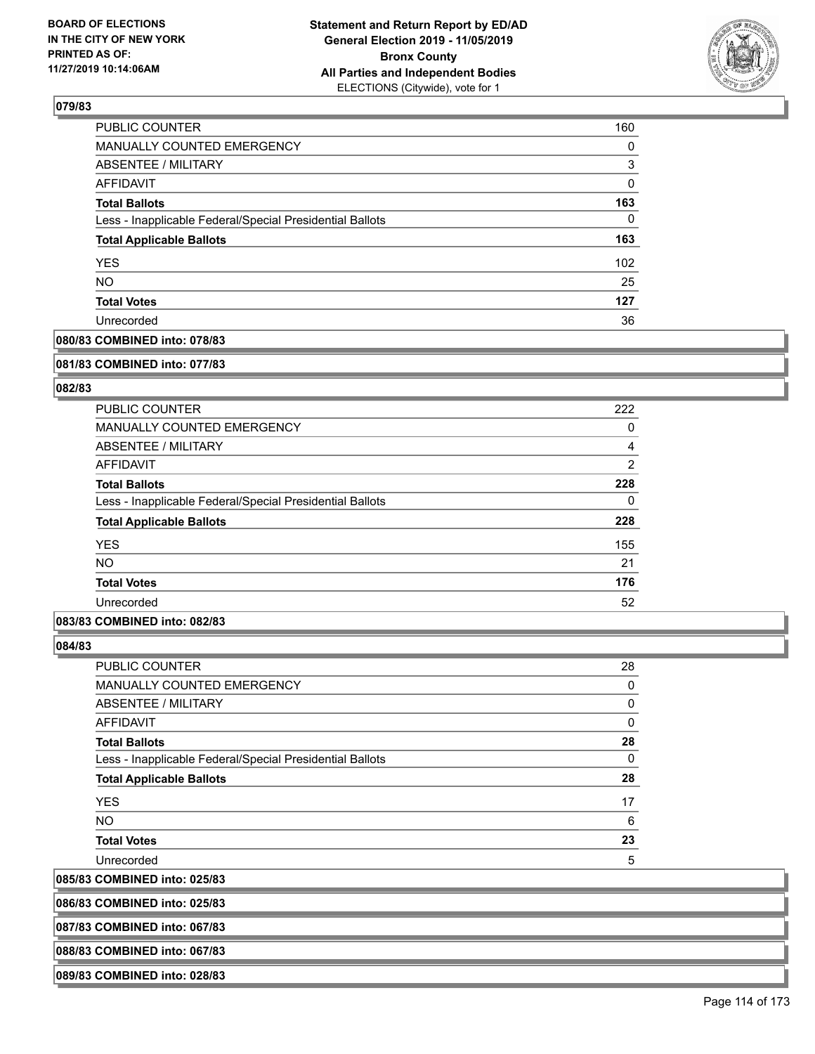### 079/83

| | |
|---|---|
| PUBLIC COUNTER | 160 |
| MANUALLY COUNTED EMERGENCY | 0 |
| ABSENTEE / MILITARY | 3 |
| AFFIDAVIT | 0 |
| **Total Ballots** | **163** |
| Less - Inapplicable Federal/Special Presidential Ballots | 0 |
| **Total Applicable Ballots** | **163** |
| YES | 102 |
| NO | 25 |
| **Total Votes** | **127** |
| Unrecorded | 36 |

**080/83 COMBINED into: 078/83**

**081/83 COMBINED into: 077/83**

### 082/83

| | |
|---|---|
| PUBLIC COUNTER | 222 |
| MANUALLY COUNTED EMERGENCY | 0 |
| ABSENTEE / MILITARY | 4 |
| AFFIDAVIT | 2 |
| **Total Ballots** | **228** |
| Less - Inapplicable Federal/Special Presidential Ballots | 0 |
| **Total Applicable Ballots** | **228** |
| YES | 155 |
| NO | 21 |
| **Total Votes** | **176** |
| Unrecorded | 52 |

**083/83 COMBINED into: 082/83**

### 084/83

| | |
|---|---|
| PUBLIC COUNTER | 28 |
| MANUALLY COUNTED EMERGENCY | 0 |
| ABSENTEE / MILITARY | 0 |
| AFFIDAVIT | 0 |
| **Total Ballots** | **28** |
| Less - Inapplicable Federal/Special Presidential Ballots | 0 |
| **Total Applicable Ballots** | **28** |
| YES | 17 |
| NO | 6 |
| **Total Votes** | **23** |
| Unrecorded | 5 |

**085/83 COMBINED into: 025/83**

**086/83 COMBINED into: 025/83**

**087/83 COMBINED into: 067/83**

**088/83 COMBINED into: 067/83**

**089/83 COMBINED into: 028/83**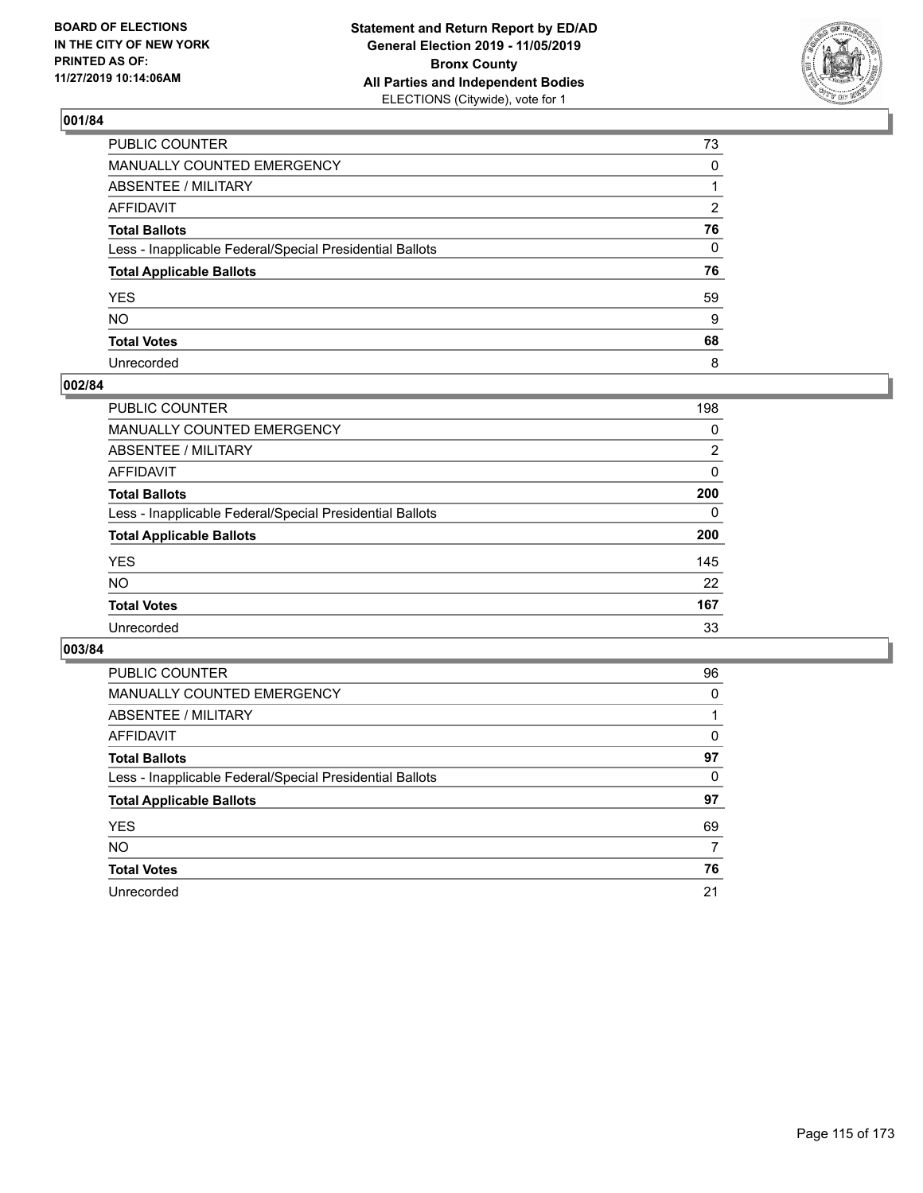BOARD OF ELECTIONS
IN THE CITY OF NEW YORK
PRINTED AS OF:
11/27/2019 10:14:06AM

**Statement and Return Report by ED/AD**
**General Election 2019 - 11/05/2019**
**Bronx County**
**All Parties and Independent Bodies**
ELECTIONS (Citywide), vote for 1

### 001/84

| | |
|---|---|
| PUBLIC COUNTER | 73 |
| MANUALLY COUNTED EMERGENCY | 0 |
| ABSENTEE / MILITARY | 1 |
| AFFIDAVIT | 2 |
| **Total Ballots** | **76** |
| Less - Inapplicable Federal/Special Presidential Ballots | 0 |
| **Total Applicable Ballots** | **76** |
| YES | 59 |
| NO | 9 |
| **Total Votes** | **68** |
| Unrecorded | 8 |

### 002/84

| | |
|---|---|
| PUBLIC COUNTER | 198 |
| MANUALLY COUNTED EMERGENCY | 0 |
| ABSENTEE / MILITARY | 2 |
| AFFIDAVIT | 0 |
| **Total Ballots** | **200** |
| Less - Inapplicable Federal/Special Presidential Ballots | 0 |
| **Total Applicable Ballots** | **200** |
| YES | 145 |
| NO | 22 |
| **Total Votes** | **167** |
| Unrecorded | 33 |

### 003/84

| | |
|---|---|
| PUBLIC COUNTER | 96 |
| MANUALLY COUNTED EMERGENCY | 0 |
| ABSENTEE / MILITARY | 1 |
| AFFIDAVIT | 0 |
| **Total Ballots** | **97** |
| Less - Inapplicable Federal/Special Presidential Ballots | 0 |
| **Total Applicable Ballots** | **97** |
| YES | 69 |
| NO | 7 |
| **Total Votes** | **76** |
| Unrecorded | 21 |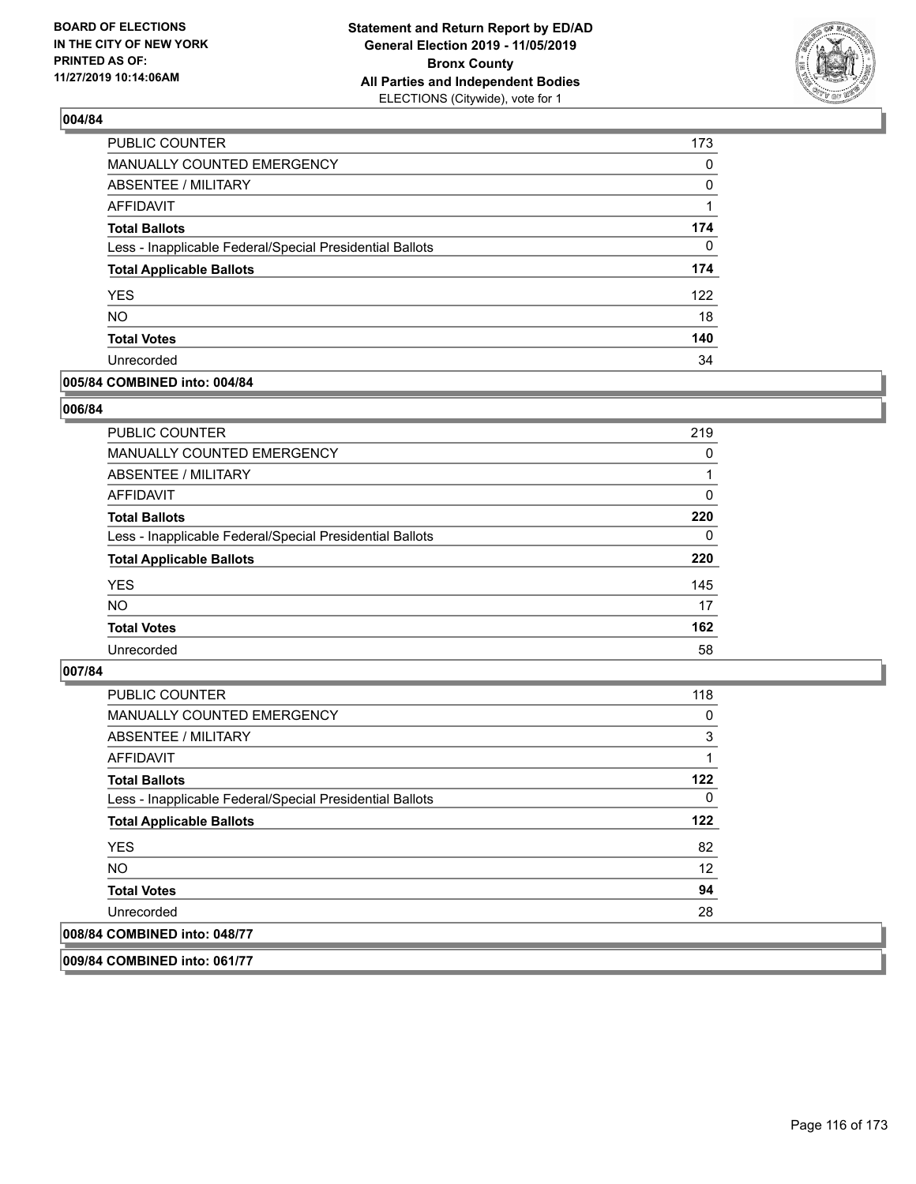### 004/84

| | |
|---|---|
| PUBLIC COUNTER | 173 |
| MANUALLY COUNTED EMERGENCY | 0 |
| ABSENTEE / MILITARY | 0 |
| AFFIDAVIT | 1 |
| **Total Ballots** | **174** |
| Less - Inapplicable Federal/Special Presidential Ballots | 0 |
| **Total Applicable Ballots** | **174** |
| YES | 122 |
| NO | 18 |
| **Total Votes** | **140** |
| Unrecorded | 34 |

### 005/84 COMBINED into: 004/84

### 006/84

| | |
|---|---|
| PUBLIC COUNTER | 219 |
| MANUALLY COUNTED EMERGENCY | 0 |
| ABSENTEE / MILITARY | 1 |
| AFFIDAVIT | 0 |
| **Total Ballots** | **220** |
| Less - Inapplicable Federal/Special Presidential Ballots | 0 |
| **Total Applicable Ballots** | **220** |
| YES | 145 |
| NO | 17 |
| **Total Votes** | **162** |
| Unrecorded | 58 |

### 007/84

| | |
|---|---|
| PUBLIC COUNTER | 118 |
| MANUALLY COUNTED EMERGENCY | 0 |
| ABSENTEE / MILITARY | 3 |
| AFFIDAVIT | 1 |
| **Total Ballots** | **122** |
| Less - Inapplicable Federal/Special Presidential Ballots | 0 |
| **Total Applicable Ballots** | **122** |
| YES | 82 |
| NO | 12 |
| **Total Votes** | **94** |
| Unrecorded | 28 |

### 008/84 COMBINED into: 048/77

### 009/84 COMBINED into: 061/77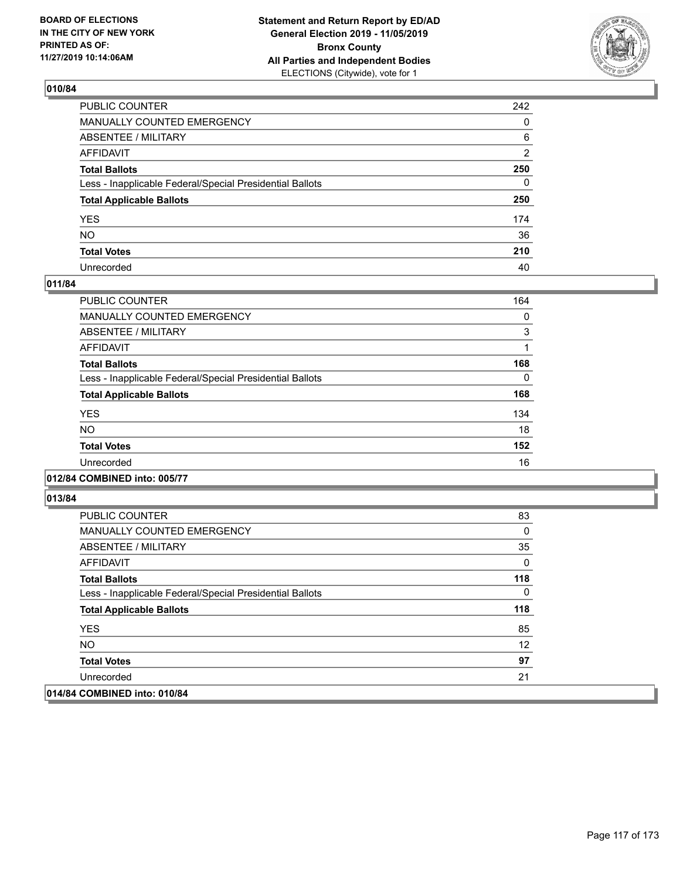## 010/84

| | |
|---|---|
| PUBLIC COUNTER | 242 |
| MANUALLY COUNTED EMERGENCY | 0 |
| ABSENTEE / MILITARY | 6 |
| AFFIDAVIT | 2 |
| **Total Ballots** | **250** |
| Less - Inapplicable Federal/Special Presidential Ballots | 0 |
| **Total Applicable Ballots** | **250** |
| YES | 174 |
| NO | 36 |
| **Total Votes** | **210** |
| Unrecorded | 40 |

## 011/84

| | |
|---|---|
| PUBLIC COUNTER | 164 |
| MANUALLY COUNTED EMERGENCY | 0 |
| ABSENTEE / MILITARY | 3 |
| AFFIDAVIT | 1 |
| **Total Ballots** | **168** |
| Less - Inapplicable Federal/Special Presidential Ballots | 0 |
| **Total Applicable Ballots** | **168** |
| YES | 134 |
| NO | 18 |
| **Total Votes** | **152** |
| Unrecorded | 16 |

## 012/84 COMBINED into: 005/77

## 013/84

| | |
|---|---|
| PUBLIC COUNTER | 83 |
| MANUALLY COUNTED EMERGENCY | 0 |
| ABSENTEE / MILITARY | 35 |
| AFFIDAVIT | 0 |
| **Total Ballots** | **118** |
| Less - Inapplicable Federal/Special Presidential Ballots | 0 |
| **Total Applicable Ballots** | **118** |
| YES | 85 |
| NO | 12 |
| **Total Votes** | **97** |
| Unrecorded | 21 |

## 014/84 COMBINED into: 010/84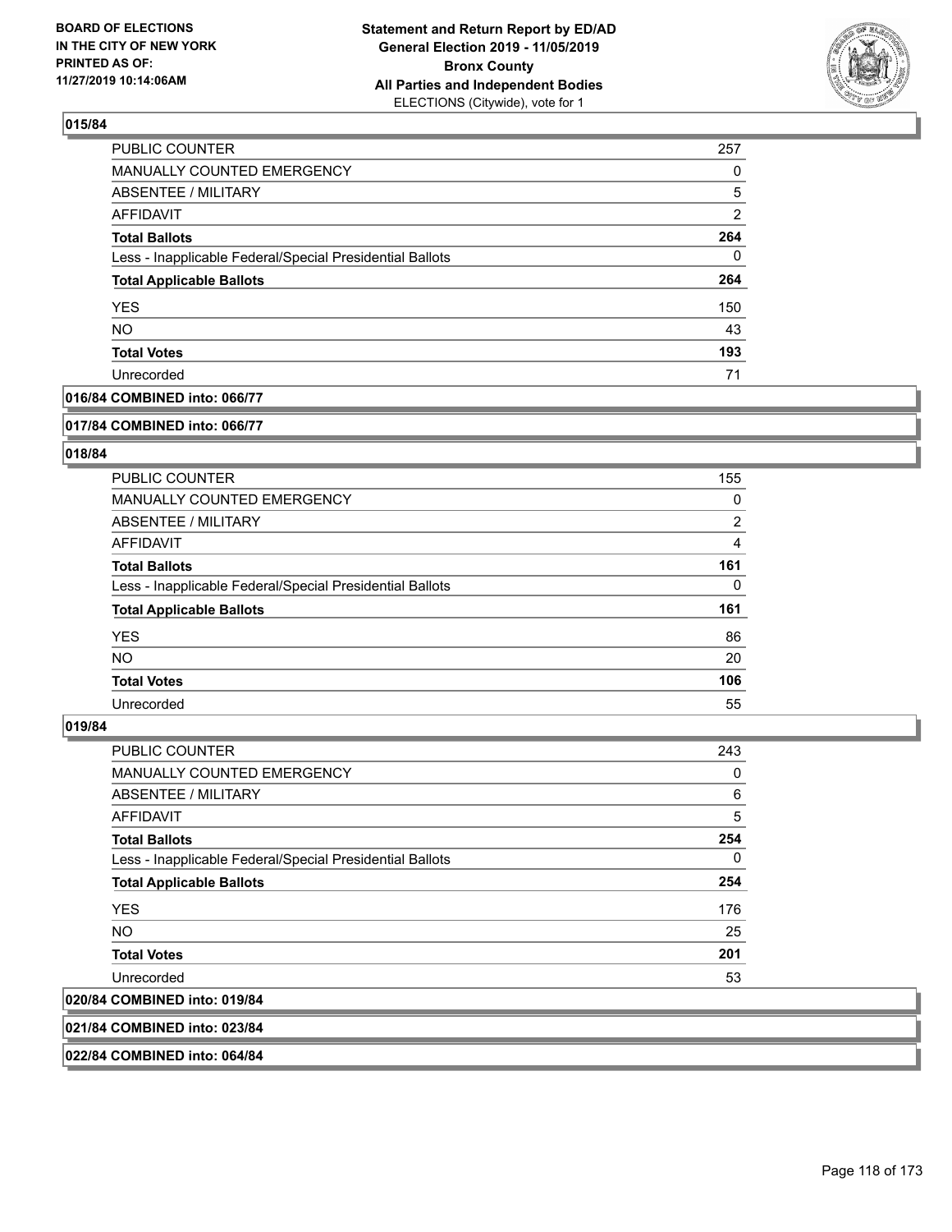### 015/84

| | |
|---|---|
| PUBLIC COUNTER | 257 |
| MANUALLY COUNTED EMERGENCY | 0 |
| ABSENTEE / MILITARY | 5 |
| AFFIDAVIT | 2 |
| **Total Ballots** | **264** |
| Less - Inapplicable Federal/Special Presidential Ballots | 0 |
| **Total Applicable Ballots** | **264** |
| YES | 150 |
| NO | 43 |
| **Total Votes** | **193** |
| Unrecorded | 71 |

### 016/84 COMBINED into: 066/77

### 017/84 COMBINED into: 066/77

### 018/84

| | |
|---|---|
| PUBLIC COUNTER | 155 |
| MANUALLY COUNTED EMERGENCY | 0 |
| ABSENTEE / MILITARY | 2 |
| AFFIDAVIT | 4 |
| **Total Ballots** | **161** |
| Less - Inapplicable Federal/Special Presidential Ballots | 0 |
| **Total Applicable Ballots** | **161** |
| YES | 86 |
| NO | 20 |
| **Total Votes** | **106** |
| Unrecorded | 55 |

### 019/84

| | |
|---|---|
| PUBLIC COUNTER | 243 |
| MANUALLY COUNTED EMERGENCY | 0 |
| ABSENTEE / MILITARY | 6 |
| AFFIDAVIT | 5 |
| **Total Ballots** | **254** |
| Less - Inapplicable Federal/Special Presidential Ballots | 0 |
| **Total Applicable Ballots** | **254** |
| YES | 176 |
| NO | 25 |
| **Total Votes** | **201** |
| Unrecorded | 53 |

### 020/84 COMBINED into: 019/84

### 021/84 COMBINED into: 023/84

### 022/84 COMBINED into: 064/84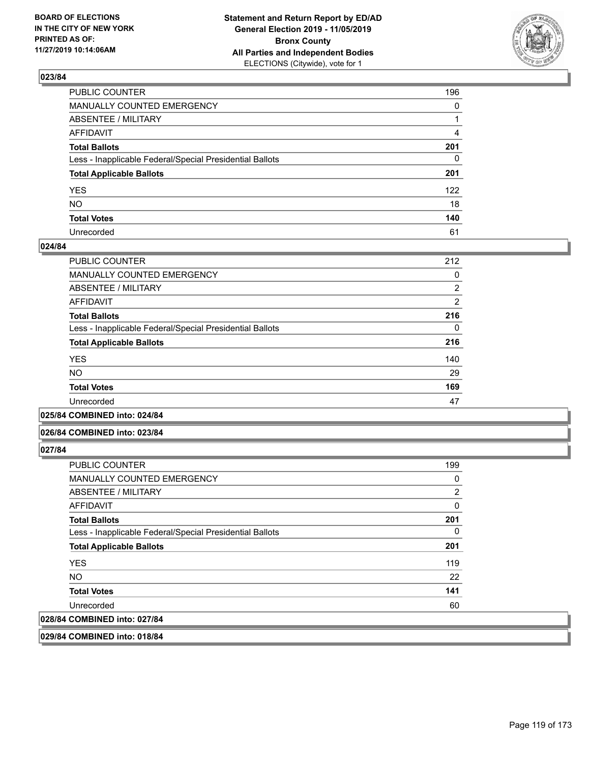## 023/84

| | |
|---|---|
| PUBLIC COUNTER | 196 |
| MANUALLY COUNTED EMERGENCY | 0 |
| ABSENTEE / MILITARY | 1 |
| AFFIDAVIT | 4 |
| **Total Ballots** | **201** |
| Less - Inapplicable Federal/Special Presidential Ballots | 0 |
| **Total Applicable Ballots** | **201** |
| YES | 122 |
| NO | 18 |
| **Total Votes** | **140** |
| Unrecorded | 61 |

## 024/84

| | |
|---|---|
| PUBLIC COUNTER | 212 |
| MANUALLY COUNTED EMERGENCY | 0 |
| ABSENTEE / MILITARY | 2 |
| AFFIDAVIT | 2 |
| **Total Ballots** | **216** |
| Less - Inapplicable Federal/Special Presidential Ballots | 0 |
| **Total Applicable Ballots** | **216** |
| YES | 140 |
| NO | 29 |
| **Total Votes** | **169** |
| Unrecorded | 47 |

## 025/84 COMBINED into: 024/84

## 026/84 COMBINED into: 023/84

## 027/84

| | |
|---|---|
| PUBLIC COUNTER | 199 |
| MANUALLY COUNTED EMERGENCY | 0 |
| ABSENTEE / MILITARY | 2 |
| AFFIDAVIT | 0 |
| **Total Ballots** | **201** |
| Less - Inapplicable Federal/Special Presidential Ballots | 0 |
| **Total Applicable Ballots** | **201** |
| YES | 119 |
| NO | 22 |
| **Total Votes** | **141** |
| Unrecorded | 60 |

## 028/84 COMBINED into: 027/84

## 029/84 COMBINED into: 018/84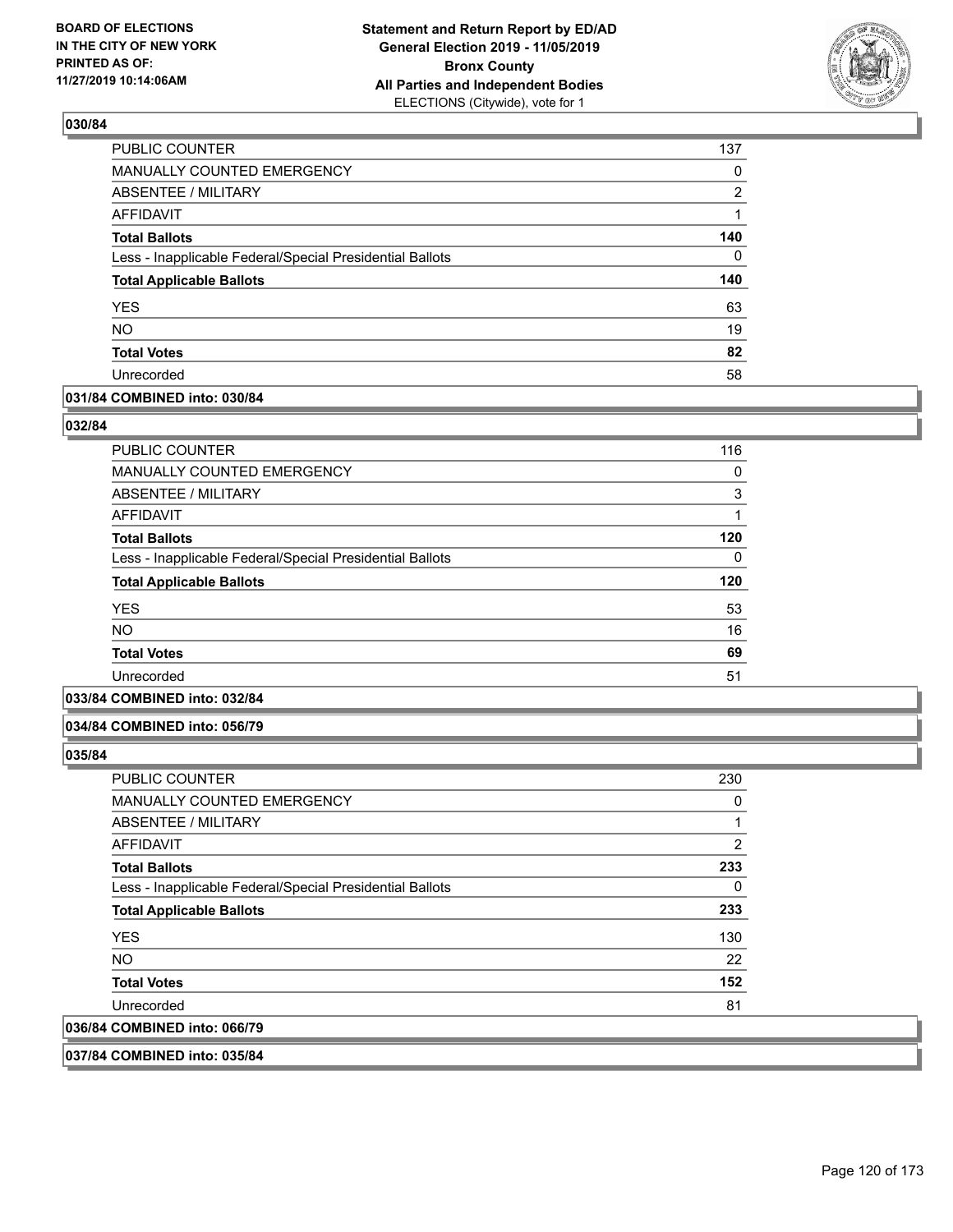## 030/84

| | |
|---|---|
| PUBLIC COUNTER | 137 |
| MANUALLY COUNTED EMERGENCY | 0 |
| ABSENTEE / MILITARY | 2 |
| AFFIDAVIT | 1 |
| **Total Ballots** | **140** |
| Less - Inapplicable Federal/Special Presidential Ballots | 0 |
| **Total Applicable Ballots** | **140** |
| YES | 63 |
| NO | 19 |
| **Total Votes** | **82** |
| Unrecorded | 58 |

## 031/84 COMBINED into: 030/84

## 032/84

| | |
|---|---|
| PUBLIC COUNTER | 116 |
| MANUALLY COUNTED EMERGENCY | 0 |
| ABSENTEE / MILITARY | 3 |
| AFFIDAVIT | 1 |
| **Total Ballots** | **120** |
| Less - Inapplicable Federal/Special Presidential Ballots | 0 |
| **Total Applicable Ballots** | **120** |
| YES | 53 |
| NO | 16 |
| **Total Votes** | **69** |
| Unrecorded | 51 |

## 033/84 COMBINED into: 032/84

## 034/84 COMBINED into: 056/79

## 035/84

| | |
|---|---|
| PUBLIC COUNTER | 230 |
| MANUALLY COUNTED EMERGENCY | 0 |
| ABSENTEE / MILITARY | 1 |
| AFFIDAVIT | 2 |
| **Total Ballots** | **233** |
| Less - Inapplicable Federal/Special Presidential Ballots | 0 |
| **Total Applicable Ballots** | **233** |
| YES | 130 |
| NO | 22 |
| **Total Votes** | **152** |
| Unrecorded | 81 |

## 036/84 COMBINED into: 066/79

## 037/84 COMBINED into: 035/84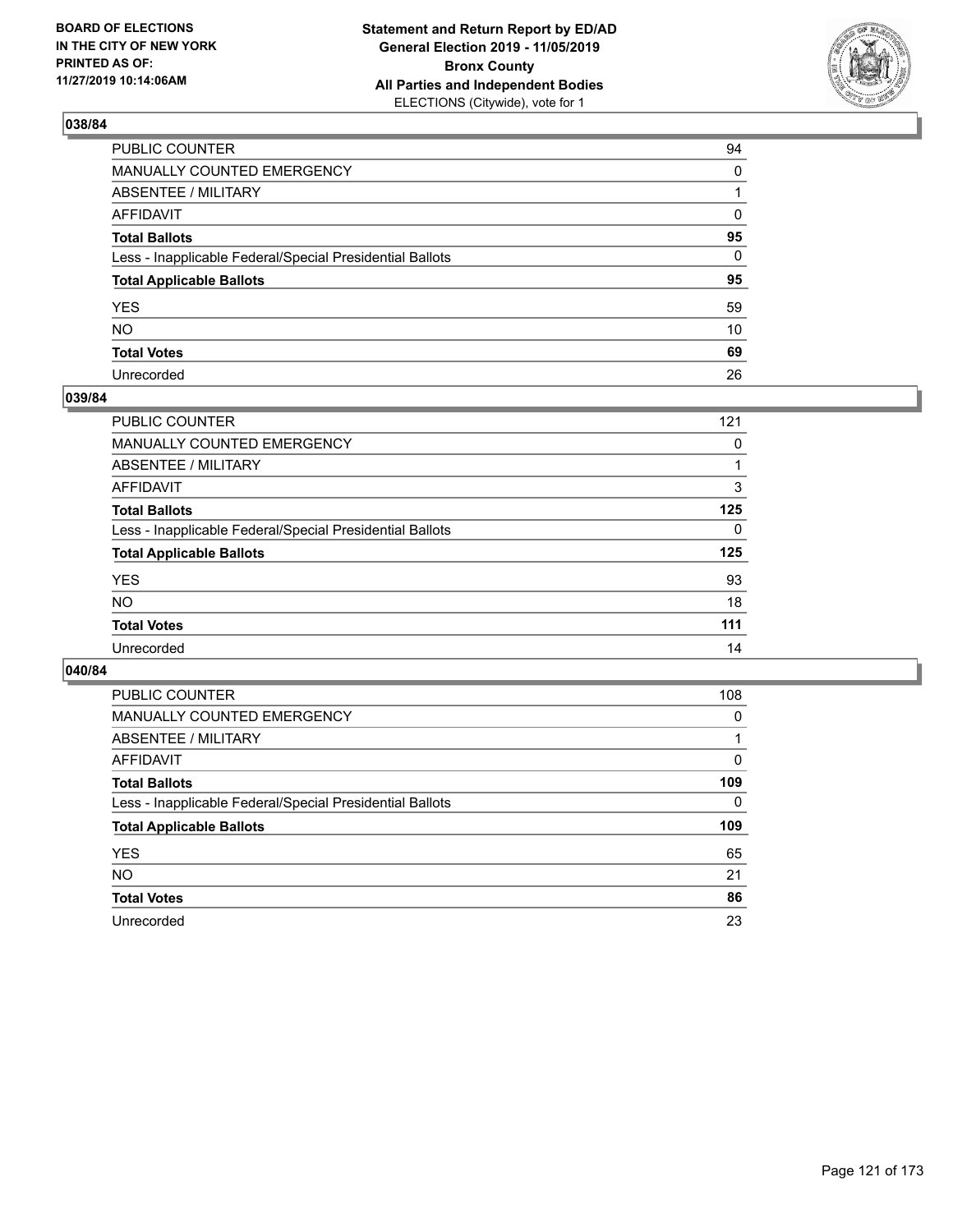BOARD OF ELECTIONS
IN THE CITY OF NEW YORK
PRINTED AS OF:
11/27/2019 10:14:06AM

**Statement and Return Report by ED/AD**
**General Election 2019 - 11/05/2019**
**Bronx County**
**All Parties and Independent Bodies**
ELECTIONS (Citywide), vote for 1

### 038/84

| | |
|---|---|
| PUBLIC COUNTER | 94 |
| MANUALLY COUNTED EMERGENCY | 0 |
| ABSENTEE / MILITARY | 1 |
| AFFIDAVIT | 0 |
| **Total Ballots** | **95** |
| Less - Inapplicable Federal/Special Presidential Ballots | 0 |
| **Total Applicable Ballots** | **95** |
| YES | 59 |
| NO | 10 |
| **Total Votes** | **69** |
| Unrecorded | 26 |

### 039/84

| | |
|---|---|
| PUBLIC COUNTER | 121 |
| MANUALLY COUNTED EMERGENCY | 0 |
| ABSENTEE / MILITARY | 1 |
| AFFIDAVIT | 3 |
| **Total Ballots** | **125** |
| Less - Inapplicable Federal/Special Presidential Ballots | 0 |
| **Total Applicable Ballots** | **125** |
| YES | 93 |
| NO | 18 |
| **Total Votes** | **111** |
| Unrecorded | 14 |

### 040/84

| | |
|---|---|
| PUBLIC COUNTER | 108 |
| MANUALLY COUNTED EMERGENCY | 0 |
| ABSENTEE / MILITARY | 1 |
| AFFIDAVIT | 0 |
| **Total Ballots** | **109** |
| Less - Inapplicable Federal/Special Presidential Ballots | 0 |
| **Total Applicable Ballots** | **109** |
| YES | 65 |
| NO | 21 |
| **Total Votes** | **86** |
| Unrecorded | 23 |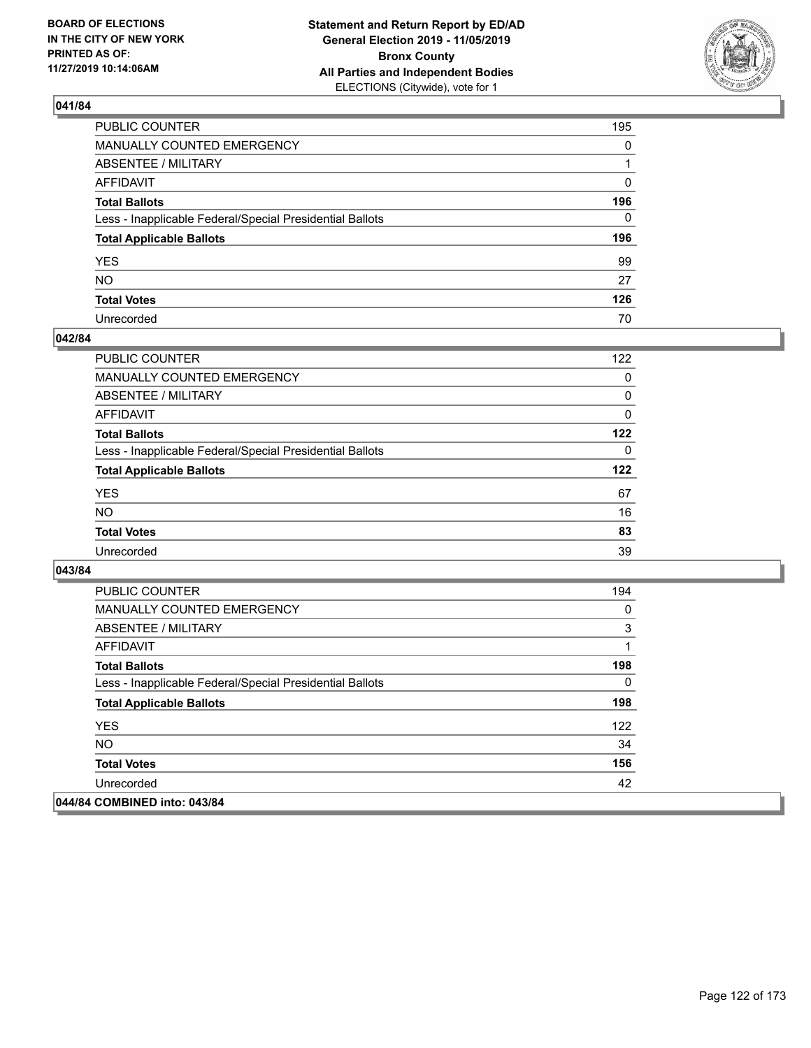## 041/84

| | |
|---|---|
| PUBLIC COUNTER | 195 |
| MANUALLY COUNTED EMERGENCY | 0 |
| ABSENTEE / MILITARY | 1 |
| AFFIDAVIT | 0 |
| **Total Ballots** | **196** |
| Less - Inapplicable Federal/Special Presidential Ballots | 0 |
| **Total Applicable Ballots** | **196** |
| YES | 99 |
| NO | 27 |
| **Total Votes** | **126** |
| Unrecorded | 70 |

## 042/84

| | |
|---|---|
| PUBLIC COUNTER | 122 |
| MANUALLY COUNTED EMERGENCY | 0 |
| ABSENTEE / MILITARY | 0 |
| AFFIDAVIT | 0 |
| **Total Ballots** | **122** |
| Less - Inapplicable Federal/Special Presidential Ballots | 0 |
| **Total Applicable Ballots** | **122** |
| YES | 67 |
| NO | 16 |
| **Total Votes** | **83** |
| Unrecorded | 39 |

## 043/84

| | |
|---|---|
| PUBLIC COUNTER | 194 |
| MANUALLY COUNTED EMERGENCY | 0 |
| ABSENTEE / MILITARY | 3 |
| AFFIDAVIT | 1 |
| **Total Ballots** | **198** |
| Less - Inapplicable Federal/Special Presidential Ballots | 0 |
| **Total Applicable Ballots** | **198** |
| YES | 122 |
| NO | 34 |
| **Total Votes** | **156** |
| Unrecorded | 42 |

## 044/84 COMBINED into: 043/84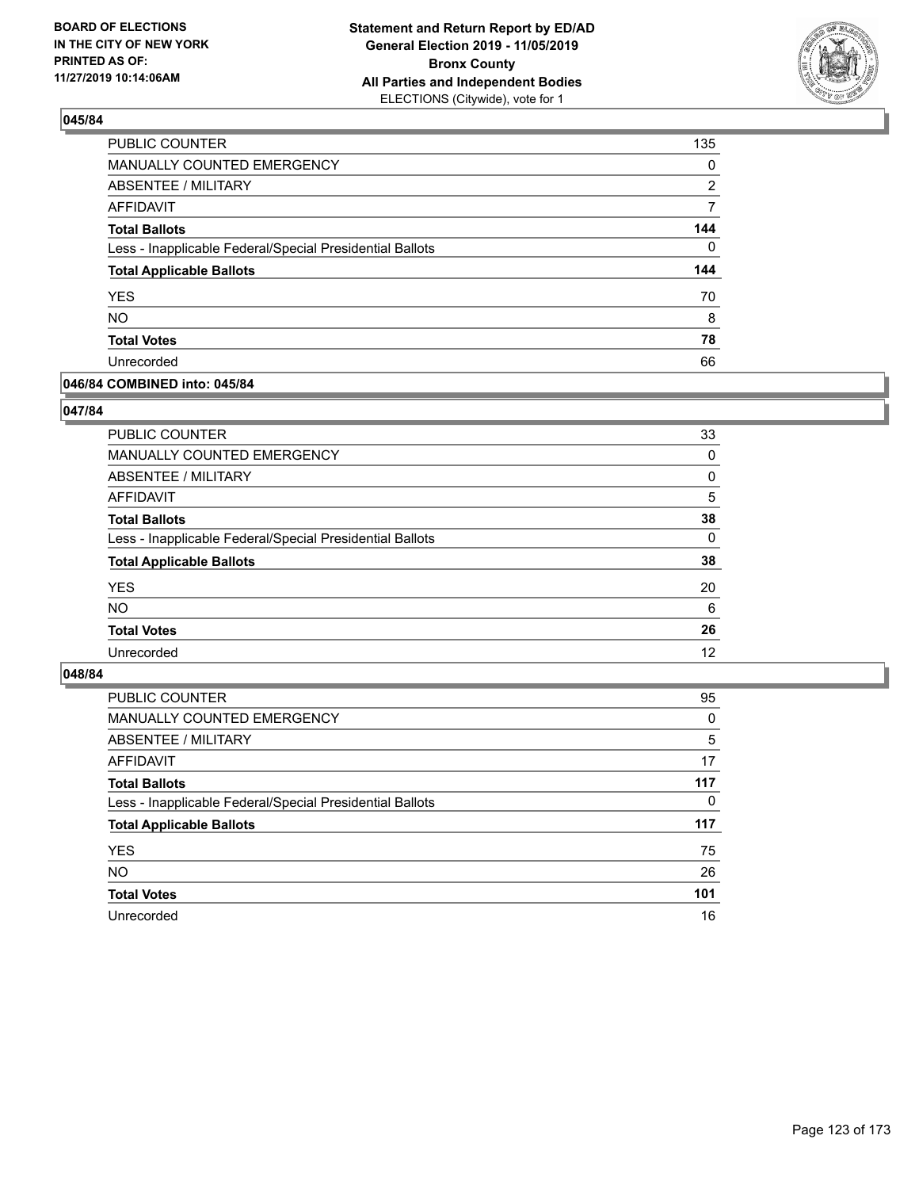## 045/84

| | |
|---|---|
| PUBLIC COUNTER | 135 |
| MANUALLY COUNTED EMERGENCY | 0 |
| ABSENTEE / MILITARY | 2 |
| AFFIDAVIT | 7 |
| **Total Ballots** | **144** |
| Less - Inapplicable Federal/Special Presidential Ballots | 0 |
| **Total Applicable Ballots** | **144** |
| YES | 70 |
| NO | 8 |
| **Total Votes** | **78** |
| Unrecorded | 66 |

## 046/84 COMBINED into: 045/84

## 047/84

| | |
|---|---|
| PUBLIC COUNTER | 33 |
| MANUALLY COUNTED EMERGENCY | 0 |
| ABSENTEE / MILITARY | 0 |
| AFFIDAVIT | 5 |
| **Total Ballots** | **38** |
| Less - Inapplicable Federal/Special Presidential Ballots | 0 |
| **Total Applicable Ballots** | **38** |
| YES | 20 |
| NO | 6 |
| **Total Votes** | **26** |
| Unrecorded | 12 |

## 048/84

| | |
|---|---|
| PUBLIC COUNTER | 95 |
| MANUALLY COUNTED EMERGENCY | 0 |
| ABSENTEE / MILITARY | 5 |
| AFFIDAVIT | 17 |
| **Total Ballots** | **117** |
| Less - Inapplicable Federal/Special Presidential Ballots | 0 |
| **Total Applicable Ballots** | **117** |
| YES | 75 |
| NO | 26 |
| **Total Votes** | **101** |
| Unrecorded | 16 |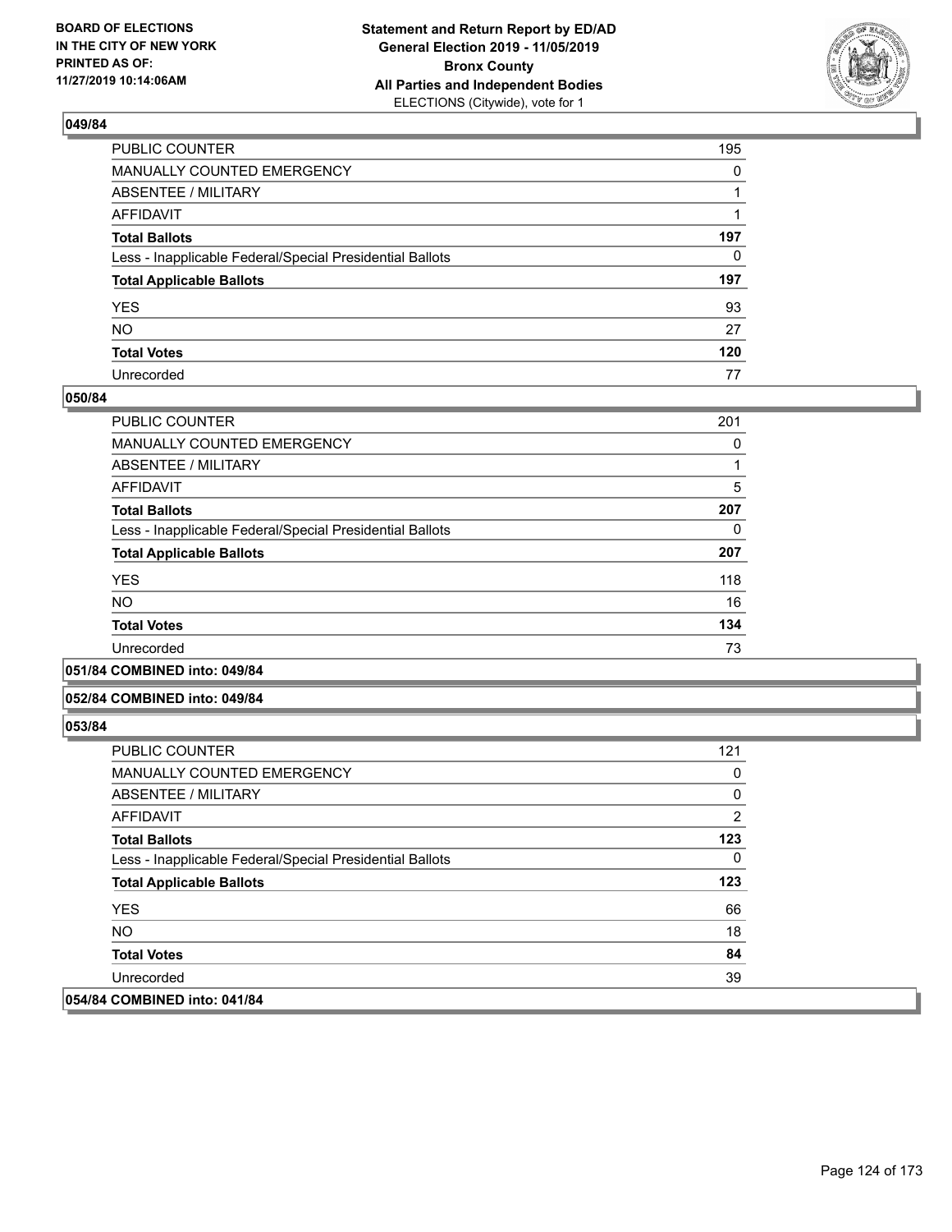### 049/84

| | |
|---|---|
| PUBLIC COUNTER | 195 |
| MANUALLY COUNTED EMERGENCY | 0 |
| ABSENTEE / MILITARY | 1 |
| AFFIDAVIT | 1 |
| **Total Ballots** | **197** |
| Less - Inapplicable Federal/Special Presidential Ballots | 0 |
| **Total Applicable Ballots** | **197** |
| YES | 93 |
| NO | 27 |
| **Total Votes** | **120** |
| Unrecorded | 77 |

### 050/84

| | |
|---|---|
| PUBLIC COUNTER | 201 |
| MANUALLY COUNTED EMERGENCY | 0 |
| ABSENTEE / MILITARY | 1 |
| AFFIDAVIT | 5 |
| **Total Ballots** | **207** |
| Less - Inapplicable Federal/Special Presidential Ballots | 0 |
| **Total Applicable Ballots** | **207** |
| YES | 118 |
| NO | 16 |
| **Total Votes** | **134** |
| Unrecorded | 73 |

### 051/84 COMBINED into: 049/84

### 052/84 COMBINED into: 049/84

### 053/84

| | |
|---|---|
| PUBLIC COUNTER | 121 |
| MANUALLY COUNTED EMERGENCY | 0 |
| ABSENTEE / MILITARY | 0 |
| AFFIDAVIT | 2 |
| **Total Ballots** | **123** |
| Less - Inapplicable Federal/Special Presidential Ballots | 0 |
| **Total Applicable Ballots** | **123** |
| YES | 66 |
| NO | 18 |
| **Total Votes** | **84** |
| Unrecorded | 39 |

### 054/84 COMBINED into: 041/84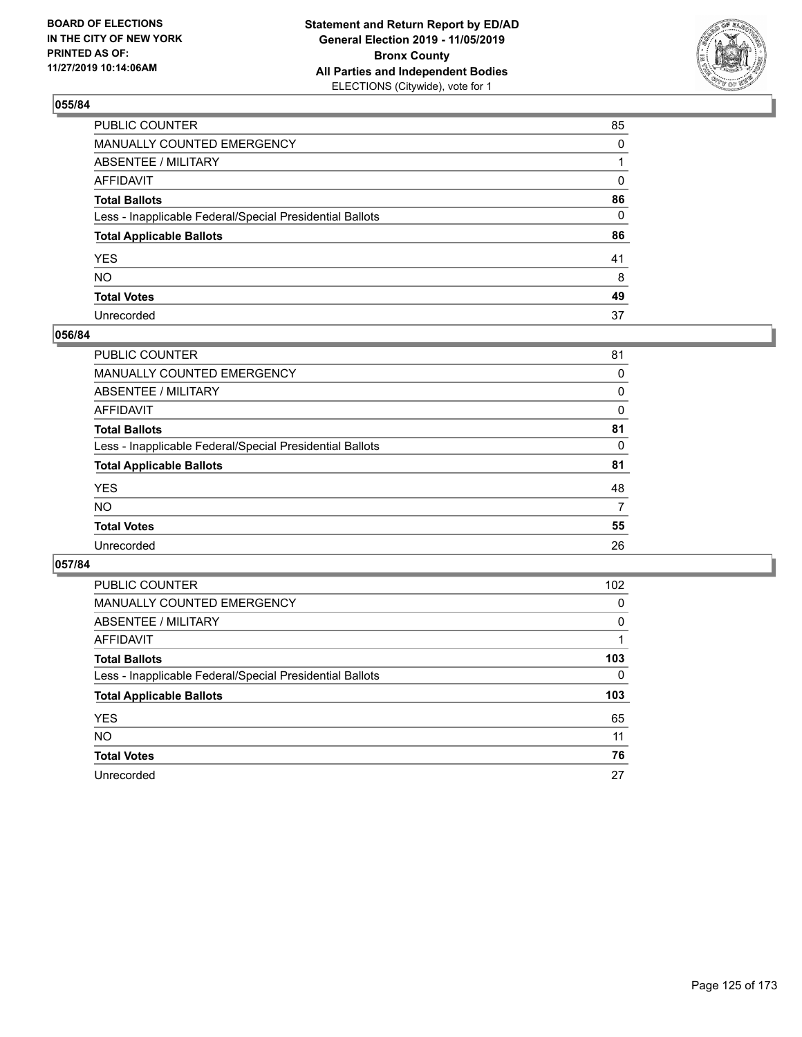BOARD OF ELECTIONS
IN THE CITY OF NEW YORK
PRINTED AS OF:
11/27/2019 10:14:06AM

**Statement and Return Report by ED/AD**
**General Election 2019 - 11/05/2019**
**Bronx County**
**All Parties and Independent Bodies**
ELECTIONS (Citywide), vote for 1

## 055/84

| | |
|---|---|
| PUBLIC COUNTER | 85 |
| MANUALLY COUNTED EMERGENCY | 0 |
| ABSENTEE / MILITARY | 1 |
| AFFIDAVIT | 0 |
| **Total Ballots** | **86** |
| Less - Inapplicable Federal/Special Presidential Ballots | 0 |
| **Total Applicable Ballots** | **86** |
| YES | 41 |
| NO | 8 |
| **Total Votes** | **49** |
| Unrecorded | 37 |

## 056/84

| | |
|---|---|
| PUBLIC COUNTER | 81 |
| MANUALLY COUNTED EMERGENCY | 0 |
| ABSENTEE / MILITARY | 0 |
| AFFIDAVIT | 0 |
| **Total Ballots** | **81** |
| Less - Inapplicable Federal/Special Presidential Ballots | 0 |
| **Total Applicable Ballots** | **81** |
| YES | 48 |
| NO | 7 |
| **Total Votes** | **55** |
| Unrecorded | 26 |

## 057/84

| | |
|---|---|
| PUBLIC COUNTER | 102 |
| MANUALLY COUNTED EMERGENCY | 0 |
| ABSENTEE / MILITARY | 0 |
| AFFIDAVIT | 1 |
| **Total Ballots** | **103** |
| Less - Inapplicable Federal/Special Presidential Ballots | 0 |
| **Total Applicable Ballots** | **103** |
| YES | 65 |
| NO | 11 |
| **Total Votes** | **76** |
| Unrecorded | 27 |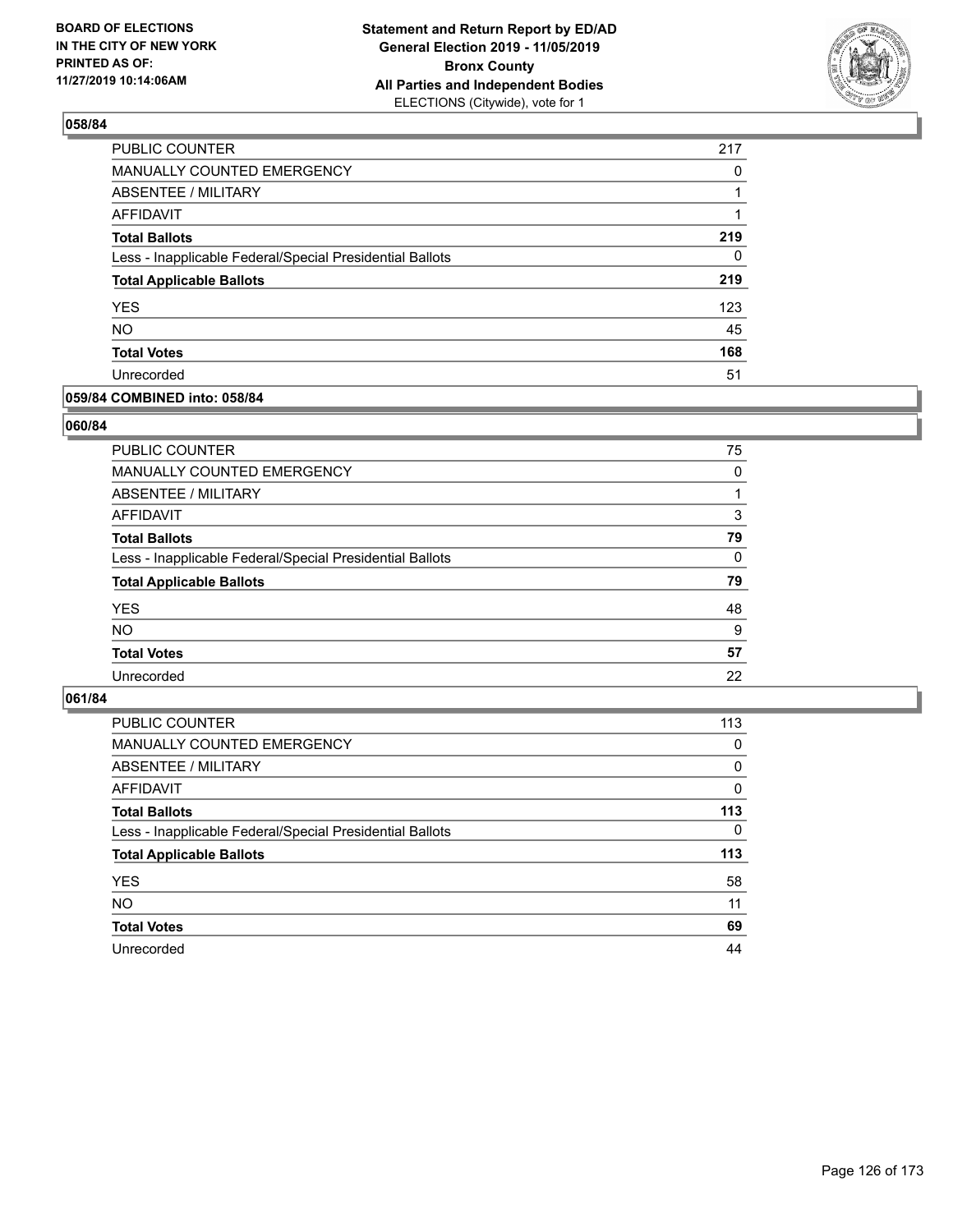## 058/84

| | |
|---|---|
| PUBLIC COUNTER | 217 |
| MANUALLY COUNTED EMERGENCY | 0 |
| ABSENTEE / MILITARY | 1 |
| AFFIDAVIT | 1 |
| **Total Ballots** | **219** |
| Less - Inapplicable Federal/Special Presidential Ballots | 0 |
| **Total Applicable Ballots** | **219** |
| YES | 123 |
| NO | 45 |
| **Total Votes** | **168** |
| Unrecorded | 51 |

## 059/84 COMBINED into: 058/84

## 060/84

| | |
|---|---|
| PUBLIC COUNTER | 75 |
| MANUALLY COUNTED EMERGENCY | 0 |
| ABSENTEE / MILITARY | 1 |
| AFFIDAVIT | 3 |
| **Total Ballots** | **79** |
| Less - Inapplicable Federal/Special Presidential Ballots | 0 |
| **Total Applicable Ballots** | **79** |
| YES | 48 |
| NO | 9 |
| **Total Votes** | **57** |
| Unrecorded | 22 |

## 061/84

| | |
|---|---|
| PUBLIC COUNTER | 113 |
| MANUALLY COUNTED EMERGENCY | 0 |
| ABSENTEE / MILITARY | 0 |
| AFFIDAVIT | 0 |
| **Total Ballots** | **113** |
| Less - Inapplicable Federal/Special Presidential Ballots | 0 |
| **Total Applicable Ballots** | **113** |
| YES | 58 |
| NO | 11 |
| **Total Votes** | **69** |
| Unrecorded | 44 |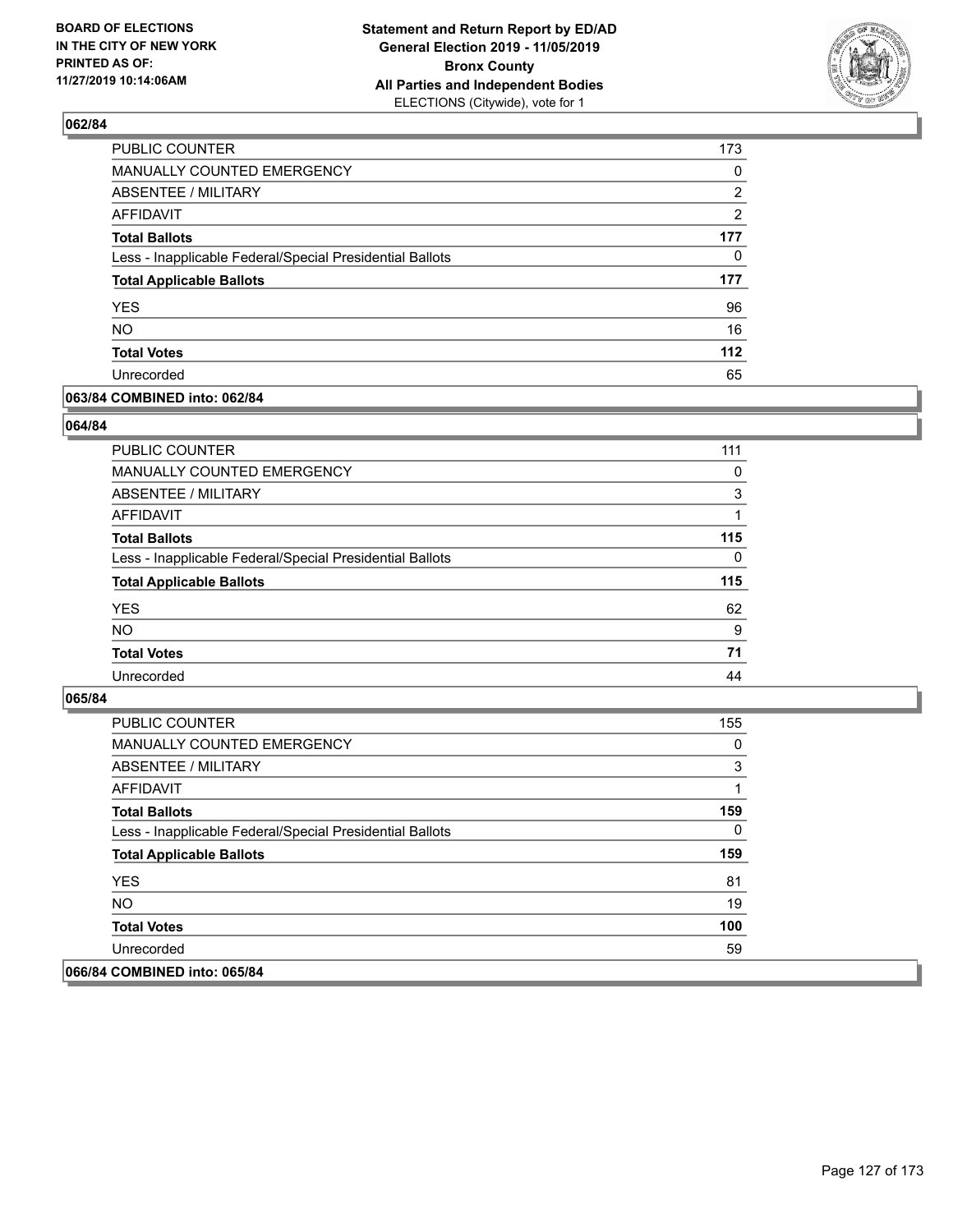## 062/84

| | |
|---|---|
| PUBLIC COUNTER | 173 |
| MANUALLY COUNTED EMERGENCY | 0 |
| ABSENTEE / MILITARY | 2 |
| AFFIDAVIT | 2 |
| **Total Ballots** | **177** |
| Less - Inapplicable Federal/Special Presidential Ballots | 0 |
| **Total Applicable Ballots** | **177** |
| YES | 96 |
| NO | 16 |
| **Total Votes** | **112** |
| Unrecorded | 65 |

## 063/84 COMBINED into: 062/84

## 064/84

| | |
|---|---|
| PUBLIC COUNTER | 111 |
| MANUALLY COUNTED EMERGENCY | 0 |
| ABSENTEE / MILITARY | 3 |
| AFFIDAVIT | 1 |
| **Total Ballots** | **115** |
| Less - Inapplicable Federal/Special Presidential Ballots | 0 |
| **Total Applicable Ballots** | **115** |
| YES | 62 |
| NO | 9 |
| **Total Votes** | **71** |
| Unrecorded | 44 |

## 065/84

| | |
|---|---|
| PUBLIC COUNTER | 155 |
| MANUALLY COUNTED EMERGENCY | 0 |
| ABSENTEE / MILITARY | 3 |
| AFFIDAVIT | 1 |
| **Total Ballots** | **159** |
| Less - Inapplicable Federal/Special Presidential Ballots | 0 |
| **Total Applicable Ballots** | **159** |
| YES | 81 |
| NO | 19 |
| **Total Votes** | **100** |
| Unrecorded | 59 |

## 066/84 COMBINED into: 065/84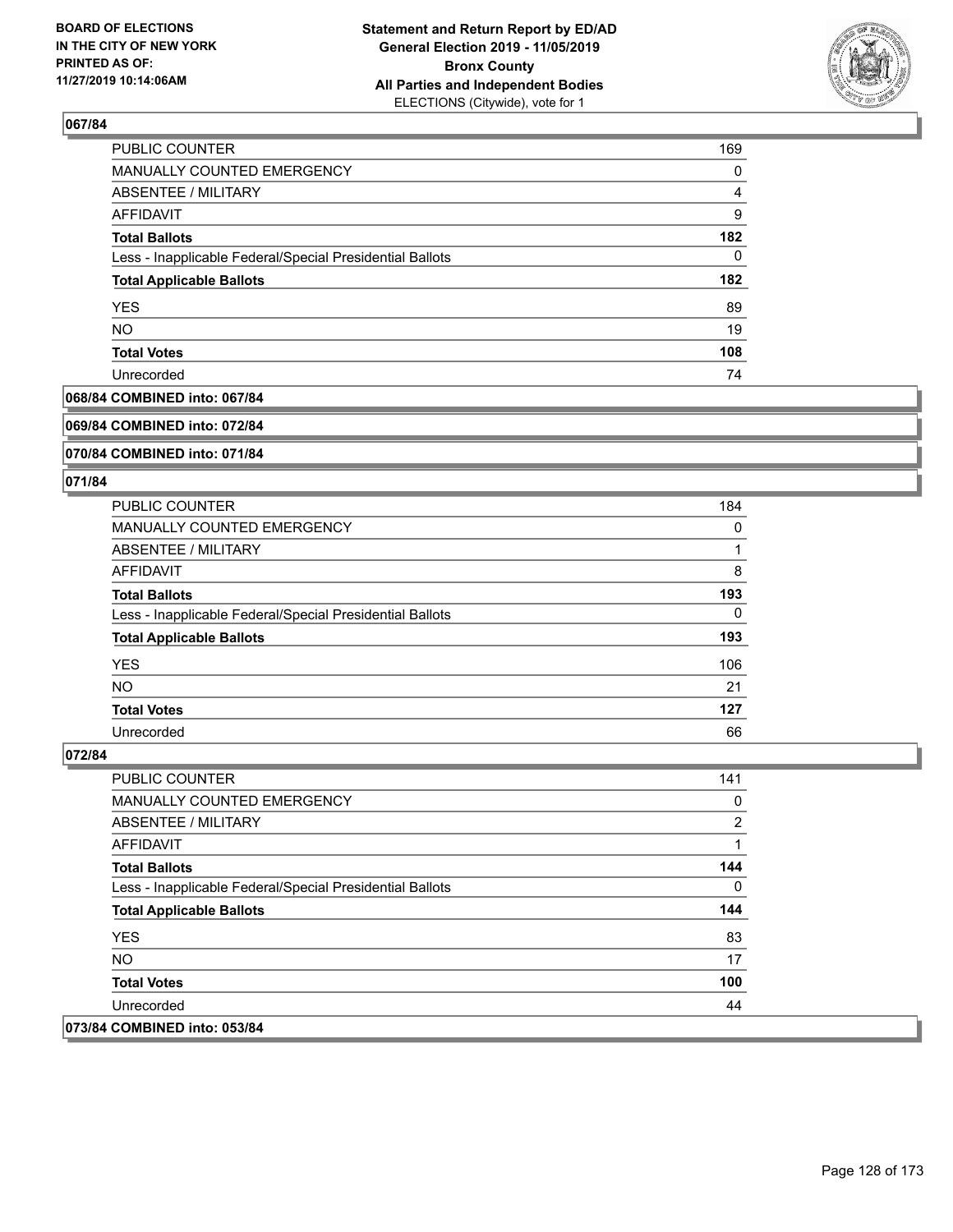## 067/84

| | |
|---|---|
| PUBLIC COUNTER | 169 |
| MANUALLY COUNTED EMERGENCY | 0 |
| ABSENTEE / MILITARY | 4 |
| AFFIDAVIT | 9 |
| **Total Ballots** | **182** |
| Less - Inapplicable Federal/Special Presidential Ballots | 0 |
| **Total Applicable Ballots** | **182** |
| YES | 89 |
| NO | 19 |
| **Total Votes** | **108** |
| Unrecorded | 74 |

## 068/84 COMBINED into: 067/84

## 069/84 COMBINED into: 072/84

## 070/84 COMBINED into: 071/84

## 071/84

| | |
|---|---|
| PUBLIC COUNTER | 184 |
| MANUALLY COUNTED EMERGENCY | 0 |
| ABSENTEE / MILITARY | 1 |
| AFFIDAVIT | 8 |
| **Total Ballots** | **193** |
| Less - Inapplicable Federal/Special Presidential Ballots | 0 |
| **Total Applicable Ballots** | **193** |
| YES | 106 |
| NO | 21 |
| **Total Votes** | **127** |
| Unrecorded | 66 |

## 072/84

| | |
|---|---|
| PUBLIC COUNTER | 141 |
| MANUALLY COUNTED EMERGENCY | 0 |
| ABSENTEE / MILITARY | 2 |
| AFFIDAVIT | 1 |
| **Total Ballots** | **144** |
| Less - Inapplicable Federal/Special Presidential Ballots | 0 |
| **Total Applicable Ballots** | **144** |
| YES | 83 |
| NO | 17 |
| **Total Votes** | **100** |
| Unrecorded | 44 |

## 073/84 COMBINED into: 053/84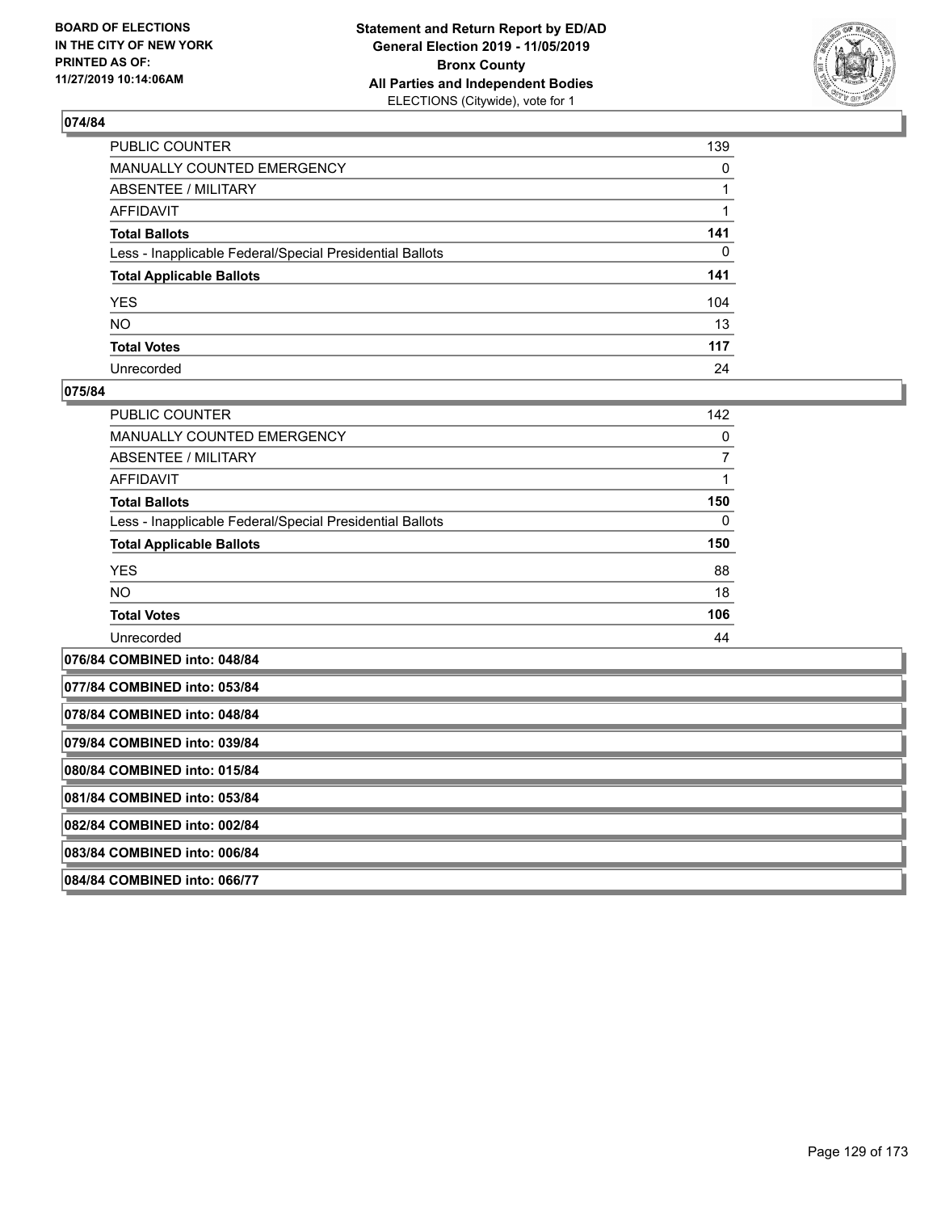## 074/84

| | |
|---|---|
| PUBLIC COUNTER | 139 |
| MANUALLY COUNTED EMERGENCY | 0 |
| ABSENTEE / MILITARY | 1 |
| AFFIDAVIT | 1 |
| **Total Ballots** | **141** |
| Less - Inapplicable Federal/Special Presidential Ballots | 0 |
| **Total Applicable Ballots** | **141** |
| YES | 104 |
| NO | 13 |
| **Total Votes** | **117** |
| Unrecorded | 24 |

## 075/84

| | |
|---|---|
| PUBLIC COUNTER | 142 |
| MANUALLY COUNTED EMERGENCY | 0 |
| ABSENTEE / MILITARY | 7 |
| AFFIDAVIT | 1 |
| **Total Ballots** | **150** |
| Less - Inapplicable Federal/Special Presidential Ballots | 0 |
| **Total Applicable Ballots** | **150** |
| YES | 88 |
| NO | 18 |
| **Total Votes** | **106** |
| Unrecorded | 44 |

**076/84 COMBINED into: 048/84**

**077/84 COMBINED into: 053/84**

**078/84 COMBINED into: 048/84**

**079/84 COMBINED into: 039/84**

**080/84 COMBINED into: 015/84**

**081/84 COMBINED into: 053/84**

**082/84 COMBINED into: 002/84**

**083/84 COMBINED into: 006/84**

**084/84 COMBINED into: 066/77**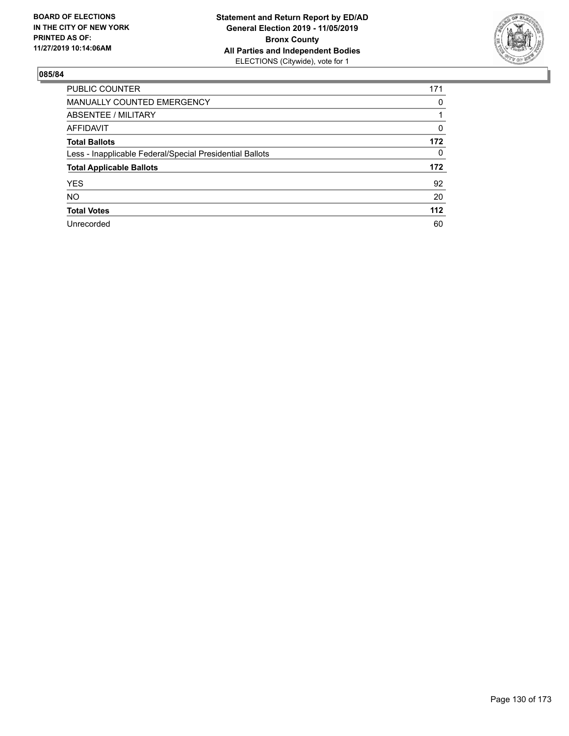**BOARD OF ELECTIONS IN THE CITY OF NEW YORK PRINTED AS OF: 11/27/2019 10:14:06AM**

**Statement and Return Report by ED/AD General Election 2019 - 11/05/2019 Bronx County All Parties and Independent Bodies**
ELECTIONS (Citywide), vote for 1

## 085/84

| | |
|---|---|
| PUBLIC COUNTER | 171 |
| MANUALLY COUNTED EMERGENCY | 0 |
| ABSENTEE / MILITARY | 1 |
| AFFIDAVIT | 0 |
| **Total Ballots** | **172** |
| Less - Inapplicable Federal/Special Presidential Ballots | 0 |
| **Total Applicable Ballots** | **172** |
| YES | 92 |
| NO | 20 |
| **Total Votes** | **112** |
| Unrecorded | 60 |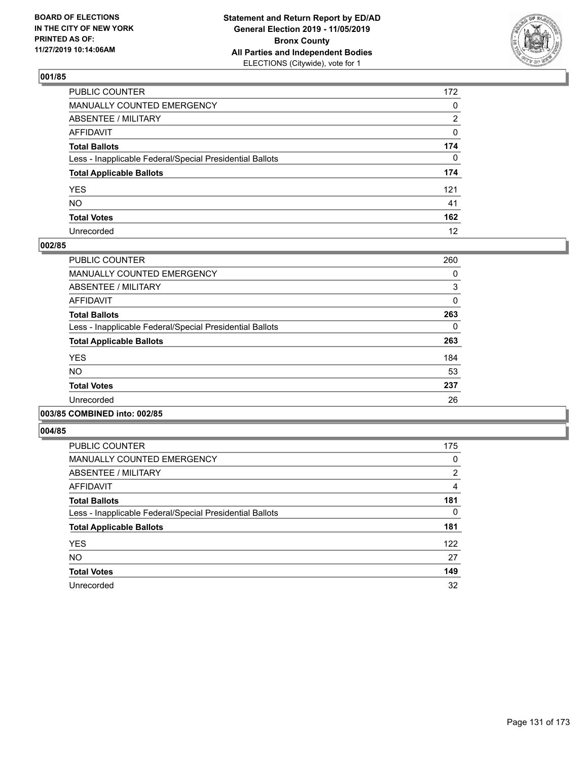BOARD OF ELECTIONS
IN THE CITY OF NEW YORK
PRINTED AS OF:
11/27/2019 10:14:06AM

**Statement and Return Report by ED/AD**
**General Election 2019 - 11/05/2019**
**Bronx County**
**All Parties and Independent Bodies**
ELECTIONS (Citywide), vote for 1

## 001/85

| | |
|---|---|
| PUBLIC COUNTER | 172 |
| MANUALLY COUNTED EMERGENCY | 0 |
| ABSENTEE / MILITARY | 2 |
| AFFIDAVIT | 0 |
| **Total Ballots** | **174** |
| Less - Inapplicable Federal/Special Presidential Ballots | 0 |
| **Total Applicable Ballots** | **174** |
| YES | 121 |
| NO | 41 |
| **Total Votes** | **162** |
| Unrecorded | 12 |

## 002/85

| | |
|---|---|
| PUBLIC COUNTER | 260 |
| MANUALLY COUNTED EMERGENCY | 0 |
| ABSENTEE / MILITARY | 3 |
| AFFIDAVIT | 0 |
| **Total Ballots** | **263** |
| Less - Inapplicable Federal/Special Presidential Ballots | 0 |
| **Total Applicable Ballots** | **263** |
| YES | 184 |
| NO | 53 |
| **Total Votes** | **237** |
| Unrecorded | 26 |

## 003/85 COMBINED into: 002/85

## 004/85

| | |
|---|---|
| PUBLIC COUNTER | 175 |
| MANUALLY COUNTED EMERGENCY | 0 |
| ABSENTEE / MILITARY | 2 |
| AFFIDAVIT | 4 |
| **Total Ballots** | **181** |
| Less - Inapplicable Federal/Special Presidential Ballots | 0 |
| **Total Applicable Ballots** | **181** |
| YES | 122 |
| NO | 27 |
| **Total Votes** | **149** |
| Unrecorded | 32 |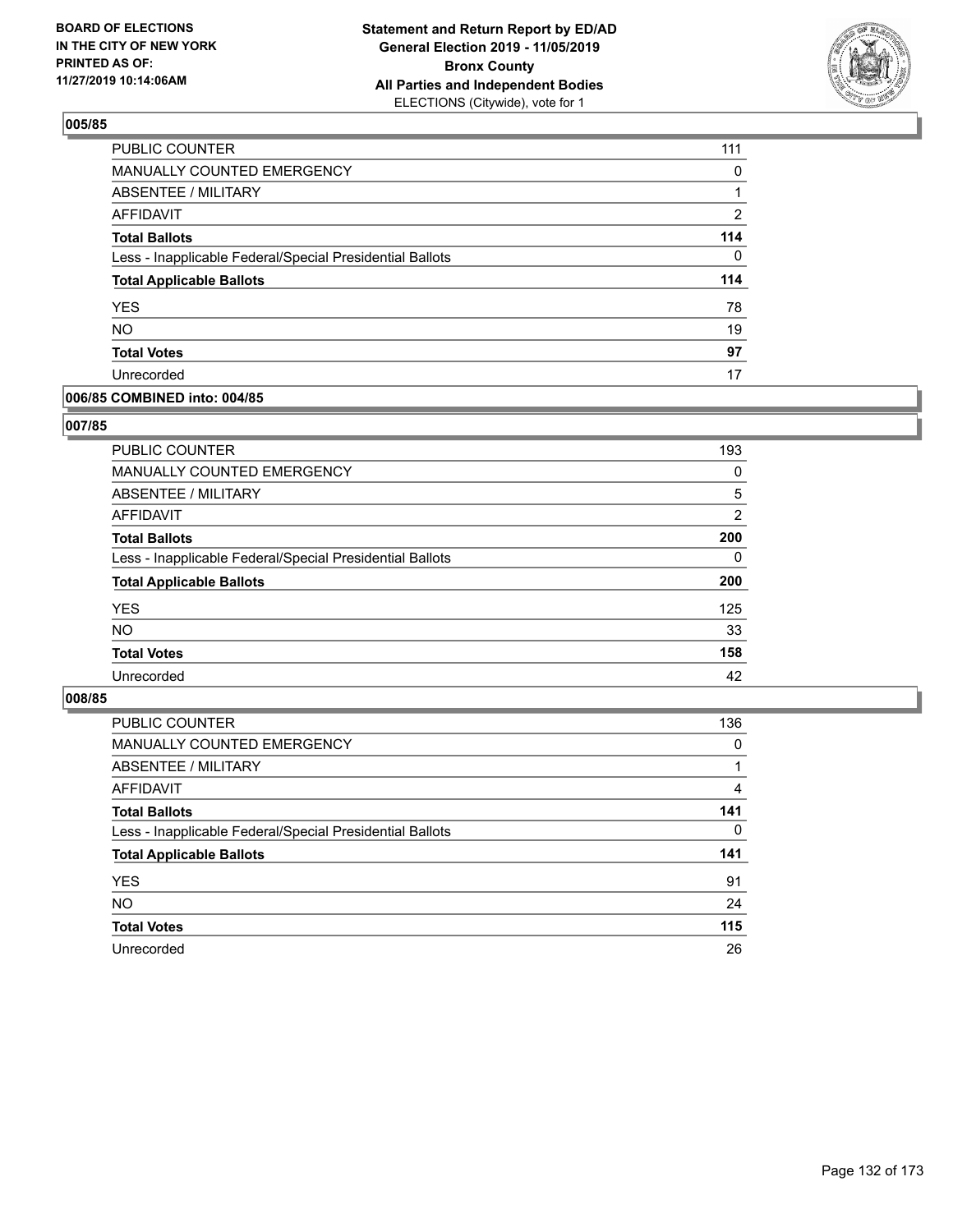**BOARD OF ELECTIONS IN THE CITY OF NEW YORK PRINTED AS OF: 11/27/2019 10:14:06AM**

**Statement and Return Report by ED/AD General Election 2019 - 11/05/2019 Bronx County All Parties and Independent Bodies**
ELECTIONS (Citywide), vote for 1

## 005/85

| | |
|---|---|
| PUBLIC COUNTER | 111 |
| MANUALLY COUNTED EMERGENCY | 0 |
| ABSENTEE / MILITARY | 1 |
| AFFIDAVIT | 2 |
| **Total Ballots** | **114** |
| Less - Inapplicable Federal/Special Presidential Ballots | 0 |
| **Total Applicable Ballots** | **114** |
| YES | 78 |
| NO | 19 |
| **Total Votes** | **97** |
| Unrecorded | 17 |

## 006/85 COMBINED into: 004/85

## 007/85

| | |
|---|---|
| PUBLIC COUNTER | 193 |
| MANUALLY COUNTED EMERGENCY | 0 |
| ABSENTEE / MILITARY | 5 |
| AFFIDAVIT | 2 |
| **Total Ballots** | **200** |
| Less - Inapplicable Federal/Special Presidential Ballots | 0 |
| **Total Applicable Ballots** | **200** |
| YES | 125 |
| NO | 33 |
| **Total Votes** | **158** |
| Unrecorded | 42 |

## 008/85

| | |
|---|---|
| PUBLIC COUNTER | 136 |
| MANUALLY COUNTED EMERGENCY | 0 |
| ABSENTEE / MILITARY | 1 |
| AFFIDAVIT | 4 |
| **Total Ballots** | **141** |
| Less - Inapplicable Federal/Special Presidential Ballots | 0 |
| **Total Applicable Ballots** | **141** |
| YES | 91 |
| NO | 24 |
| **Total Votes** | **115** |
| Unrecorded | 26 |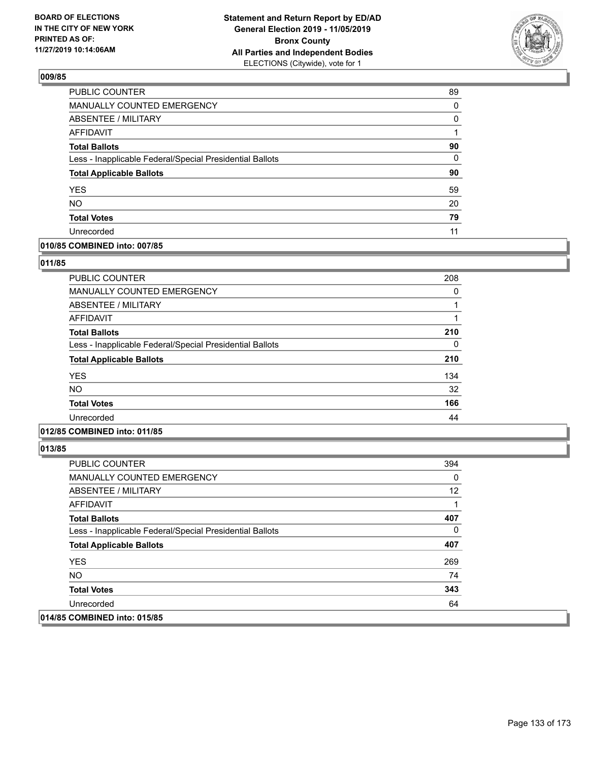## 009/85

| | |
|---|---|
| PUBLIC COUNTER | 89 |
| MANUALLY COUNTED EMERGENCY | 0 |
| ABSENTEE / MILITARY | 0 |
| AFFIDAVIT | 1 |
| **Total Ballots** | **90** |
| Less - Inapplicable Federal/Special Presidential Ballots | 0 |
| **Total Applicable Ballots** | **90** |
| YES | 59 |
| NO | 20 |
| **Total Votes** | **79** |
| Unrecorded | 11 |

## 010/85 COMBINED into: 007/85

## 011/85

| | |
|---|---|
| PUBLIC COUNTER | 208 |
| MANUALLY COUNTED EMERGENCY | 0 |
| ABSENTEE / MILITARY | 1 |
| AFFIDAVIT | 1 |
| **Total Ballots** | **210** |
| Less - Inapplicable Federal/Special Presidential Ballots | 0 |
| **Total Applicable Ballots** | **210** |
| YES | 134 |
| NO | 32 |
| **Total Votes** | **166** |
| Unrecorded | 44 |

## 012/85 COMBINED into: 011/85

## 013/85

| | |
|---|---|
| PUBLIC COUNTER | 394 |
| MANUALLY COUNTED EMERGENCY | 0 |
| ABSENTEE / MILITARY | 12 |
| AFFIDAVIT | 1 |
| **Total Ballots** | **407** |
| Less - Inapplicable Federal/Special Presidential Ballots | 0 |
| **Total Applicable Ballots** | **407** |
| YES | 269 |
| NO | 74 |
| **Total Votes** | **343** |
| Unrecorded | 64 |

## 014/85 COMBINED into: 015/85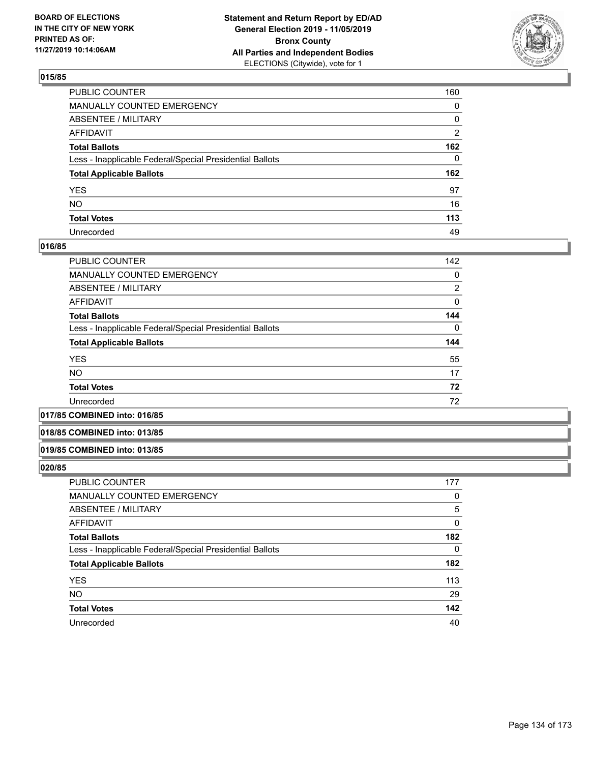**015/85**

| | |
|---|---|
| PUBLIC COUNTER | 160 |
| MANUALLY COUNTED EMERGENCY | 0 |
| ABSENTEE / MILITARY | 0 |
| AFFIDAVIT | 2 |
| **Total Ballots** | **162** |
| Less - Inapplicable Federal/Special Presidential Ballots | 0 |
| **Total Applicable Ballots** | **162** |
| YES | 97 |
| NO | 16 |
| **Total Votes** | **113** |
| Unrecorded | 49 |

**016/85**

| | |
|---|---|
| PUBLIC COUNTER | 142 |
| MANUALLY COUNTED EMERGENCY | 0 |
| ABSENTEE / MILITARY | 2 |
| AFFIDAVIT | 0 |
| **Total Ballots** | **144** |
| Less - Inapplicable Federal/Special Presidential Ballots | 0 |
| **Total Applicable Ballots** | **144** |
| YES | 55 |
| NO | 17 |
| **Total Votes** | **72** |
| Unrecorded | 72 |

**017/85 COMBINED into: 016/85**

**018/85 COMBINED into: 013/85**

**019/85 COMBINED into: 013/85**

**020/85**

| | |
|---|---|
| PUBLIC COUNTER | 177 |
| MANUALLY COUNTED EMERGENCY | 0 |
| ABSENTEE / MILITARY | 5 |
| AFFIDAVIT | 0 |
| **Total Ballots** | **182** |
| Less - Inapplicable Federal/Special Presidential Ballots | 0 |
| **Total Applicable Ballots** | **182** |
| YES | 113 |
| NO | 29 |
| **Total Votes** | **142** |
| Unrecorded | 40 |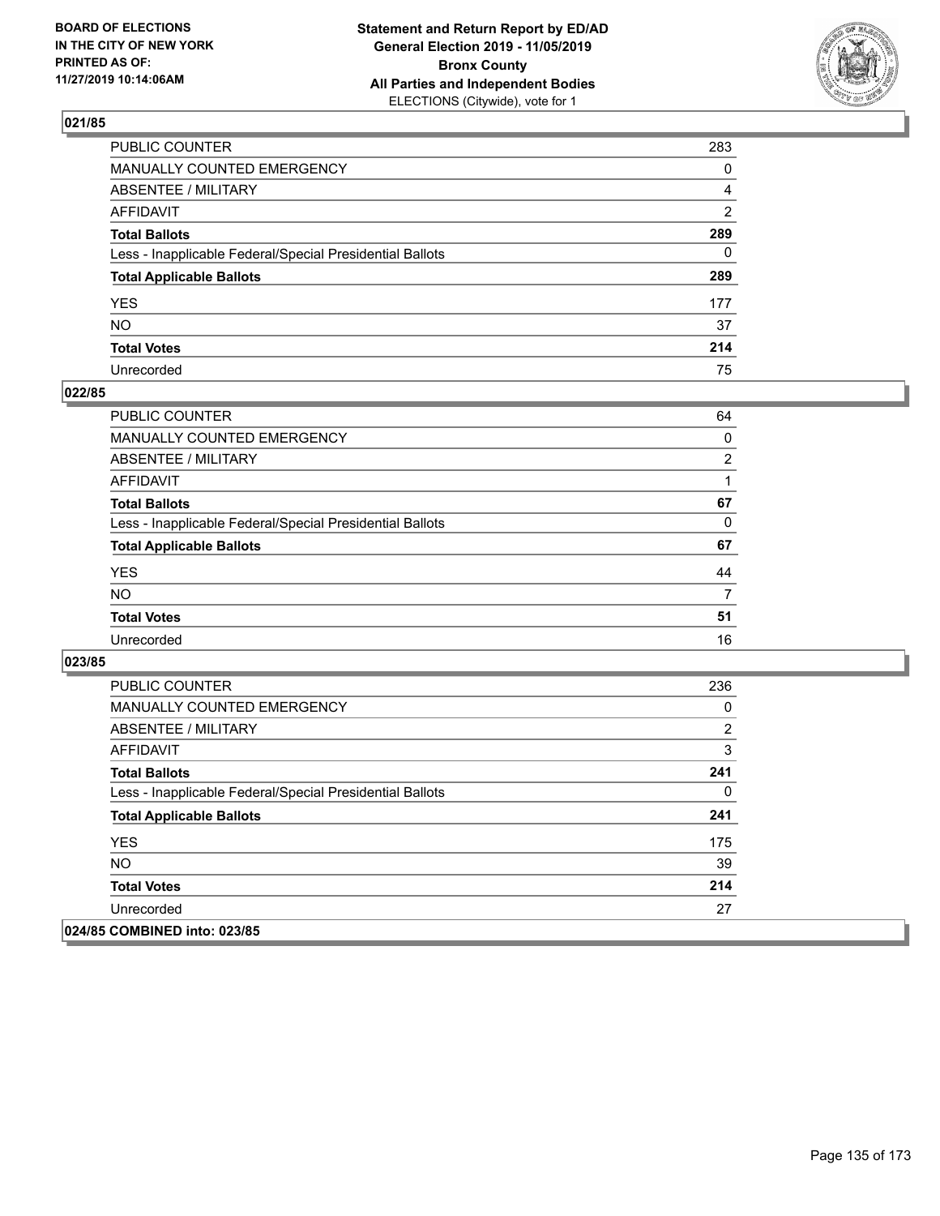## 021/85

| | |
|---|---|
| PUBLIC COUNTER | 283 |
| MANUALLY COUNTED EMERGENCY | 0 |
| ABSENTEE / MILITARY | 4 |
| AFFIDAVIT | 2 |
| **Total Ballots** | **289** |
| Less - Inapplicable Federal/Special Presidential Ballots | 0 |
| **Total Applicable Ballots** | **289** |
| YES | 177 |
| NO | 37 |
| **Total Votes** | **214** |
| Unrecorded | 75 |

## 022/85

| | |
|---|---|
| PUBLIC COUNTER | 64 |
| MANUALLY COUNTED EMERGENCY | 0 |
| ABSENTEE / MILITARY | 2 |
| AFFIDAVIT | 1 |
| **Total Ballots** | **67** |
| Less - Inapplicable Federal/Special Presidential Ballots | 0 |
| **Total Applicable Ballots** | **67** |
| YES | 44 |
| NO | 7 |
| **Total Votes** | **51** |
| Unrecorded | 16 |

## 023/85

| | |
|---|---|
| PUBLIC COUNTER | 236 |
| MANUALLY COUNTED EMERGENCY | 0 |
| ABSENTEE / MILITARY | 2 |
| AFFIDAVIT | 3 |
| **Total Ballots** | **241** |
| Less - Inapplicable Federal/Special Presidential Ballots | 0 |
| **Total Applicable Ballots** | **241** |
| YES | 175 |
| NO | 39 |
| **Total Votes** | **214** |
| Unrecorded | 27 |

## 024/85 COMBINED into: 023/85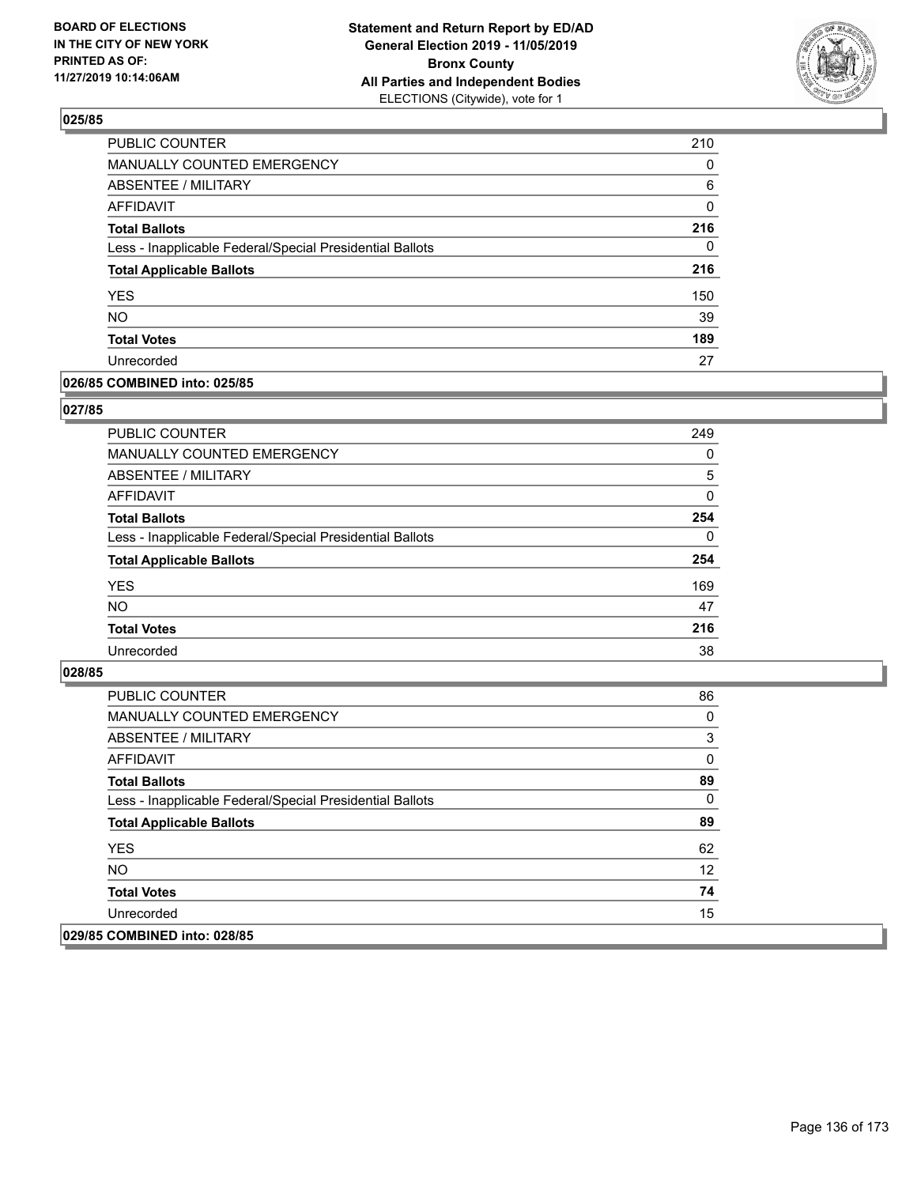## 025/85

| | |
|---|---|
| PUBLIC COUNTER | 210 |
| MANUALLY COUNTED EMERGENCY | 0 |
| ABSENTEE / MILITARY | 6 |
| AFFIDAVIT | 0 |
| **Total Ballots** | **216** |
| Less - Inapplicable Federal/Special Presidential Ballots | 0 |
| **Total Applicable Ballots** | **216** |
| YES | 150 |
| NO | 39 |
| **Total Votes** | **189** |
| Unrecorded | 27 |

## 026/85 COMBINED into: 025/85

## 027/85

| | |
|---|---|
| PUBLIC COUNTER | 249 |
| MANUALLY COUNTED EMERGENCY | 0 |
| ABSENTEE / MILITARY | 5 |
| AFFIDAVIT | 0 |
| **Total Ballots** | **254** |
| Less - Inapplicable Federal/Special Presidential Ballots | 0 |
| **Total Applicable Ballots** | **254** |
| YES | 169 |
| NO | 47 |
| **Total Votes** | **216** |
| Unrecorded | 38 |

## 028/85

| | |
|---|---|
| PUBLIC COUNTER | 86 |
| MANUALLY COUNTED EMERGENCY | 0 |
| ABSENTEE / MILITARY | 3 |
| AFFIDAVIT | 0 |
| **Total Ballots** | **89** |
| Less - Inapplicable Federal/Special Presidential Ballots | 0 |
| **Total Applicable Ballots** | **89** |
| YES | 62 |
| NO | 12 |
| **Total Votes** | **74** |
| Unrecorded | 15 |

## 029/85 COMBINED into: 028/85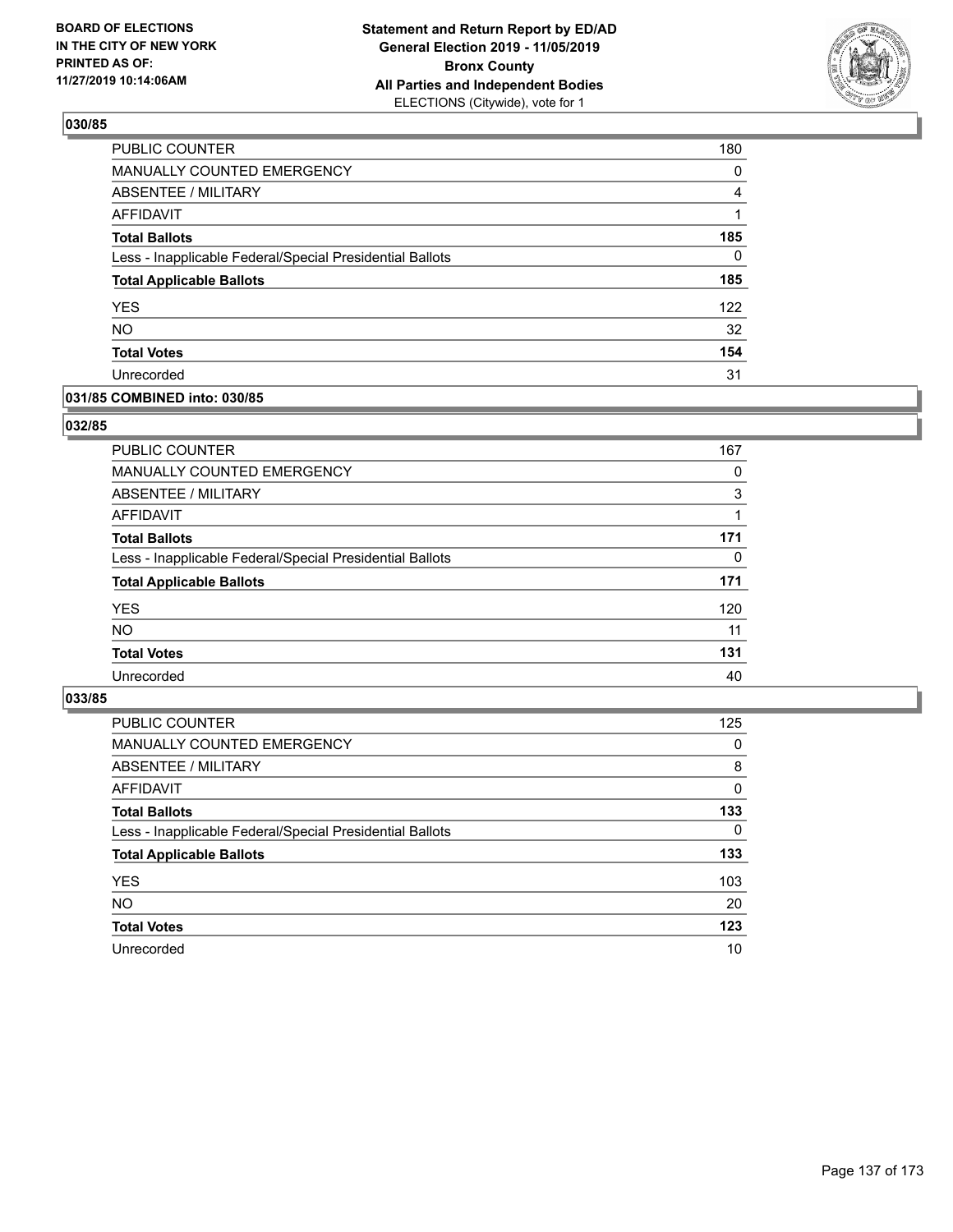## 030/85

| | |
|---|---|
| PUBLIC COUNTER | 180 |
| MANUALLY COUNTED EMERGENCY | 0 |
| ABSENTEE / MILITARY | 4 |
| AFFIDAVIT | 1 |
| **Total Ballots** | **185** |
| Less - Inapplicable Federal/Special Presidential Ballots | 0 |
| **Total Applicable Ballots** | **185** |
| YES | 122 |
| NO | 32 |
| **Total Votes** | **154** |
| Unrecorded | 31 |

## 031/85 COMBINED into: 030/85

## 032/85

| | |
|---|---|
| PUBLIC COUNTER | 167 |
| MANUALLY COUNTED EMERGENCY | 0 |
| ABSENTEE / MILITARY | 3 |
| AFFIDAVIT | 1 |
| **Total Ballots** | **171** |
| Less - Inapplicable Federal/Special Presidential Ballots | 0 |
| **Total Applicable Ballots** | **171** |
| YES | 120 |
| NO | 11 |
| **Total Votes** | **131** |
| Unrecorded | 40 |

## 033/85

| | |
|---|---|
| PUBLIC COUNTER | 125 |
| MANUALLY COUNTED EMERGENCY | 0 |
| ABSENTEE / MILITARY | 8 |
| AFFIDAVIT | 0 |
| **Total Ballots** | **133** |
| Less - Inapplicable Federal/Special Presidential Ballots | 0 |
| **Total Applicable Ballots** | **133** |
| YES | 103 |
| NO | 20 |
| **Total Votes** | **123** |
| Unrecorded | 10 |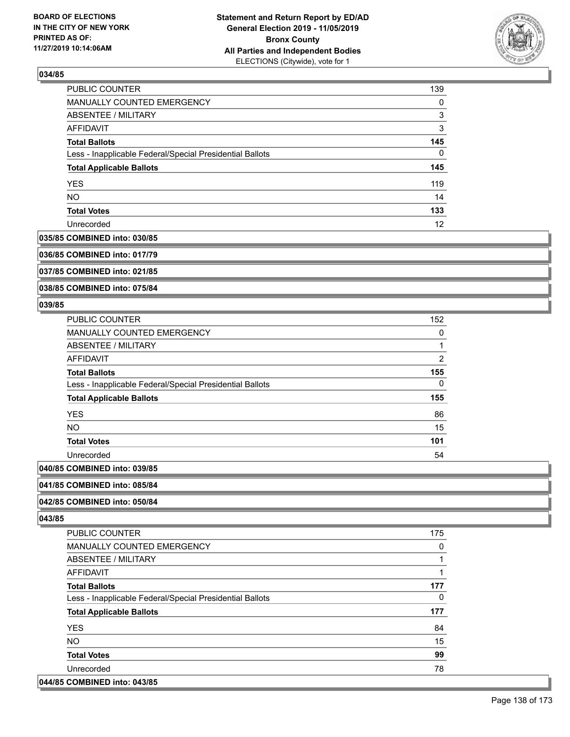## 034/85

| | |
|---|---|
| PUBLIC COUNTER | 139 |
| MANUALLY COUNTED EMERGENCY | 0 |
| ABSENTEE / MILITARY | 3 |
| AFFIDAVIT | 3 |
| **Total Ballots** | **145** |
| Less - Inapplicable Federal/Special Presidential Ballots | 0 |
| **Total Applicable Ballots** | **145** |
| YES | 119 |
| NO | 14 |
| **Total Votes** | **133** |
| Unrecorded | 12 |

**035/85 COMBINED into: 030/85**

**036/85 COMBINED into: 017/79**

**037/85 COMBINED into: 021/85**

**038/85 COMBINED into: 075/84**

## 039/85

| | |
|---|---|
| PUBLIC COUNTER | 152 |
| MANUALLY COUNTED EMERGENCY | 0 |
| ABSENTEE / MILITARY | 1 |
| AFFIDAVIT | 2 |
| **Total Ballots** | **155** |
| Less - Inapplicable Federal/Special Presidential Ballots | 0 |
| **Total Applicable Ballots** | **155** |
| YES | 86 |
| NO | 15 |
| **Total Votes** | **101** |
| Unrecorded | 54 |

**040/85 COMBINED into: 039/85**

**041/85 COMBINED into: 085/84**

**042/85 COMBINED into: 050/84**

## 043/85

| | |
|---|---|
| PUBLIC COUNTER | 175 |
| MANUALLY COUNTED EMERGENCY | 0 |
| ABSENTEE / MILITARY | 1 |
| AFFIDAVIT | 1 |
| **Total Ballots** | **177** |
| Less - Inapplicable Federal/Special Presidential Ballots | 0 |
| **Total Applicable Ballots** | **177** |
| YES | 84 |
| NO | 15 |
| **Total Votes** | **99** |
| Unrecorded | 78 |

**044/85 COMBINED into: 043/85**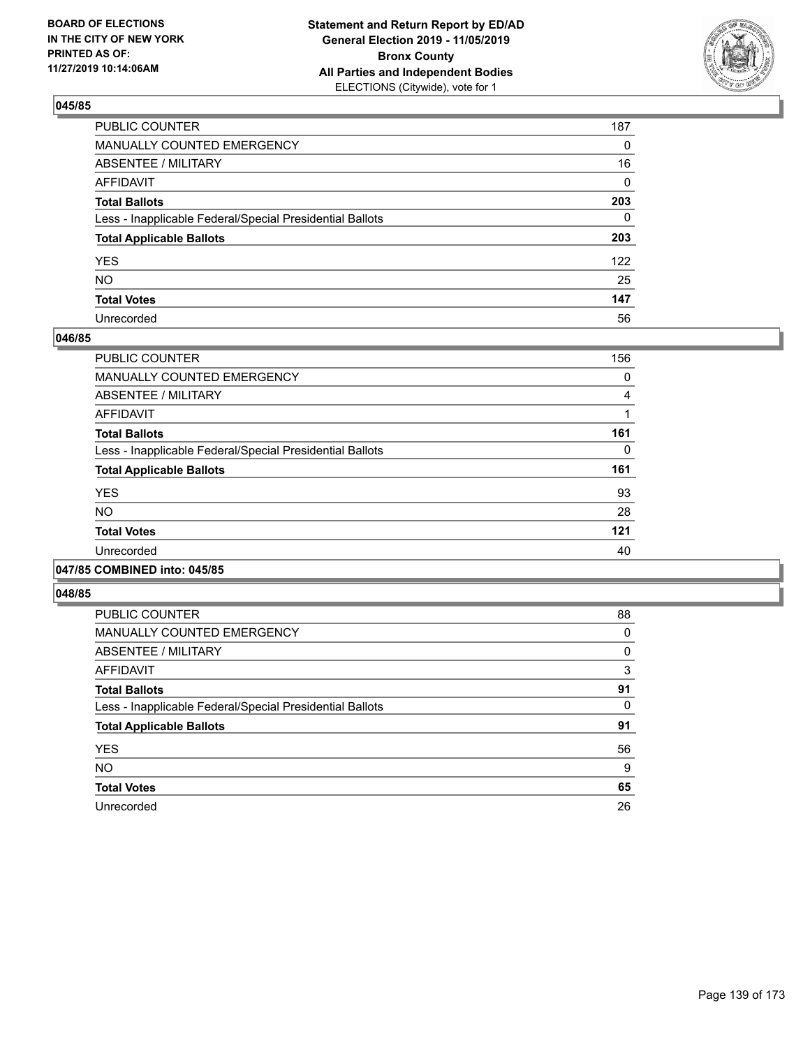BOARD OF ELECTIONS
IN THE CITY OF NEW YORK
PRINTED AS OF:
11/27/2019 10:14:06AM

**Statement and Return Report by ED/AD**
**General Election 2019 - 11/05/2019**
**Bronx County**
**All Parties and Independent Bodies**
ELECTIONS (Citywide), vote for 1

### 045/85

| | |
|---|---|
| PUBLIC COUNTER | 187 |
| MANUALLY COUNTED EMERGENCY | 0 |
| ABSENTEE / MILITARY | 16 |
| AFFIDAVIT | 0 |
| **Total Ballots** | **203** |
| Less - Inapplicable Federal/Special Presidential Ballots | 0 |
| **Total Applicable Ballots** | **203** |
| YES | 122 |
| NO | 25 |
| **Total Votes** | **147** |
| Unrecorded | 56 |

### 046/85

| | |
|---|---|
| PUBLIC COUNTER | 156 |
| MANUALLY COUNTED EMERGENCY | 0 |
| ABSENTEE / MILITARY | 4 |
| AFFIDAVIT | 1 |
| **Total Ballots** | **161** |
| Less - Inapplicable Federal/Special Presidential Ballots | 0 |
| **Total Applicable Ballots** | **161** |
| YES | 93 |
| NO | 28 |
| **Total Votes** | **121** |
| Unrecorded | 40 |

### 047/85 COMBINED into: 045/85

### 048/85

| | |
|---|---|
| PUBLIC COUNTER | 88 |
| MANUALLY COUNTED EMERGENCY | 0 |
| ABSENTEE / MILITARY | 0 |
| AFFIDAVIT | 3 |
| **Total Ballots** | **91** |
| Less - Inapplicable Federal/Special Presidential Ballots | 0 |
| **Total Applicable Ballots** | **91** |
| YES | 56 |
| NO | 9 |
| **Total Votes** | **65** |
| Unrecorded | 26 |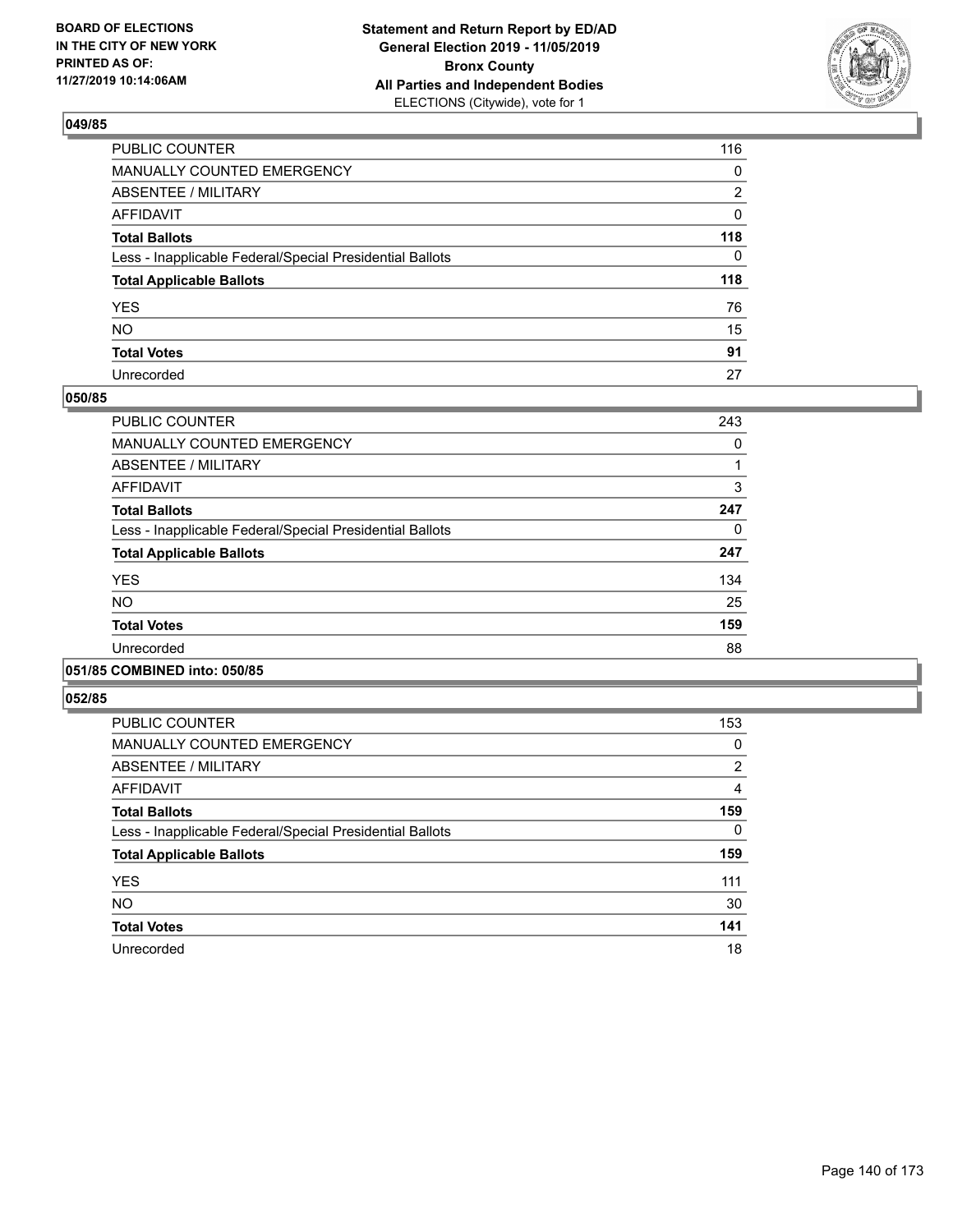**Statement and Return Report by ED/AD**
**General Election 2019 - 11/05/2019**
**Bronx County**
**All Parties and Independent Bodies**
ELECTIONS (Citywide), vote for 1

BOARD OF ELECTIONS IN THE CITY OF NEW YORK PRINTED AS OF: 11/27/2019 10:14:06AM

### 049/85

| | |
|---|---|
| PUBLIC COUNTER | 116 |
| MANUALLY COUNTED EMERGENCY | 0 |
| ABSENTEE / MILITARY | 2 |
| AFFIDAVIT | 0 |
| **Total Ballots** | **118** |
| Less - Inapplicable Federal/Special Presidential Ballots | 0 |
| **Total Applicable Ballots** | **118** |
| YES | 76 |
| NO | 15 |
| **Total Votes** | **91** |
| Unrecorded | 27 |

### 050/85

| | |
|---|---|
| PUBLIC COUNTER | 243 |
| MANUALLY COUNTED EMERGENCY | 0 |
| ABSENTEE / MILITARY | 1 |
| AFFIDAVIT | 3 |
| **Total Ballots** | **247** |
| Less - Inapplicable Federal/Special Presidential Ballots | 0 |
| **Total Applicable Ballots** | **247** |
| YES | 134 |
| NO | 25 |
| **Total Votes** | **159** |
| Unrecorded | 88 |

### 051/85 COMBINED into: 050/85

### 052/85

| | |
|---|---|
| PUBLIC COUNTER | 153 |
| MANUALLY COUNTED EMERGENCY | 0 |
| ABSENTEE / MILITARY | 2 |
| AFFIDAVIT | 4 |
| **Total Ballots** | **159** |
| Less - Inapplicable Federal/Special Presidential Ballots | 0 |
| **Total Applicable Ballots** | **159** |
| YES | 111 |
| NO | 30 |
| **Total Votes** | **141** |
| Unrecorded | 18 |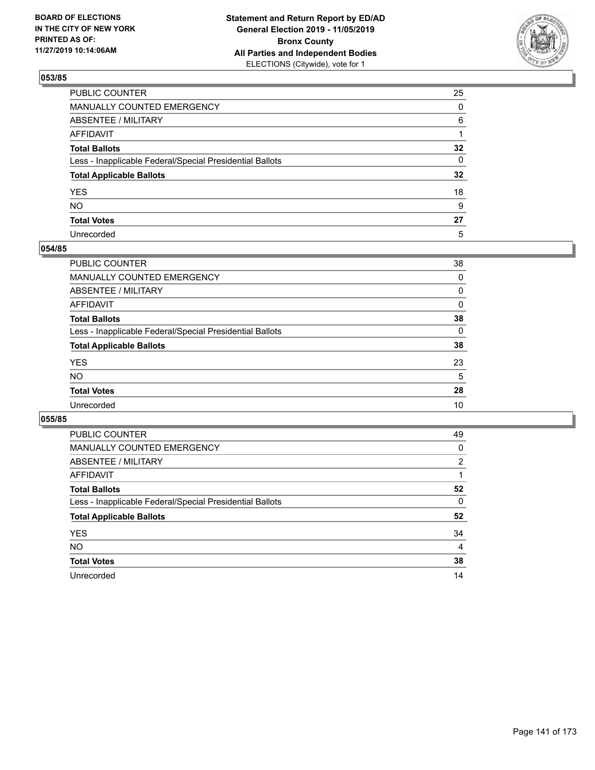## 053/85

| | |
|---|---|
| PUBLIC COUNTER | 25 |
| MANUALLY COUNTED EMERGENCY | 0 |
| ABSENTEE / MILITARY | 6 |
| AFFIDAVIT | 1 |
| **Total Ballots** | **32** |
| Less - Inapplicable Federal/Special Presidential Ballots | 0 |
| **Total Applicable Ballots** | **32** |
| YES | 18 |
| NO | 9 |
| **Total Votes** | **27** |
| Unrecorded | 5 |

## 054/85

| | |
|---|---|
| PUBLIC COUNTER | 38 |
| MANUALLY COUNTED EMERGENCY | 0 |
| ABSENTEE / MILITARY | 0 |
| AFFIDAVIT | 0 |
| **Total Ballots** | **38** |
| Less - Inapplicable Federal/Special Presidential Ballots | 0 |
| **Total Applicable Ballots** | **38** |
| YES | 23 |
| NO | 5 |
| **Total Votes** | **28** |
| Unrecorded | 10 |

## 055/85

| | |
|---|---|
| PUBLIC COUNTER | 49 |
| MANUALLY COUNTED EMERGENCY | 0 |
| ABSENTEE / MILITARY | 2 |
| AFFIDAVIT | 1 |
| **Total Ballots** | **52** |
| Less - Inapplicable Federal/Special Presidential Ballots | 0 |
| **Total Applicable Ballots** | **52** |
| YES | 34 |
| NO | 4 |
| **Total Votes** | **38** |
| Unrecorded | 14 |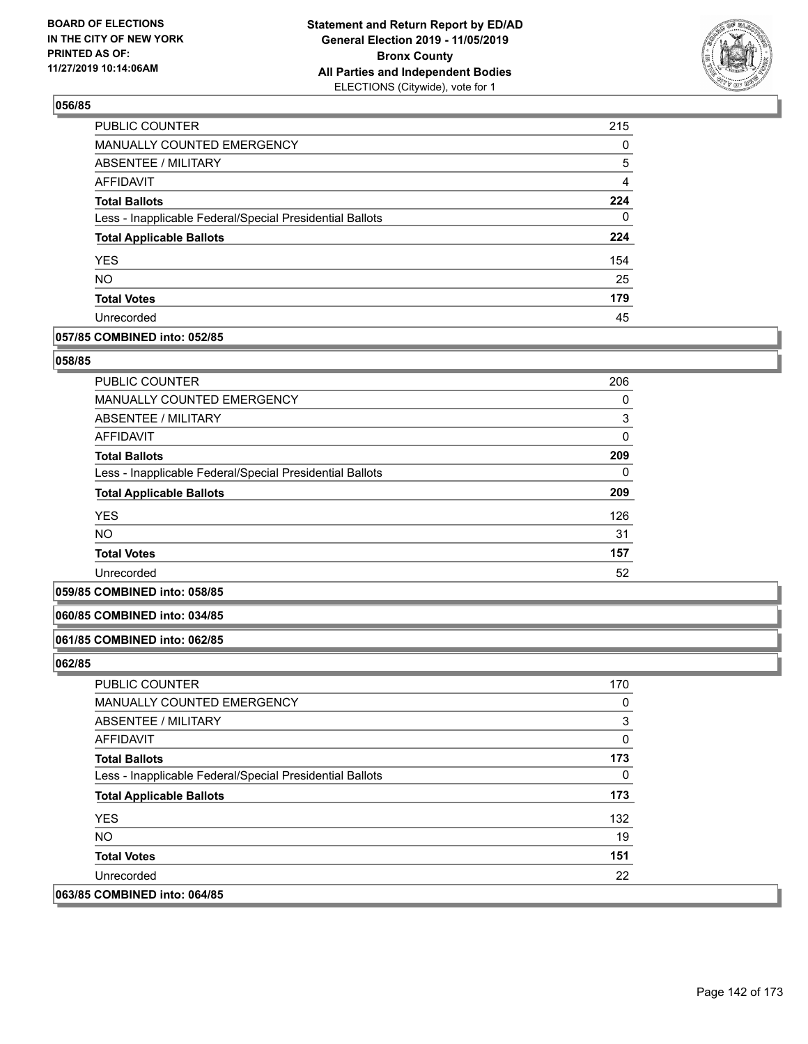## 056/85

| | |
|---|---|
| PUBLIC COUNTER | 215 |
| MANUALLY COUNTED EMERGENCY | 0 |
| ABSENTEE / MILITARY | 5 |
| AFFIDAVIT | 4 |
| **Total Ballots** | **224** |
| Less - Inapplicable Federal/Special Presidential Ballots | 0 |
| **Total Applicable Ballots** | **224** |
| YES | 154 |
| NO | 25 |
| **Total Votes** | **179** |
| Unrecorded | 45 |

## 057/85 COMBINED into: 052/85

## 058/85

| | |
|---|---|
| PUBLIC COUNTER | 206 |
| MANUALLY COUNTED EMERGENCY | 0 |
| ABSENTEE / MILITARY | 3 |
| AFFIDAVIT | 0 |
| **Total Ballots** | **209** |
| Less - Inapplicable Federal/Special Presidential Ballots | 0 |
| **Total Applicable Ballots** | **209** |
| YES | 126 |
| NO | 31 |
| **Total Votes** | **157** |
| Unrecorded | 52 |

## 059/85 COMBINED into: 058/85

## 060/85 COMBINED into: 034/85

## 061/85 COMBINED into: 062/85

## 062/85

| | |
|---|---|
| PUBLIC COUNTER | 170 |
| MANUALLY COUNTED EMERGENCY | 0 |
| ABSENTEE / MILITARY | 3 |
| AFFIDAVIT | 0 |
| **Total Ballots** | **173** |
| Less - Inapplicable Federal/Special Presidential Ballots | 0 |
| **Total Applicable Ballots** | **173** |
| YES | 132 |
| NO | 19 |
| **Total Votes** | **151** |
| Unrecorded | 22 |

## 063/85 COMBINED into: 064/85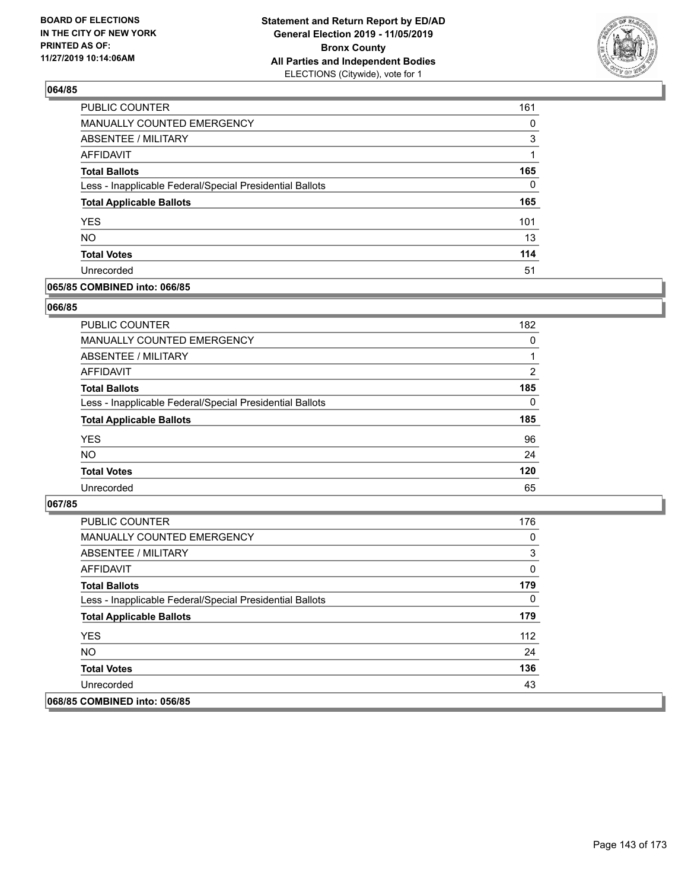## 064/85

| | |
|---|---|
| PUBLIC COUNTER | 161 |
| MANUALLY COUNTED EMERGENCY | 0 |
| ABSENTEE / MILITARY | 3 |
| AFFIDAVIT | 1 |
| **Total Ballots** | **165** |
| Less - Inapplicable Federal/Special Presidential Ballots | 0 |
| **Total Applicable Ballots** | **165** |
| YES | 101 |
| NO | 13 |
| **Total Votes** | **114** |
| Unrecorded | 51 |

## 065/85 COMBINED into: 066/85

## 066/85

| | |
|---|---|
| PUBLIC COUNTER | 182 |
| MANUALLY COUNTED EMERGENCY | 0 |
| ABSENTEE / MILITARY | 1 |
| AFFIDAVIT | 2 |
| **Total Ballots** | **185** |
| Less - Inapplicable Federal/Special Presidential Ballots | 0 |
| **Total Applicable Ballots** | **185** |
| YES | 96 |
| NO | 24 |
| **Total Votes** | **120** |
| Unrecorded | 65 |

## 067/85

| | |
|---|---|
| PUBLIC COUNTER | 176 |
| MANUALLY COUNTED EMERGENCY | 0 |
| ABSENTEE / MILITARY | 3 |
| AFFIDAVIT | 0 |
| **Total Ballots** | **179** |
| Less - Inapplicable Federal/Special Presidential Ballots | 0 |
| **Total Applicable Ballots** | **179** |
| YES | 112 |
| NO | 24 |
| **Total Votes** | **136** |
| Unrecorded | 43 |

## 068/85 COMBINED into: 056/85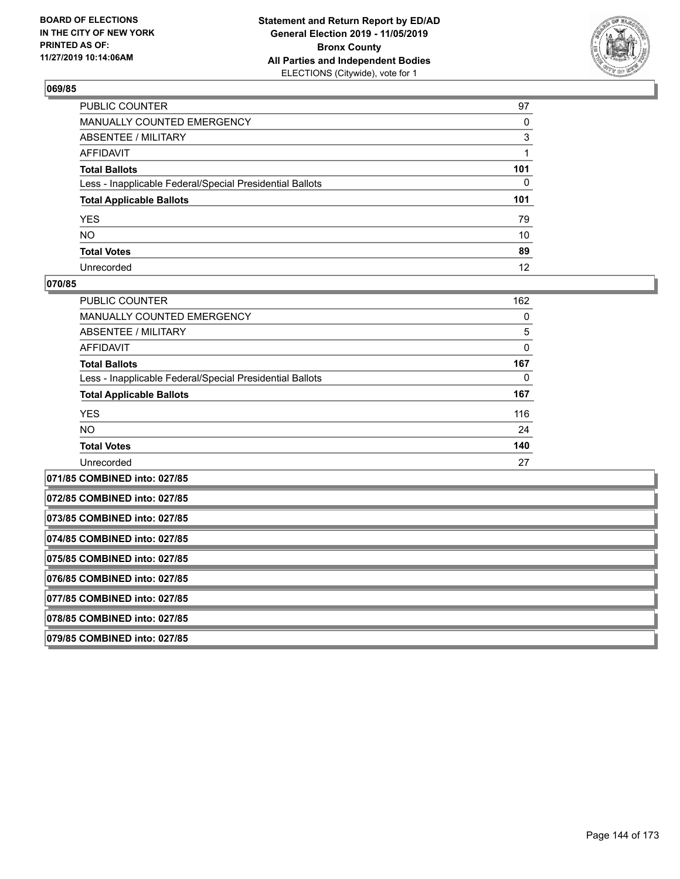## 069/85

| | |
|---|---|
| PUBLIC COUNTER | 97 |
| MANUALLY COUNTED EMERGENCY | 0 |
| ABSENTEE / MILITARY | 3 |
| AFFIDAVIT | 1 |
| **Total Ballots** | **101** |
| Less - Inapplicable Federal/Special Presidential Ballots | 0 |
| **Total Applicable Ballots** | **101** |
| YES | 79 |
| NO | 10 |
| **Total Votes** | **89** |
| Unrecorded | 12 |

## 070/85

| | |
|---|---|
| PUBLIC COUNTER | 162 |
| MANUALLY COUNTED EMERGENCY | 0 |
| ABSENTEE / MILITARY | 5 |
| AFFIDAVIT | 0 |
| **Total Ballots** | **167** |
| Less - Inapplicable Federal/Special Presidential Ballots | 0 |
| **Total Applicable Ballots** | **167** |
| YES | 116 |
| NO | 24 |
| **Total Votes** | **140** |
| Unrecorded | 27 |

**071/85 COMBINED into: 027/85**

**072/85 COMBINED into: 027/85**

**073/85 COMBINED into: 027/85**

**074/85 COMBINED into: 027/85**

**075/85 COMBINED into: 027/85**

**076/85 COMBINED into: 027/85**

**077/85 COMBINED into: 027/85**

**078/85 COMBINED into: 027/85**

**079/85 COMBINED into: 027/85**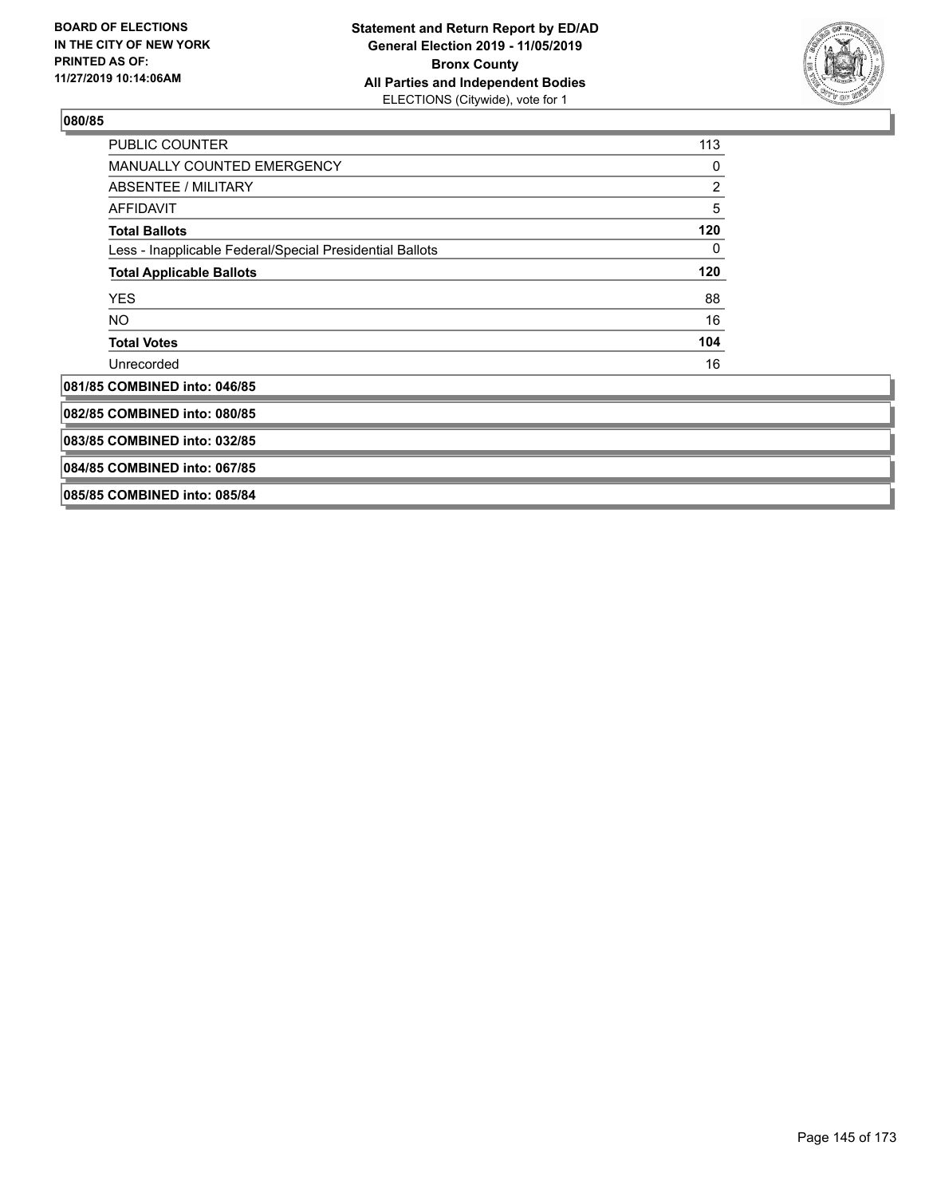## 080/85

| | |
|---|---|
| PUBLIC COUNTER | 113 |
| MANUALLY COUNTED EMERGENCY | 0 |
| ABSENTEE / MILITARY | 2 |
| AFFIDAVIT | 5 |
| **Total Ballots** | **120** |
| Less - Inapplicable Federal/Special Presidential Ballots | 0 |
| **Total Applicable Ballots** | **120** |
| YES | 88 |
| NO | 16 |
| **Total Votes** | **104** |
| Unrecorded | 16 |

**081/85 COMBINED into: 046/85**

**082/85 COMBINED into: 080/85**

**083/85 COMBINED into: 032/85**

**084/85 COMBINED into: 067/85**

**085/85 COMBINED into: 085/84**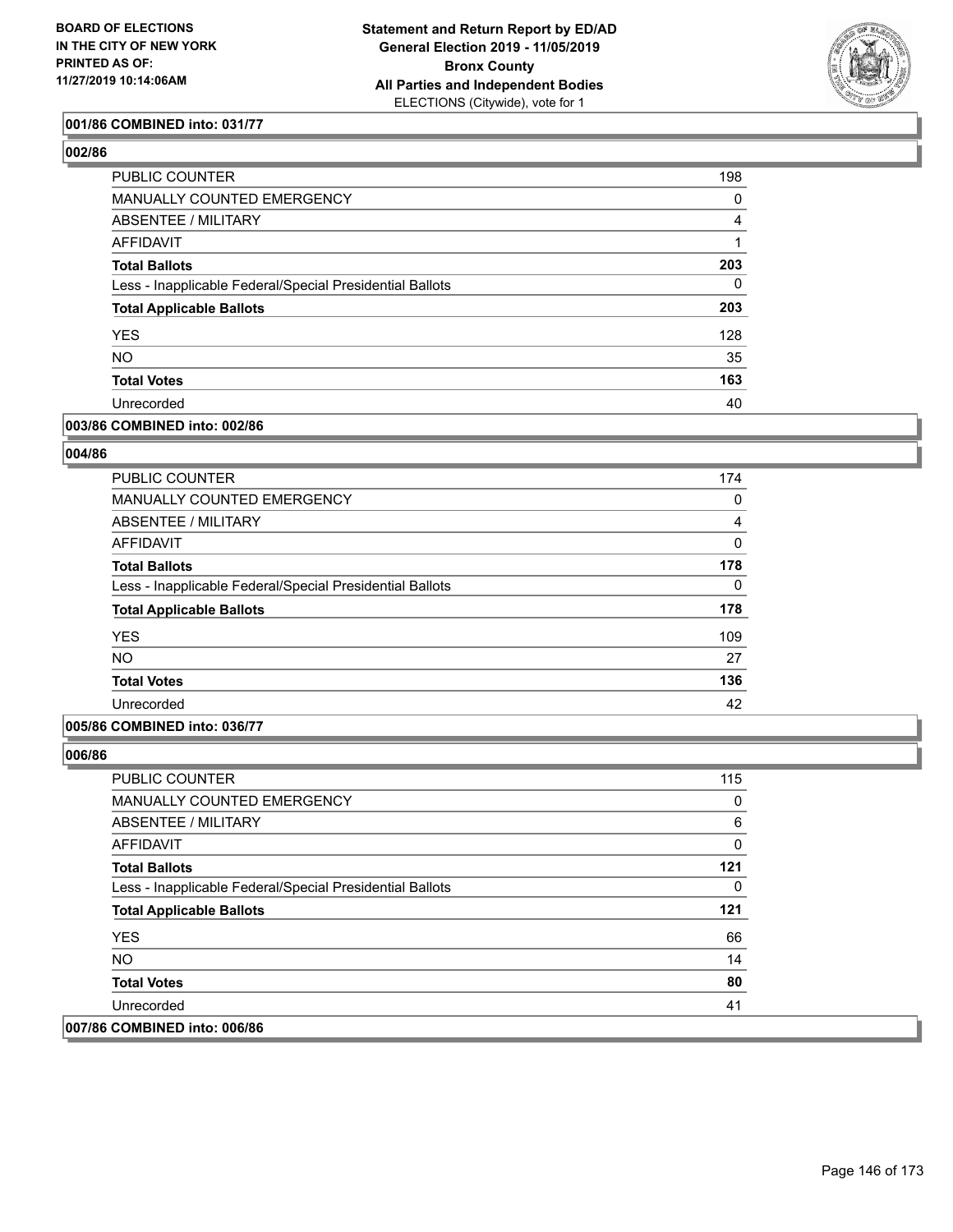**001/86 COMBINED into: 031/77**

**002/86**

| | |
|---|---|
| PUBLIC COUNTER | 198 |
| MANUALLY COUNTED EMERGENCY | 0 |
| ABSENTEE / MILITARY | 4 |
| AFFIDAVIT | 1 |
| **Total Ballots** | **203** |
| Less - Inapplicable Federal/Special Presidential Ballots | 0 |
| **Total Applicable Ballots** | **203** |
| YES | 128 |
| NO | 35 |
| **Total Votes** | **163** |
| Unrecorded | 40 |

**003/86 COMBINED into: 002/86**

**004/86**

| | |
|---|---|
| PUBLIC COUNTER | 174 |
| MANUALLY COUNTED EMERGENCY | 0 |
| ABSENTEE / MILITARY | 4 |
| AFFIDAVIT | 0 |
| **Total Ballots** | **178** |
| Less - Inapplicable Federal/Special Presidential Ballots | 0 |
| **Total Applicable Ballots** | **178** |
| YES | 109 |
| NO | 27 |
| **Total Votes** | **136** |
| Unrecorded | 42 |

**005/86 COMBINED into: 036/77**

**006/86**

| | |
|---|---|
| PUBLIC COUNTER | 115 |
| MANUALLY COUNTED EMERGENCY | 0 |
| ABSENTEE / MILITARY | 6 |
| AFFIDAVIT | 0 |
| **Total Ballots** | **121** |
| Less - Inapplicable Federal/Special Presidential Ballots | 0 |
| **Total Applicable Ballots** | **121** |
| YES | 66 |
| NO | 14 |
| **Total Votes** | **80** |
| Unrecorded | 41 |

**007/86 COMBINED into: 006/86**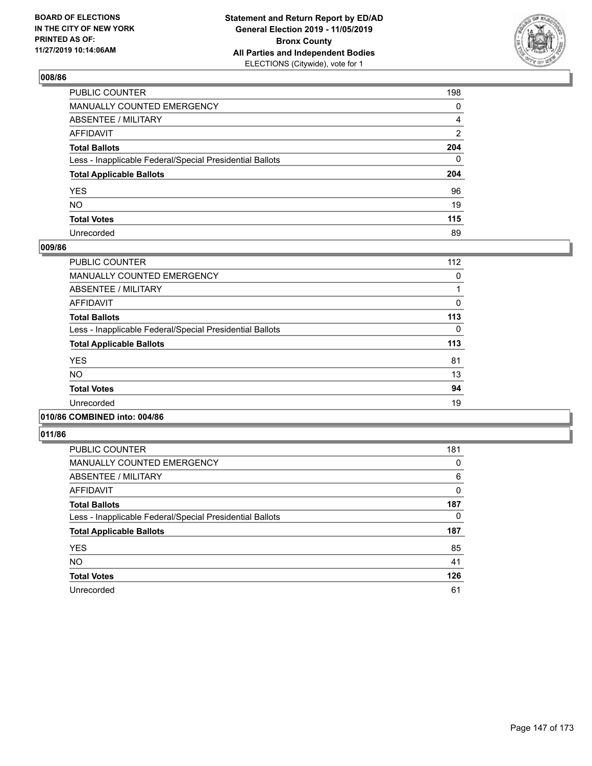BOARD OF ELECTIONS
IN THE CITY OF NEW YORK
PRINTED AS OF:
11/27/2019 10:14:06AM

**Statement and Return Report by ED/AD**
**General Election 2019 - 11/05/2019**
**Bronx County**
**All Parties and Independent Bodies**
ELECTIONS (Citywide), vote for 1

### 008/86

| | |
|---|---|
| PUBLIC COUNTER | 198 |
| MANUALLY COUNTED EMERGENCY | 0 |
| ABSENTEE / MILITARY | 4 |
| AFFIDAVIT | 2 |
| **Total Ballots** | **204** |
| Less - Inapplicable Federal/Special Presidential Ballots | 0 |
| **Total Applicable Ballots** | **204** |
| YES | 96 |
| NO | 19 |
| **Total Votes** | **115** |
| Unrecorded | 89 |

### 009/86

| | |
|---|---|
| PUBLIC COUNTER | 112 |
| MANUALLY COUNTED EMERGENCY | 0 |
| ABSENTEE / MILITARY | 1 |
| AFFIDAVIT | 0 |
| **Total Ballots** | **113** |
| Less - Inapplicable Federal/Special Presidential Ballots | 0 |
| **Total Applicable Ballots** | **113** |
| YES | 81 |
| NO | 13 |
| **Total Votes** | **94** |
| Unrecorded | 19 |

### 010/86 COMBINED into: 004/86

### 011/86

| | |
|---|---|
| PUBLIC COUNTER | 181 |
| MANUALLY COUNTED EMERGENCY | 0 |
| ABSENTEE / MILITARY | 6 |
| AFFIDAVIT | 0 |
| **Total Ballots** | **187** |
| Less - Inapplicable Federal/Special Presidential Ballots | 0 |
| **Total Applicable Ballots** | **187** |
| YES | 85 |
| NO | 41 |
| **Total Votes** | **126** |
| Unrecorded | 61 |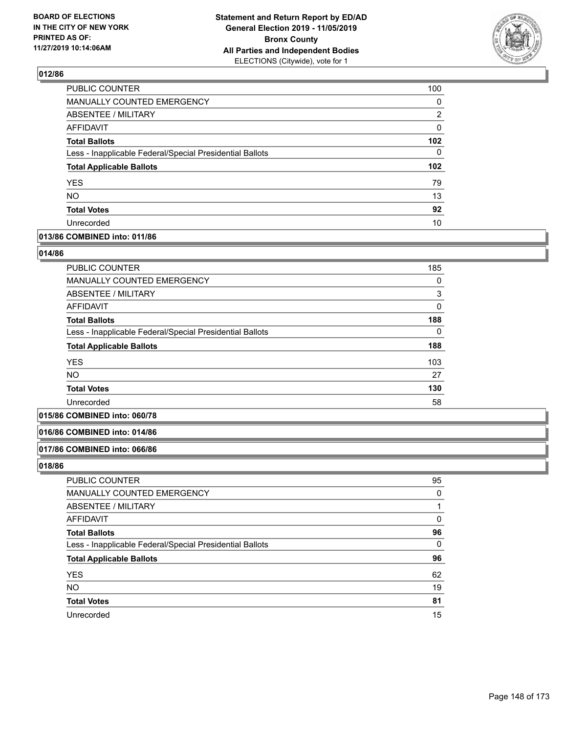## 012/86

| | |
|---|---|
| PUBLIC COUNTER | 100 |
| MANUALLY COUNTED EMERGENCY | 0 |
| ABSENTEE / MILITARY | 2 |
| AFFIDAVIT | 0 |
| **Total Ballots** | **102** |
| Less - Inapplicable Federal/Special Presidential Ballots | 0 |
| **Total Applicable Ballots** | **102** |
| YES | 79 |
| NO | 13 |
| **Total Votes** | **92** |
| Unrecorded | 10 |

## 013/86 COMBINED into: 011/86

## 014/86

| | |
|---|---|
| PUBLIC COUNTER | 185 |
| MANUALLY COUNTED EMERGENCY | 0 |
| ABSENTEE / MILITARY | 3 |
| AFFIDAVIT | 0 |
| **Total Ballots** | **188** |
| Less - Inapplicable Federal/Special Presidential Ballots | 0 |
| **Total Applicable Ballots** | **188** |
| YES | 103 |
| NO | 27 |
| **Total Votes** | **130** |
| Unrecorded | 58 |

## 015/86 COMBINED into: 060/78

## 016/86 COMBINED into: 014/86

## 017/86 COMBINED into: 066/86

## 018/86

| | |
|---|---|
| PUBLIC COUNTER | 95 |
| MANUALLY COUNTED EMERGENCY | 0 |
| ABSENTEE / MILITARY | 1 |
| AFFIDAVIT | 0 |
| **Total Ballots** | **96** |
| Less - Inapplicable Federal/Special Presidential Ballots | 0 |
| **Total Applicable Ballots** | **96** |
| YES | 62 |
| NO | 19 |
| **Total Votes** | **81** |
| Unrecorded | 15 |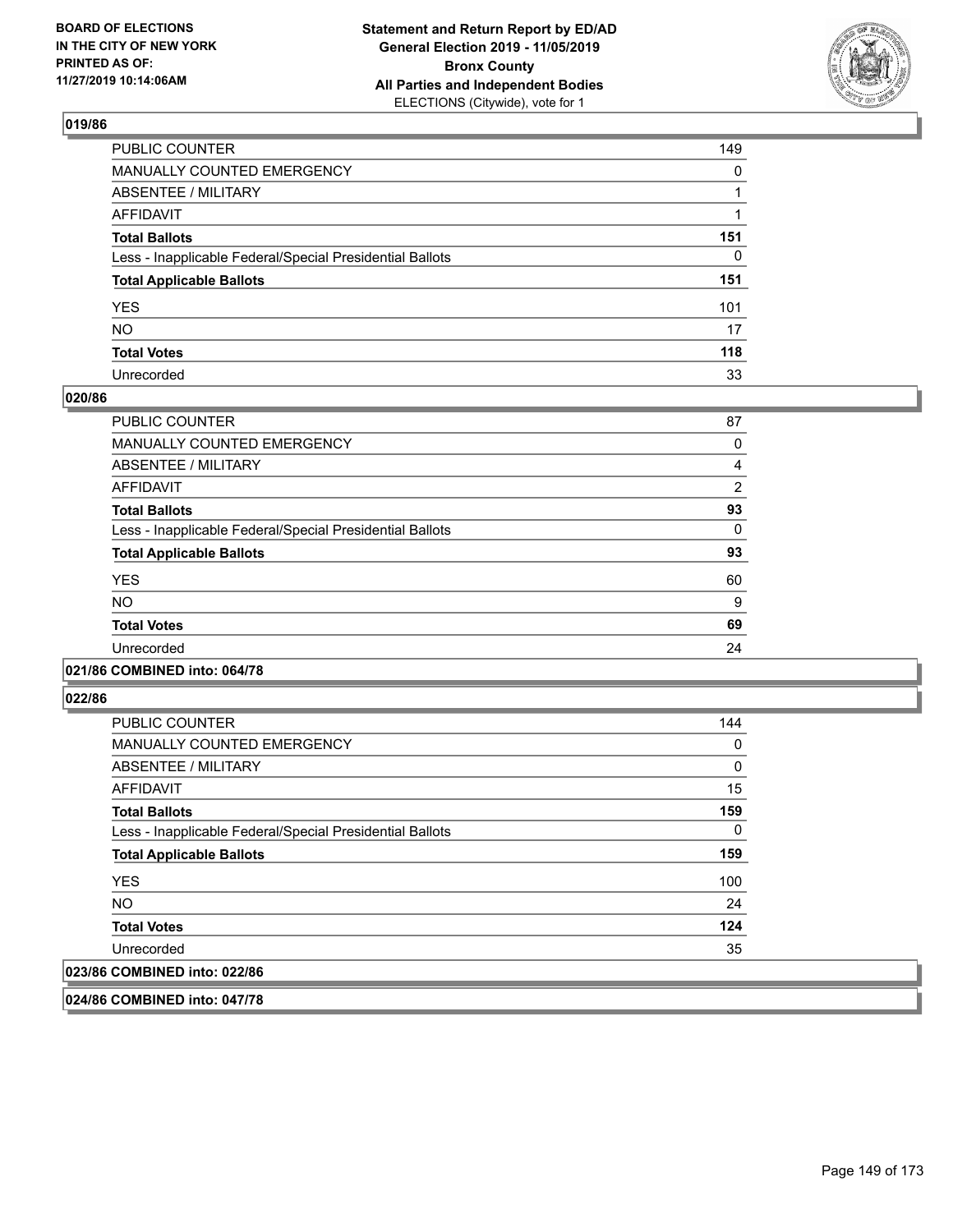### 019/86

| | |
|---|---|
| PUBLIC COUNTER | 149 |
| MANUALLY COUNTED EMERGENCY | 0 |
| ABSENTEE / MILITARY | 1 |
| AFFIDAVIT | 1 |
| **Total Ballots** | **151** |
| Less - Inapplicable Federal/Special Presidential Ballots | 0 |
| **Total Applicable Ballots** | **151** |
| YES | 101 |
| NO | 17 |
| **Total Votes** | **118** |
| Unrecorded | 33 |

### 020/86

| | |
|---|---|
| PUBLIC COUNTER | 87 |
| MANUALLY COUNTED EMERGENCY | 0 |
| ABSENTEE / MILITARY | 4 |
| AFFIDAVIT | 2 |
| **Total Ballots** | **93** |
| Less - Inapplicable Federal/Special Presidential Ballots | 0 |
| **Total Applicable Ballots** | **93** |
| YES | 60 |
| NO | 9 |
| **Total Votes** | **69** |
| Unrecorded | 24 |

### 021/86 COMBINED into: 064/78

### 022/86

| | |
|---|---|
| PUBLIC COUNTER | 144 |
| MANUALLY COUNTED EMERGENCY | 0 |
| ABSENTEE / MILITARY | 0 |
| AFFIDAVIT | 15 |
| **Total Ballots** | **159** |
| Less - Inapplicable Federal/Special Presidential Ballots | 0 |
| **Total Applicable Ballots** | **159** |
| YES | 100 |
| NO | 24 |
| **Total Votes** | **124** |
| Unrecorded | 35 |

### 023/86 COMBINED into: 022/86

### 024/86 COMBINED into: 047/78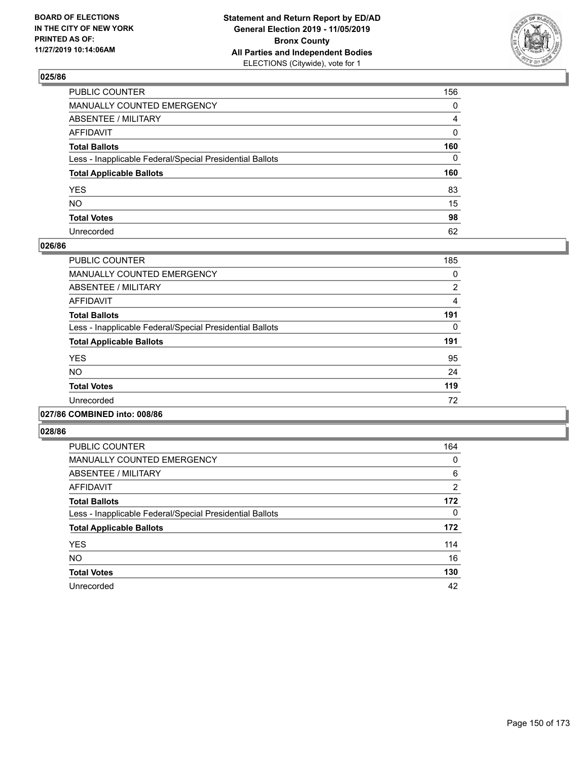## 025/86

| | |
|---|---|
| PUBLIC COUNTER | 156 |
| MANUALLY COUNTED EMERGENCY | 0 |
| ABSENTEE / MILITARY | 4 |
| AFFIDAVIT | 0 |
| **Total Ballots** | **160** |
| Less - Inapplicable Federal/Special Presidential Ballots | 0 |
| **Total Applicable Ballots** | **160** |
| YES | 83 |
| NO | 15 |
| **Total Votes** | **98** |
| Unrecorded | 62 |

## 026/86

| | |
|---|---|
| PUBLIC COUNTER | 185 |
| MANUALLY COUNTED EMERGENCY | 0 |
| ABSENTEE / MILITARY | 2 |
| AFFIDAVIT | 4 |
| **Total Ballots** | **191** |
| Less - Inapplicable Federal/Special Presidential Ballots | 0 |
| **Total Applicable Ballots** | **191** |
| YES | 95 |
| NO | 24 |
| **Total Votes** | **119** |
| Unrecorded | 72 |

## 027/86 COMBINED into: 008/86

## 028/86

| | |
|---|---|
| PUBLIC COUNTER | 164 |
| MANUALLY COUNTED EMERGENCY | 0 |
| ABSENTEE / MILITARY | 6 |
| AFFIDAVIT | 2 |
| **Total Ballots** | **172** |
| Less - Inapplicable Federal/Special Presidential Ballots | 0 |
| **Total Applicable Ballots** | **172** |
| YES | 114 |
| NO | 16 |
| **Total Votes** | **130** |
| Unrecorded | 42 |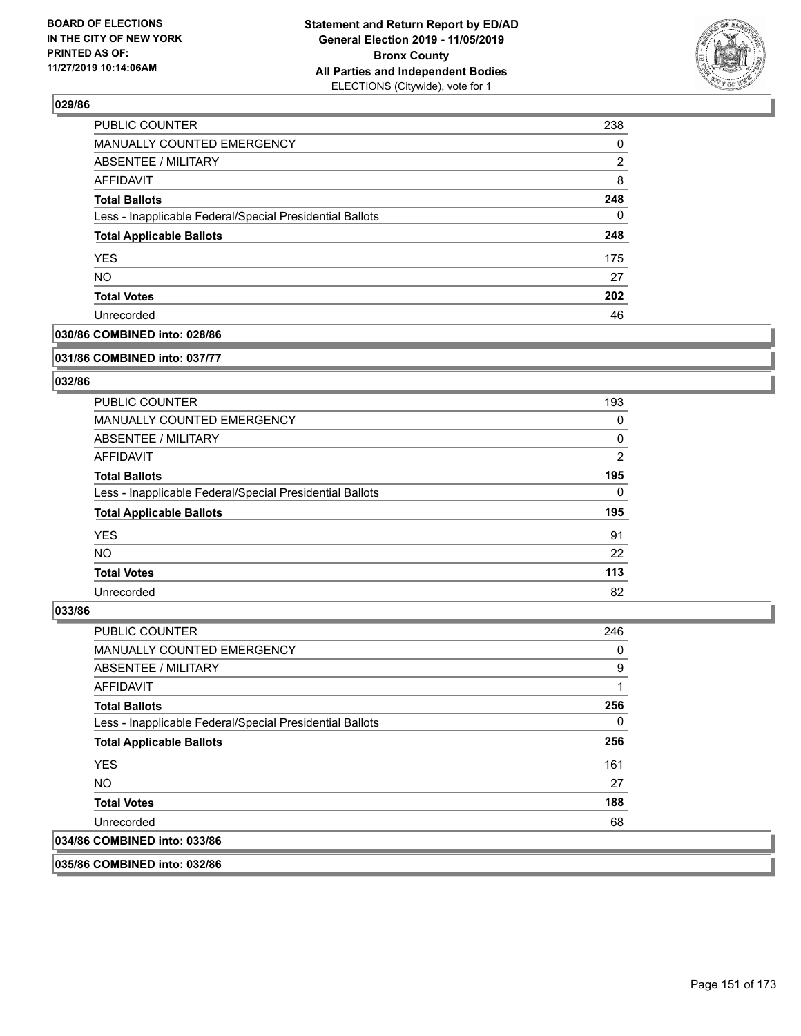### 029/86

| | |
|---|---|
| PUBLIC COUNTER | 238 |
| MANUALLY COUNTED EMERGENCY | 0 |
| ABSENTEE / MILITARY | 2 |
| AFFIDAVIT | 8 |
| **Total Ballots** | **248** |
| Less - Inapplicable Federal/Special Presidential Ballots | 0 |
| **Total Applicable Ballots** | **248** |
| YES | 175 |
| NO | 27 |
| **Total Votes** | **202** |
| Unrecorded | 46 |

### 030/86 COMBINED into: 028/86

### 031/86 COMBINED into: 037/77

### 032/86

| | |
|---|---|
| PUBLIC COUNTER | 193 |
| MANUALLY COUNTED EMERGENCY | 0 |
| ABSENTEE / MILITARY | 0 |
| AFFIDAVIT | 2 |
| **Total Ballots** | **195** |
| Less - Inapplicable Federal/Special Presidential Ballots | 0 |
| **Total Applicable Ballots** | **195** |
| YES | 91 |
| NO | 22 |
| **Total Votes** | **113** |
| Unrecorded | 82 |

### 033/86

| | |
|---|---|
| PUBLIC COUNTER | 246 |
| MANUALLY COUNTED EMERGENCY | 0 |
| ABSENTEE / MILITARY | 9 |
| AFFIDAVIT | 1 |
| **Total Ballots** | **256** |
| Less - Inapplicable Federal/Special Presidential Ballots | 0 |
| **Total Applicable Ballots** | **256** |
| YES | 161 |
| NO | 27 |
| **Total Votes** | **188** |
| Unrecorded | 68 |

### 034/86 COMBINED into: 033/86

### 035/86 COMBINED into: 032/86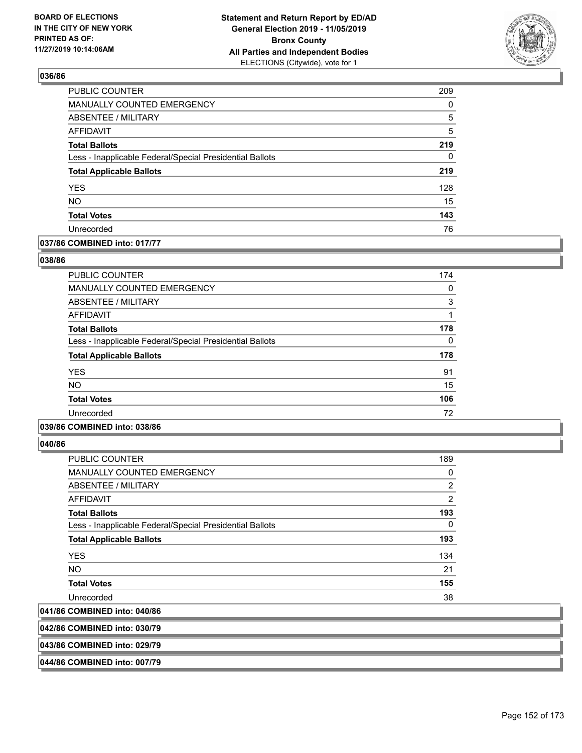## 036/86

| | |
|---|---|
| PUBLIC COUNTER | 209 |
| MANUALLY COUNTED EMERGENCY | 0 |
| ABSENTEE / MILITARY | 5 |
| AFFIDAVIT | 5 |
| **Total Ballots** | **219** |
| Less - Inapplicable Federal/Special Presidential Ballots | 0 |
| **Total Applicable Ballots** | **219** |
| YES | 128 |
| NO | 15 |
| **Total Votes** | **143** |
| Unrecorded | 76 |

## 037/86 COMBINED into: 017/77

## 038/86

| | |
|---|---|
| PUBLIC COUNTER | 174 |
| MANUALLY COUNTED EMERGENCY | 0 |
| ABSENTEE / MILITARY | 3 |
| AFFIDAVIT | 1 |
| **Total Ballots** | **178** |
| Less - Inapplicable Federal/Special Presidential Ballots | 0 |
| **Total Applicable Ballots** | **178** |
| YES | 91 |
| NO | 15 |
| **Total Votes** | **106** |
| Unrecorded | 72 |

## 039/86 COMBINED into: 038/86

## 040/86

| | |
|---|---|
| PUBLIC COUNTER | 189 |
| MANUALLY COUNTED EMERGENCY | 0 |
| ABSENTEE / MILITARY | 2 |
| AFFIDAVIT | 2 |
| **Total Ballots** | **193** |
| Less - Inapplicable Federal/Special Presidential Ballots | 0 |
| **Total Applicable Ballots** | **193** |
| YES | 134 |
| NO | 21 |
| **Total Votes** | **155** |
| Unrecorded | 38 |

## 041/86 COMBINED into: 040/86

## 042/86 COMBINED into: 030/79

## 043/86 COMBINED into: 029/79

## 044/86 COMBINED into: 007/79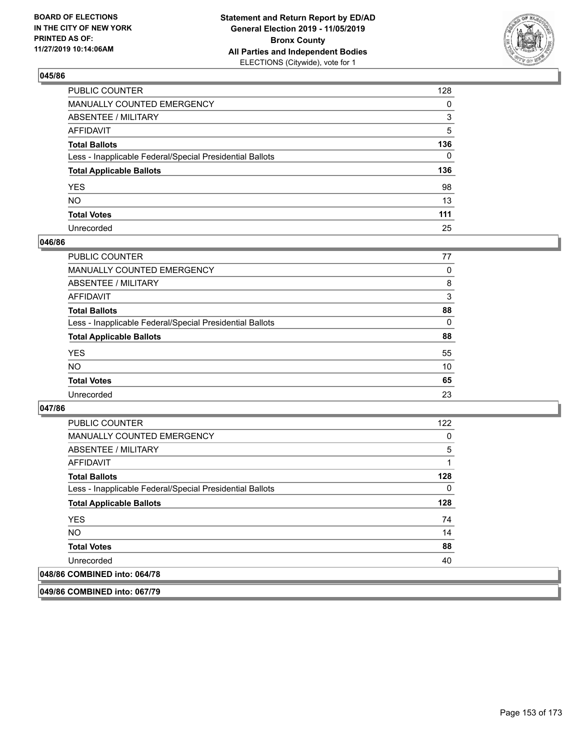## 045/86

| | |
|---|---|
| PUBLIC COUNTER | 128 |
| MANUALLY COUNTED EMERGENCY | 0 |
| ABSENTEE / MILITARY | 3 |
| AFFIDAVIT | 5 |
| **Total Ballots** | **136** |
| Less - Inapplicable Federal/Special Presidential Ballots | 0 |
| **Total Applicable Ballots** | **136** |
| YES | 98 |
| NO | 13 |
| **Total Votes** | **111** |
| Unrecorded | 25 |

## 046/86

| | |
|---|---|
| PUBLIC COUNTER | 77 |
| MANUALLY COUNTED EMERGENCY | 0 |
| ABSENTEE / MILITARY | 8 |
| AFFIDAVIT | 3 |
| **Total Ballots** | **88** |
| Less - Inapplicable Federal/Special Presidential Ballots | 0 |
| **Total Applicable Ballots** | **88** |
| YES | 55 |
| NO | 10 |
| **Total Votes** | **65** |
| Unrecorded | 23 |

## 047/86

| | |
|---|---|
| PUBLIC COUNTER | 122 |
| MANUALLY COUNTED EMERGENCY | 0 |
| ABSENTEE / MILITARY | 5 |
| AFFIDAVIT | 1 |
| **Total Ballots** | **128** |
| Less - Inapplicable Federal/Special Presidential Ballots | 0 |
| **Total Applicable Ballots** | **128** |
| YES | 74 |
| NO | 14 |
| **Total Votes** | **88** |
| Unrecorded | 40 |

## 048/86 COMBINED into: 064/78

## 049/86 COMBINED into: 067/79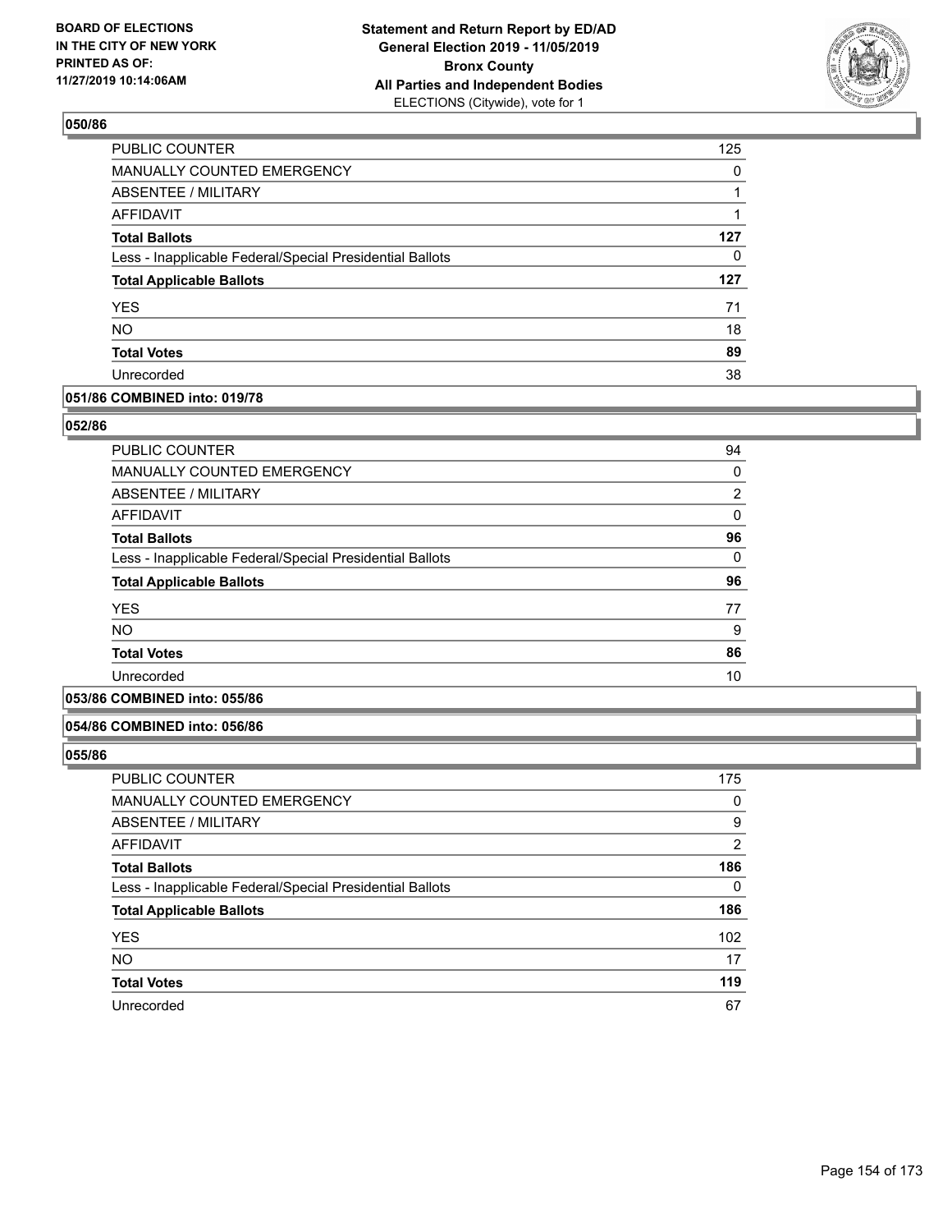## 050/86

| | |
|---|---|
| PUBLIC COUNTER | 125 |
| MANUALLY COUNTED EMERGENCY | 0 |
| ABSENTEE / MILITARY | 1 |
| AFFIDAVIT | 1 |
| **Total Ballots** | **127** |
| Less - Inapplicable Federal/Special Presidential Ballots | 0 |
| **Total Applicable Ballots** | **127** |
| YES | 71 |
| NO | 18 |
| **Total Votes** | **89** |
| Unrecorded | 38 |

## 051/86 COMBINED into: 019/78

## 052/86

| | |
|---|---|
| PUBLIC COUNTER | 94 |
| MANUALLY COUNTED EMERGENCY | 0 |
| ABSENTEE / MILITARY | 2 |
| AFFIDAVIT | 0 |
| **Total Ballots** | **96** |
| Less - Inapplicable Federal/Special Presidential Ballots | 0 |
| **Total Applicable Ballots** | **96** |
| YES | 77 |
| NO | 9 |
| **Total Votes** | **86** |
| Unrecorded | 10 |

## 053/86 COMBINED into: 055/86

## 054/86 COMBINED into: 056/86

## 055/86

| | |
|---|---|
| PUBLIC COUNTER | 175 |
| MANUALLY COUNTED EMERGENCY | 0 |
| ABSENTEE / MILITARY | 9 |
| AFFIDAVIT | 2 |
| **Total Ballots** | **186** |
| Less - Inapplicable Federal/Special Presidential Ballots | 0 |
| **Total Applicable Ballots** | **186** |
| YES | 102 |
| NO | 17 |
| **Total Votes** | **119** |
| Unrecorded | 67 |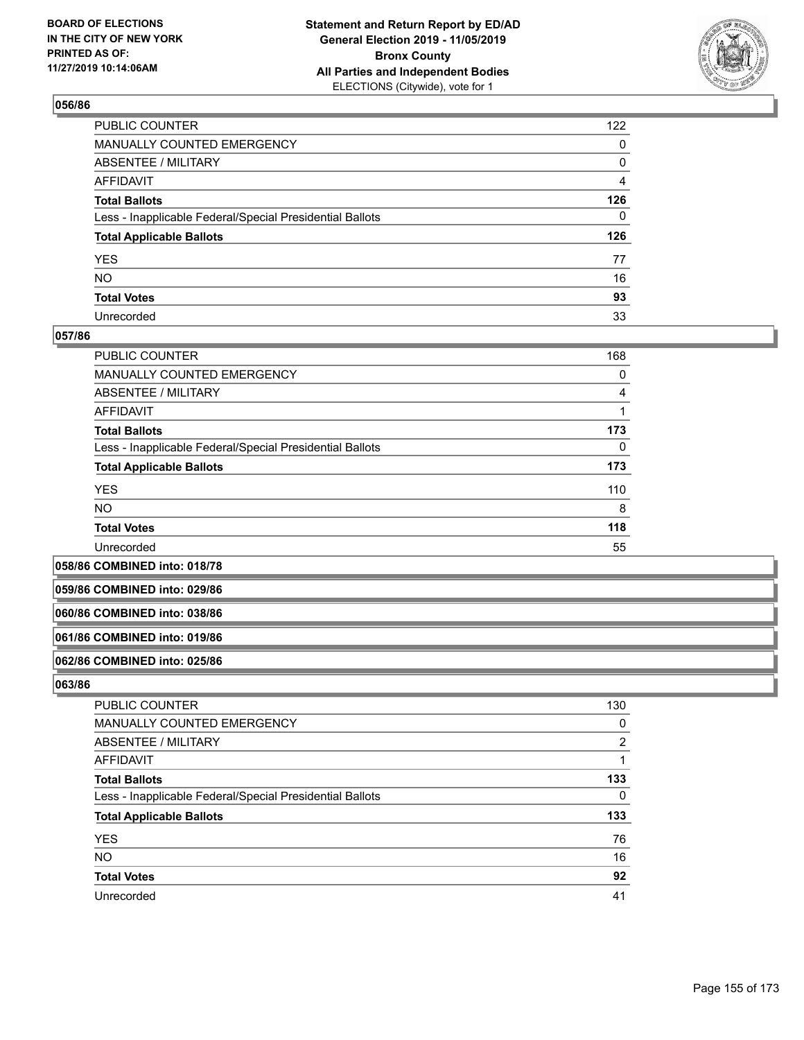### 056/86

| | |
|---|---|
| PUBLIC COUNTER | 122 |
| MANUALLY COUNTED EMERGENCY | 0 |
| ABSENTEE / MILITARY | 0 |
| AFFIDAVIT | 4 |
| **Total Ballots** | **126** |
| Less - Inapplicable Federal/Special Presidential Ballots | 0 |
| **Total Applicable Ballots** | **126** |
| YES | 77 |
| NO | 16 |
| **Total Votes** | **93** |
| Unrecorded | 33 |

### 057/86

| | |
|---|---|
| PUBLIC COUNTER | 168 |
| MANUALLY COUNTED EMERGENCY | 0 |
| ABSENTEE / MILITARY | 4 |
| AFFIDAVIT | 1 |
| **Total Ballots** | **173** |
| Less - Inapplicable Federal/Special Presidential Ballots | 0 |
| **Total Applicable Ballots** | **173** |
| YES | 110 |
| NO | 8 |
| **Total Votes** | **118** |
| Unrecorded | 55 |

### 058/86 COMBINED into: 018/78

### 059/86 COMBINED into: 029/86

### 060/86 COMBINED into: 038/86

### 061/86 COMBINED into: 019/86

### 062/86 COMBINED into: 025/86

### 063/86

| | |
|---|---|
| PUBLIC COUNTER | 130 |
| MANUALLY COUNTED EMERGENCY | 0 |
| ABSENTEE / MILITARY | 2 |
| AFFIDAVIT | 1 |
| **Total Ballots** | **133** |
| Less - Inapplicable Federal/Special Presidential Ballots | 0 |
| **Total Applicable Ballots** | **133** |
| YES | 76 |
| NO | 16 |
| **Total Votes** | **92** |
| Unrecorded | 41 |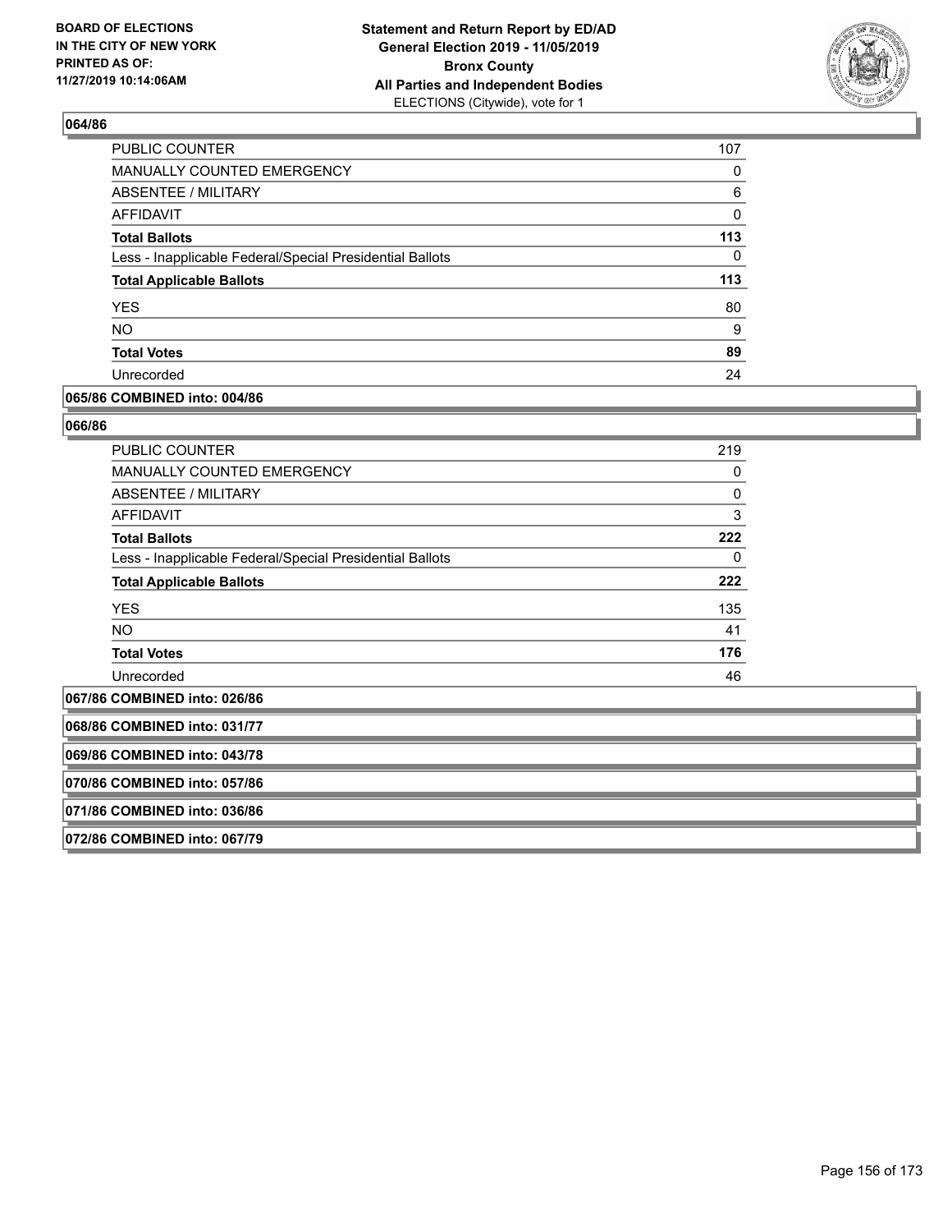### 064/86

| | |
|---|---|
| PUBLIC COUNTER | 107 |
| MANUALLY COUNTED EMERGENCY | 0 |
| ABSENTEE / MILITARY | 6 |
| AFFIDAVIT | 0 |
| **Total Ballots** | **113** |
| Less - Inapplicable Federal/Special Presidential Ballots | 0 |
| **Total Applicable Ballots** | **113** |
| YES | 80 |
| NO | 9 |
| **Total Votes** | **89** |
| Unrecorded | 24 |

### 065/86 COMBINED into: 004/86

### 066/86

| | |
|---|---|
| PUBLIC COUNTER | 219 |
| MANUALLY COUNTED EMERGENCY | 0 |
| ABSENTEE / MILITARY | 0 |
| AFFIDAVIT | 3 |
| **Total Ballots** | **222** |
| Less - Inapplicable Federal/Special Presidential Ballots | 0 |
| **Total Applicable Ballots** | **222** |
| YES | 135 |
| NO | 41 |
| **Total Votes** | **176** |
| Unrecorded | 46 |

### 067/86 COMBINED into: 026/86

### 068/86 COMBINED into: 031/77

### 069/86 COMBINED into: 043/78

### 070/86 COMBINED into: 057/86

### 071/86 COMBINED into: 036/86

### 072/86 COMBINED into: 067/79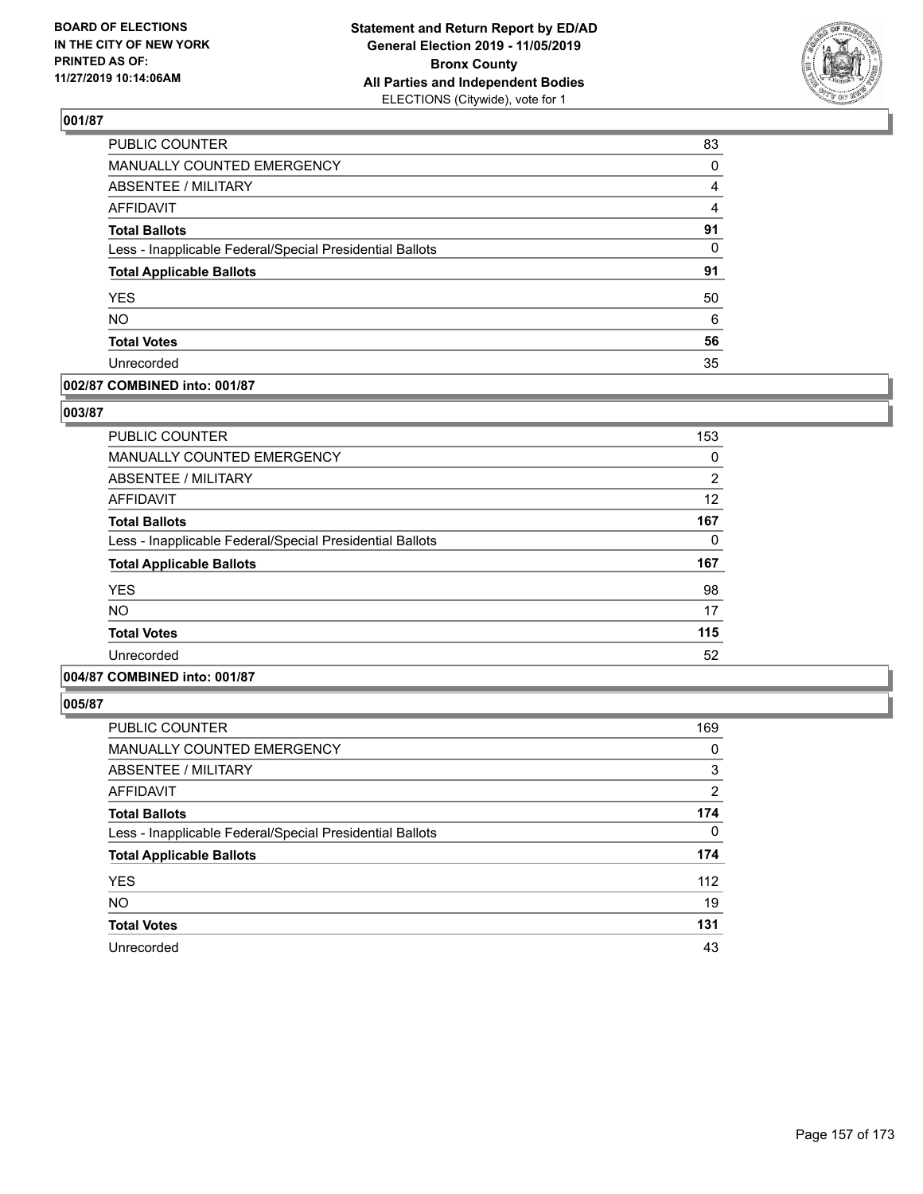BOARD OF ELECTIONS
IN THE CITY OF NEW YORK
PRINTED AS OF:
11/27/2019 10:14:06AM

**Statement and Return Report by ED/AD**
**General Election 2019 - 11/05/2019**
**Bronx County**
**All Parties and Independent Bodies**
ELECTIONS (Citywide), vote for 1

### 001/87

| | |
|---|---|
| PUBLIC COUNTER | 83 |
| MANUALLY COUNTED EMERGENCY | 0 |
| ABSENTEE / MILITARY | 4 |
| AFFIDAVIT | 4 |
| **Total Ballots** | **91** |
| Less - Inapplicable Federal/Special Presidential Ballots | 0 |
| **Total Applicable Ballots** | **91** |
| YES | 50 |
| NO | 6 |
| **Total Votes** | **56** |
| Unrecorded | 35 |

### 002/87 COMBINED into: 001/87

### 003/87

| | |
|---|---|
| PUBLIC COUNTER | 153 |
| MANUALLY COUNTED EMERGENCY | 0 |
| ABSENTEE / MILITARY | 2 |
| AFFIDAVIT | 12 |
| **Total Ballots** | **167** |
| Less - Inapplicable Federal/Special Presidential Ballots | 0 |
| **Total Applicable Ballots** | **167** |
| YES | 98 |
| NO | 17 |
| **Total Votes** | **115** |
| Unrecorded | 52 |

### 004/87 COMBINED into: 001/87

### 005/87

| | |
|---|---|
| PUBLIC COUNTER | 169 |
| MANUALLY COUNTED EMERGENCY | 0 |
| ABSENTEE / MILITARY | 3 |
| AFFIDAVIT | 2 |
| **Total Ballots** | **174** |
| Less - Inapplicable Federal/Special Presidential Ballots | 0 |
| **Total Applicable Ballots** | **174** |
| YES | 112 |
| NO | 19 |
| **Total Votes** | **131** |
| Unrecorded | 43 |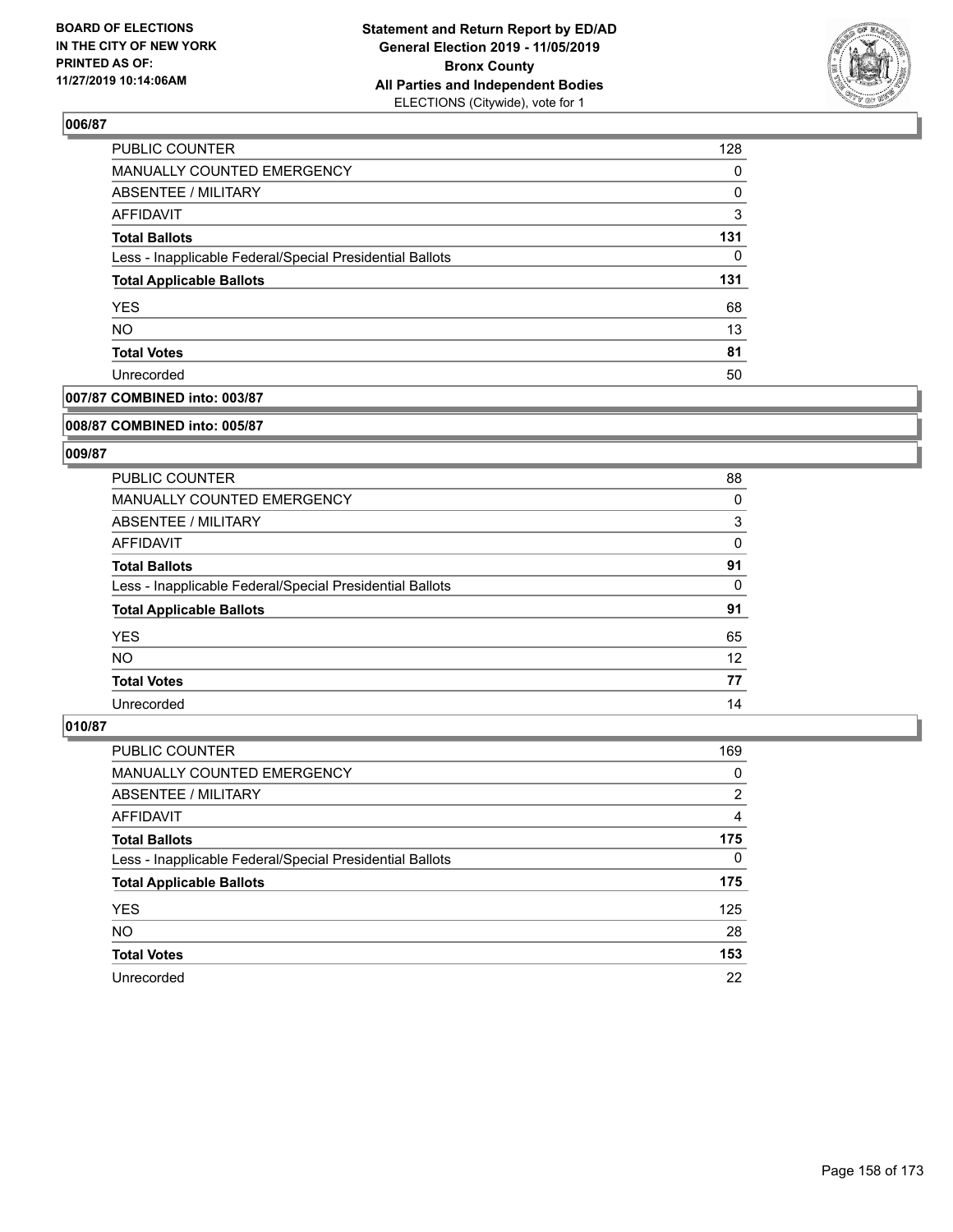### 006/87

| | |
|---|---|
| PUBLIC COUNTER | 128 |
| MANUALLY COUNTED EMERGENCY | 0 |
| ABSENTEE / MILITARY | 0 |
| AFFIDAVIT | 3 |
| **Total Ballots** | **131** |
| Less - Inapplicable Federal/Special Presidential Ballots | 0 |
| **Total Applicable Ballots** | **131** |
| YES | 68 |
| NO | 13 |
| **Total Votes** | **81** |
| Unrecorded | 50 |

### 007/87 COMBINED into: 003/87

### 008/87 COMBINED into: 005/87

### 009/87

| | |
|---|---|
| PUBLIC COUNTER | 88 |
| MANUALLY COUNTED EMERGENCY | 0 |
| ABSENTEE / MILITARY | 3 |
| AFFIDAVIT | 0 |
| **Total Ballots** | **91** |
| Less - Inapplicable Federal/Special Presidential Ballots | 0 |
| **Total Applicable Ballots** | **91** |
| YES | 65 |
| NO | 12 |
| **Total Votes** | **77** |
| Unrecorded | 14 |

### 010/87

| | |
|---|---|
| PUBLIC COUNTER | 169 |
| MANUALLY COUNTED EMERGENCY | 0 |
| ABSENTEE / MILITARY | 2 |
| AFFIDAVIT | 4 |
| **Total Ballots** | **175** |
| Less - Inapplicable Federal/Special Presidential Ballots | 0 |
| **Total Applicable Ballots** | **175** |
| YES | 125 |
| NO | 28 |
| **Total Votes** | **153** |
| Unrecorded | 22 |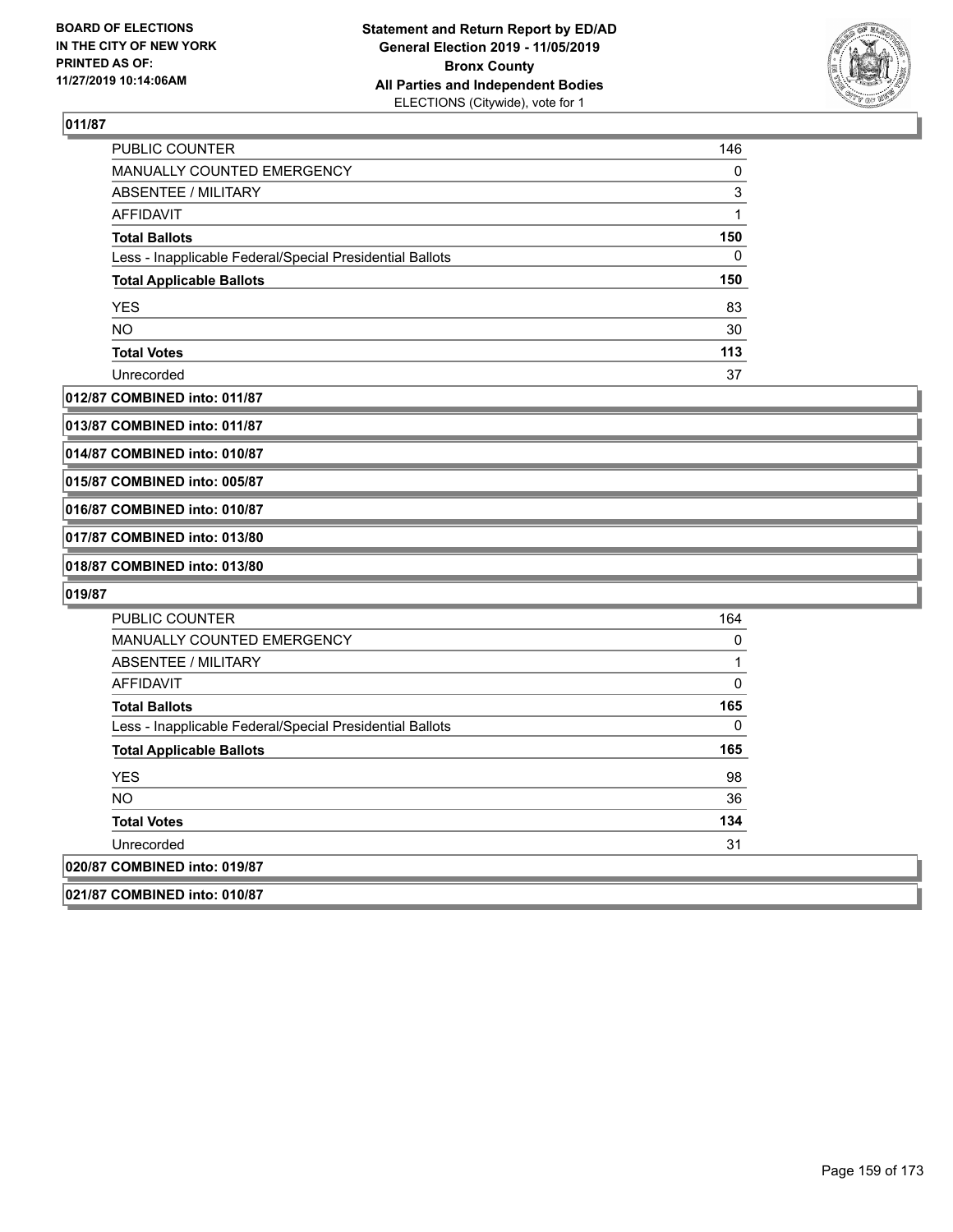## 011/87

| | |
|---|---|
| PUBLIC COUNTER | 146 |
| MANUALLY COUNTED EMERGENCY | 0 |
| ABSENTEE / MILITARY | 3 |
| AFFIDAVIT | 1 |
| **Total Ballots** | **150** |
| Less - Inapplicable Federal/Special Presidential Ballots | 0 |
| **Total Applicable Ballots** | **150** |
| YES | 83 |
| NO | 30 |
| **Total Votes** | **113** |
| Unrecorded | 37 |

**012/87 COMBINED into: 011/87**

**013/87 COMBINED into: 011/87**

**014/87 COMBINED into: 010/87**

**015/87 COMBINED into: 005/87**

**016/87 COMBINED into: 010/87**

**017/87 COMBINED into: 013/80**

**018/87 COMBINED into: 013/80**

## 019/87

| | |
|---|---|
| PUBLIC COUNTER | 164 |
| MANUALLY COUNTED EMERGENCY | 0 |
| ABSENTEE / MILITARY | 1 |
| AFFIDAVIT | 0 |
| **Total Ballots** | **165** |
| Less - Inapplicable Federal/Special Presidential Ballots | 0 |
| **Total Applicable Ballots** | **165** |
| YES | 98 |
| NO | 36 |
| **Total Votes** | **134** |
| Unrecorded | 31 |

**020/87 COMBINED into: 019/87**

**021/87 COMBINED into: 010/87**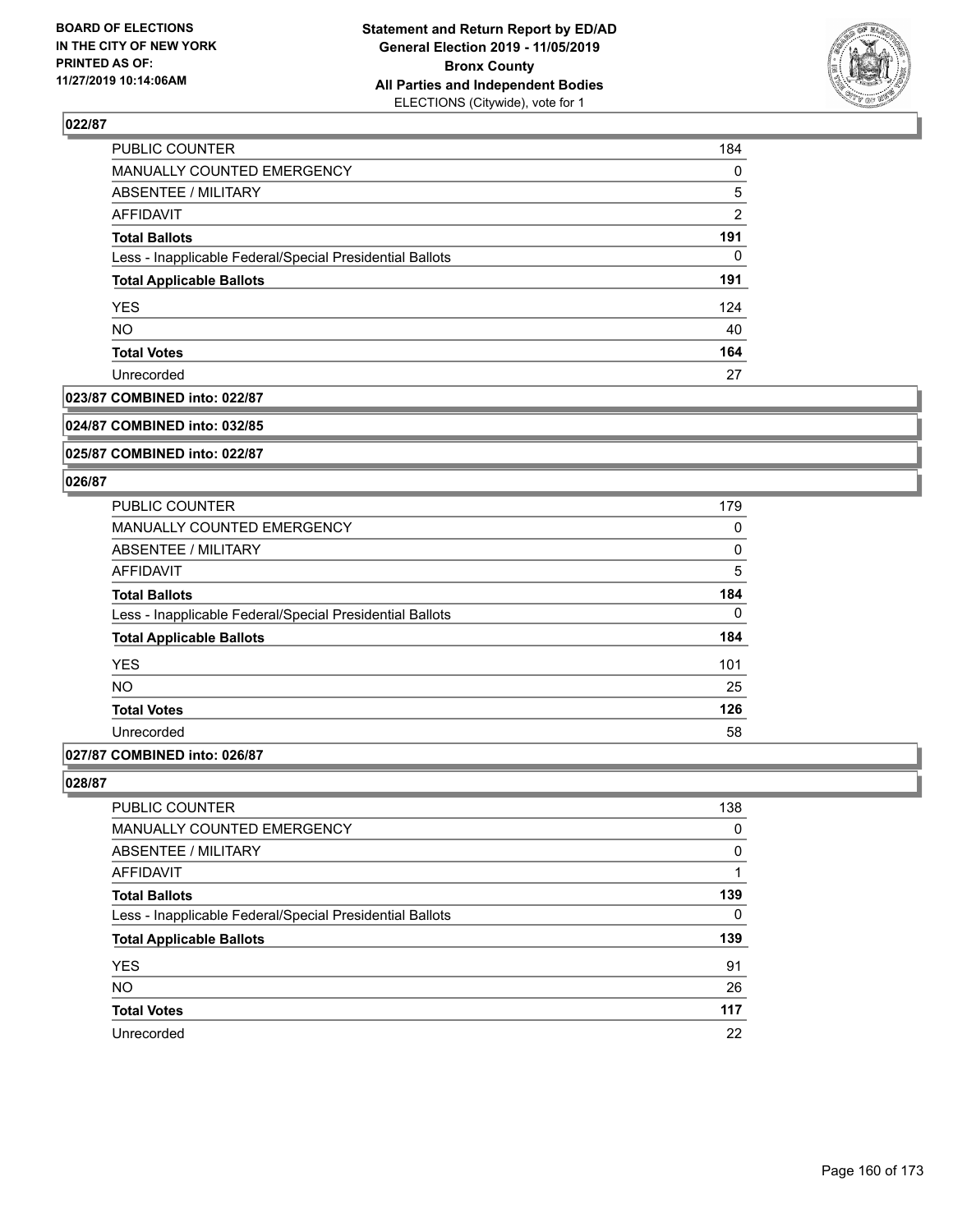## 022/87

| | |
|---|---|
| PUBLIC COUNTER | 184 |
| MANUALLY COUNTED EMERGENCY | 0 |
| ABSENTEE / MILITARY | 5 |
| AFFIDAVIT | 2 |
| **Total Ballots** | **191** |
| Less - Inapplicable Federal/Special Presidential Ballots | 0 |
| **Total Applicable Ballots** | **191** |
| YES | 124 |
| NO | 40 |
| **Total Votes** | **164** |
| Unrecorded | 27 |

## 023/87 COMBINED into: 022/87

## 024/87 COMBINED into: 032/85

## 025/87 COMBINED into: 022/87

## 026/87

| | |
|---|---|
| PUBLIC COUNTER | 179 |
| MANUALLY COUNTED EMERGENCY | 0 |
| ABSENTEE / MILITARY | 0 |
| AFFIDAVIT | 5 |
| **Total Ballots** | **184** |
| Less - Inapplicable Federal/Special Presidential Ballots | 0 |
| **Total Applicable Ballots** | **184** |
| YES | 101 |
| NO | 25 |
| **Total Votes** | **126** |
| Unrecorded | 58 |

## 027/87 COMBINED into: 026/87

## 028/87

| | |
|---|---|
| PUBLIC COUNTER | 138 |
| MANUALLY COUNTED EMERGENCY | 0 |
| ABSENTEE / MILITARY | 0 |
| AFFIDAVIT | 1 |
| **Total Ballots** | **139** |
| Less - Inapplicable Federal/Special Presidential Ballots | 0 |
| **Total Applicable Ballots** | **139** |
| YES | 91 |
| NO | 26 |
| **Total Votes** | **117** |
| Unrecorded | 22 |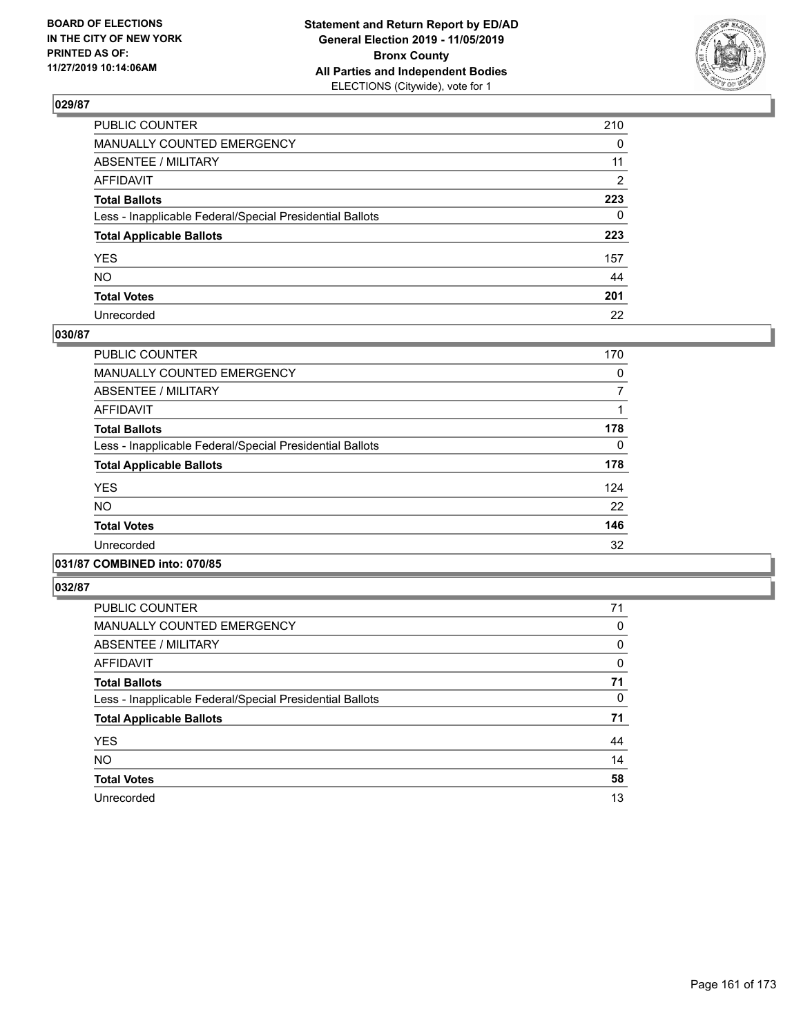## 029/87

| | |
|---|---|
| PUBLIC COUNTER | 210 |
| MANUALLY COUNTED EMERGENCY | 0 |
| ABSENTEE / MILITARY | 11 |
| AFFIDAVIT | 2 |
| **Total Ballots** | **223** |
| Less - Inapplicable Federal/Special Presidential Ballots | 0 |
| **Total Applicable Ballots** | **223** |
| YES | 157 |
| NO | 44 |
| **Total Votes** | **201** |
| Unrecorded | 22 |

## 030/87

| | |
|---|---|
| PUBLIC COUNTER | 170 |
| MANUALLY COUNTED EMERGENCY | 0 |
| ABSENTEE / MILITARY | 7 |
| AFFIDAVIT | 1 |
| **Total Ballots** | **178** |
| Less - Inapplicable Federal/Special Presidential Ballots | 0 |
| **Total Applicable Ballots** | **178** |
| YES | 124 |
| NO | 22 |
| **Total Votes** | **146** |
| Unrecorded | 32 |

## 031/87 COMBINED into: 070/85

## 032/87

| | |
|---|---|
| PUBLIC COUNTER | 71 |
| MANUALLY COUNTED EMERGENCY | 0 |
| ABSENTEE / MILITARY | 0 |
| AFFIDAVIT | 0 |
| **Total Ballots** | **71** |
| Less - Inapplicable Federal/Special Presidential Ballots | 0 |
| **Total Applicable Ballots** | **71** |
| YES | 44 |
| NO | 14 |
| **Total Votes** | **58** |
| Unrecorded | 13 |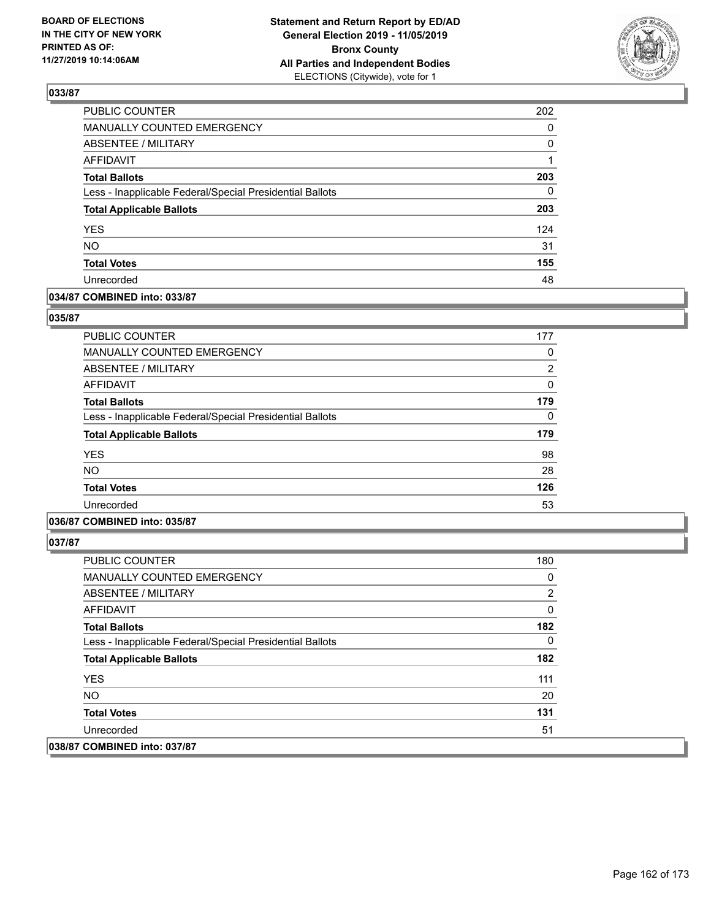## 033/87

| | |
|---|---|
| PUBLIC COUNTER | 202 |
| MANUALLY COUNTED EMERGENCY | 0 |
| ABSENTEE / MILITARY | 0 |
| AFFIDAVIT | 1 |
| **Total Ballots** | **203** |
| Less - Inapplicable Federal/Special Presidential Ballots | 0 |
| **Total Applicable Ballots** | **203** |
| YES | 124 |
| NO | 31 |
| **Total Votes** | **155** |
| Unrecorded | 48 |

## 034/87 COMBINED into: 033/87

## 035/87

| | |
|---|---|
| PUBLIC COUNTER | 177 |
| MANUALLY COUNTED EMERGENCY | 0 |
| ABSENTEE / MILITARY | 2 |
| AFFIDAVIT | 0 |
| **Total Ballots** | **179** |
| Less - Inapplicable Federal/Special Presidential Ballots | 0 |
| **Total Applicable Ballots** | **179** |
| YES | 98 |
| NO | 28 |
| **Total Votes** | **126** |
| Unrecorded | 53 |

## 036/87 COMBINED into: 035/87

## 037/87

| | |
|---|---|
| PUBLIC COUNTER | 180 |
| MANUALLY COUNTED EMERGENCY | 0 |
| ABSENTEE / MILITARY | 2 |
| AFFIDAVIT | 0 |
| **Total Ballots** | **182** |
| Less - Inapplicable Federal/Special Presidential Ballots | 0 |
| **Total Applicable Ballots** | **182** |
| YES | 111 |
| NO | 20 |
| **Total Votes** | **131** |
| Unrecorded | 51 |

## 038/87 COMBINED into: 037/87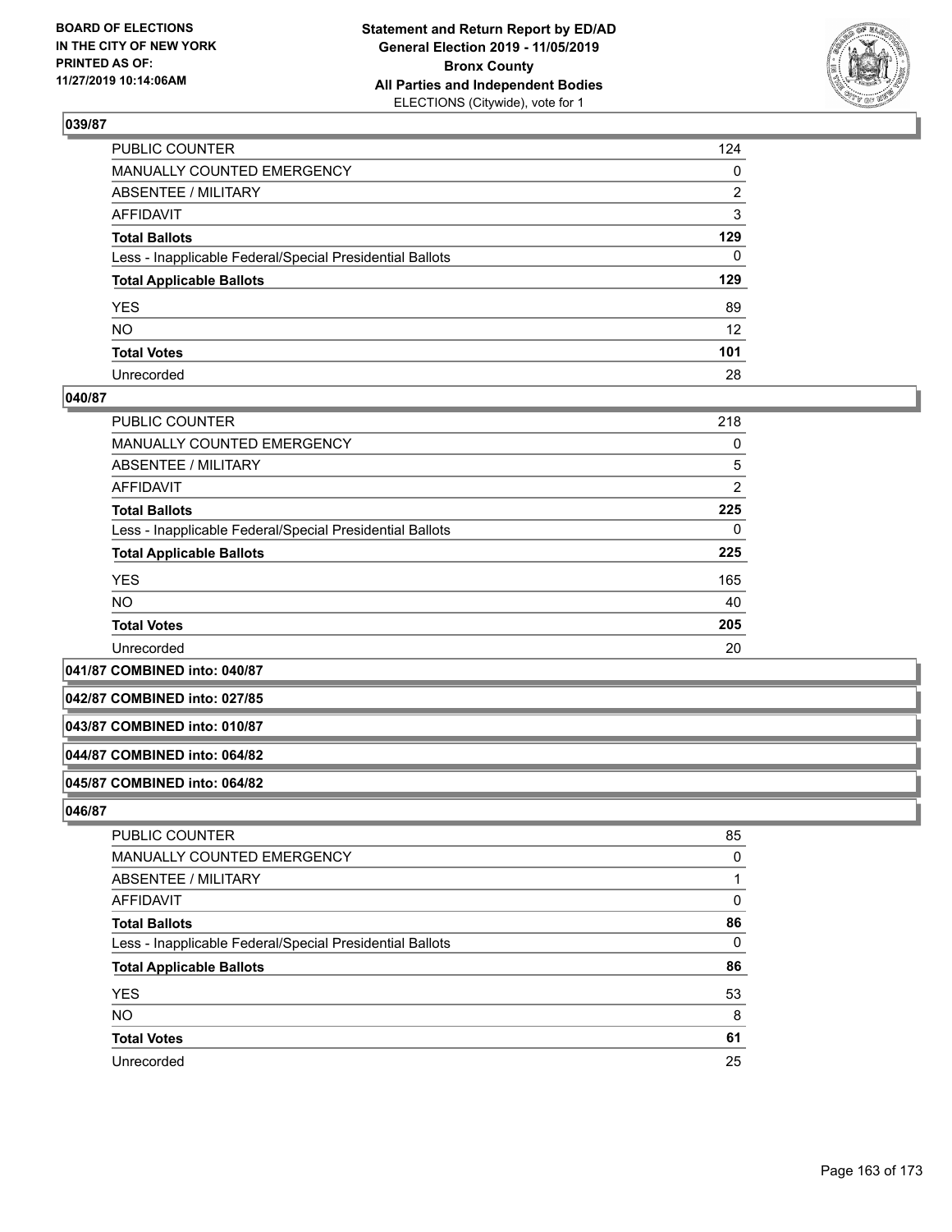## 039/87

| | |
|---|---|
| PUBLIC COUNTER | 124 |
| MANUALLY COUNTED EMERGENCY | 0 |
| ABSENTEE / MILITARY | 2 |
| AFFIDAVIT | 3 |
| **Total Ballots** | **129** |
| Less - Inapplicable Federal/Special Presidential Ballots | 0 |
| **Total Applicable Ballots** | **129** |
| YES | 89 |
| NO | 12 |
| **Total Votes** | **101** |
| Unrecorded | 28 |

## 040/87

| | |
|---|---|
| PUBLIC COUNTER | 218 |
| MANUALLY COUNTED EMERGENCY | 0 |
| ABSENTEE / MILITARY | 5 |
| AFFIDAVIT | 2 |
| **Total Ballots** | **225** |
| Less - Inapplicable Federal/Special Presidential Ballots | 0 |
| **Total Applicable Ballots** | **225** |
| YES | 165 |
| NO | 40 |
| **Total Votes** | **205** |
| Unrecorded | 20 |

## 041/87 COMBINED into: 040/87

## 042/87 COMBINED into: 027/85

## 043/87 COMBINED into: 010/87

## 044/87 COMBINED into: 064/82

## 045/87 COMBINED into: 064/82

## 046/87

| | |
|---|---|
| PUBLIC COUNTER | 85 |
| MANUALLY COUNTED EMERGENCY | 0 |
| ABSENTEE / MILITARY | 1 |
| AFFIDAVIT | 0 |
| **Total Ballots** | **86** |
| Less - Inapplicable Federal/Special Presidential Ballots | 0 |
| **Total Applicable Ballots** | **86** |
| YES | 53 |
| NO | 8 |
| **Total Votes** | **61** |
| Unrecorded | 25 |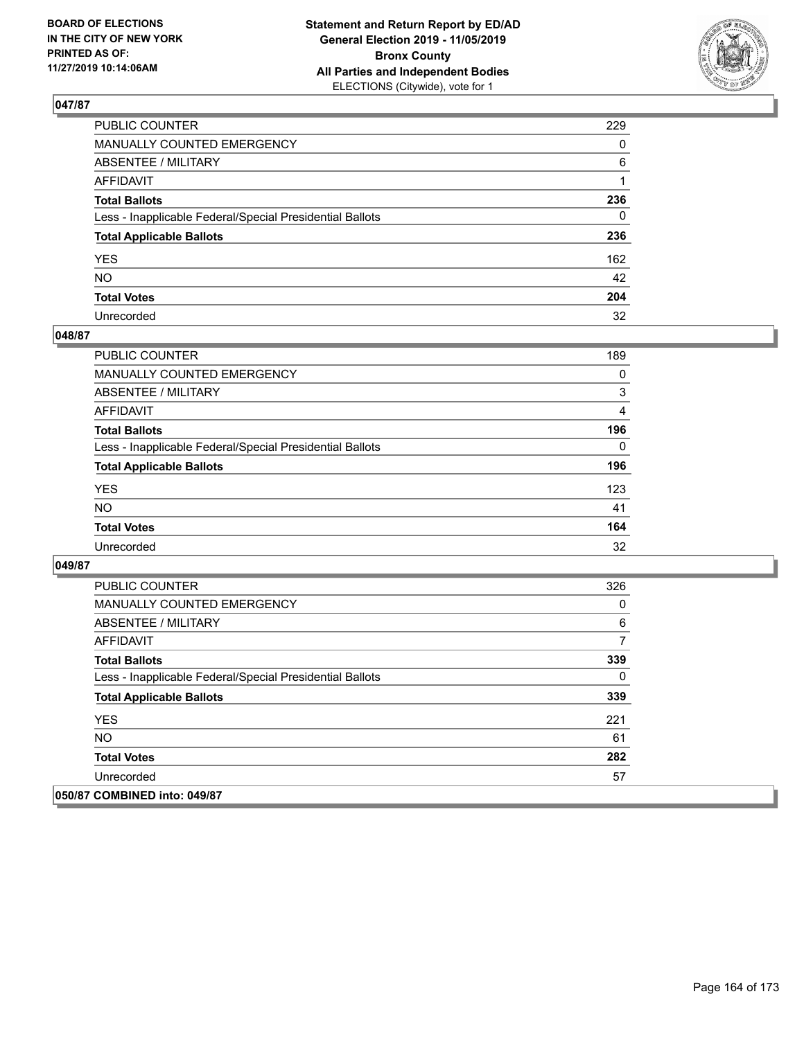## 047/87

| | |
|---|---|
| PUBLIC COUNTER | 229 |
| MANUALLY COUNTED EMERGENCY | 0 |
| ABSENTEE / MILITARY | 6 |
| AFFIDAVIT | 1 |
| **Total Ballots** | **236** |
| Less - Inapplicable Federal/Special Presidential Ballots | 0 |
| **Total Applicable Ballots** | **236** |
| YES | 162 |
| NO | 42 |
| **Total Votes** | **204** |
| Unrecorded | 32 |

## 048/87

| | |
|---|---|
| PUBLIC COUNTER | 189 |
| MANUALLY COUNTED EMERGENCY | 0 |
| ABSENTEE / MILITARY | 3 |
| AFFIDAVIT | 4 |
| **Total Ballots** | **196** |
| Less - Inapplicable Federal/Special Presidential Ballots | 0 |
| **Total Applicable Ballots** | **196** |
| YES | 123 |
| NO | 41 |
| **Total Votes** | **164** |
| Unrecorded | 32 |

## 049/87

| | |
|---|---|
| PUBLIC COUNTER | 326 |
| MANUALLY COUNTED EMERGENCY | 0 |
| ABSENTEE / MILITARY | 6 |
| AFFIDAVIT | 7 |
| **Total Ballots** | **339** |
| Less - Inapplicable Federal/Special Presidential Ballots | 0 |
| **Total Applicable Ballots** | **339** |
| YES | 221 |
| NO | 61 |
| **Total Votes** | **282** |
| Unrecorded | 57 |

## 050/87 COMBINED into: 049/87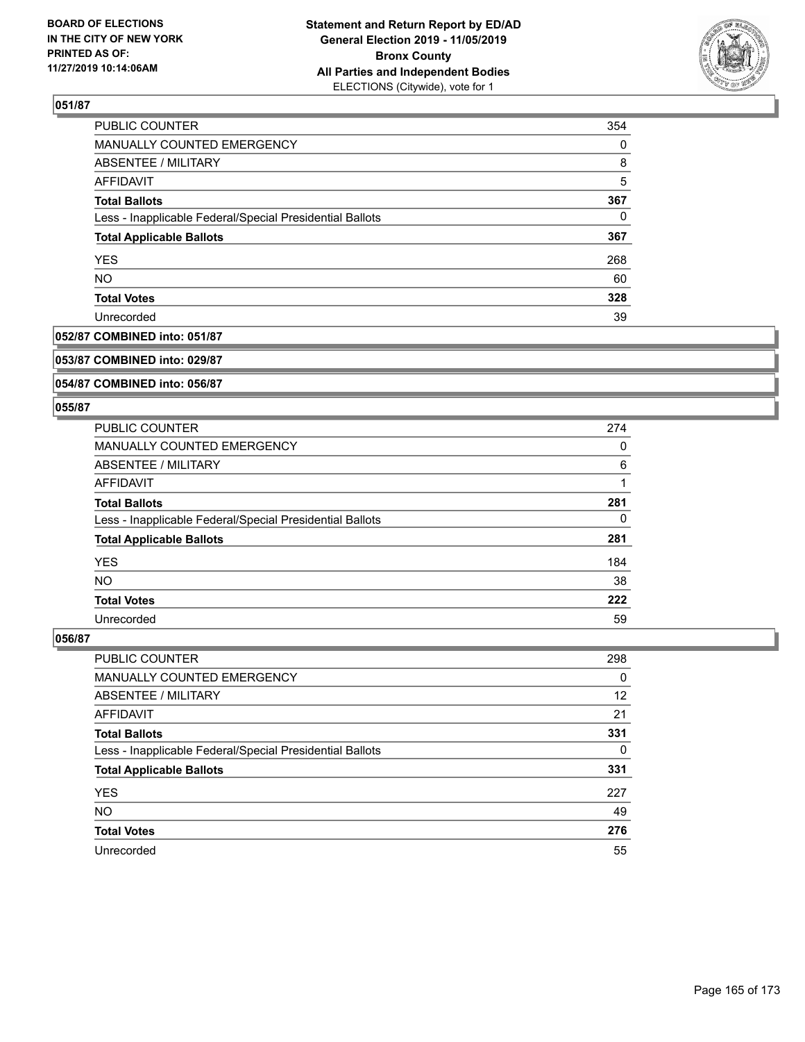## 051/87

| | |
|---|---|
| PUBLIC COUNTER | 354 |
| MANUALLY COUNTED EMERGENCY | 0 |
| ABSENTEE / MILITARY | 8 |
| AFFIDAVIT | 5 |
| **Total Ballots** | **367** |
| Less - Inapplicable Federal/Special Presidential Ballots | 0 |
| **Total Applicable Ballots** | **367** |
| YES | 268 |
| NO | 60 |
| **Total Votes** | **328** |
| Unrecorded | 39 |

## 052/87 COMBINED into: 051/87

## 053/87 COMBINED into: 029/87

## 054/87 COMBINED into: 056/87

## 055/87

| | |
|---|---|
| PUBLIC COUNTER | 274 |
| MANUALLY COUNTED EMERGENCY | 0 |
| ABSENTEE / MILITARY | 6 |
| AFFIDAVIT | 1 |
| **Total Ballots** | **281** |
| Less - Inapplicable Federal/Special Presidential Ballots | 0 |
| **Total Applicable Ballots** | **281** |
| YES | 184 |
| NO | 38 |
| **Total Votes** | **222** |
| Unrecorded | 59 |

## 056/87

| | |
|---|---|
| PUBLIC COUNTER | 298 |
| MANUALLY COUNTED EMERGENCY | 0 |
| ABSENTEE / MILITARY | 12 |
| AFFIDAVIT | 21 |
| **Total Ballots** | **331** |
| Less - Inapplicable Federal/Special Presidential Ballots | 0 |
| **Total Applicable Ballots** | **331** |
| YES | 227 |
| NO | 49 |
| **Total Votes** | **276** |
| Unrecorded | 55 |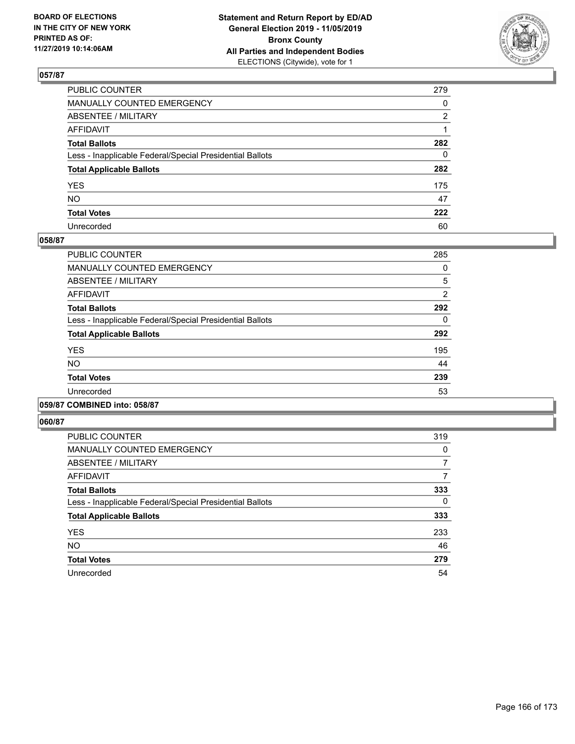BOARD OF ELECTIONS
IN THE CITY OF NEW YORK
PRINTED AS OF:
11/27/2019 10:14:06AM

**Statement and Return Report by ED/AD**
**General Election 2019 - 11/05/2019**
**Bronx County**
**All Parties and Independent Bodies**
ELECTIONS (Citywide), vote for 1

## 057/87

| | |
|---|---|
| PUBLIC COUNTER | 279 |
| MANUALLY COUNTED EMERGENCY | 0 |
| ABSENTEE / MILITARY | 2 |
| AFFIDAVIT | 1 |
| **Total Ballots** | **282** |
| Less - Inapplicable Federal/Special Presidential Ballots | 0 |
| **Total Applicable Ballots** | **282** |
| YES | 175 |
| NO | 47 |
| **Total Votes** | **222** |
| Unrecorded | 60 |

## 058/87

| | |
|---|---|
| PUBLIC COUNTER | 285 |
| MANUALLY COUNTED EMERGENCY | 0 |
| ABSENTEE / MILITARY | 5 |
| AFFIDAVIT | 2 |
| **Total Ballots** | **292** |
| Less - Inapplicable Federal/Special Presidential Ballots | 0 |
| **Total Applicable Ballots** | **292** |
| YES | 195 |
| NO | 44 |
| **Total Votes** | **239** |
| Unrecorded | 53 |

## 059/87 COMBINED into: 058/87

## 060/87

| | |
|---|---|
| PUBLIC COUNTER | 319 |
| MANUALLY COUNTED EMERGENCY | 0 |
| ABSENTEE / MILITARY | 7 |
| AFFIDAVIT | 7 |
| **Total Ballots** | **333** |
| Less - Inapplicable Federal/Special Presidential Ballots | 0 |
| **Total Applicable Ballots** | **333** |
| YES | 233 |
| NO | 46 |
| **Total Votes** | **279** |
| Unrecorded | 54 |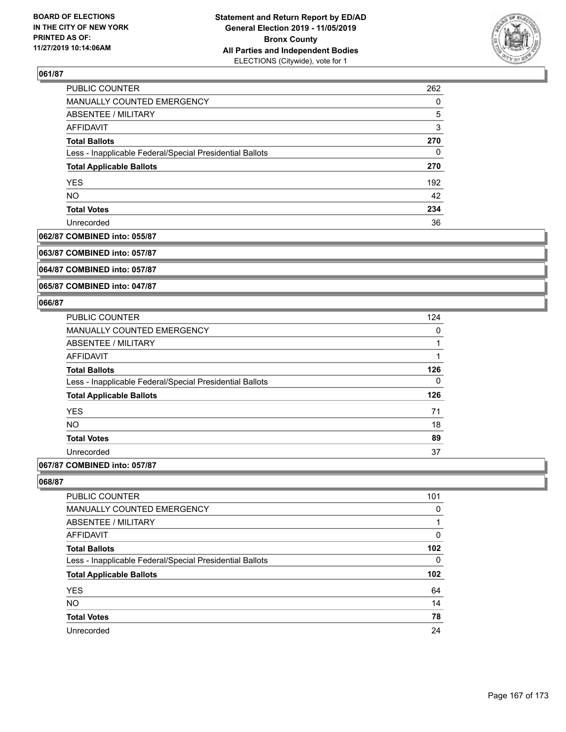## 061/87

| | |
|---|---|
| PUBLIC COUNTER | 262 |
| MANUALLY COUNTED EMERGENCY | 0 |
| ABSENTEE / MILITARY | 5 |
| AFFIDAVIT | 3 |
| **Total Ballots** | **270** |
| Less - Inapplicable Federal/Special Presidential Ballots | 0 |
| **Total Applicable Ballots** | **270** |
| YES | 192 |
| NO | 42 |
| **Total Votes** | **234** |
| Unrecorded | 36 |

## 062/87 COMBINED into: 055/87

## 063/87 COMBINED into: 057/87

## 064/87 COMBINED into: 057/87

## 065/87 COMBINED into: 047/87

## 066/87

| | |
|---|---|
| PUBLIC COUNTER | 124 |
| MANUALLY COUNTED EMERGENCY | 0 |
| ABSENTEE / MILITARY | 1 |
| AFFIDAVIT | 1 |
| **Total Ballots** | **126** |
| Less - Inapplicable Federal/Special Presidential Ballots | 0 |
| **Total Applicable Ballots** | **126** |
| YES | 71 |
| NO | 18 |
| **Total Votes** | **89** |
| Unrecorded | 37 |

## 067/87 COMBINED into: 057/87

## 068/87

| | |
|---|---|
| PUBLIC COUNTER | 101 |
| MANUALLY COUNTED EMERGENCY | 0 |
| ABSENTEE / MILITARY | 1 |
| AFFIDAVIT | 0 |
| **Total Ballots** | **102** |
| Less - Inapplicable Federal/Special Presidential Ballots | 0 |
| **Total Applicable Ballots** | **102** |
| YES | 64 |
| NO | 14 |
| **Total Votes** | **78** |
| Unrecorded | 24 |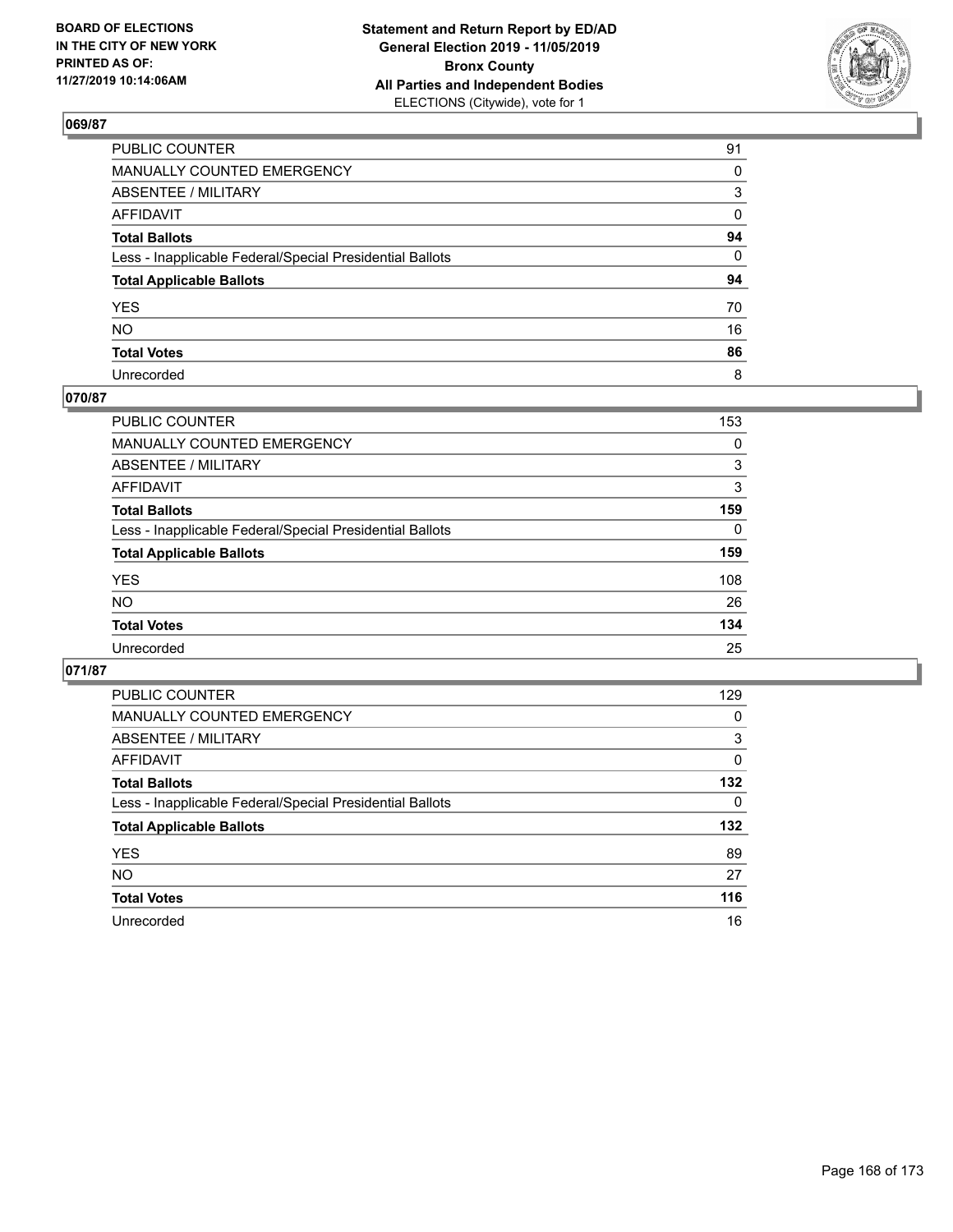## 069/87

| | |
|---|---|
| PUBLIC COUNTER | 91 |
| MANUALLY COUNTED EMERGENCY | 0 |
| ABSENTEE / MILITARY | 3 |
| AFFIDAVIT | 0 |
| **Total Ballots** | **94** |
| Less - Inapplicable Federal/Special Presidential Ballots | 0 |
| **Total Applicable Ballots** | **94** |
| YES | 70 |
| NO | 16 |
| **Total Votes** | **86** |
| Unrecorded | 8 |

## 070/87

| | |
|---|---|
| PUBLIC COUNTER | 153 |
| MANUALLY COUNTED EMERGENCY | 0 |
| ABSENTEE / MILITARY | 3 |
| AFFIDAVIT | 3 |
| **Total Ballots** | **159** |
| Less - Inapplicable Federal/Special Presidential Ballots | 0 |
| **Total Applicable Ballots** | **159** |
| YES | 108 |
| NO | 26 |
| **Total Votes** | **134** |
| Unrecorded | 25 |

## 071/87

| | |
|---|---|
| PUBLIC COUNTER | 129 |
| MANUALLY COUNTED EMERGENCY | 0 |
| ABSENTEE / MILITARY | 3 |
| AFFIDAVIT | 0 |
| **Total Ballots** | **132** |
| Less - Inapplicable Federal/Special Presidential Ballots | 0 |
| **Total Applicable Ballots** | **132** |
| YES | 89 |
| NO | 27 |
| **Total Votes** | **116** |
| Unrecorded | 16 |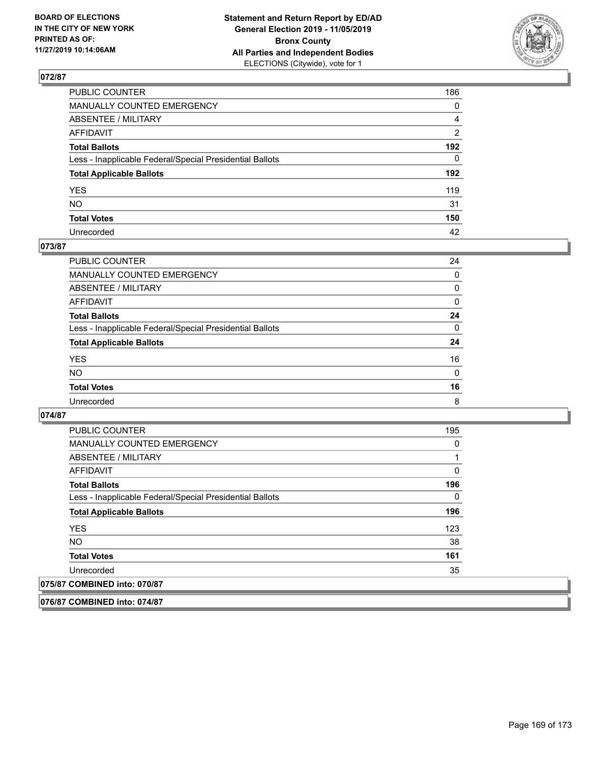## 072/87

| | |
|---|---|
| PUBLIC COUNTER | 186 |
| MANUALLY COUNTED EMERGENCY | 0 |
| ABSENTEE / MILITARY | 4 |
| AFFIDAVIT | 2 |
| **Total Ballots** | **192** |
| Less - Inapplicable Federal/Special Presidential Ballots | 0 |
| **Total Applicable Ballots** | **192** |
| YES | 119 |
| NO | 31 |
| **Total Votes** | **150** |
| Unrecorded | 42 |

## 073/87

| | |
|---|---|
| PUBLIC COUNTER | 24 |
| MANUALLY COUNTED EMERGENCY | 0 |
| ABSENTEE / MILITARY | 0 |
| AFFIDAVIT | 0 |
| **Total Ballots** | **24** |
| Less - Inapplicable Federal/Special Presidential Ballots | 0 |
| **Total Applicable Ballots** | **24** |
| YES | 16 |
| NO | 0 |
| **Total Votes** | **16** |
| Unrecorded | 8 |

## 074/87

| | |
|---|---|
| PUBLIC COUNTER | 195 |
| MANUALLY COUNTED EMERGENCY | 0 |
| ABSENTEE / MILITARY | 1 |
| AFFIDAVIT | 0 |
| **Total Ballots** | **196** |
| Less - Inapplicable Federal/Special Presidential Ballots | 0 |
| **Total Applicable Ballots** | **196** |
| YES | 123 |
| NO | 38 |
| **Total Votes** | **161** |
| Unrecorded | 35 |

## 075/87 COMBINED into: 070/87

## 076/87 COMBINED into: 074/87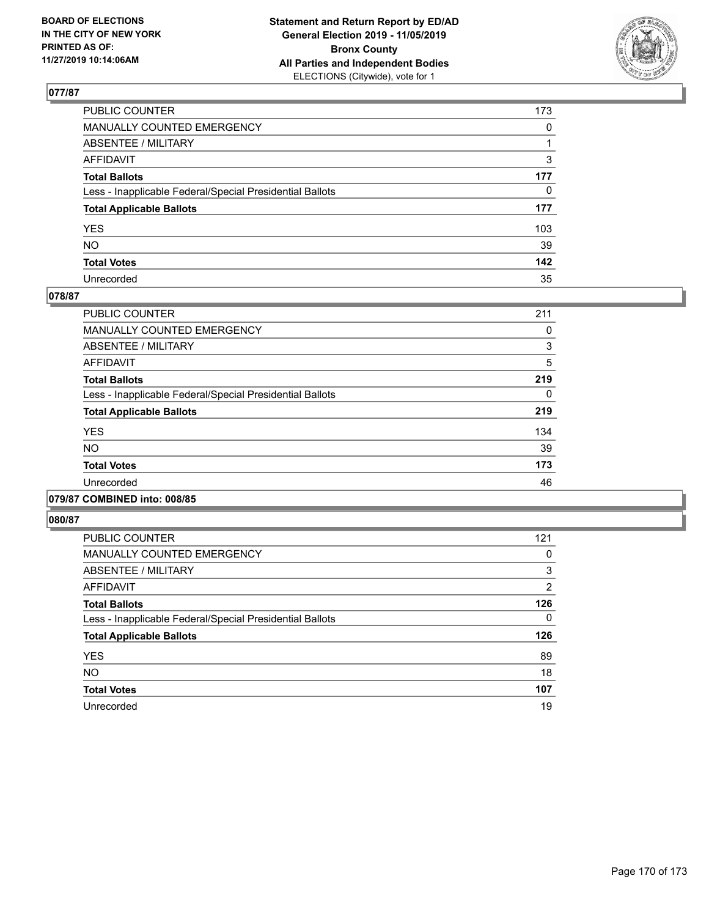## 077/87

| | |
|---|---|
| PUBLIC COUNTER | 173 |
| MANUALLY COUNTED EMERGENCY | 0 |
| ABSENTEE / MILITARY | 1 |
| AFFIDAVIT | 3 |
| **Total Ballots** | **177** |
| Less - Inapplicable Federal/Special Presidential Ballots | 0 |
| **Total Applicable Ballots** | **177** |
| YES | 103 |
| NO | 39 |
| **Total Votes** | **142** |
| Unrecorded | 35 |

## 078/87

| | |
|---|---|
| PUBLIC COUNTER | 211 |
| MANUALLY COUNTED EMERGENCY | 0 |
| ABSENTEE / MILITARY | 3 |
| AFFIDAVIT | 5 |
| **Total Ballots** | **219** |
| Less - Inapplicable Federal/Special Presidential Ballots | 0 |
| **Total Applicable Ballots** | **219** |
| YES | 134 |
| NO | 39 |
| **Total Votes** | **173** |
| Unrecorded | 46 |

## 079/87 COMBINED into: 008/85

## 080/87

| | |
|---|---|
| PUBLIC COUNTER | 121 |
| MANUALLY COUNTED EMERGENCY | 0 |
| ABSENTEE / MILITARY | 3 |
| AFFIDAVIT | 2 |
| **Total Ballots** | **126** |
| Less - Inapplicable Federal/Special Presidential Ballots | 0 |
| **Total Applicable Ballots** | **126** |
| YES | 89 |
| NO | 18 |
| **Total Votes** | **107** |
| Unrecorded | 19 |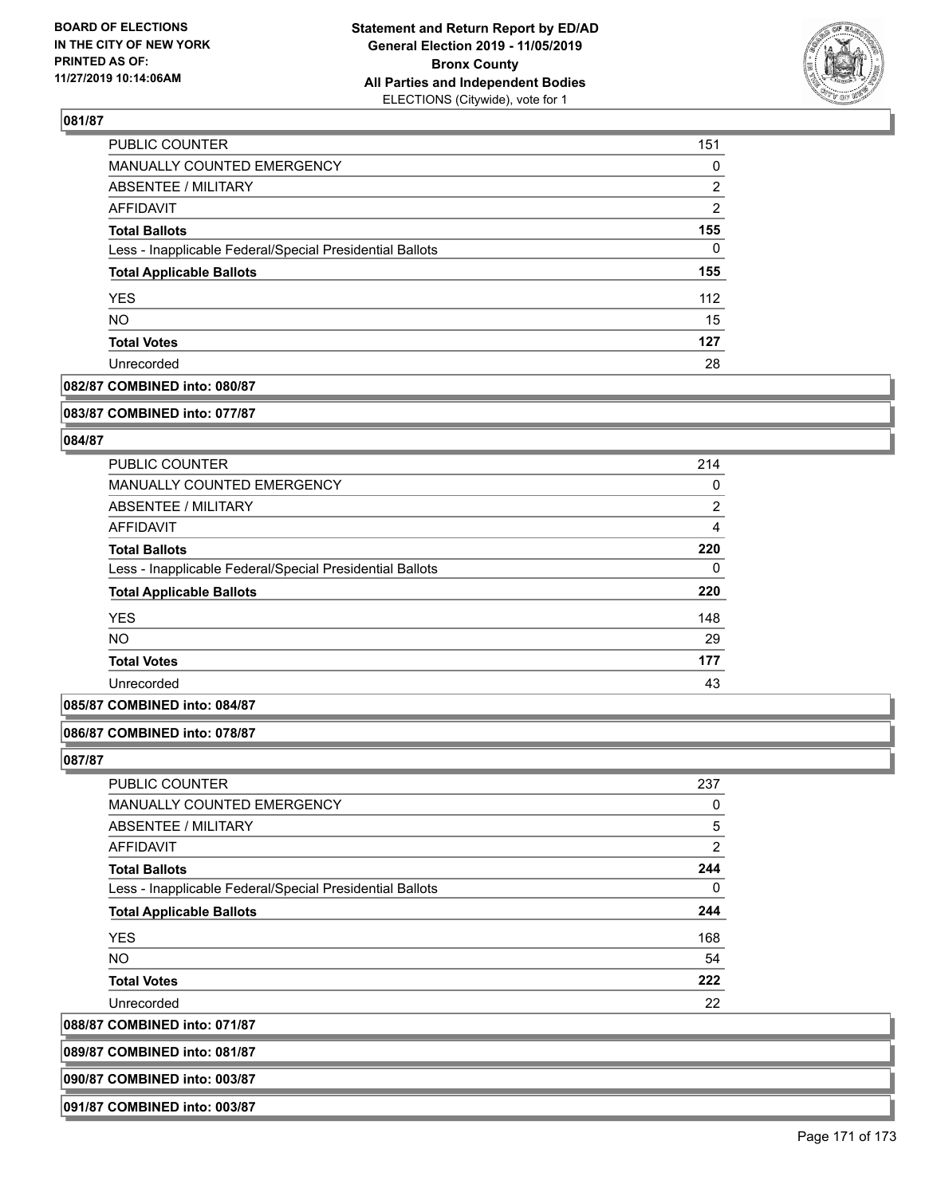### 081/87

| | |
|---|---|
| PUBLIC COUNTER | 151 |
| MANUALLY COUNTED EMERGENCY | 0 |
| ABSENTEE / MILITARY | 2 |
| AFFIDAVIT | 2 |
| **Total Ballots** | **155** |
| Less - Inapplicable Federal/Special Presidential Ballots | 0 |
| **Total Applicable Ballots** | **155** |
| YES | 112 |
| NO | 15 |
| **Total Votes** | **127** |
| Unrecorded | 28 |

**082/87 COMBINED into: 080/87**

**083/87 COMBINED into: 077/87**

### 084/87

| | |
|---|---|
| PUBLIC COUNTER | 214 |
| MANUALLY COUNTED EMERGENCY | 0 |
| ABSENTEE / MILITARY | 2 |
| AFFIDAVIT | 4 |
| **Total Ballots** | **220** |
| Less - Inapplicable Federal/Special Presidential Ballots | 0 |
| **Total Applicable Ballots** | **220** |
| YES | 148 |
| NO | 29 |
| **Total Votes** | **177** |
| Unrecorded | 43 |

**085/87 COMBINED into: 084/87**

**086/87 COMBINED into: 078/87**

### 087/87

| | |
|---|---|
| PUBLIC COUNTER | 237 |
| MANUALLY COUNTED EMERGENCY | 0 |
| ABSENTEE / MILITARY | 5 |
| AFFIDAVIT | 2 |
| **Total Ballots** | **244** |
| Less - Inapplicable Federal/Special Presidential Ballots | 0 |
| **Total Applicable Ballots** | **244** |
| YES | 168 |
| NO | 54 |
| **Total Votes** | **222** |
| Unrecorded | 22 |

**088/87 COMBINED into: 071/87**

**089/87 COMBINED into: 081/87**

**090/87 COMBINED into: 003/87**

**091/87 COMBINED into: 003/87**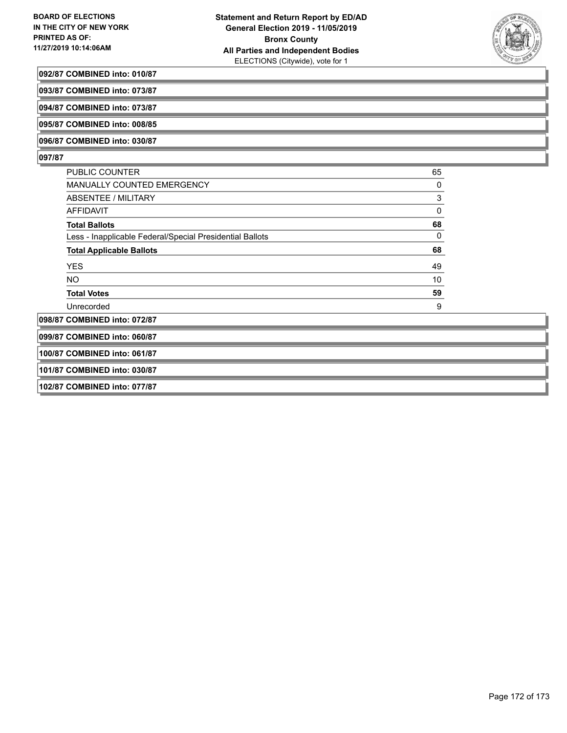**092/87 COMBINED into: 010/87**

**093/87 COMBINED into: 073/87**

**094/87 COMBINED into: 073/87**

**095/87 COMBINED into: 008/85**

**096/87 COMBINED into: 030/87**

**097/87**

| | |
|---|---|
| PUBLIC COUNTER | 65 |
| MANUALLY COUNTED EMERGENCY | 0 |
| ABSENTEE / MILITARY | 3 |
| AFFIDAVIT | 0 |
| **Total Ballots** | **68** |
| Less - Inapplicable Federal/Special Presidential Ballots | 0 |
| **Total Applicable Ballots** | **68** |
| YES | 49 |
| NO | 10 |
| **Total Votes** | **59** |
| Unrecorded | 9 |

**098/87 COMBINED into: 072/87**

**099/87 COMBINED into: 060/87**

**100/87 COMBINED into: 061/87**

**101/87 COMBINED into: 030/87**

**102/87 COMBINED into: 077/87**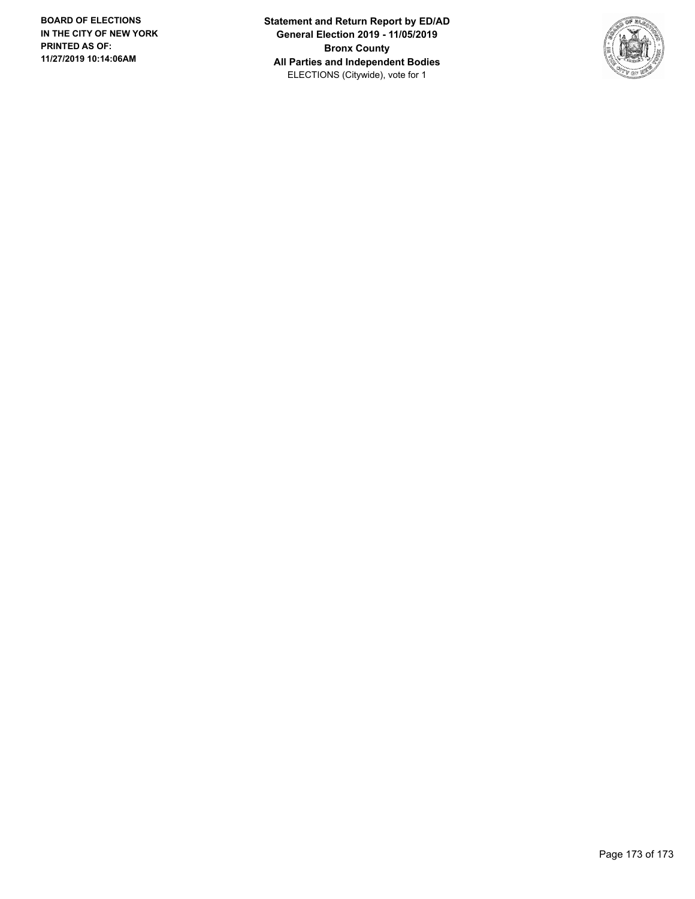**BOARD OF ELECTIONS IN THE CITY OF NEW YORK PRINTED AS OF: 11/27/2019 10:14:06AM**

**Statement and Return Report by ED/AD**
**General Election 2019 - 11/05/2019**
**Bronx County**
**All Parties and Independent Bodies**
ELECTIONS (Citywide), vote for 1